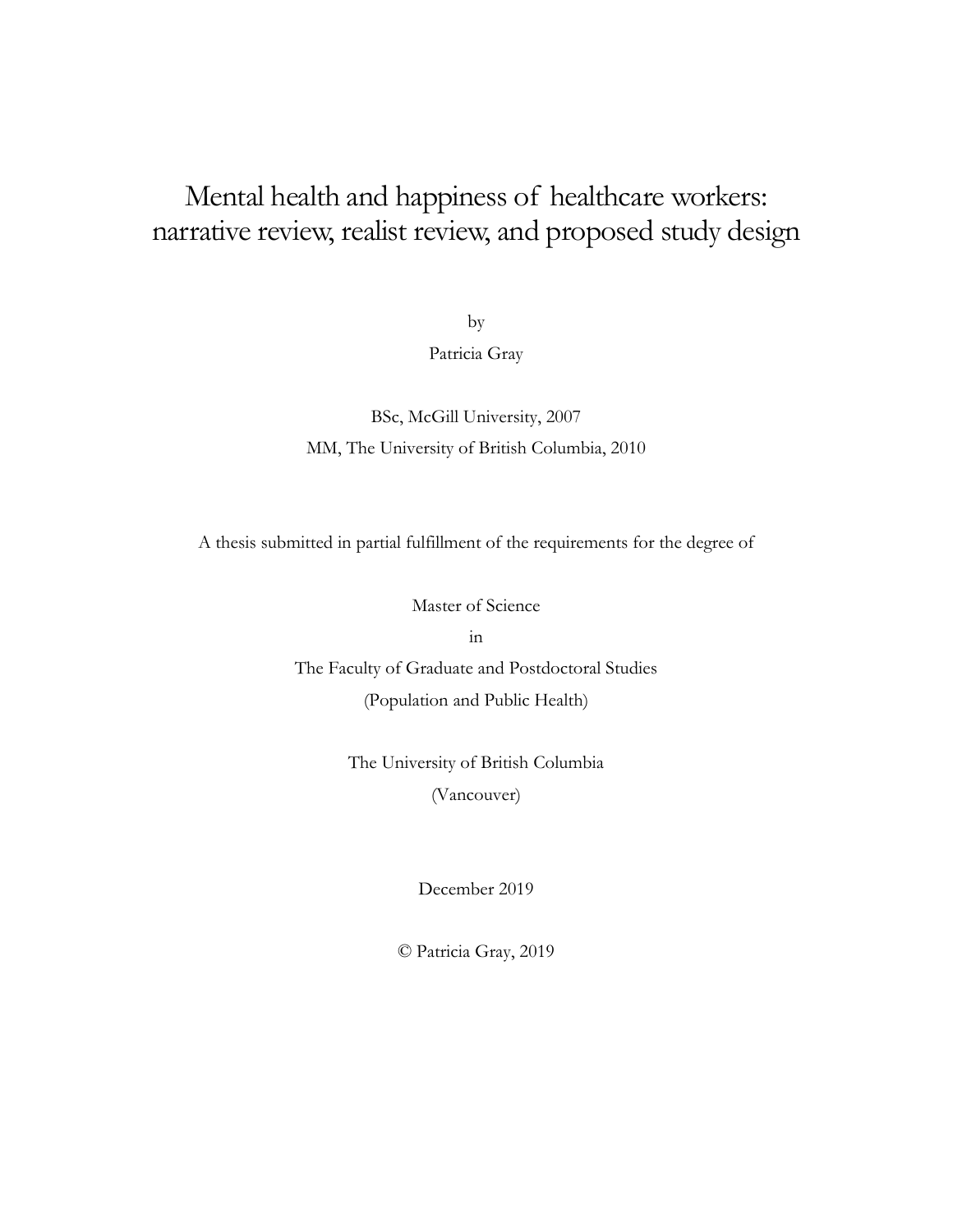# Mental health and happiness of healthcare workers: narrative review, realist review, and proposed study design

by

Patricia Gray

BSc, McGill University, 2007

MM, The University of British Columbia, 2010

A thesis submitted in partial fulfillment of the requirements for the degree of

Master of Science

in

The Faculty of Graduate and Postdoctoral Studies

(Population and Public Health)

The University of British Columbia

(Vancouver)

December 2019

© Patricia Gray, 2019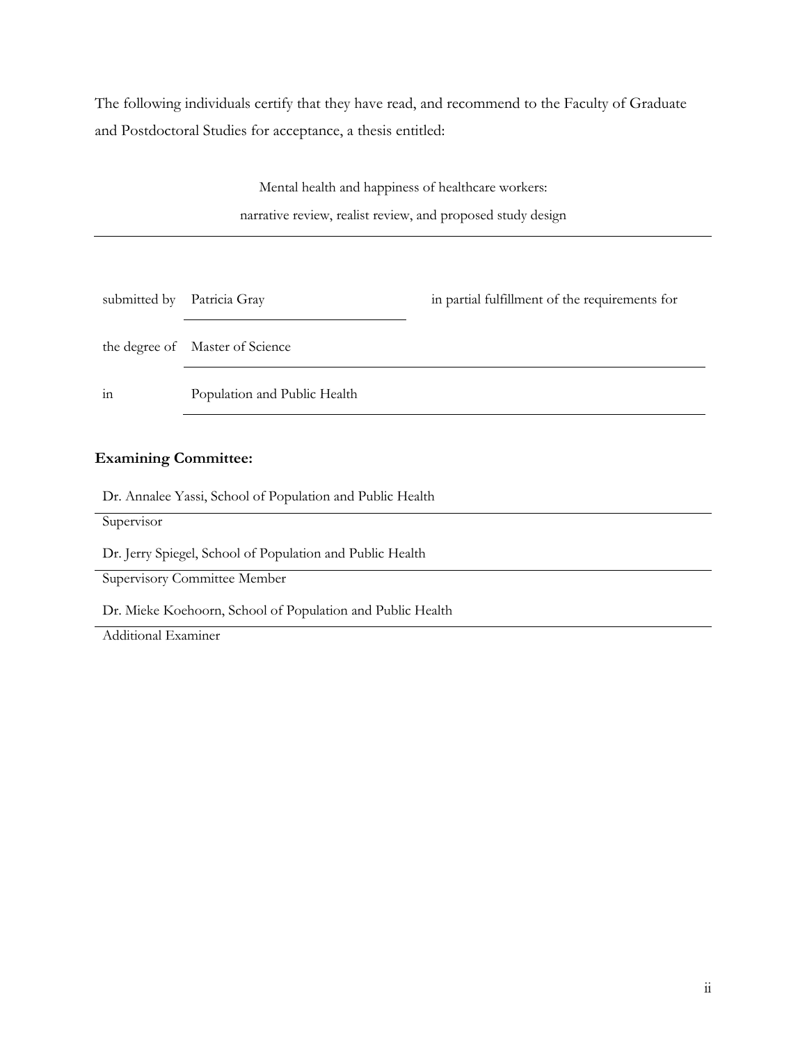The following individuals certify that they have read, and recommend to the Faculty of Graduate and Postdoctoral Studies for acceptance, a thesis entitled:

Mental health and happiness of healthcare workers:
narrative review, realist review, and proposed study design

submitted by Patricia Gray in partial fulfillment of the requirements for

the degree of Master of Science

in Population and Public Health

**Examining Committee:**

Dr. Annalee Yassi, School of Population and Public Health
Supervisor

Dr. Jerry Spiegel, School of Population and Public Health
Supervisory Committee Member

Dr. Mieke Koehoorn, School of Population and Public Health
Additional Examiner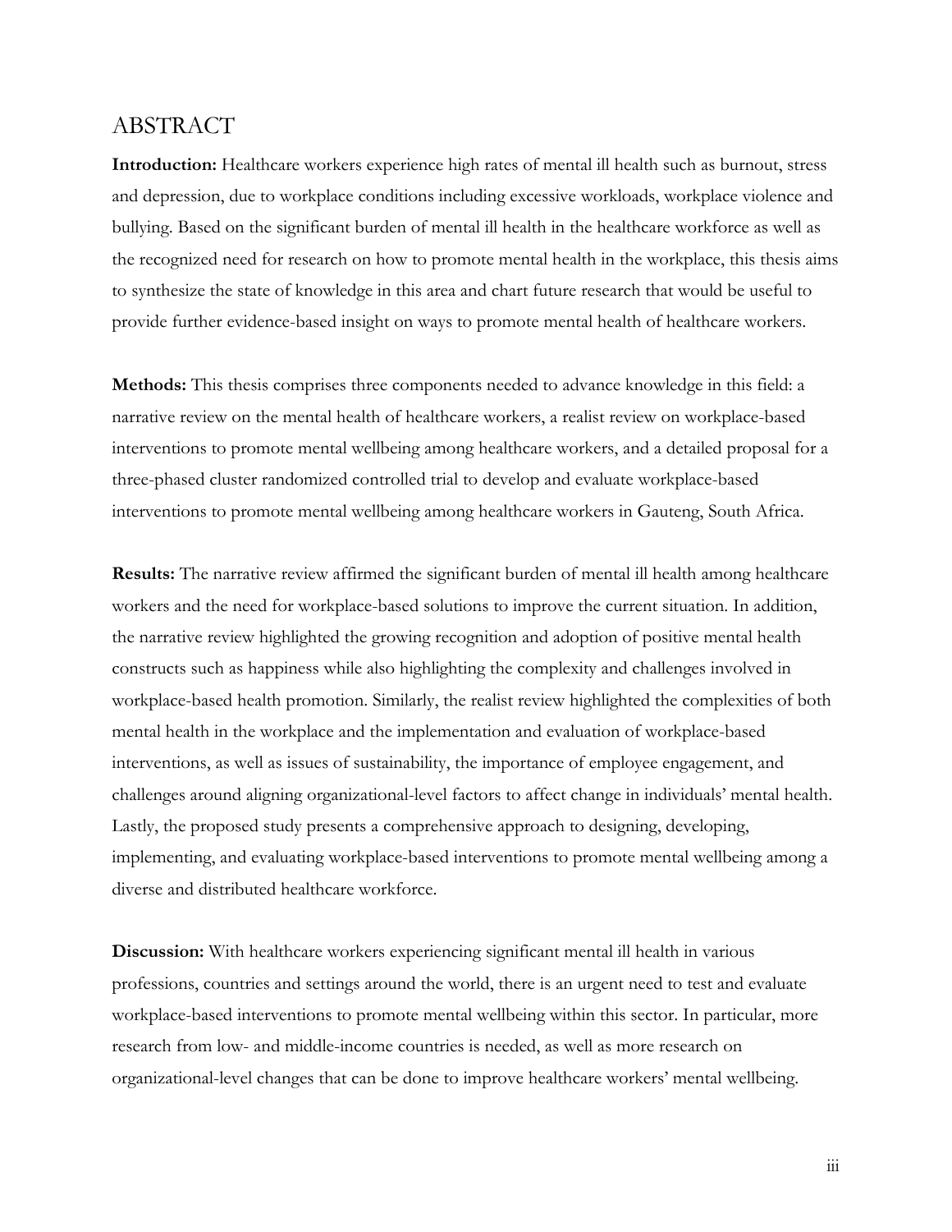# ABSTRACT

**Introduction:** Healthcare workers experience high rates of mental ill health such as burnout, stress and depression, due to workplace conditions including excessive workloads, workplace violence and bullying. Based on the significant burden of mental ill health in the healthcare workforce as well as the recognized need for research on how to promote mental health in the workplace, this thesis aims to synthesize the state of knowledge in this area and chart future research that would be useful to provide further evidence-based insight on ways to promote mental health of healthcare workers.

**Methods:** This thesis comprises three components needed to advance knowledge in this field: a narrative review on the mental health of healthcare workers, a realist review on workplace-based interventions to promote mental wellbeing among healthcare workers, and a detailed proposal for a three-phased cluster randomized controlled trial to develop and evaluate workplace-based interventions to promote mental wellbeing among healthcare workers in Gauteng, South Africa.

**Results:** The narrative review affirmed the significant burden of mental ill health among healthcare workers and the need for workplace-based solutions to improve the current situation. In addition, the narrative review highlighted the growing recognition and adoption of positive mental health constructs such as happiness while also highlighting the complexity and challenges involved in workplace-based health promotion. Similarly, the realist review highlighted the complexities of both mental health in the workplace and the implementation and evaluation of workplace-based interventions, as well as issues of sustainability, the importance of employee engagement, and challenges around aligning organizational-level factors to affect change in individuals' mental health. Lastly, the proposed study presents a comprehensive approach to designing, developing, implementing, and evaluating workplace-based interventions to promote mental wellbeing among a diverse and distributed healthcare workforce.

**Discussion:** With healthcare workers experiencing significant mental ill health in various professions, countries and settings around the world, there is an urgent need to test and evaluate workplace-based interventions to promote mental wellbeing within this sector. In particular, more research from low- and middle-income countries is needed, as well as more research on organizational-level changes that can be done to improve healthcare workers' mental wellbeing.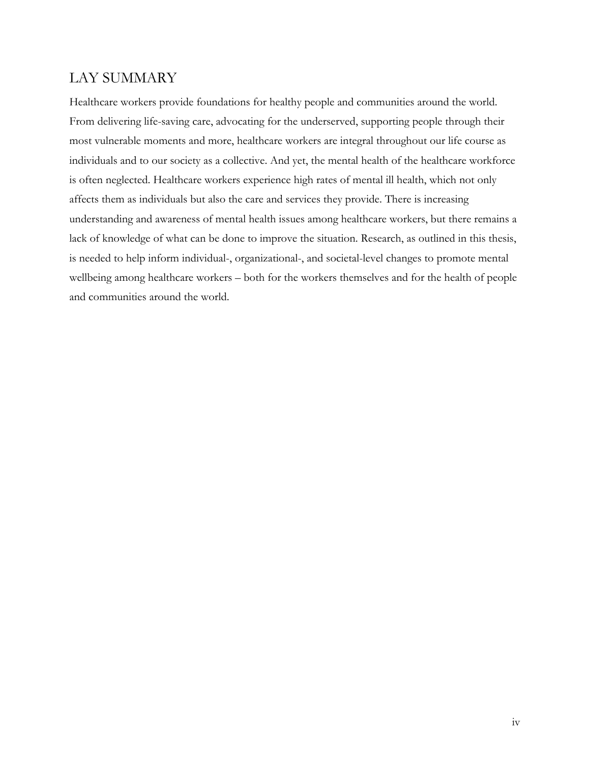## LAY SUMMARY

Healthcare workers provide foundations for healthy people and communities around the world. From delivering life-saving care, advocating for the underserved, supporting people through their most vulnerable moments and more, healthcare workers are integral throughout our life course as individuals and to our society as a collective. And yet, the mental health of the healthcare workforce is often neglected. Healthcare workers experience high rates of mental ill health, which not only affects them as individuals but also the care and services they provide. There is increasing understanding and awareness of mental health issues among healthcare workers, but there remains a lack of knowledge of what can be done to improve the situation. Research, as outlined in this thesis, is needed to help inform individual-, organizational-, and societal-level changes to promote mental wellbeing among healthcare workers – both for the workers themselves and for the health of people and communities around the world.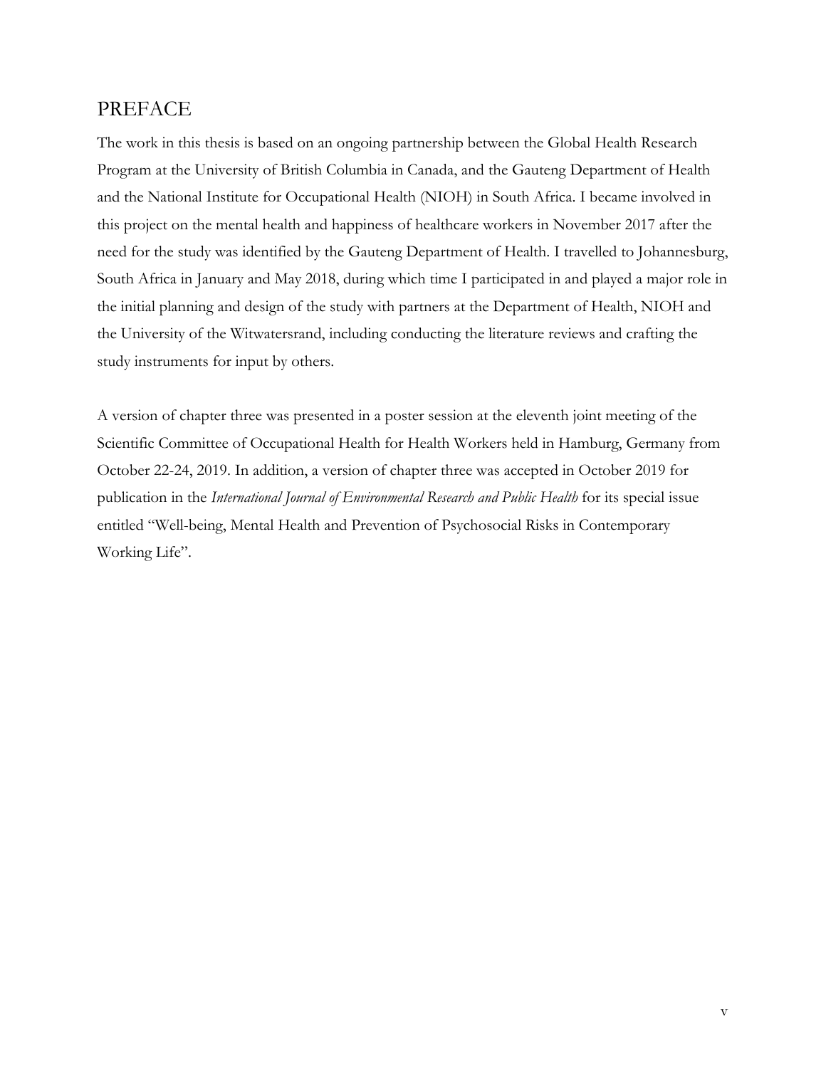## PREFACE

The work in this thesis is based on an ongoing partnership between the Global Health Research Program at the University of British Columbia in Canada, and the Gauteng Department of Health and the National Institute for Occupational Health (NIOH) in South Africa. I became involved in this project on the mental health and happiness of healthcare workers in November 2017 after the need for the study was identified by the Gauteng Department of Health. I travelled to Johannesburg, South Africa in January and May 2018, during which time I participated in and played a major role in the initial planning and design of the study with partners at the Department of Health, NIOH and the University of the Witwatersrand, including conducting the literature reviews and crafting the study instruments for input by others.

A version of chapter three was presented in a poster session at the eleventh joint meeting of the Scientific Committee of Occupational Health for Health Workers held in Hamburg, Germany from October 22-24, 2019. In addition, a version of chapter three was accepted in October 2019 for publication in the *International Journal of Environmental Research and Public Health* for its special issue entitled "Well-being, Mental Health and Prevention of Psychosocial Risks in Contemporary Working Life".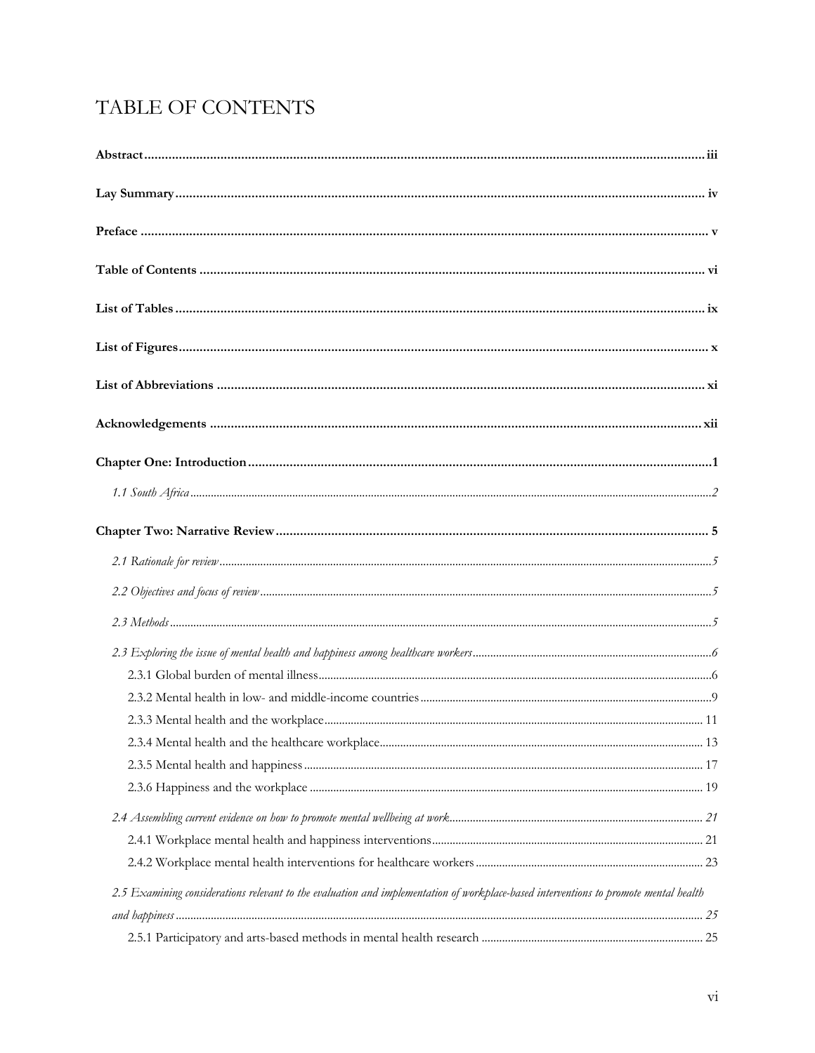# TABLE OF CONTENTS

**Abstract** ... iii

**Lay Summary** ... iv

**Preface** ... v

**Table of Contents** ... vi

**List of Tables** ... ix

**List of Figures** ... x

**List of Abbreviations** ... xi

**Acknowledgements** ... xii

**Chapter One: Introduction** ... 1

*1.1 South Africa* ... 2

**Chapter Two: Narrative Review** ... 5

*2.1 Rationale for review* ... 5

*2.2 Objectives and focus of review* ... 5

*2.3 Methods* ... 5

*2.3 Exploring the issue of mental health and happiness among healthcare workers* ... 6

- 2.3.1 Global burden of mental illness ... 6
- 2.3.2 Mental health in low- and middle-income countries ... 9
- 2.3.3 Mental health and the workplace ... 11
- 2.3.4 Mental health and the healthcare workplace ... 13
- 2.3.5 Mental health and happiness ... 17
- 2.3.6 Happiness and the workplace ... 19

*2.4 Assembling current evidence on how to promote mental wellbeing at work* ... 21

- 2.4.1 Workplace mental health and happiness interventions ... 21
- 2.4.2 Workplace mental health interventions for healthcare workers ... 23

*2.5 Examining considerations relevant to the evaluation and implementation of workplace-based interventions to promote mental health and happiness* ... 25

- 2.5.1 Participatory and arts-based methods in mental health research ... 25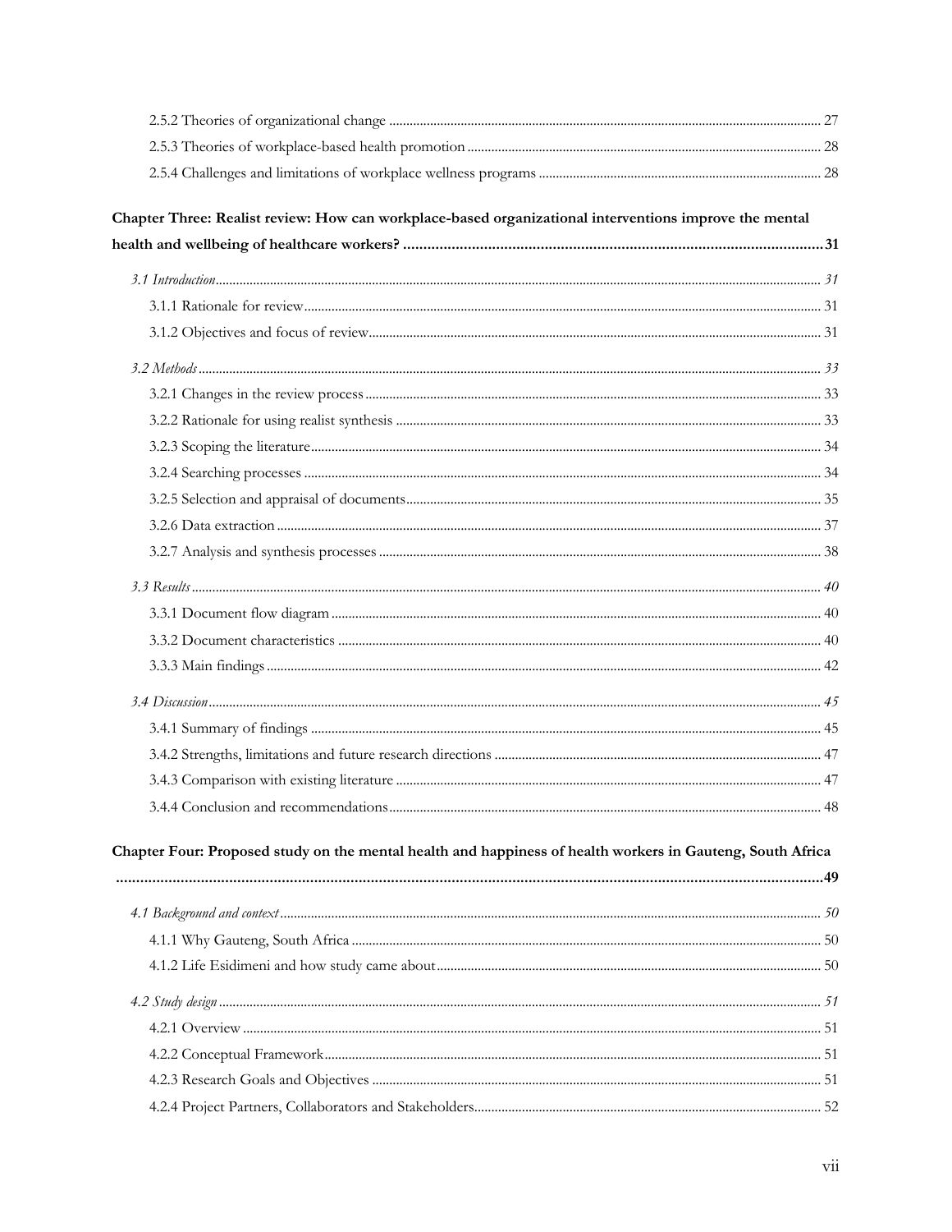2.5.2 Theories of organizational change ..... 27
2.5.3 Theories of workplace-based health promotion ..... 28
2.5.4 Challenges and limitations of workplace wellness programs ..... 28

**Chapter Three: Realist review: How can workplace-based organizational interventions improve the mental health and wellbeing of healthcare workers? ..... 31**

*3.1 Introduction* ..... *31*
3.1.1 Rationale for review ..... 31
3.1.2 Objectives and focus of review ..... 31

*3.2 Methods* ..... *33*
3.2.1 Changes in the review process ..... 33
3.2.2 Rationale for using realist synthesis ..... 33
3.2.3 Scoping the literature ..... 34
3.2.4 Searching processes ..... 34
3.2.5 Selection and appraisal of documents ..... 35
3.2.6 Data extraction ..... 37
3.2.7 Analysis and synthesis processes ..... 38

*3.3 Results* ..... *40*
3.3.1 Document flow diagram ..... 40
3.3.2 Document characteristics ..... 40
3.3.3 Main findings ..... 42

*3.4 Discussion* ..... *45*
3.4.1 Summary of findings ..... 45
3.4.2 Strengths, limitations and future research directions ..... 47
3.4.3 Comparison with existing literature ..... 47
3.4.4 Conclusion and recommendations ..... 48

**Chapter Four: Proposed study on the mental health and happiness of health workers in Gauteng, South Africa ..... 49**

*4.1 Background and context* ..... *50*
4.1.1 Why Gauteng, South Africa ..... 50
4.1.2 Life Esidimeni and how study came about ..... 50

*4.2 Study design* ..... *51*
4.2.1 Overview ..... 51
4.2.2 Conceptual Framework ..... 51
4.2.3 Research Goals and Objectives ..... 51
4.2.4 Project Partners, Collaborators and Stakeholders ..... 52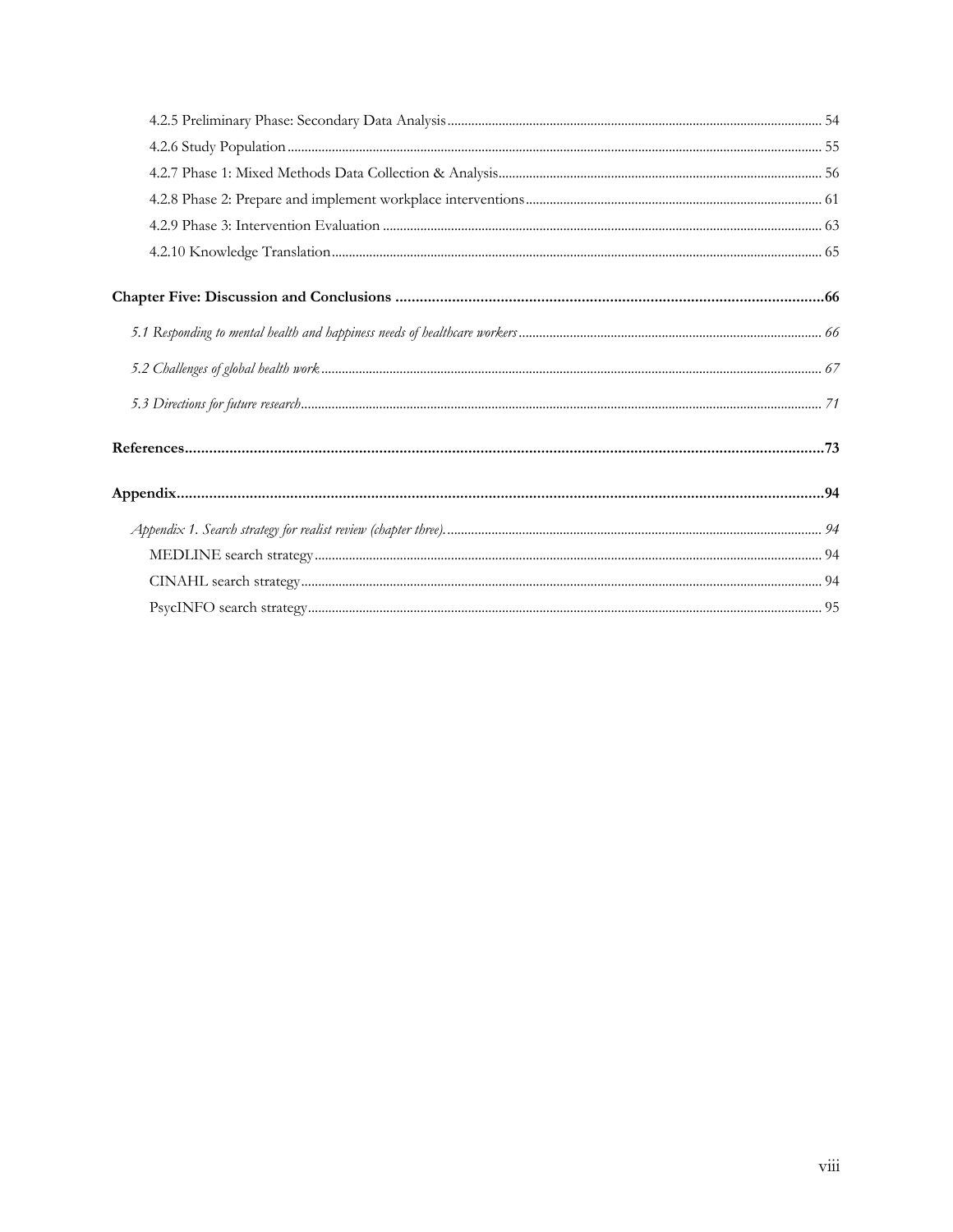4.2.5 Preliminary Phase: Secondary Data Analysis ..... 54
4.2.6 Study Population ..... 55
4.2.7 Phase 1: Mixed Methods Data Collection & Analysis ..... 56
4.2.8 Phase 2: Prepare and implement workplace interventions ..... 61
4.2.9 Phase 3: Intervention Evaluation ..... 63
4.2.10 Knowledge Translation ..... 65

**Chapter Five: Discussion and Conclusions ..... 66**

*5.1 Responding to mental health and happiness needs of healthcare workers ..... 66*

*5.2 Challenges of global health work ..... 67*

*5.3 Directions for future research ..... 71*

**References ..... 73**

**Appendix ..... 94**

*Appendix 1. Search strategy for realist review (chapter three). ..... 94*
MEDLINE search strategy ..... 94
CINAHL search strategy ..... 94
PsycINFO search strategy ..... 95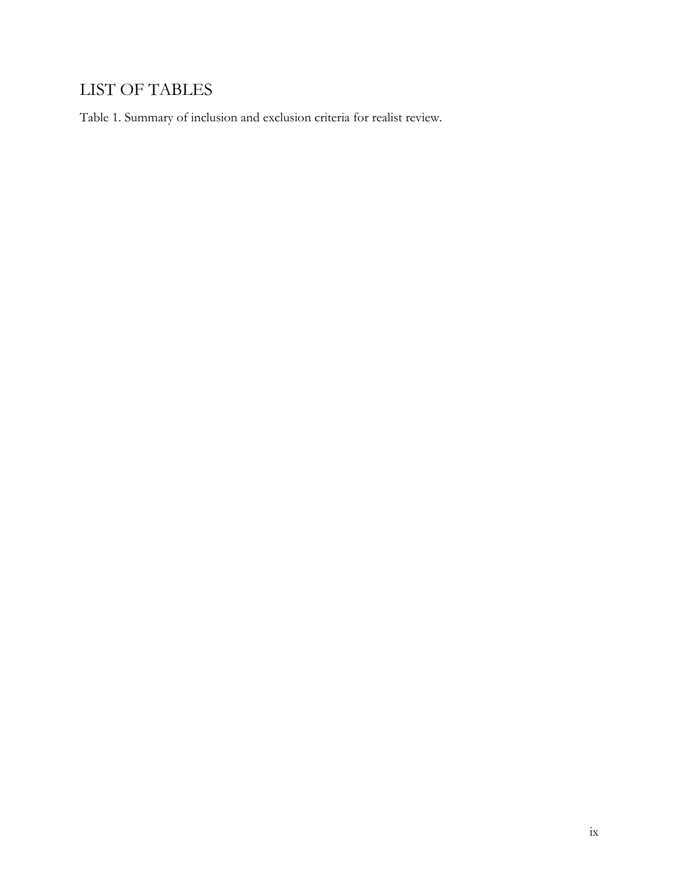# LIST OF TABLES

Table 1. Summary of inclusion and exclusion criteria for realist review.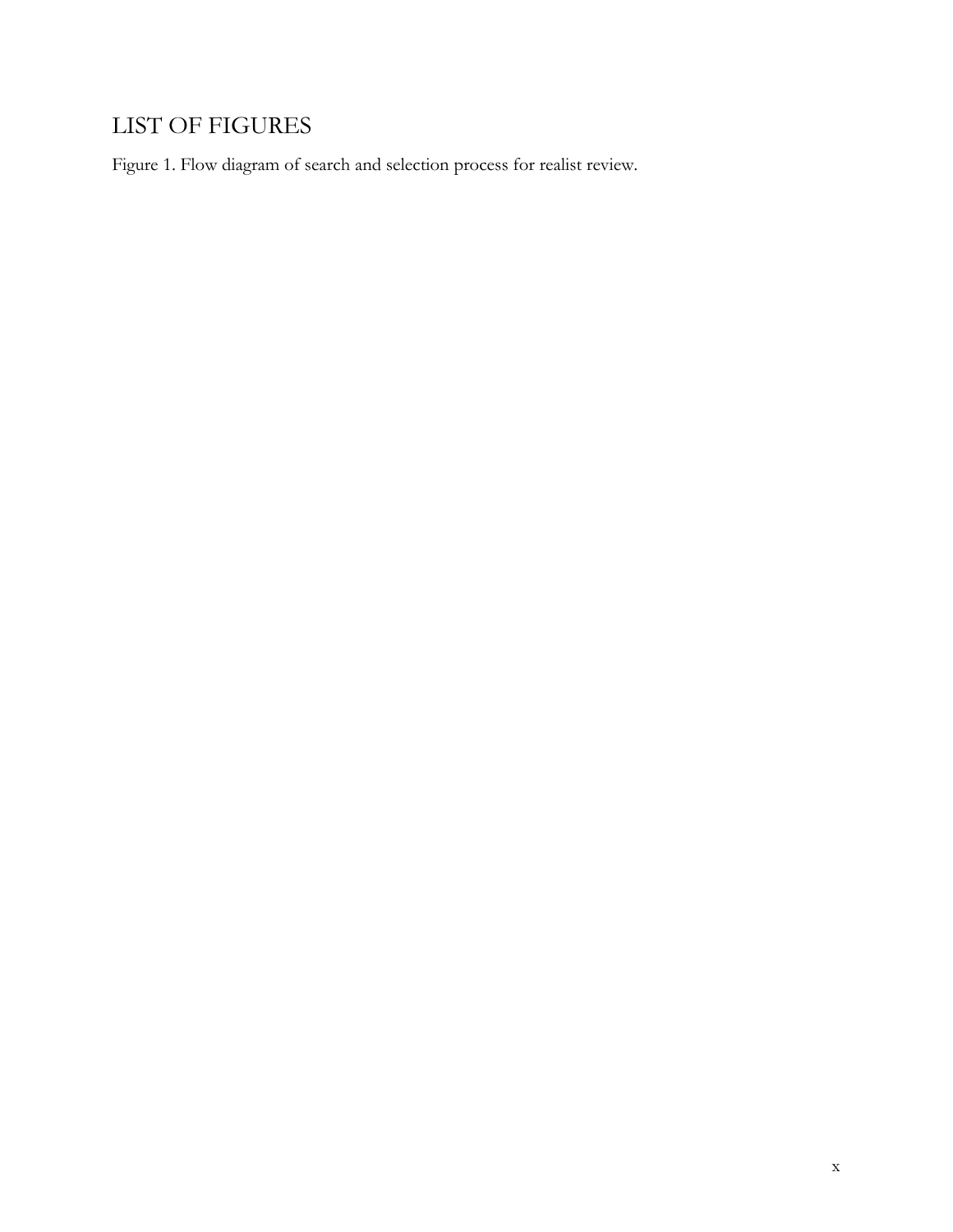# LIST OF FIGURES

Figure 1. Flow diagram of search and selection process for realist review.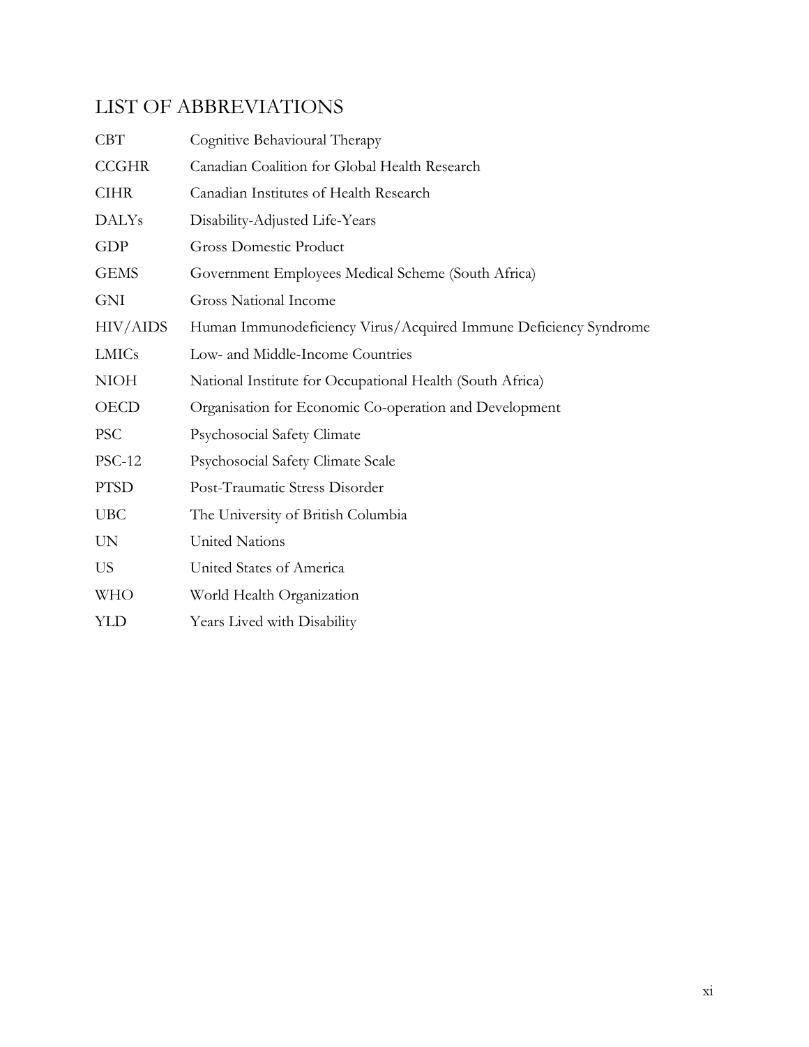# LIST OF ABBREVIATIONS

| | |
|---|---|
| CBT | Cognitive Behavioural Therapy |
| CCGHR | Canadian Coalition for Global Health Research |
| CIHR | Canadian Institutes of Health Research |
| DALYs | Disability-Adjusted Life-Years |
| GDP | Gross Domestic Product |
| GEMS | Government Employees Medical Scheme (South Africa) |
| GNI | Gross National Income |
| HIV/AIDS | Human Immunodeficiency Virus/Acquired Immune Deficiency Syndrome |
| LMICs | Low- and Middle-Income Countries |
| NIOH | National Institute for Occupational Health (South Africa) |
| OECD | Organisation for Economic Co-operation and Development |
| PSC | Psychosocial Safety Climate |
| PSC-12 | Psychosocial Safety Climate Scale |
| PTSD | Post-Traumatic Stress Disorder |
| UBC | The University of British Columbia |
| UN | United Nations |
| US | United States of America |
| WHO | World Health Organization |
| YLD | Years Lived with Disability |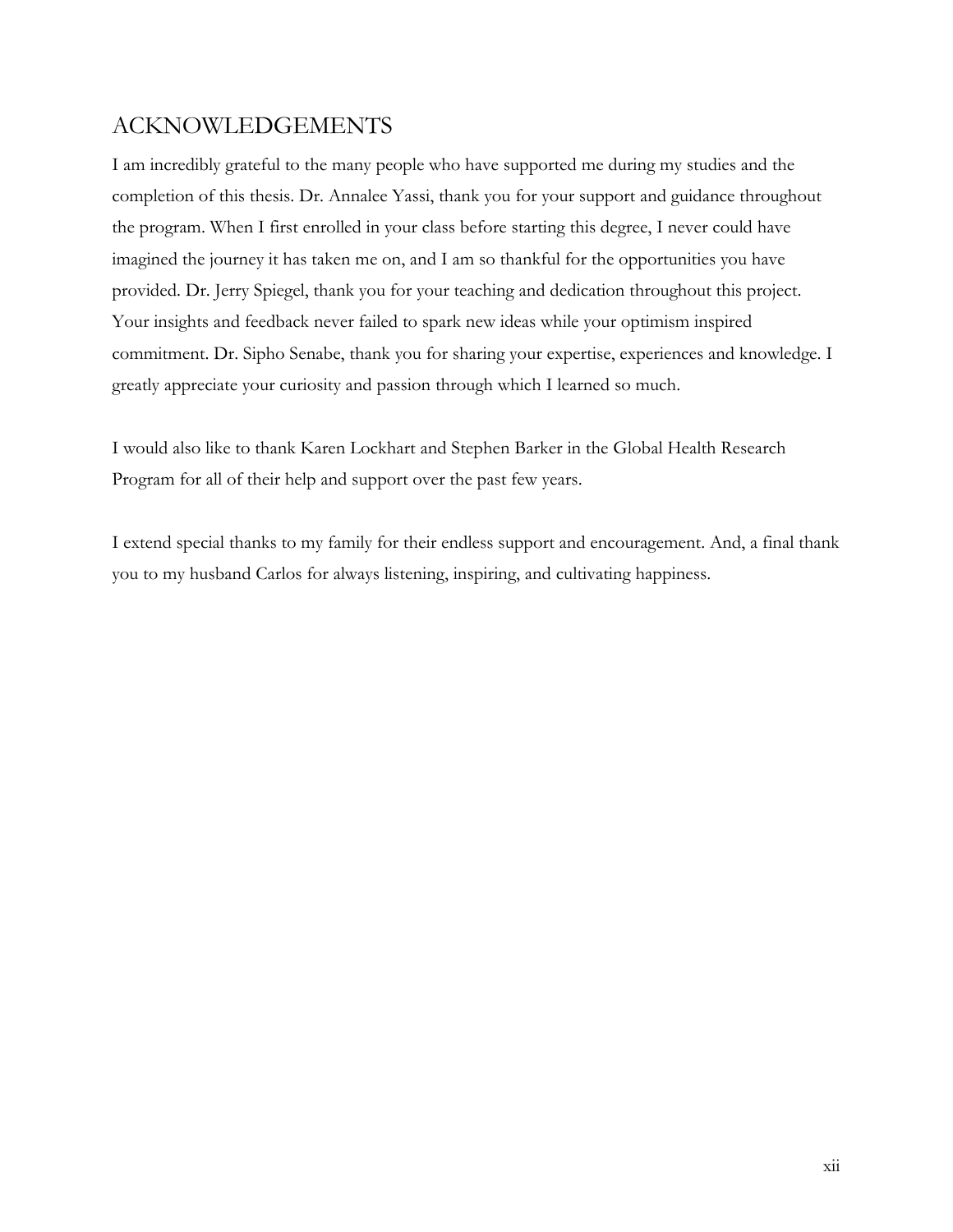# ACKNOWLEDGEMENTS

I am incredibly grateful to the many people who have supported me during my studies and the completion of this thesis. Dr. Annalee Yassi, thank you for your support and guidance throughout the program. When I first enrolled in your class before starting this degree, I never could have imagined the journey it has taken me on, and I am so thankful for the opportunities you have provided. Dr. Jerry Spiegel, thank you for your teaching and dedication throughout this project. Your insights and feedback never failed to spark new ideas while your optimism inspired commitment. Dr. Sipho Senabe, thank you for sharing your expertise, experiences and knowledge. I greatly appreciate your curiosity and passion through which I learned so much.

I would also like to thank Karen Lockhart and Stephen Barker in the Global Health Research Program for all of their help and support over the past few years.

I extend special thanks to my family for their endless support and encouragement. And, a final thank you to my husband Carlos for always listening, inspiring, and cultivating happiness.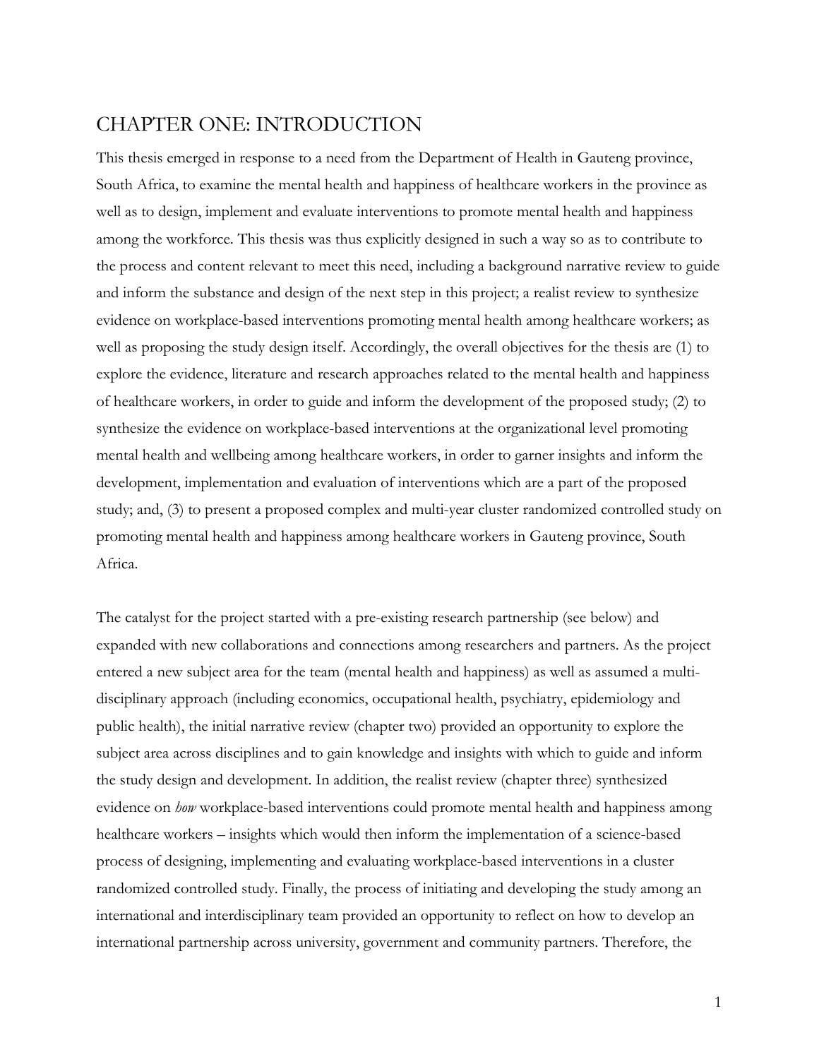# CHAPTER ONE: INTRODUCTION

This thesis emerged in response to a need from the Department of Health in Gauteng province, South Africa, to examine the mental health and happiness of healthcare workers in the province as well as to design, implement and evaluate interventions to promote mental health and happiness among the workforce. This thesis was thus explicitly designed in such a way so as to contribute to the process and content relevant to meet this need, including a background narrative review to guide and inform the substance and design of the next step in this project; a realist review to synthesize evidence on workplace-based interventions promoting mental health among healthcare workers; as well as proposing the study design itself. Accordingly, the overall objectives for the thesis are (1) to explore the evidence, literature and research approaches related to the mental health and happiness of healthcare workers, in order to guide and inform the development of the proposed study; (2) to synthesize the evidence on workplace-based interventions at the organizational level promoting mental health and wellbeing among healthcare workers, in order to garner insights and inform the development, implementation and evaluation of interventions which are a part of the proposed study; and, (3) to present a proposed complex and multi-year cluster randomized controlled study on promoting mental health and happiness among healthcare workers in Gauteng province, South Africa.

The catalyst for the project started with a pre-existing research partnership (see below) and expanded with new collaborations and connections among researchers and partners. As the project entered a new subject area for the team (mental health and happiness) as well as assumed a multi-disciplinary approach (including economics, occupational health, psychiatry, epidemiology and public health), the initial narrative review (chapter two) provided an opportunity to explore the subject area across disciplines and to gain knowledge and insights with which to guide and inform the study design and development. In addition, the realist review (chapter three) synthesized evidence on *how* workplace-based interventions could promote mental health and happiness among healthcare workers – insights which would then inform the implementation of a science-based process of designing, implementing and evaluating workplace-based interventions in a cluster randomized controlled study. Finally, the process of initiating and developing the study among an international and interdisciplinary team provided an opportunity to reflect on how to develop an international partnership across university, government and community partners. Therefore, the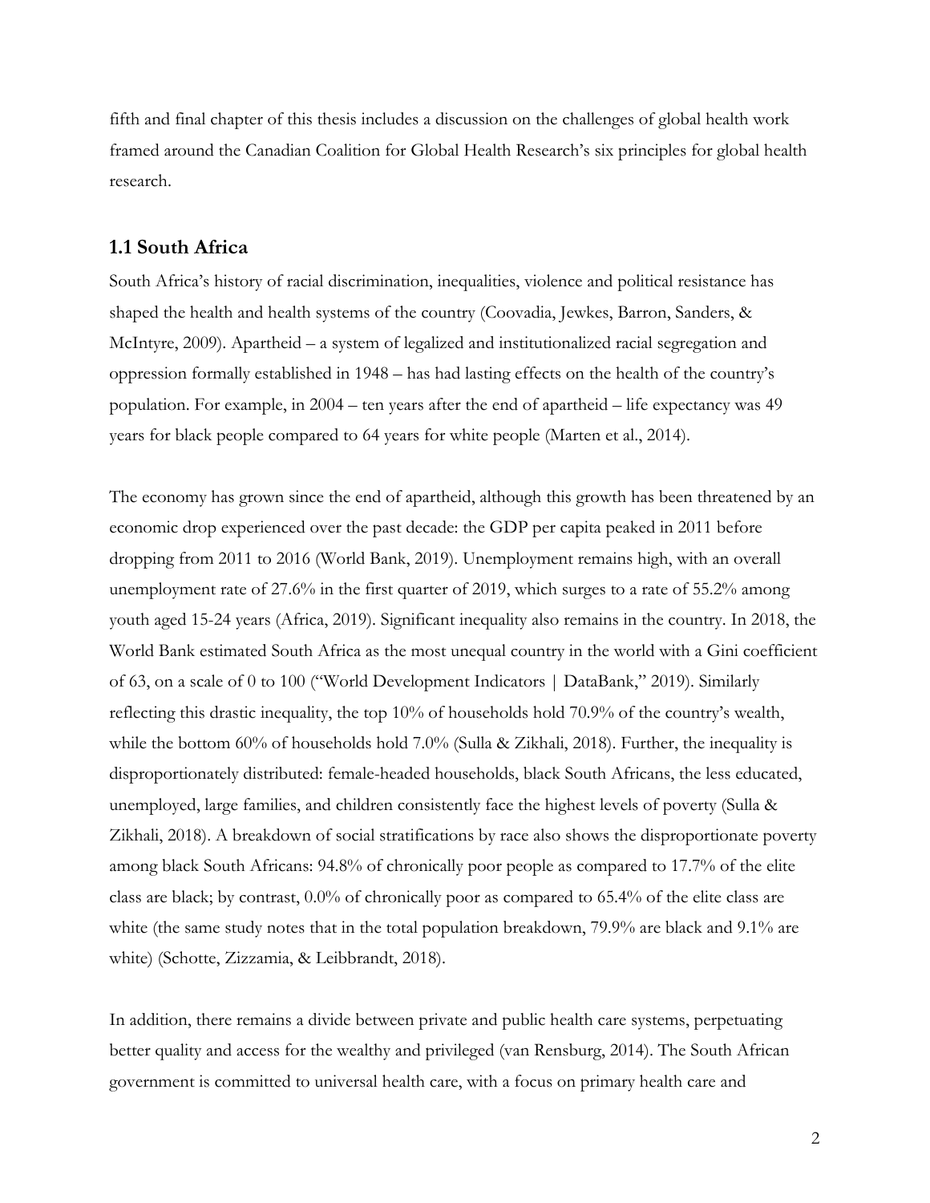fifth and final chapter of this thesis includes a discussion on the challenges of global health work framed around the Canadian Coalition for Global Health Research's six principles for global health research.

## 1.1 South Africa

South Africa's history of racial discrimination, inequalities, violence and political resistance has shaped the health and health systems of the country (Coovadia, Jewkes, Barron, Sanders, & McIntyre, 2009). Apartheid – a system of legalized and institutionalized racial segregation and oppression formally established in 1948 – has had lasting effects on the health of the country's population. For example, in 2004 – ten years after the end of apartheid – life expectancy was 49 years for black people compared to 64 years for white people (Marten et al., 2014).

The economy has grown since the end of apartheid, although this growth has been threatened by an economic drop experienced over the past decade: the GDP per capita peaked in 2011 before dropping from 2011 to 2016 (World Bank, 2019). Unemployment remains high, with an overall unemployment rate of 27.6% in the first quarter of 2019, which surges to a rate of 55.2% among youth aged 15-24 years (Africa, 2019). Significant inequality also remains in the country. In 2018, the World Bank estimated South Africa as the most unequal country in the world with a Gini coefficient of 63, on a scale of 0 to 100 ("World Development Indicators | DataBank," 2019). Similarly reflecting this drastic inequality, the top 10% of households hold 70.9% of the country's wealth, while the bottom 60% of households hold 7.0% (Sulla & Zikhali, 2018). Further, the inequality is disproportionately distributed: female-headed households, black South Africans, the less educated, unemployed, large families, and children consistently face the highest levels of poverty (Sulla & Zikhali, 2018). A breakdown of social stratifications by race also shows the disproportionate poverty among black South Africans: 94.8% of chronically poor people as compared to 17.7% of the elite class are black; by contrast, 0.0% of chronically poor as compared to 65.4% of the elite class are white (the same study notes that in the total population breakdown, 79.9% are black and 9.1% are white) (Schotte, Zizzamia, & Leibbrandt, 2018).

In addition, there remains a divide between private and public health care systems, perpetuating better quality and access for the wealthy and privileged (van Rensburg, 2014). The South African government is committed to universal health care, with a focus on primary health care and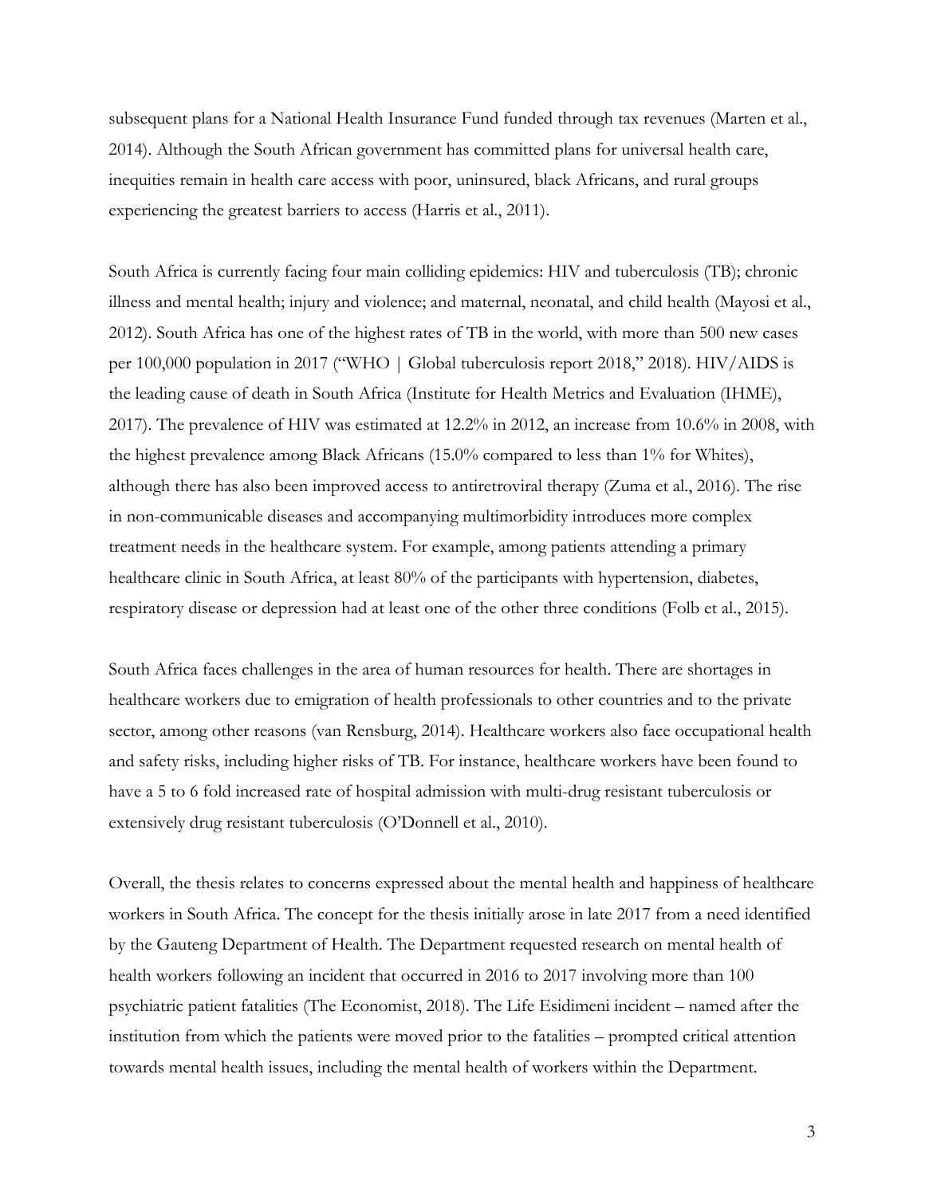subsequent plans for a National Health Insurance Fund funded through tax revenues (Marten et al., 2014). Although the South African government has committed plans for universal health care, inequities remain in health care access with poor, uninsured, black Africans, and rural groups experiencing the greatest barriers to access (Harris et al., 2011).

South Africa is currently facing four main colliding epidemics: HIV and tuberculosis (TB); chronic illness and mental health; injury and violence; and maternal, neonatal, and child health (Mayosi et al., 2012). South Africa has one of the highest rates of TB in the world, with more than 500 new cases per 100,000 population in 2017 ("WHO | Global tuberculosis report 2018," 2018). HIV/AIDS is the leading cause of death in South Africa (Institute for Health Metrics and Evaluation (IHME), 2017). The prevalence of HIV was estimated at 12.2% in 2012, an increase from 10.6% in 2008, with the highest prevalence among Black Africans (15.0% compared to less than 1% for Whites), although there has also been improved access to antiretroviral therapy (Zuma et al., 2016). The rise in non-communicable diseases and accompanying multimorbidity introduces more complex treatment needs in the healthcare system. For example, among patients attending a primary healthcare clinic in South Africa, at least 80% of the participants with hypertension, diabetes, respiratory disease or depression had at least one of the other three conditions (Folb et al., 2015).

South Africa faces challenges in the area of human resources for health. There are shortages in healthcare workers due to emigration of health professionals to other countries and to the private sector, among other reasons (van Rensburg, 2014). Healthcare workers also face occupational health and safety risks, including higher risks of TB. For instance, healthcare workers have been found to have a 5 to 6 fold increased rate of hospital admission with multi-drug resistant tuberculosis or extensively drug resistant tuberculosis (O'Donnell et al., 2010).

Overall, the thesis relates to concerns expressed about the mental health and happiness of healthcare workers in South Africa. The concept for the thesis initially arose in late 2017 from a need identified by the Gauteng Department of Health. The Department requested research on mental health of health workers following an incident that occurred in 2016 to 2017 involving more than 100 psychiatric patient fatalities (The Economist, 2018). The Life Esidimeni incident – named after the institution from which the patients were moved prior to the fatalities – prompted critical attention towards mental health issues, including the mental health of workers within the Department.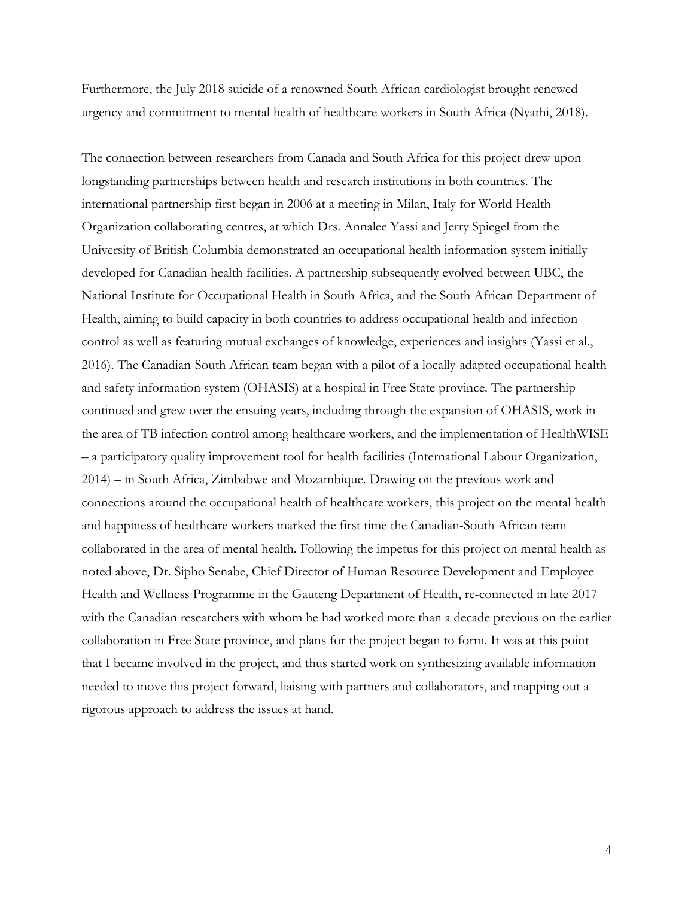Furthermore, the July 2018 suicide of a renowned South African cardiologist brought renewed urgency and commitment to mental health of healthcare workers in South Africa (Nyathi, 2018).

The connection between researchers from Canada and South Africa for this project drew upon longstanding partnerships between health and research institutions in both countries. The international partnership first began in 2006 at a meeting in Milan, Italy for World Health Organization collaborating centres, at which Drs. Annalee Yassi and Jerry Spiegel from the University of British Columbia demonstrated an occupational health information system initially developed for Canadian health facilities. A partnership subsequently evolved between UBC, the National Institute for Occupational Health in South Africa, and the South African Department of Health, aiming to build capacity in both countries to address occupational health and infection control as well as featuring mutual exchanges of knowledge, experiences and insights (Yassi et al., 2016). The Canadian-South African team began with a pilot of a locally-adapted occupational health and safety information system (OHASIS) at a hospital in Free State province. The partnership continued and grew over the ensuing years, including through the expansion of OHASIS, work in the area of TB infection control among healthcare workers, and the implementation of HealthWISE – a participatory quality improvement tool for health facilities (International Labour Organization, 2014) – in South Africa, Zimbabwe and Mozambique. Drawing on the previous work and connections around the occupational health of healthcare workers, this project on the mental health and happiness of healthcare workers marked the first time the Canadian-South African team collaborated in the area of mental health. Following the impetus for this project on mental health as noted above, Dr. Sipho Senabe, Chief Director of Human Resource Development and Employee Health and Wellness Programme in the Gauteng Department of Health, re-connected in late 2017 with the Canadian researchers with whom he had worked more than a decade previous on the earlier collaboration in Free State province, and plans for the project began to form. It was at this point that I became involved in the project, and thus started work on synthesizing available information needed to move this project forward, liaising with partners and collaborators, and mapping out a rigorous approach to address the issues at hand.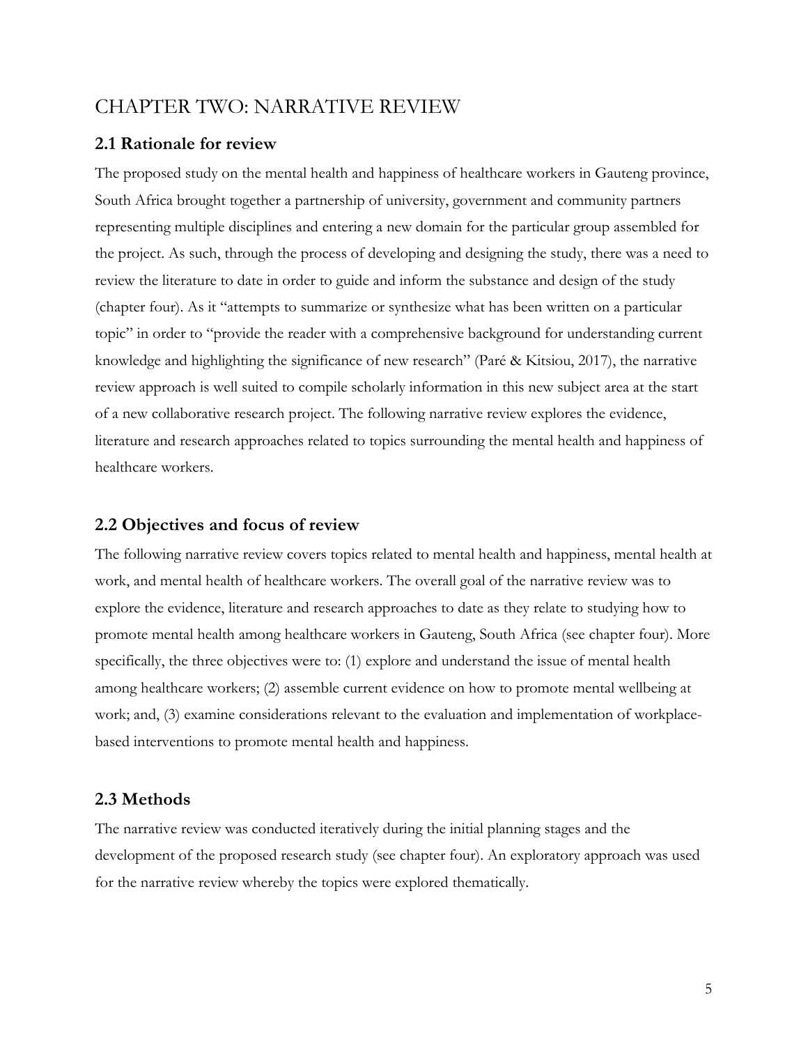# CHAPTER TWO: NARRATIVE REVIEW

## 2.1 Rationale for review

The proposed study on the mental health and happiness of healthcare workers in Gauteng province, South Africa brought together a partnership of university, government and community partners representing multiple disciplines and entering a new domain for the particular group assembled for the project. As such, through the process of developing and designing the study, there was a need to review the literature to date in order to guide and inform the substance and design of the study (chapter four). As it "attempts to summarize or synthesize what has been written on a particular topic" in order to "provide the reader with a comprehensive background for understanding current knowledge and highlighting the significance of new research" (Paré & Kitsiou, 2017), the narrative review approach is well suited to compile scholarly information in this new subject area at the start of a new collaborative research project. The following narrative review explores the evidence, literature and research approaches related to topics surrounding the mental health and happiness of healthcare workers.

## 2.2 Objectives and focus of review

The following narrative review covers topics related to mental health and happiness, mental health at work, and mental health of healthcare workers. The overall goal of the narrative review was to explore the evidence, literature and research approaches to date as they relate to studying how to promote mental health among healthcare workers in Gauteng, South Africa (see chapter four). More specifically, the three objectives were to: (1) explore and understand the issue of mental health among healthcare workers; (2) assemble current evidence on how to promote mental wellbeing at work; and, (3) examine considerations relevant to the evaluation and implementation of workplace-based interventions to promote mental health and happiness.

## 2.3 Methods

The narrative review was conducted iteratively during the initial planning stages and the development of the proposed research study (see chapter four). An exploratory approach was used for the narrative review whereby the topics were explored thematically.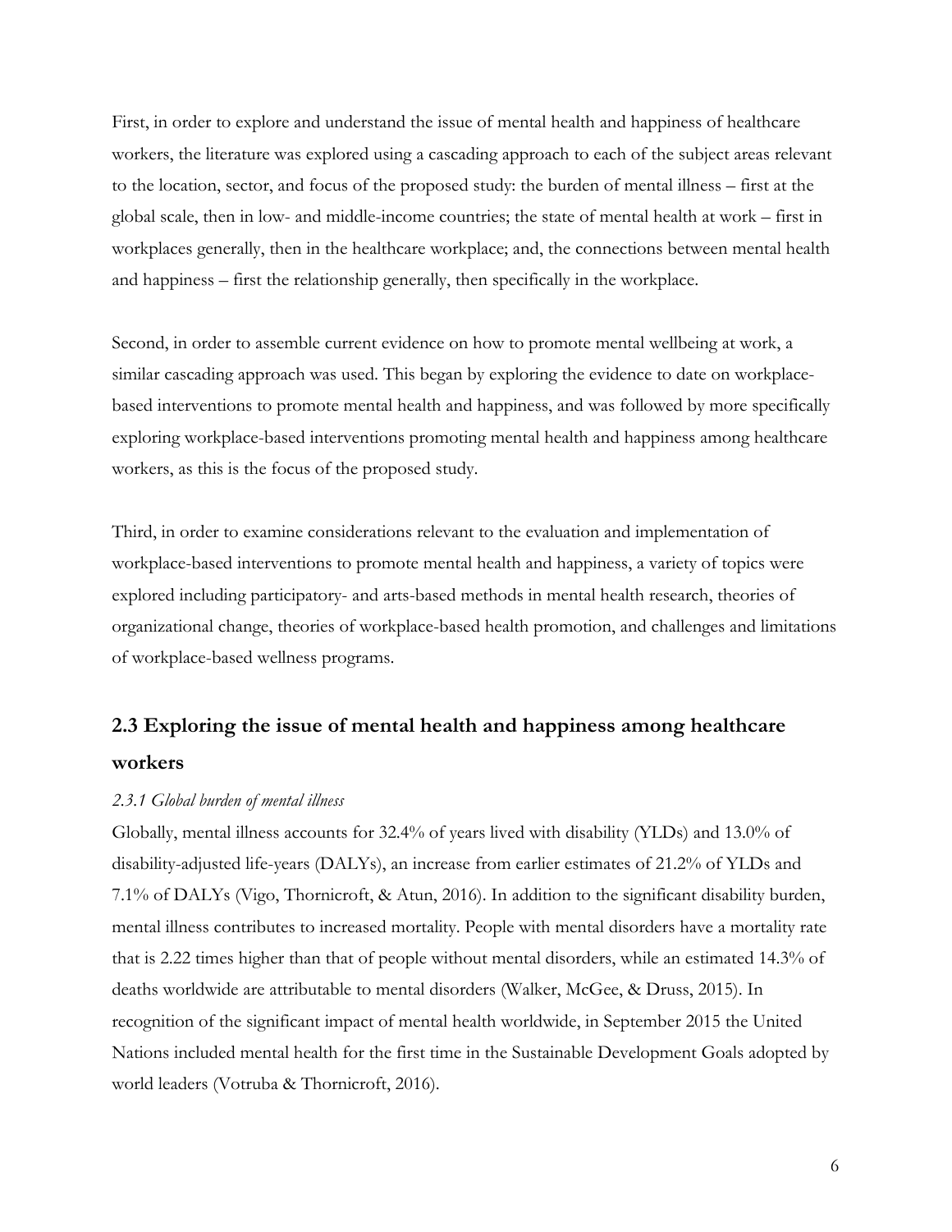First, in order to explore and understand the issue of mental health and happiness of healthcare workers, the literature was explored using a cascading approach to each of the subject areas relevant to the location, sector, and focus of the proposed study: the burden of mental illness – first at the global scale, then in low- and middle-income countries; the state of mental health at work – first in workplaces generally, then in the healthcare workplace; and, the connections between mental health and happiness – first the relationship generally, then specifically in the workplace.

Second, in order to assemble current evidence on how to promote mental wellbeing at work, a similar cascading approach was used. This began by exploring the evidence to date on workplace-based interventions to promote mental health and happiness, and was followed by more specifically exploring workplace-based interventions promoting mental health and happiness among healthcare workers, as this is the focus of the proposed study.

Third, in order to examine considerations relevant to the evaluation and implementation of workplace-based interventions to promote mental health and happiness, a variety of topics were explored including participatory- and arts-based methods in mental health research, theories of organizational change, theories of workplace-based health promotion, and challenges and limitations of workplace-based wellness programs.

## 2.3 Exploring the issue of mental health and happiness among healthcare workers

### *2.3.1 Global burden of mental illness*

Globally, mental illness accounts for 32.4% of years lived with disability (YLDs) and 13.0% of disability-adjusted life-years (DALYs), an increase from earlier estimates of 21.2% of YLDs and 7.1% of DALYs (Vigo, Thornicroft, & Atun, 2016). In addition to the significant disability burden, mental illness contributes to increased mortality. People with mental disorders have a mortality rate that is 2.22 times higher than that of people without mental disorders, while an estimated 14.3% of deaths worldwide are attributable to mental disorders (Walker, McGee, & Druss, 2015). In recognition of the significant impact of mental health worldwide, in September 2015 the United Nations included mental health for the first time in the Sustainable Development Goals adopted by world leaders (Votruba & Thornicroft, 2016).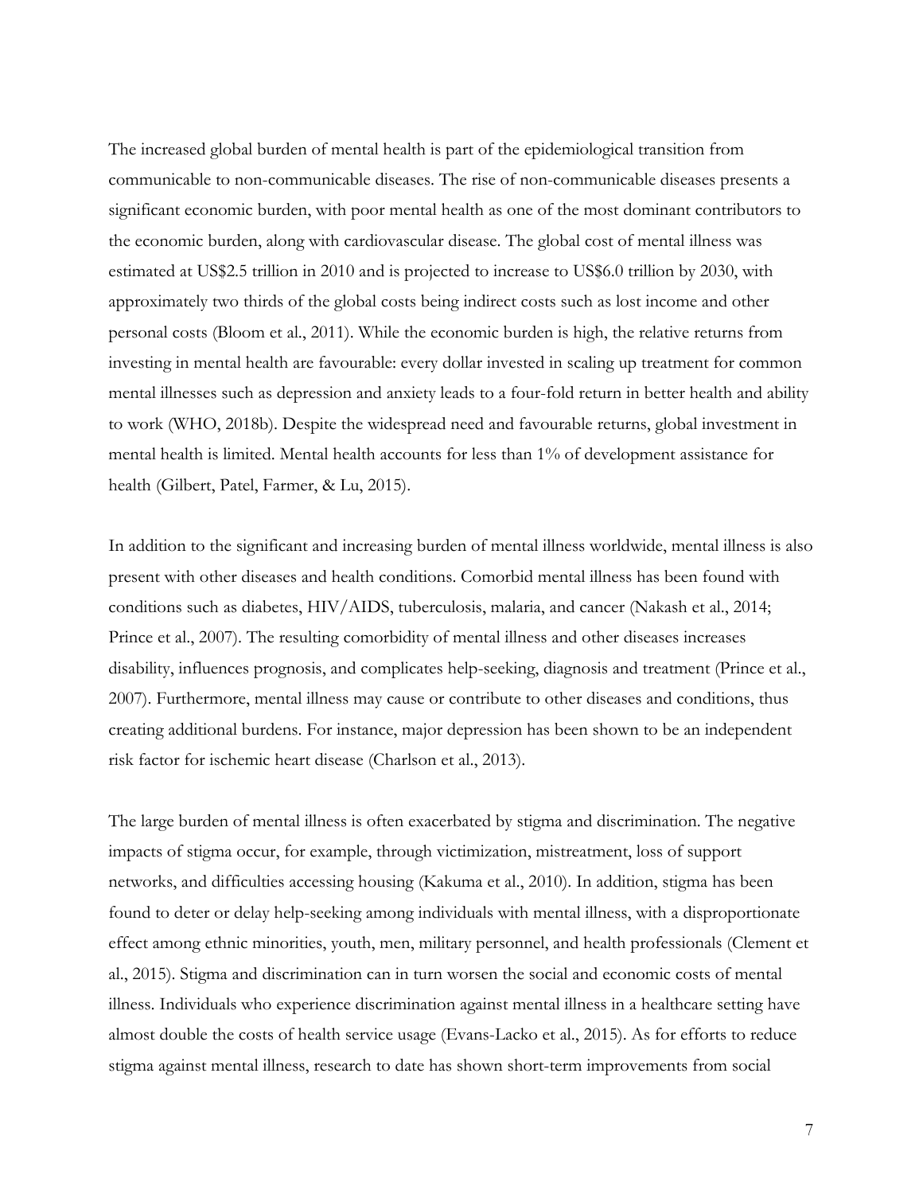The increased global burden of mental health is part of the epidemiological transition from communicable to non-communicable diseases. The rise of non-communicable diseases presents a significant economic burden, with poor mental health as one of the most dominant contributors to the economic burden, along with cardiovascular disease. The global cost of mental illness was estimated at US$2.5 trillion in 2010 and is projected to increase to US$6.0 trillion by 2030, with approximately two thirds of the global costs being indirect costs such as lost income and other personal costs (Bloom et al., 2011). While the economic burden is high, the relative returns from investing in mental health are favourable: every dollar invested in scaling up treatment for common mental illnesses such as depression and anxiety leads to a four-fold return in better health and ability to work (WHO, 2018b). Despite the widespread need and favourable returns, global investment in mental health is limited. Mental health accounts for less than 1% of development assistance for health (Gilbert, Patel, Farmer, & Lu, 2015).

In addition to the significant and increasing burden of mental illness worldwide, mental illness is also present with other diseases and health conditions. Comorbid mental illness has been found with conditions such as diabetes, HIV/AIDS, tuberculosis, malaria, and cancer (Nakash et al., 2014; Prince et al., 2007). The resulting comorbidity of mental illness and other diseases increases disability, influences prognosis, and complicates help-seeking, diagnosis and treatment (Prince et al., 2007). Furthermore, mental illness may cause or contribute to other diseases and conditions, thus creating additional burdens. For instance, major depression has been shown to be an independent risk factor for ischemic heart disease (Charlson et al., 2013).

The large burden of mental illness is often exacerbated by stigma and discrimination. The negative impacts of stigma occur, for example, through victimization, mistreatment, loss of support networks, and difficulties accessing housing (Kakuma et al., 2010). In addition, stigma has been found to deter or delay help-seeking among individuals with mental illness, with a disproportionate effect among ethnic minorities, youth, men, military personnel, and health professionals (Clement et al., 2015). Stigma and discrimination can in turn worsen the social and economic costs of mental illness. Individuals who experience discrimination against mental illness in a healthcare setting have almost double the costs of health service usage (Evans-Lacko et al., 2015). As for efforts to reduce stigma against mental illness, research to date has shown short-term improvements from social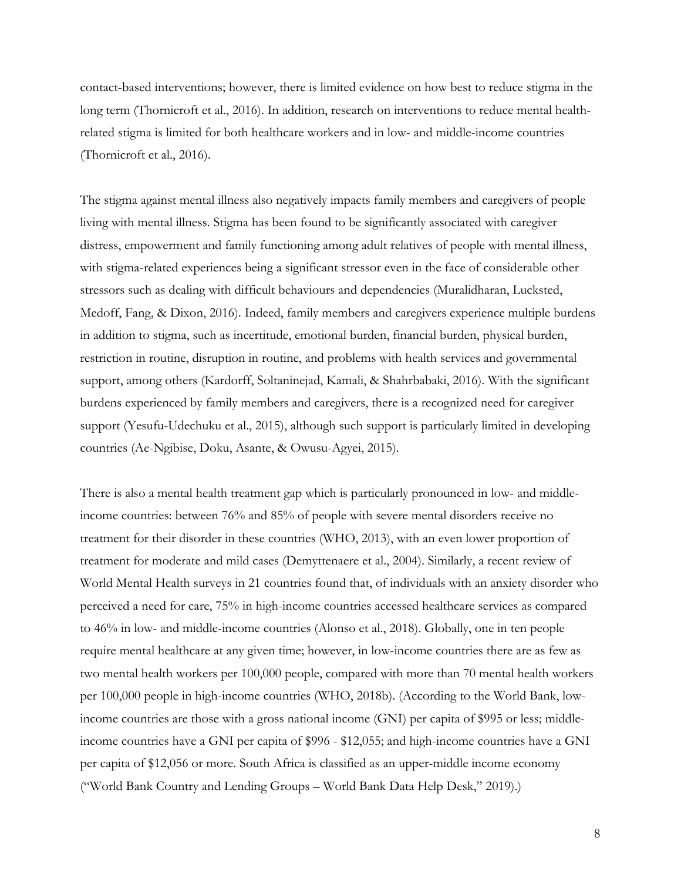contact-based interventions; however, there is limited evidence on how best to reduce stigma in the long term (Thornicroft et al., 2016). In addition, research on interventions to reduce mental health-related stigma is limited for both healthcare workers and in low- and middle-income countries (Thornicroft et al., 2016).

The stigma against mental illness also negatively impacts family members and caregivers of people living with mental illness. Stigma has been found to be significantly associated with caregiver distress, empowerment and family functioning among adult relatives of people with mental illness, with stigma-related experiences being a significant stressor even in the face of considerable other stressors such as dealing with difficult behaviours and dependencies (Muralidharan, Lucksted, Medoff, Fang, & Dixon, 2016). Indeed, family members and caregivers experience multiple burdens in addition to stigma, such as incertitude, emotional burden, financial burden, physical burden, restriction in routine, disruption in routine, and problems with health services and governmental support, among others (Kardorff, Soltaninejad, Kamali, & Shahrbabaki, 2016). With the significant burdens experienced by family members and caregivers, there is a recognized need for caregiver support (Yesufu-Udechuku et al., 2015), although such support is particularly limited in developing countries (Ae-Ngibise, Doku, Asante, & Owusu-Agyei, 2015).

There is also a mental health treatment gap which is particularly pronounced in low- and middle-income countries: between 76% and 85% of people with severe mental disorders receive no treatment for their disorder in these countries (WHO, 2013), with an even lower proportion of treatment for moderate and mild cases (Demyttenaere et al., 2004). Similarly, a recent review of World Mental Health surveys in 21 countries found that, of individuals with an anxiety disorder who perceived a need for care, 75% in high-income countries accessed healthcare services as compared to 46% in low- and middle-income countries (Alonso et al., 2018). Globally, one in ten people require mental healthcare at any given time; however, in low-income countries there are as few as two mental health workers per 100,000 people, compared with more than 70 mental health workers per 100,000 people in high-income countries (WHO, 2018b). (According to the World Bank, low-income countries are those with a gross national income (GNI) per capita of $995 or less; middle-income countries have a GNI per capita of $996 - $12,055; and high-income countries have a GNI per capita of $12,056 or more. South Africa is classified as an upper-middle income economy ("World Bank Country and Lending Groups – World Bank Data Help Desk," 2019).)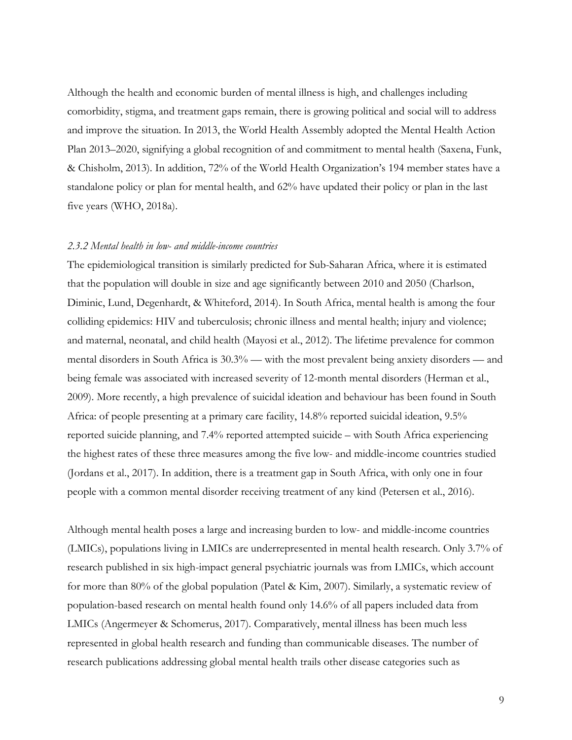Although the health and economic burden of mental illness is high, and challenges including comorbidity, stigma, and treatment gaps remain, there is growing political and social will to address and improve the situation. In 2013, the World Health Assembly adopted the Mental Health Action Plan 2013–2020, signifying a global recognition of and commitment to mental health (Saxena, Funk, & Chisholm, 2013). In addition, 72% of the World Health Organization's 194 member states have a standalone policy or plan for mental health, and 62% have updated their policy or plan in the last five years (WHO, 2018a).

### *2.3.2 Mental health in low- and middle-income countries*

The epidemiological transition is similarly predicted for Sub-Saharan Africa, where it is estimated that the population will double in size and age significantly between 2010 and 2050 (Charlson, Diminic, Lund, Degenhardt, & Whiteford, 2014). In South Africa, mental health is among the four colliding epidemics: HIV and tuberculosis; chronic illness and mental health; injury and violence; and maternal, neonatal, and child health (Mayosi et al., 2012). The lifetime prevalence for common mental disorders in South Africa is 30.3% — with the most prevalent being anxiety disorders — and being female was associated with increased severity of 12-month mental disorders (Herman et al., 2009). More recently, a high prevalence of suicidal ideation and behaviour has been found in South Africa: of people presenting at a primary care facility, 14.8% reported suicidal ideation, 9.5% reported suicide planning, and 7.4% reported attempted suicide – with South Africa experiencing the highest rates of these three measures among the five low- and middle-income countries studied (Jordans et al., 2017). In addition, there is a treatment gap in South Africa, with only one in four people with a common mental disorder receiving treatment of any kind (Petersen et al., 2016).

Although mental health poses a large and increasing burden to low- and middle-income countries (LMICs), populations living in LMICs are underrepresented in mental health research. Only 3.7% of research published in six high-impact general psychiatric journals was from LMICs, which account for more than 80% of the global population (Patel & Kim, 2007). Similarly, a systematic review of population-based research on mental health found only 14.6% of all papers included data from LMICs (Angermeyer & Schomerus, 2017). Comparatively, mental illness has been much less represented in global health research and funding than communicable diseases. The number of research publications addressing global mental health trails other disease categories such as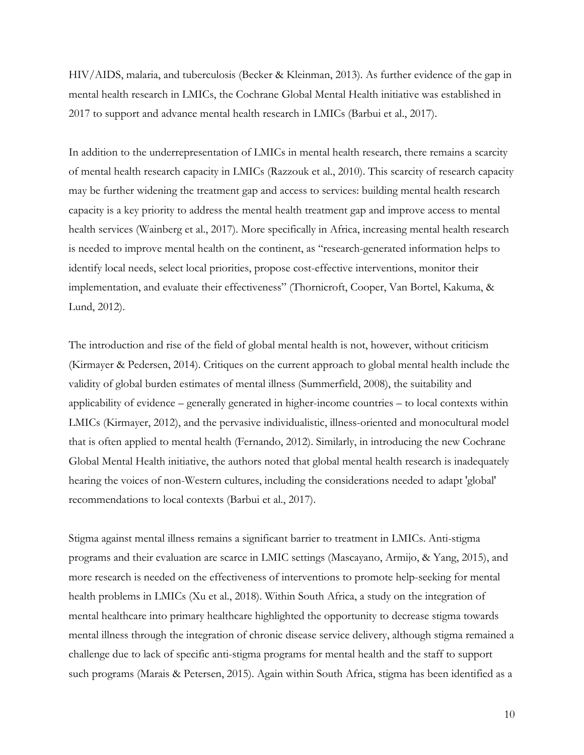HIV/AIDS, malaria, and tuberculosis (Becker & Kleinman, 2013). As further evidence of the gap in mental health research in LMICs, the Cochrane Global Mental Health initiative was established in 2017 to support and advance mental health research in LMICs (Barbui et al., 2017).

In addition to the underrepresentation of LMICs in mental health research, there remains a scarcity of mental health research capacity in LMICs (Razzouk et al., 2010). This scarcity of research capacity may be further widening the treatment gap and access to services: building mental health research capacity is a key priority to address the mental health treatment gap and improve access to mental health services (Wainberg et al., 2017). More specifically in Africa, increasing mental health research is needed to improve mental health on the continent, as "research-generated information helps to identify local needs, select local priorities, propose cost-effective interventions, monitor their implementation, and evaluate their effectiveness" (Thornicroft, Cooper, Van Bortel, Kakuma, & Lund, 2012).

The introduction and rise of the field of global mental health is not, however, without criticism (Kirmayer & Pedersen, 2014). Critiques on the current approach to global mental health include the validity of global burden estimates of mental illness (Summerfield, 2008), the suitability and applicability of evidence – generally generated in higher-income countries – to local contexts within LMICs (Kirmayer, 2012), and the pervasive individualistic, illness-oriented and monocultural model that is often applied to mental health (Fernando, 2012). Similarly, in introducing the new Cochrane Global Mental Health initiative, the authors noted that global mental health research is inadequately hearing the voices of non-Western cultures, including the considerations needed to adapt 'global' recommendations to local contexts (Barbui et al., 2017).

Stigma against mental illness remains a significant barrier to treatment in LMICs. Anti-stigma programs and their evaluation are scarce in LMIC settings (Mascayano, Armijo, & Yang, 2015), and more research is needed on the effectiveness of interventions to promote help-seeking for mental health problems in LMICs (Xu et al., 2018). Within South Africa, a study on the integration of mental healthcare into primary healthcare highlighted the opportunity to decrease stigma towards mental illness through the integration of chronic disease service delivery, although stigma remained a challenge due to lack of specific anti-stigma programs for mental health and the staff to support such programs (Marais & Petersen, 2015). Again within South Africa, stigma has been identified as a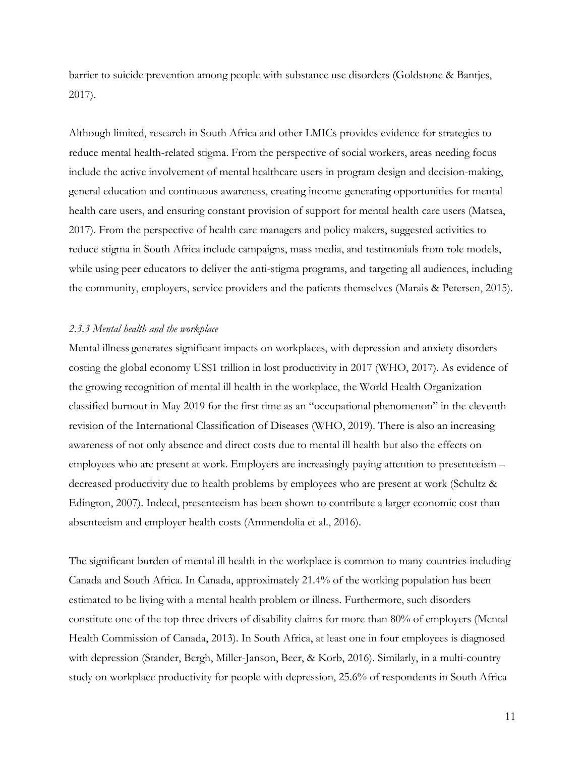barrier to suicide prevention among people with substance use disorders (Goldstone & Bantjes, 2017).

Although limited, research in South Africa and other LMICs provides evidence for strategies to reduce mental health-related stigma. From the perspective of social workers, areas needing focus include the active involvement of mental healthcare users in program design and decision-making, general education and continuous awareness, creating income-generating opportunities for mental health care users, and ensuring constant provision of support for mental health care users (Matsea, 2017). From the perspective of health care managers and policy makers, suggested activities to reduce stigma in South Africa include campaigns, mass media, and testimonials from role models, while using peer educators to deliver the anti-stigma programs, and targeting all audiences, including the community, employers, service providers and the patients themselves (Marais & Petersen, 2015).

### *2.3.3 Mental health and the workplace*

Mental illness generates significant impacts on workplaces, with depression and anxiety disorders costing the global economy US$1 trillion in lost productivity in 2017 (WHO, 2017). As evidence of the growing recognition of mental ill health in the workplace, the World Health Organization classified burnout in May 2019 for the first time as an "occupational phenomenon" in the eleventh revision of the International Classification of Diseases (WHO, 2019). There is also an increasing awareness of not only absence and direct costs due to mental ill health but also the effects on employees who are present at work. Employers are increasingly paying attention to presenteeism – decreased productivity due to health problems by employees who are present at work (Schultz & Edington, 2007). Indeed, presenteeism has been shown to contribute a larger economic cost than absenteeism and employer health costs (Ammendolia et al., 2016).

The significant burden of mental ill health in the workplace is common to many countries including Canada and South Africa. In Canada, approximately 21.4% of the working population has been estimated to be living with a mental health problem or illness. Furthermore, such disorders constitute one of the top three drivers of disability claims for more than 80% of employers (Mental Health Commission of Canada, 2013). In South Africa, at least one in four employees is diagnosed with depression (Stander, Bergh, Miller-Janson, Beer, & Korb, 2016). Similarly, in a multi-country study on workplace productivity for people with depression, 25.6% of respondents in South Africa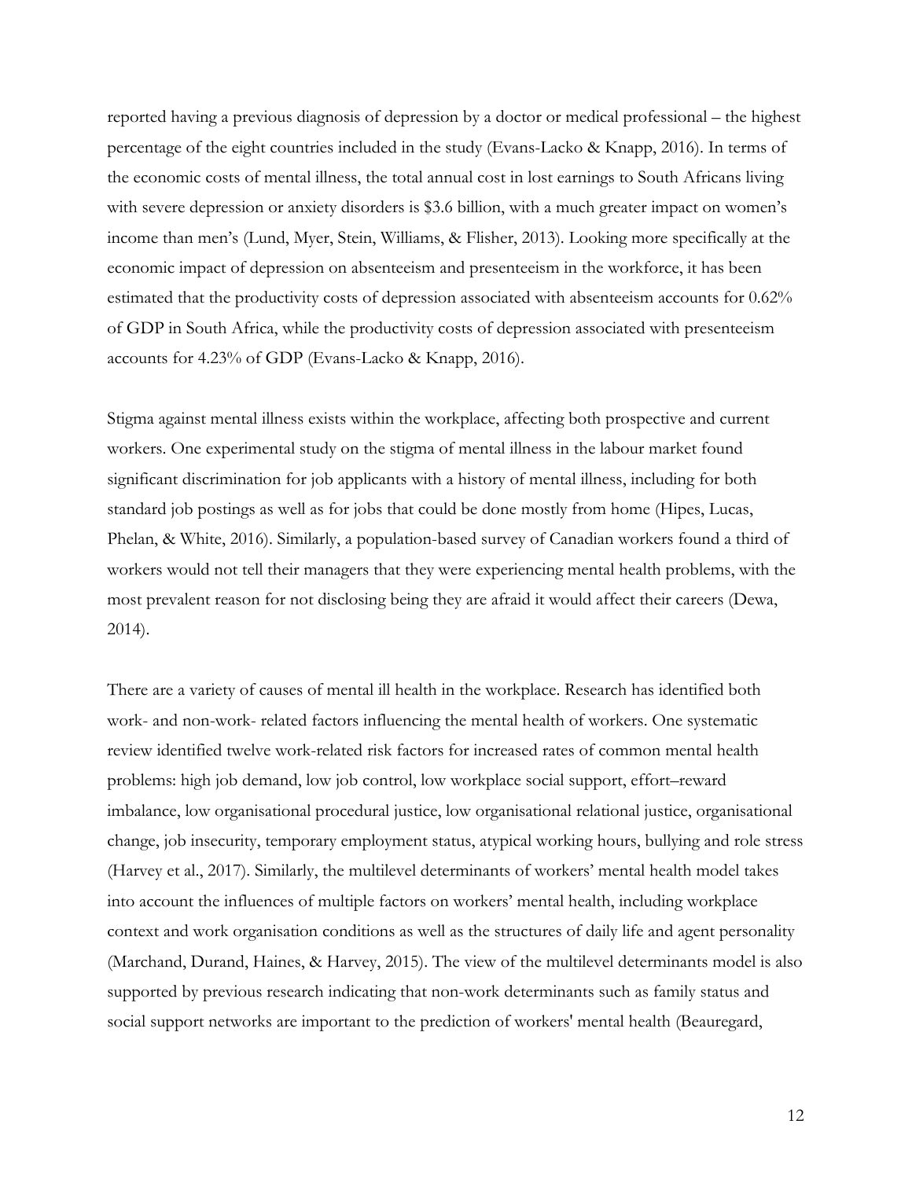reported having a previous diagnosis of depression by a doctor or medical professional – the highest percentage of the eight countries included in the study (Evans-Lacko & Knapp, 2016). In terms of the economic costs of mental illness, the total annual cost in lost earnings to South Africans living with severe depression or anxiety disorders is $3.6 billion, with a much greater impact on women's income than men's (Lund, Myer, Stein, Williams, & Flisher, 2013). Looking more specifically at the economic impact of depression on absenteeism and presenteeism in the workforce, it has been estimated that the productivity costs of depression associated with absenteeism accounts for 0.62% of GDP in South Africa, while the productivity costs of depression associated with presenteeism accounts for 4.23% of GDP (Evans-Lacko & Knapp, 2016).

Stigma against mental illness exists within the workplace, affecting both prospective and current workers. One experimental study on the stigma of mental illness in the labour market found significant discrimination for job applicants with a history of mental illness, including for both standard job postings as well as for jobs that could be done mostly from home (Hipes, Lucas, Phelan, & White, 2016). Similarly, a population-based survey of Canadian workers found a third of workers would not tell their managers that they were experiencing mental health problems, with the most prevalent reason for not disclosing being they are afraid it would affect their careers (Dewa, 2014).

There are a variety of causes of mental ill health in the workplace. Research has identified both work- and non-work- related factors influencing the mental health of workers. One systematic review identified twelve work-related risk factors for increased rates of common mental health problems: high job demand, low job control, low workplace social support, effort–reward imbalance, low organisational procedural justice, low organisational relational justice, organisational change, job insecurity, temporary employment status, atypical working hours, bullying and role stress (Harvey et al., 2017). Similarly, the multilevel determinants of workers' mental health model takes into account the influences of multiple factors on workers' mental health, including workplace context and work organisation conditions as well as the structures of daily life and agent personality (Marchand, Durand, Haines, & Harvey, 2015). The view of the multilevel determinants model is also supported by previous research indicating that non-work determinants such as family status and social support networks are important to the prediction of workers' mental health (Beauregard,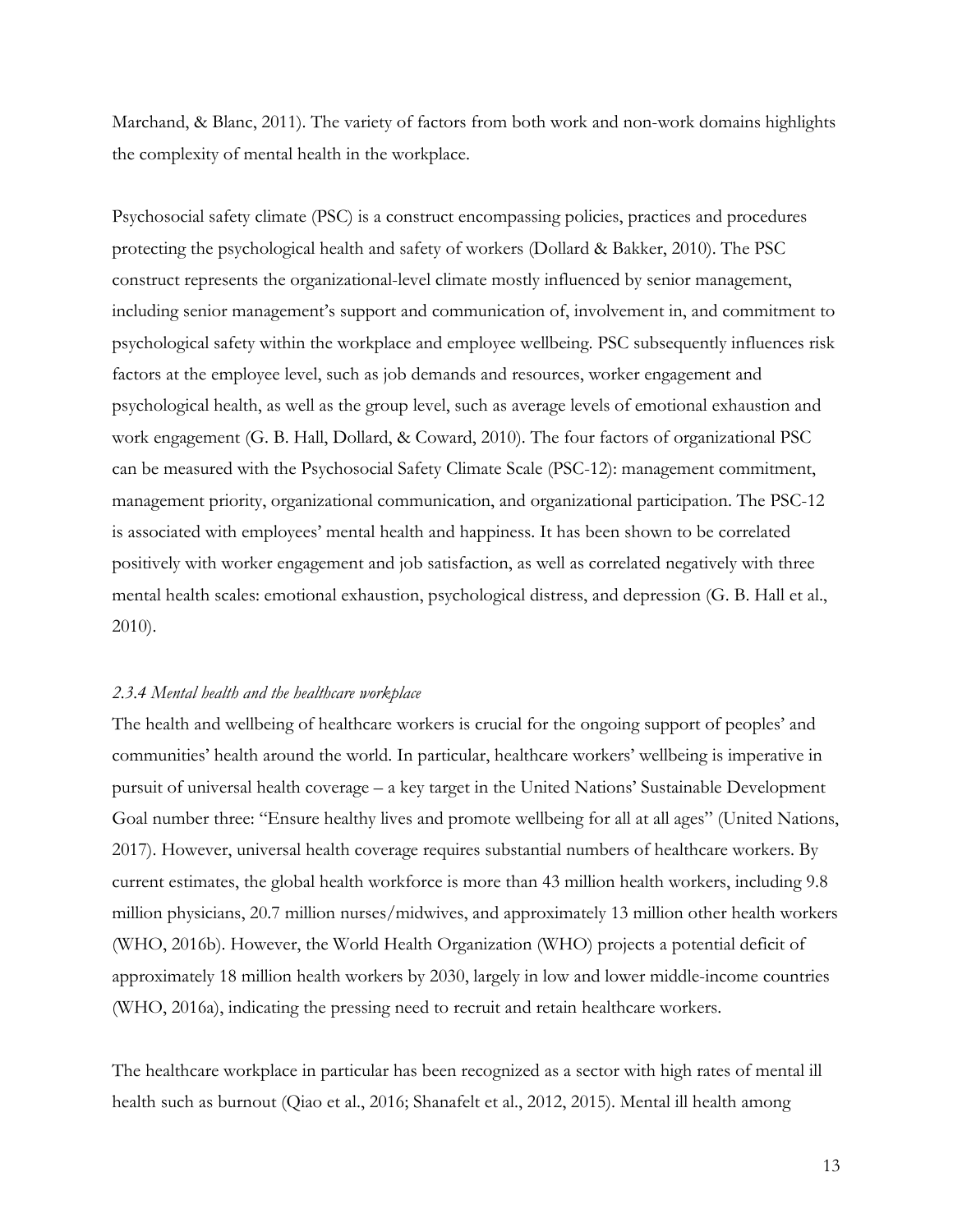Marchand, & Blanc, 2011). The variety of factors from both work and non-work domains highlights the complexity of mental health in the workplace.

Psychosocial safety climate (PSC) is a construct encompassing policies, practices and procedures protecting the psychological health and safety of workers (Dollard & Bakker, 2010). The PSC construct represents the organizational-level climate mostly influenced by senior management, including senior management's support and communication of, involvement in, and commitment to psychological safety within the workplace and employee wellbeing. PSC subsequently influences risk factors at the employee level, such as job demands and resources, worker engagement and psychological health, as well as the group level, such as average levels of emotional exhaustion and work engagement (G. B. Hall, Dollard, & Coward, 2010). The four factors of organizational PSC can be measured with the Psychosocial Safety Climate Scale (PSC-12): management commitment, management priority, organizational communication, and organizational participation. The PSC-12 is associated with employees' mental health and happiness. It has been shown to be correlated positively with worker engagement and job satisfaction, as well as correlated negatively with three mental health scales: emotional exhaustion, psychological distress, and depression (G. B. Hall et al., 2010).

### *2.3.4 Mental health and the healthcare workplace*

The health and wellbeing of healthcare workers is crucial for the ongoing support of peoples' and communities' health around the world. In particular, healthcare workers' wellbeing is imperative in pursuit of universal health coverage – a key target in the United Nations' Sustainable Development Goal number three: "Ensure healthy lives and promote wellbeing for all at all ages" (United Nations, 2017). However, universal health coverage requires substantial numbers of healthcare workers. By current estimates, the global health workforce is more than 43 million health workers, including 9.8 million physicians, 20.7 million nurses/midwives, and approximately 13 million other health workers (WHO, 2016b). However, the World Health Organization (WHO) projects a potential deficit of approximately 18 million health workers by 2030, largely in low and lower middle-income countries (WHO, 2016a), indicating the pressing need to recruit and retain healthcare workers.

The healthcare workplace in particular has been recognized as a sector with high rates of mental ill health such as burnout (Qiao et al., 2016; Shanafelt et al., 2012, 2015). Mental ill health among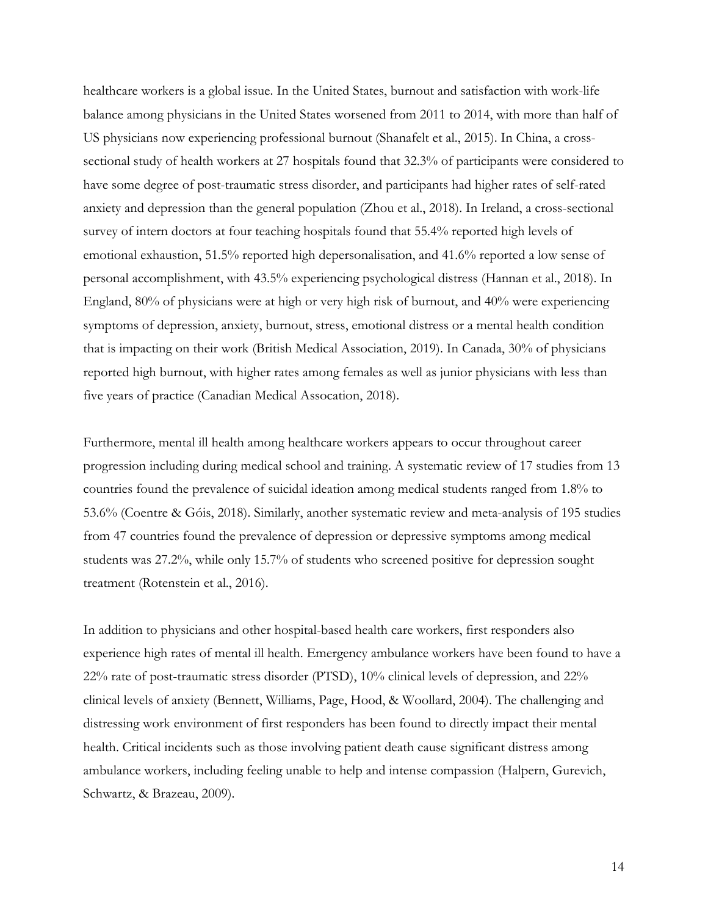healthcare workers is a global issue. In the United States, burnout and satisfaction with work-life balance among physicians in the United States worsened from 2011 to 2014, with more than half of US physicians now experiencing professional burnout (Shanafelt et al., 2015). In China, a cross-sectional study of health workers at 27 hospitals found that 32.3% of participants were considered to have some degree of post-traumatic stress disorder, and participants had higher rates of self-rated anxiety and depression than the general population (Zhou et al., 2018). In Ireland, a cross-sectional survey of intern doctors at four teaching hospitals found that 55.4% reported high levels of emotional exhaustion, 51.5% reported high depersonalisation, and 41.6% reported a low sense of personal accomplishment, with 43.5% experiencing psychological distress (Hannan et al., 2018). In England, 80% of physicians were at high or very high risk of burnout, and 40% were experiencing symptoms of depression, anxiety, burnout, stress, emotional distress or a mental health condition that is impacting on their work (British Medical Association, 2019). In Canada, 30% of physicians reported high burnout, with higher rates among females as well as junior physicians with less than five years of practice (Canadian Medical Assocation, 2018).

Furthermore, mental ill health among healthcare workers appears to occur throughout career progression including during medical school and training. A systematic review of 17 studies from 13 countries found the prevalence of suicidal ideation among medical students ranged from 1.8% to 53.6% (Coentre & Góis, 2018). Similarly, another systematic review and meta-analysis of 195 studies from 47 countries found the prevalence of depression or depressive symptoms among medical students was 27.2%, while only 15.7% of students who screened positive for depression sought treatment (Rotenstein et al., 2016).

In addition to physicians and other hospital-based health care workers, first responders also experience high rates of mental ill health. Emergency ambulance workers have been found to have a 22% rate of post-traumatic stress disorder (PTSD), 10% clinical levels of depression, and 22% clinical levels of anxiety (Bennett, Williams, Page, Hood, & Woollard, 2004). The challenging and distressing work environment of first responders has been found to directly impact their mental health. Critical incidents such as those involving patient death cause significant distress among ambulance workers, including feeling unable to help and intense compassion (Halpern, Gurevich, Schwartz, & Brazeau, 2009).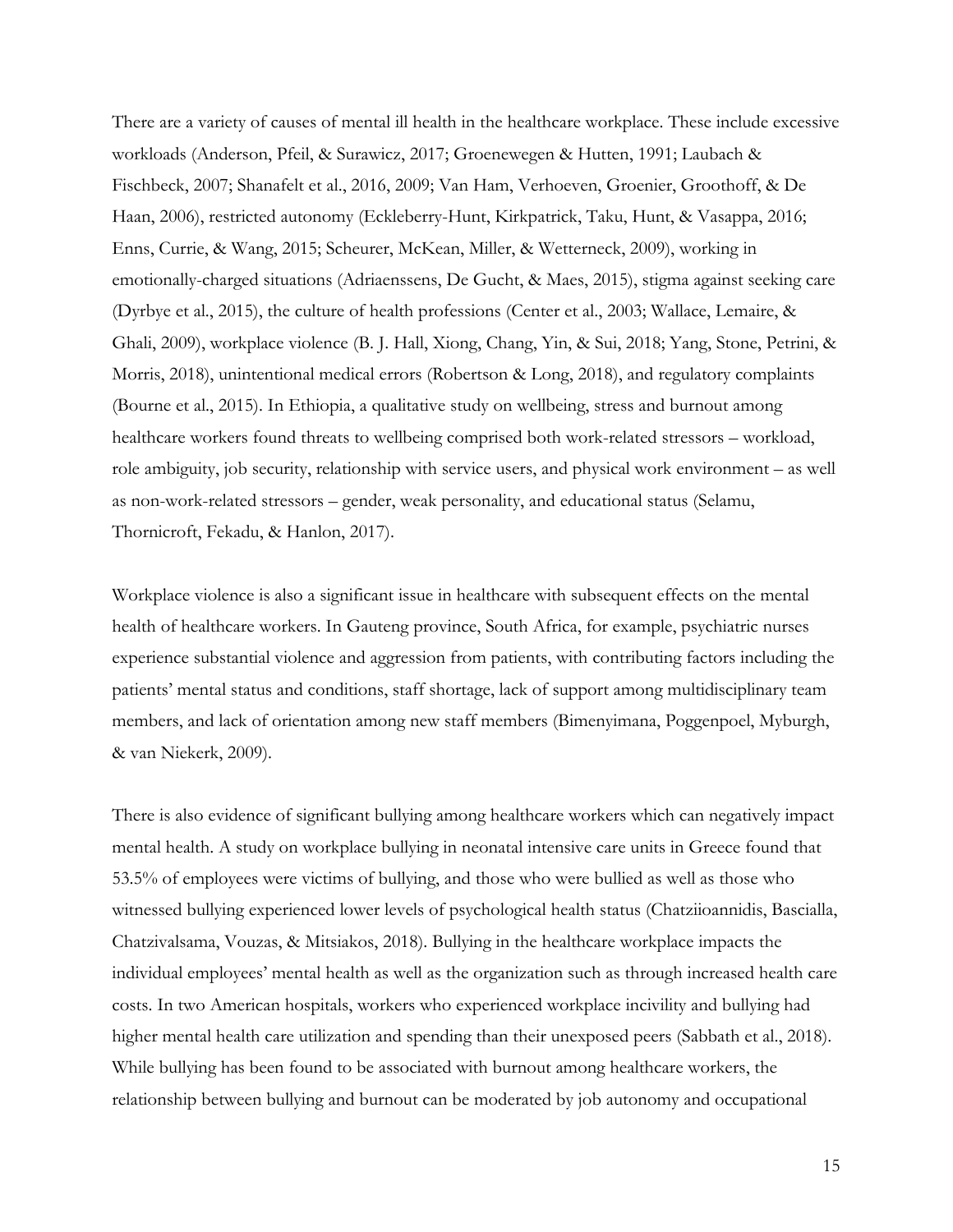There are a variety of causes of mental ill health in the healthcare workplace. These include excessive workloads (Anderson, Pfeil, & Surawicz, 2017; Groenewegen & Hutten, 1991; Laubach & Fischbeck, 2007; Shanafelt et al., 2016, 2009; Van Ham, Verhoeven, Groenier, Groothoff, & De Haan, 2006), restricted autonomy (Eckleberry-Hunt, Kirkpatrick, Taku, Hunt, & Vasappa, 2016; Enns, Currie, & Wang, 2015; Scheurer, McKean, Miller, & Wetterneck, 2009), working in emotionally-charged situations (Adriaenssens, De Gucht, & Maes, 2015), stigma against seeking care (Dyrbye et al., 2015), the culture of health professions (Center et al., 2003; Wallace, Lemaire, & Ghali, 2009), workplace violence (B. J. Hall, Xiong, Chang, Yin, & Sui, 2018; Yang, Stone, Petrini, & Morris, 2018), unintentional medical errors (Robertson & Long, 2018), and regulatory complaints (Bourne et al., 2015). In Ethiopia, a qualitative study on wellbeing, stress and burnout among healthcare workers found threats to wellbeing comprised both work-related stressors – workload, role ambiguity, job security, relationship with service users, and physical work environment – as well as non-work-related stressors – gender, weak personality, and educational status (Selamu, Thornicroft, Fekadu, & Hanlon, 2017).

Workplace violence is also a significant issue in healthcare with subsequent effects on the mental health of healthcare workers. In Gauteng province, South Africa, for example, psychiatric nurses experience substantial violence and aggression from patients, with contributing factors including the patients' mental status and conditions, staff shortage, lack of support among multidisciplinary team members, and lack of orientation among new staff members (Bimenyimana, Poggenpoel, Myburgh, & van Niekerk, 2009).

There is also evidence of significant bullying among healthcare workers which can negatively impact mental health. A study on workplace bullying in neonatal intensive care units in Greece found that 53.5% of employees were victims of bullying, and those who were bullied as well as those who witnessed bullying experienced lower levels of psychological health status (Chatziioannidis, Bascialla, Chatzivalsama, Vouzas, & Mitsiakos, 2018). Bullying in the healthcare workplace impacts the individual employees' mental health as well as the organization such as through increased health care costs. In two American hospitals, workers who experienced workplace incivility and bullying had higher mental health care utilization and spending than their unexposed peers (Sabbath et al., 2018). While bullying has been found to be associated with burnout among healthcare workers, the relationship between bullying and burnout can be moderated by job autonomy and occupational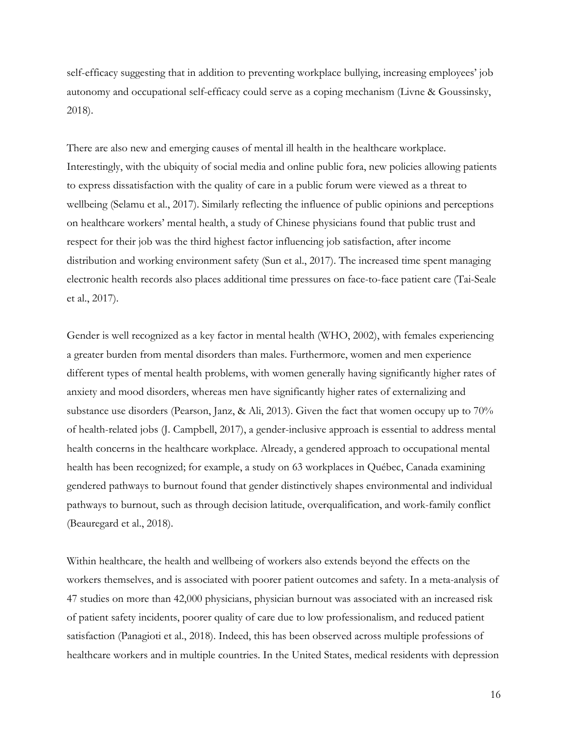self-efficacy suggesting that in addition to preventing workplace bullying, increasing employees' job autonomy and occupational self-efficacy could serve as a coping mechanism (Livne & Goussinsky, 2018).

There are also new and emerging causes of mental ill health in the healthcare workplace. Interestingly, with the ubiquity of social media and online public fora, new policies allowing patients to express dissatisfaction with the quality of care in a public forum were viewed as a threat to wellbeing (Selamu et al., 2017). Similarly reflecting the influence of public opinions and perceptions on healthcare workers' mental health, a study of Chinese physicians found that public trust and respect for their job was the third highest factor influencing job satisfaction, after income distribution and working environment safety (Sun et al., 2017). The increased time spent managing electronic health records also places additional time pressures on face-to-face patient care (Tai-Seale et al., 2017).

Gender is well recognized as a key factor in mental health (WHO, 2002), with females experiencing a greater burden from mental disorders than males. Furthermore, women and men experience different types of mental health problems, with women generally having significantly higher rates of anxiety and mood disorders, whereas men have significantly higher rates of externalizing and substance use disorders (Pearson, Janz, & Ali, 2013). Given the fact that women occupy up to 70% of health-related jobs (J. Campbell, 2017), a gender-inclusive approach is essential to address mental health concerns in the healthcare workplace. Already, a gendered approach to occupational mental health has been recognized; for example, a study on 63 workplaces in Québec, Canada examining gendered pathways to burnout found that gender distinctively shapes environmental and individual pathways to burnout, such as through decision latitude, overqualification, and work-family conflict (Beauregard et al., 2018).

Within healthcare, the health and wellbeing of workers also extends beyond the effects on the workers themselves, and is associated with poorer patient outcomes and safety. In a meta-analysis of 47 studies on more than 42,000 physicians, physician burnout was associated with an increased risk of patient safety incidents, poorer quality of care due to low professionalism, and reduced patient satisfaction (Panagioti et al., 2018). Indeed, this has been observed across multiple professions of healthcare workers and in multiple countries. In the United States, medical residents with depression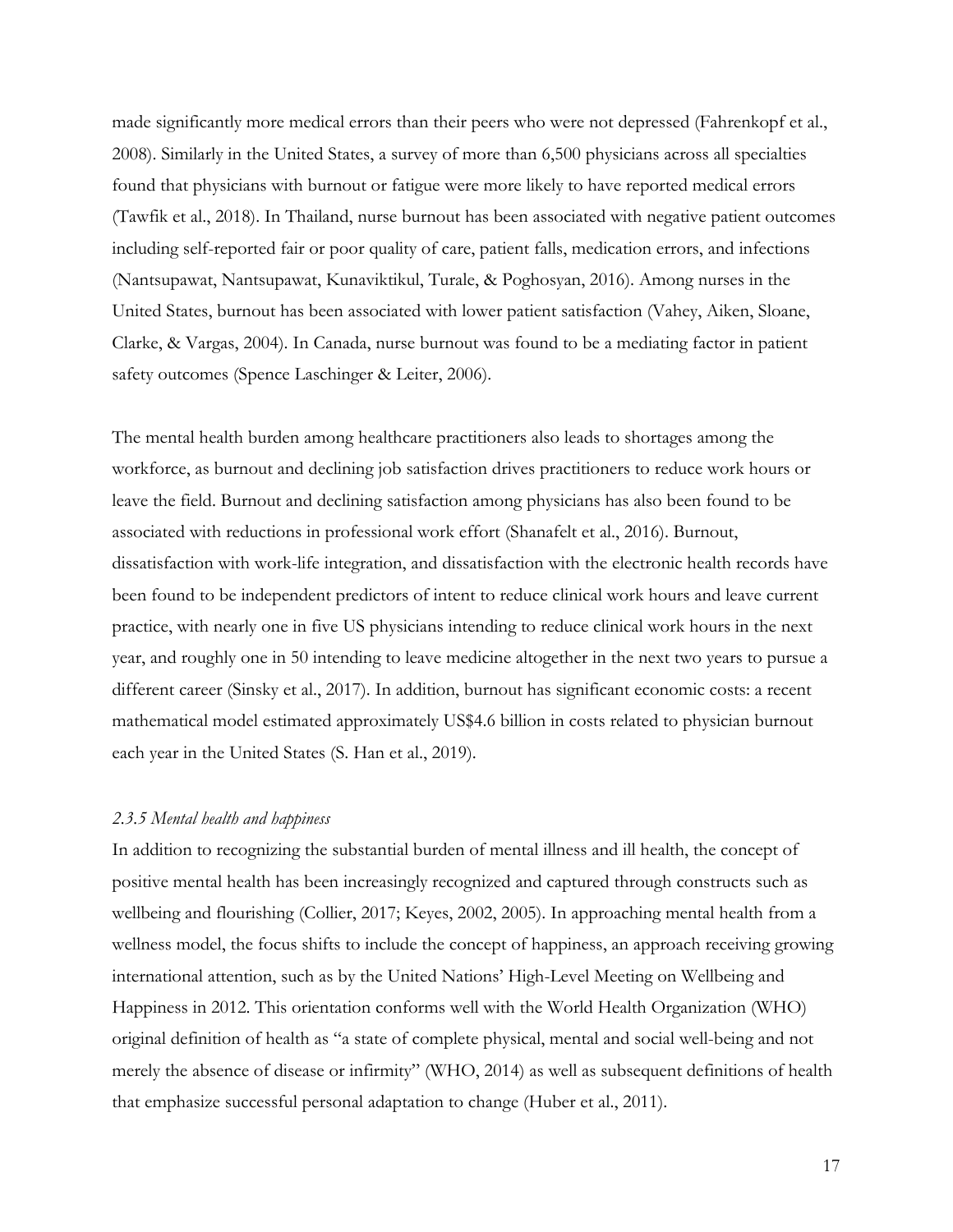made significantly more medical errors than their peers who were not depressed (Fahrenkopf et al., 2008). Similarly in the United States, a survey of more than 6,500 physicians across all specialties found that physicians with burnout or fatigue were more likely to have reported medical errors (Tawfik et al., 2018). In Thailand, nurse burnout has been associated with negative patient outcomes including self-reported fair or poor quality of care, patient falls, medication errors, and infections (Nantsupawat, Nantsupawat, Kunaviktikul, Turale, & Poghosyan, 2016). Among nurses in the United States, burnout has been associated with lower patient satisfaction (Vahey, Aiken, Sloane, Clarke, & Vargas, 2004). In Canada, nurse burnout was found to be a mediating factor in patient safety outcomes (Spence Laschinger & Leiter, 2006).

The mental health burden among healthcare practitioners also leads to shortages among the workforce, as burnout and declining job satisfaction drives practitioners to reduce work hours or leave the field. Burnout and declining satisfaction among physicians has also been found to be associated with reductions in professional work effort (Shanafelt et al., 2016). Burnout, dissatisfaction with work-life integration, and dissatisfaction with the electronic health records have been found to be independent predictors of intent to reduce clinical work hours and leave current practice, with nearly one in five US physicians intending to reduce clinical work hours in the next year, and roughly one in 50 intending to leave medicine altogether in the next two years to pursue a different career (Sinsky et al., 2017). In addition, burnout has significant economic costs: a recent mathematical model estimated approximately US$4.6 billion in costs related to physician burnout each year in the United States (S. Han et al., 2019).

### *2.3.5 Mental health and happiness*

In addition to recognizing the substantial burden of mental illness and ill health, the concept of positive mental health has been increasingly recognized and captured through constructs such as wellbeing and flourishing (Collier, 2017; Keyes, 2002, 2005). In approaching mental health from a wellness model, the focus shifts to include the concept of happiness, an approach receiving growing international attention, such as by the United Nations' High-Level Meeting on Wellbeing and Happiness in 2012. This orientation conforms well with the World Health Organization (WHO) original definition of health as "a state of complete physical, mental and social well-being and not merely the absence of disease or infirmity" (WHO, 2014) as well as subsequent definitions of health that emphasize successful personal adaptation to change (Huber et al., 2011).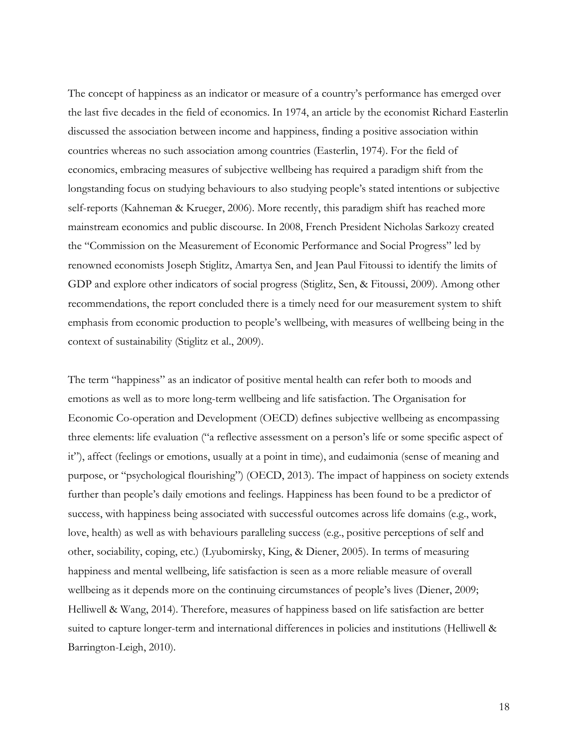The concept of happiness as an indicator or measure of a country's performance has emerged over the last five decades in the field of economics. In 1974, an article by the economist Richard Easterlin discussed the association between income and happiness, finding a positive association within countries whereas no such association among countries (Easterlin, 1974). For the field of economics, embracing measures of subjective wellbeing has required a paradigm shift from the longstanding focus on studying behaviours to also studying people's stated intentions or subjective self-reports (Kahneman & Krueger, 2006). More recently, this paradigm shift has reached more mainstream economics and public discourse. In 2008, French President Nicholas Sarkozy created the "Commission on the Measurement of Economic Performance and Social Progress" led by renowned economists Joseph Stiglitz, Amartya Sen, and Jean Paul Fitoussi to identify the limits of GDP and explore other indicators of social progress (Stiglitz, Sen, & Fitoussi, 2009). Among other recommendations, the report concluded there is a timely need for our measurement system to shift emphasis from economic production to people's wellbeing, with measures of wellbeing being in the context of sustainability (Stiglitz et al., 2009).

The term "happiness" as an indicator of positive mental health can refer both to moods and emotions as well as to more long-term wellbeing and life satisfaction. The Organisation for Economic Co-operation and Development (OECD) defines subjective wellbeing as encompassing three elements: life evaluation ("a reflective assessment on a person's life or some specific aspect of it"), affect (feelings or emotions, usually at a point in time), and eudaimonia (sense of meaning and purpose, or "psychological flourishing") (OECD, 2013). The impact of happiness on society extends further than people's daily emotions and feelings. Happiness has been found to be a predictor of success, with happiness being associated with successful outcomes across life domains (e.g., work, love, health) as well as with behaviours paralleling success (e.g., positive perceptions of self and other, sociability, coping, etc.) (Lyubomirsky, King, & Diener, 2005). In terms of measuring happiness and mental wellbeing, life satisfaction is seen as a more reliable measure of overall wellbeing as it depends more on the continuing circumstances of people's lives (Diener, 2009; Helliwell & Wang, 2014). Therefore, measures of happiness based on life satisfaction are better suited to capture longer-term and international differences in policies and institutions (Helliwell & Barrington-Leigh, 2010).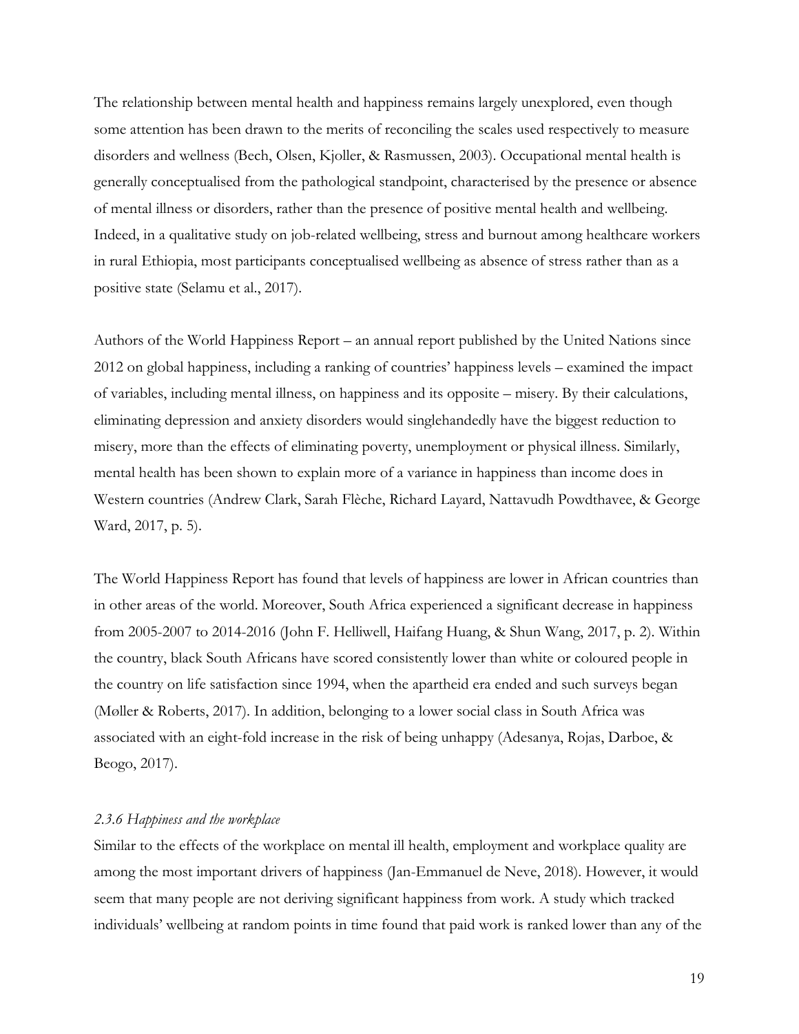The relationship between mental health and happiness remains largely unexplored, even though some attention has been drawn to the merits of reconciling the scales used respectively to measure disorders and wellness (Bech, Olsen, Kjoller, & Rasmussen, 2003). Occupational mental health is generally conceptualised from the pathological standpoint, characterised by the presence or absence of mental illness or disorders, rather than the presence of positive mental health and wellbeing. Indeed, in a qualitative study on job-related wellbeing, stress and burnout among healthcare workers in rural Ethiopia, most participants conceptualised wellbeing as absence of stress rather than as a positive state (Selamu et al., 2017).

Authors of the World Happiness Report – an annual report published by the United Nations since 2012 on global happiness, including a ranking of countries' happiness levels – examined the impact of variables, including mental illness, on happiness and its opposite – misery. By their calculations, eliminating depression and anxiety disorders would singlehandedly have the biggest reduction to misery, more than the effects of eliminating poverty, unemployment or physical illness. Similarly, mental health has been shown to explain more of a variance in happiness than income does in Western countries (Andrew Clark, Sarah Flèche, Richard Layard, Nattavudh Powdthavee, & George Ward, 2017, p. 5).

The World Happiness Report has found that levels of happiness are lower in African countries than in other areas of the world. Moreover, South Africa experienced a significant decrease in happiness from 2005-2007 to 2014-2016 (John F. Helliwell, Haifang Huang, & Shun Wang, 2017, p. 2). Within the country, black South Africans have scored consistently lower than white or coloured people in the country on life satisfaction since 1994, when the apartheid era ended and such surveys began (Møller & Roberts, 2017). In addition, belonging to a lower social class in South Africa was associated with an eight-fold increase in the risk of being unhappy (Adesanya, Rojas, Darboe, & Beogo, 2017).

#### *2.3.6 Happiness and the workplace*

Similar to the effects of the workplace on mental ill health, employment and workplace quality are among the most important drivers of happiness (Jan-Emmanuel de Neve, 2018). However, it would seem that many people are not deriving significant happiness from work. A study which tracked individuals' wellbeing at random points in time found that paid work is ranked lower than any of the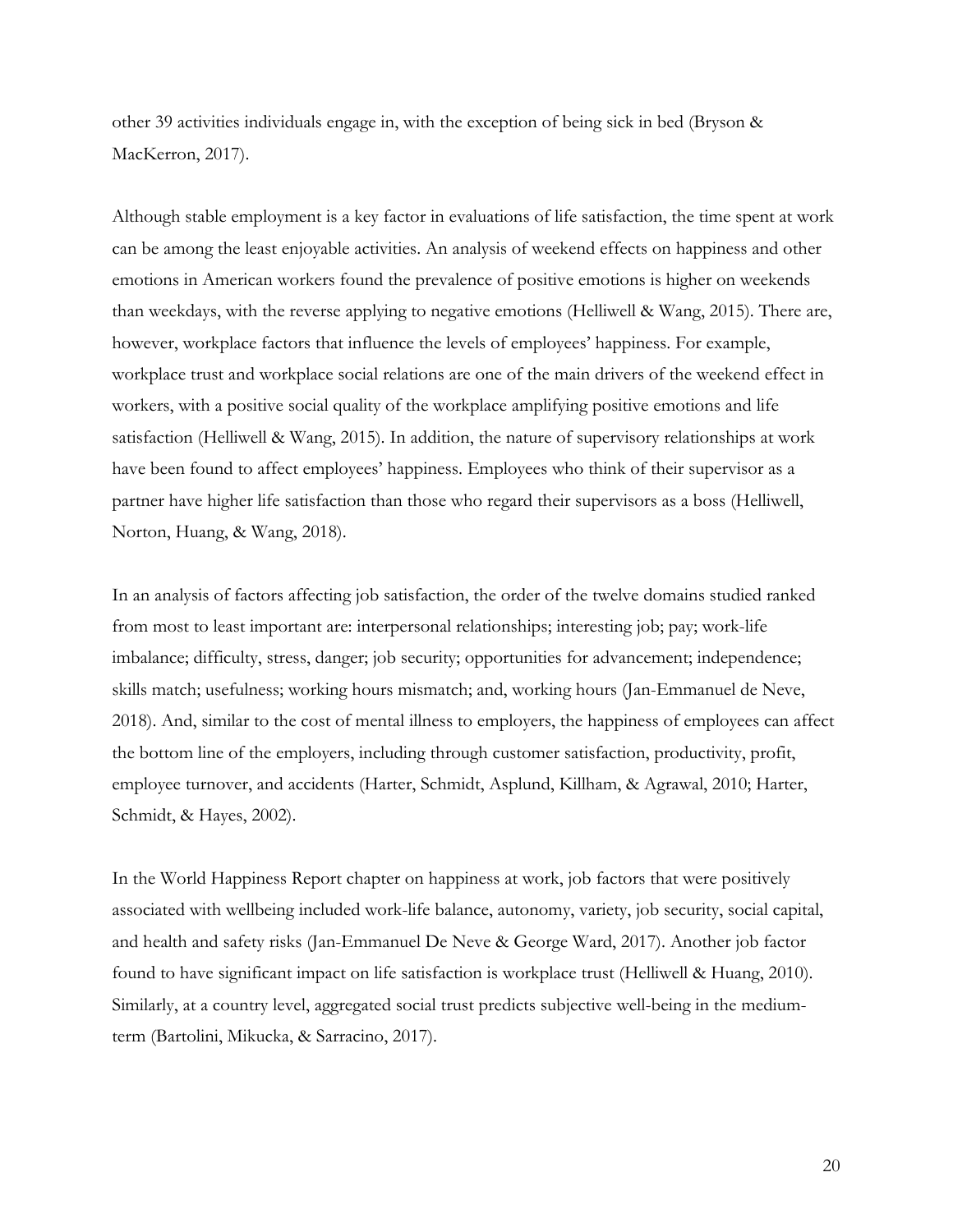other 39 activities individuals engage in, with the exception of being sick in bed (Bryson & MacKerron, 2017).

Although stable employment is a key factor in evaluations of life satisfaction, the time spent at work can be among the least enjoyable activities. An analysis of weekend effects on happiness and other emotions in American workers found the prevalence of positive emotions is higher on weekends than weekdays, with the reverse applying to negative emotions (Helliwell & Wang, 2015). There are, however, workplace factors that influence the levels of employees' happiness. For example, workplace trust and workplace social relations are one of the main drivers of the weekend effect in workers, with a positive social quality of the workplace amplifying positive emotions and life satisfaction (Helliwell & Wang, 2015). In addition, the nature of supervisory relationships at work have been found to affect employees' happiness. Employees who think of their supervisor as a partner have higher life satisfaction than those who regard their supervisors as a boss (Helliwell, Norton, Huang, & Wang, 2018).

In an analysis of factors affecting job satisfaction, the order of the twelve domains studied ranked from most to least important are: interpersonal relationships; interesting job; pay; work-life imbalance; difficulty, stress, danger; job security; opportunities for advancement; independence; skills match; usefulness; working hours mismatch; and, working hours (Jan-Emmanuel de Neve, 2018). And, similar to the cost of mental illness to employers, the happiness of employees can affect the bottom line of the employers, including through customer satisfaction, productivity, profit, employee turnover, and accidents (Harter, Schmidt, Asplund, Killham, & Agrawal, 2010; Harter, Schmidt, & Hayes, 2002).

In the World Happiness Report chapter on happiness at work, job factors that were positively associated with wellbeing included work-life balance, autonomy, variety, job security, social capital, and health and safety risks (Jan-Emmanuel De Neve & George Ward, 2017). Another job factor found to have significant impact on life satisfaction is workplace trust (Helliwell & Huang, 2010). Similarly, at a country level, aggregated social trust predicts subjective well-being in the medium-term (Bartolini, Mikucka, & Sarracino, 2017).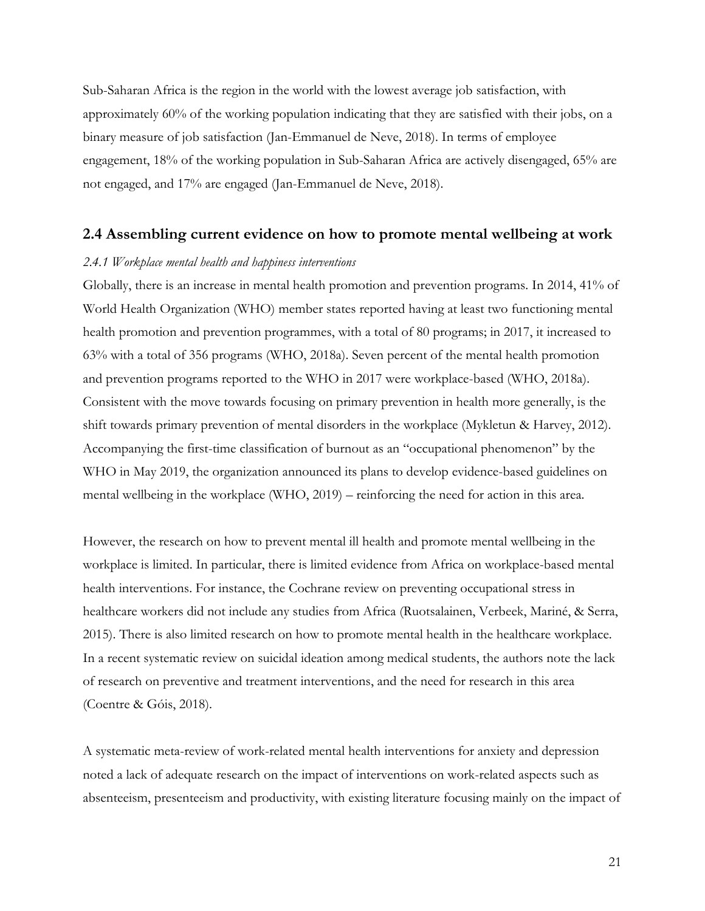Sub-Saharan Africa is the region in the world with the lowest average job satisfaction, with approximately 60% of the working population indicating that they are satisfied with their jobs, on a binary measure of job satisfaction (Jan-Emmanuel de Neve, 2018). In terms of employee engagement, 18% of the working population in Sub-Saharan Africa are actively disengaged, 65% are not engaged, and 17% are engaged (Jan-Emmanuel de Neve, 2018).

## 2.4 Assembling current evidence on how to promote mental wellbeing at work

### *2.4.1 Workplace mental health and happiness interventions*

Globally, there is an increase in mental health promotion and prevention programs. In 2014, 41% of World Health Organization (WHO) member states reported having at least two functioning mental health promotion and prevention programmes, with a total of 80 programs; in 2017, it increased to 63% with a total of 356 programs (WHO, 2018a). Seven percent of the mental health promotion and prevention programs reported to the WHO in 2017 were workplace-based (WHO, 2018a). Consistent with the move towards focusing on primary prevention in health more generally, is the shift towards primary prevention of mental disorders in the workplace (Mykletun & Harvey, 2012). Accompanying the first-time classification of burnout as an "occupational phenomenon" by the WHO in May 2019, the organization announced its plans to develop evidence-based guidelines on mental wellbeing in the workplace (WHO, 2019) – reinforcing the need for action in this area.

However, the research on how to prevent mental ill health and promote mental wellbeing in the workplace is limited. In particular, there is limited evidence from Africa on workplace-based mental health interventions. For instance, the Cochrane review on preventing occupational stress in healthcare workers did not include any studies from Africa (Ruotsalainen, Verbeek, Mariné, & Serra, 2015). There is also limited research on how to promote mental health in the healthcare workplace. In a recent systematic review on suicidal ideation among medical students, the authors note the lack of research on preventive and treatment interventions, and the need for research in this area (Coentre & Góis, 2018).

A systematic meta-review of work-related mental health interventions for anxiety and depression noted a lack of adequate research on the impact of interventions on work-related aspects such as absenteeism, presenteeism and productivity, with existing literature focusing mainly on the impact of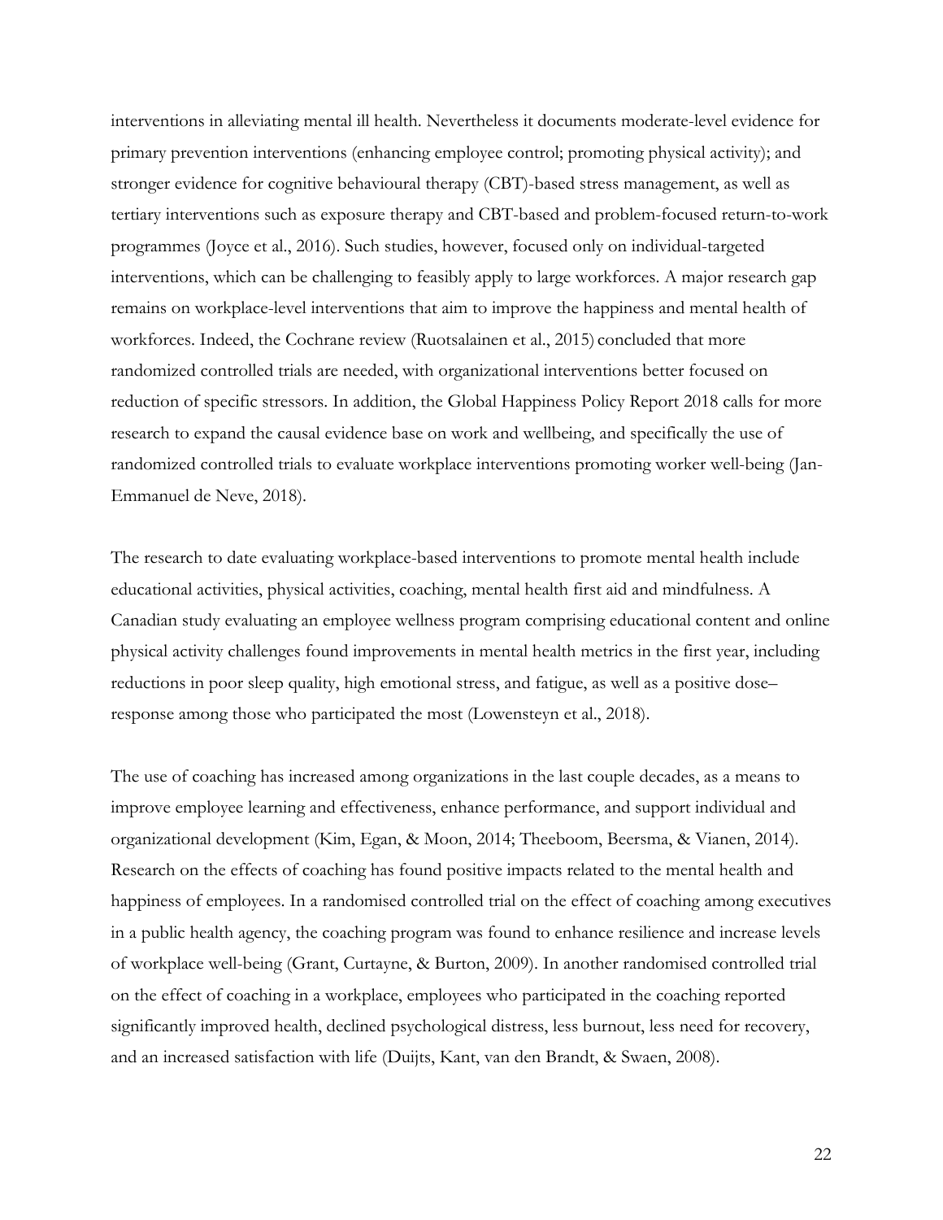interventions in alleviating mental ill health. Nevertheless it documents moderate-level evidence for primary prevention interventions (enhancing employee control; promoting physical activity); and stronger evidence for cognitive behavioural therapy (CBT)-based stress management, as well as tertiary interventions such as exposure therapy and CBT-based and problem-focused return-to-work programmes (Joyce et al., 2016). Such studies, however, focused only on individual-targeted interventions, which can be challenging to feasibly apply to large workforces. A major research gap remains on workplace-level interventions that aim to improve the happiness and mental health of workforces. Indeed, the Cochrane review (Ruotsalainen et al., 2015) concluded that more randomized controlled trials are needed, with organizational interventions better focused on reduction of specific stressors. In addition, the Global Happiness Policy Report 2018 calls for more research to expand the causal evidence base on work and wellbeing, and specifically the use of randomized controlled trials to evaluate workplace interventions promoting worker well-being (Jan-Emmanuel de Neve, 2018).

The research to date evaluating workplace-based interventions to promote mental health include educational activities, physical activities, coaching, mental health first aid and mindfulness. A Canadian study evaluating an employee wellness program comprising educational content and online physical activity challenges found improvements in mental health metrics in the first year, including reductions in poor sleep quality, high emotional stress, and fatigue, as well as a positive dose–response among those who participated the most (Lowensteyn et al., 2018).

The use of coaching has increased among organizations in the last couple decades, as a means to improve employee learning and effectiveness, enhance performance, and support individual and organizational development (Kim, Egan, & Moon, 2014; Theeboom, Beersma, & Vianen, 2014). Research on the effects of coaching has found positive impacts related to the mental health and happiness of employees. In a randomised controlled trial on the effect of coaching among executives in a public health agency, the coaching program was found to enhance resilience and increase levels of workplace well-being (Grant, Curtayne, & Burton, 2009). In another randomised controlled trial on the effect of coaching in a workplace, employees who participated in the coaching reported significantly improved health, declined psychological distress, less burnout, less need for recovery, and an increased satisfaction with life (Duijts, Kant, van den Brandt, & Swaen, 2008).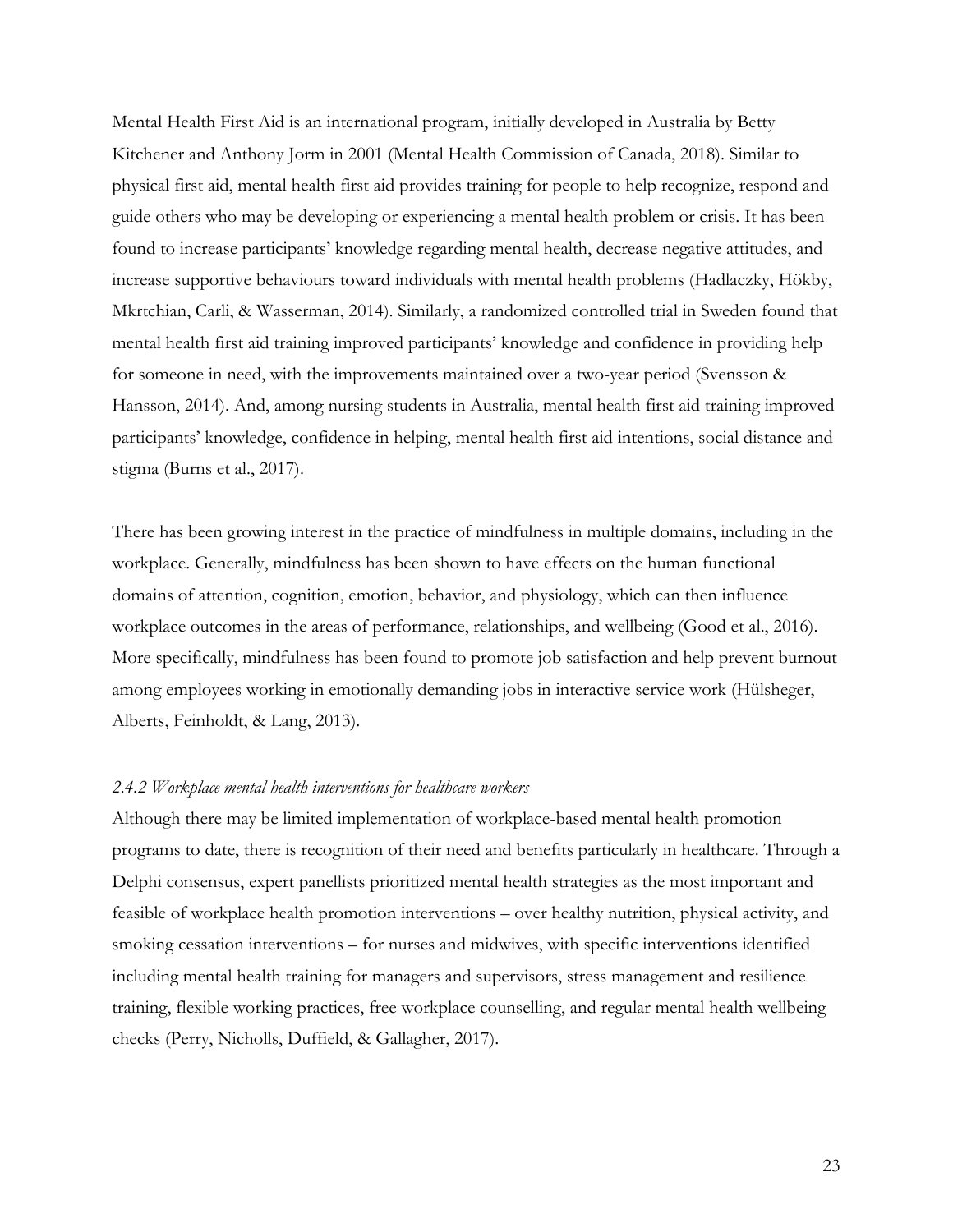Mental Health First Aid is an international program, initially developed in Australia by Betty Kitchener and Anthony Jorm in 2001 (Mental Health Commission of Canada, 2018). Similar to physical first aid, mental health first aid provides training for people to help recognize, respond and guide others who may be developing or experiencing a mental health problem or crisis. It has been found to increase participants' knowledge regarding mental health, decrease negative attitudes, and increase supportive behaviours toward individuals with mental health problems (Hadlaczky, Hökby, Mkrtchian, Carli, & Wasserman, 2014). Similarly, a randomized controlled trial in Sweden found that mental health first aid training improved participants' knowledge and confidence in providing help for someone in need, with the improvements maintained over a two-year period (Svensson & Hansson, 2014). And, among nursing students in Australia, mental health first aid training improved participants' knowledge, confidence in helping, mental health first aid intentions, social distance and stigma (Burns et al., 2017).

There has been growing interest in the practice of mindfulness in multiple domains, including in the workplace. Generally, mindfulness has been shown to have effects on the human functional domains of attention, cognition, emotion, behavior, and physiology, which can then influence workplace outcomes in the areas of performance, relationships, and wellbeing (Good et al., 2016). More specifically, mindfulness has been found to promote job satisfaction and help prevent burnout among employees working in emotionally demanding jobs in interactive service work (Hülsheger, Alberts, Feinholdt, & Lang, 2013).

### *2.4.2 Workplace mental health interventions for healthcare workers*

Although there may be limited implementation of workplace-based mental health promotion programs to date, there is recognition of their need and benefits particularly in healthcare. Through a Delphi consensus, expert panellists prioritized mental health strategies as the most important and feasible of workplace health promotion interventions – over healthy nutrition, physical activity, and smoking cessation interventions – for nurses and midwives, with specific interventions identified including mental health training for managers and supervisors, stress management and resilience training, flexible working practices, free workplace counselling, and regular mental health wellbeing checks (Perry, Nicholls, Duffield, & Gallagher, 2017).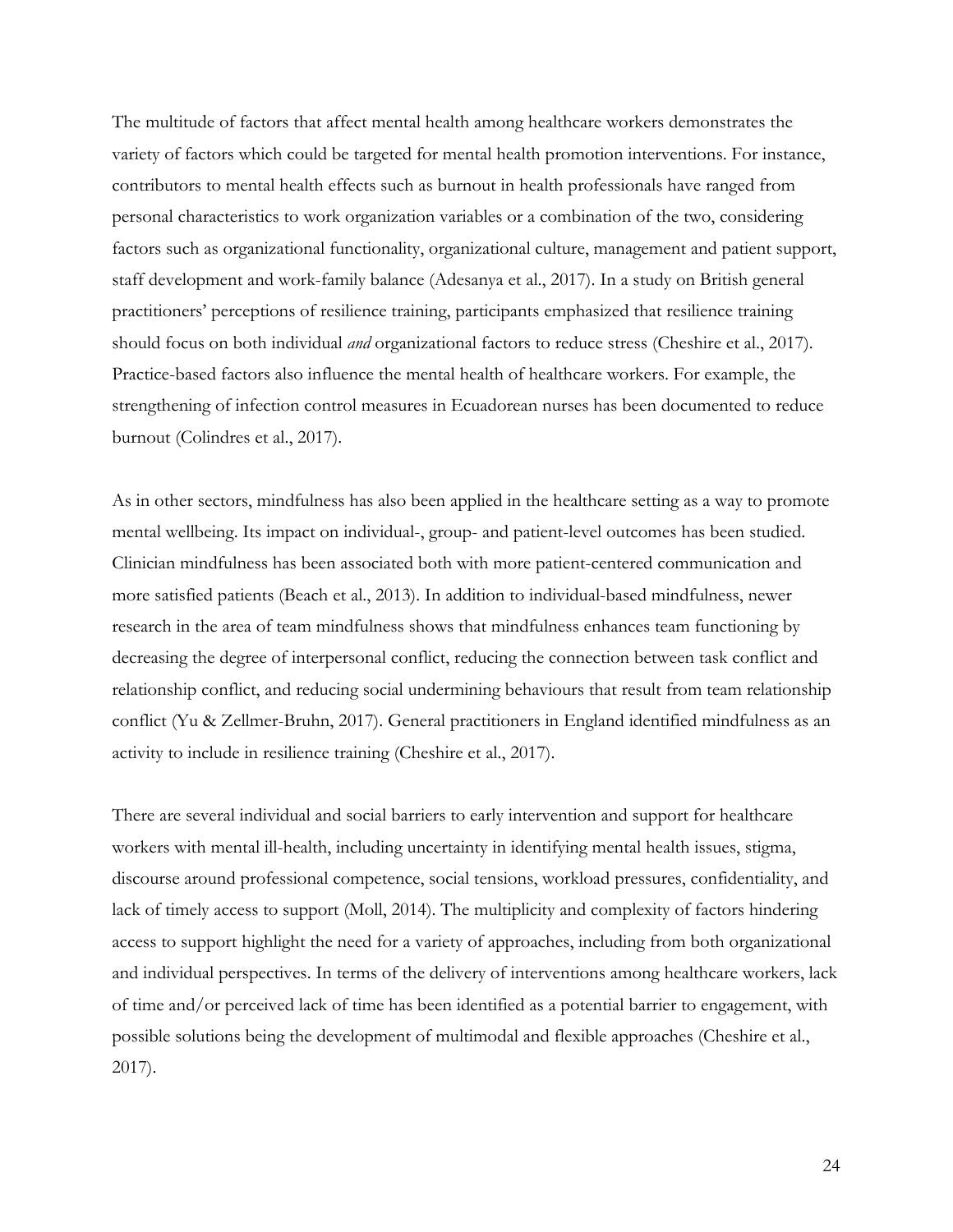The multitude of factors that affect mental health among healthcare workers demonstrates the variety of factors which could be targeted for mental health promotion interventions. For instance, contributors to mental health effects such as burnout in health professionals have ranged from personal characteristics to work organization variables or a combination of the two, considering factors such as organizational functionality, organizational culture, management and patient support, staff development and work-family balance (Adesanya et al., 2017). In a study on British general practitioners' perceptions of resilience training, participants emphasized that resilience training should focus on both individual *and* organizational factors to reduce stress (Cheshire et al., 2017). Practice-based factors also influence the mental health of healthcare workers. For example, the strengthening of infection control measures in Ecuadorean nurses has been documented to reduce burnout (Colindres et al., 2017).

As in other sectors, mindfulness has also been applied in the healthcare setting as a way to promote mental wellbeing. Its impact on individual-, group- and patient-level outcomes has been studied. Clinician mindfulness has been associated both with more patient-centered communication and more satisfied patients (Beach et al., 2013). In addition to individual-based mindfulness, newer research in the area of team mindfulness shows that mindfulness enhances team functioning by decreasing the degree of interpersonal conflict, reducing the connection between task conflict and relationship conflict, and reducing social undermining behaviours that result from team relationship conflict (Yu & Zellmer-Bruhn, 2017). General practitioners in England identified mindfulness as an activity to include in resilience training (Cheshire et al., 2017).

There are several individual and social barriers to early intervention and support for healthcare workers with mental ill-health, including uncertainty in identifying mental health issues, stigma, discourse around professional competence, social tensions, workload pressures, confidentiality, and lack of timely access to support (Moll, 2014). The multiplicity and complexity of factors hindering access to support highlight the need for a variety of approaches, including from both organizational and individual perspectives. In terms of the delivery of interventions among healthcare workers, lack of time and/or perceived lack of time has been identified as a potential barrier to engagement, with possible solutions being the development of multimodal and flexible approaches (Cheshire et al., 2017).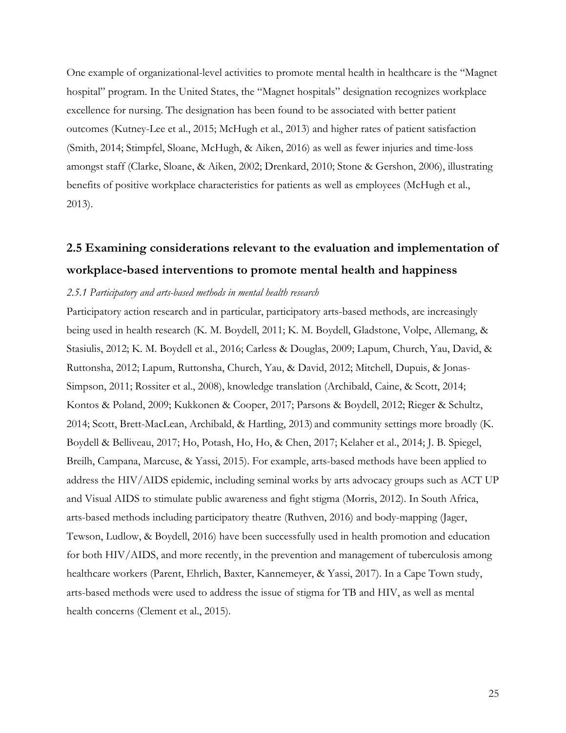One example of organizational-level activities to promote mental health in healthcare is the "Magnet hospital" program. In the United States, the "Magnet hospitals" designation recognizes workplace excellence for nursing. The designation has been found to be associated with better patient outcomes (Kutney-Lee et al., 2015; McHugh et al., 2013) and higher rates of patient satisfaction (Smith, 2014; Stimpfel, Sloane, McHugh, & Aiken, 2016) as well as fewer injuries and time-loss amongst staff (Clarke, Sloane, & Aiken, 2002; Drenkard, 2010; Stone & Gershon, 2006), illustrating benefits of positive workplace characteristics for patients as well as employees (McHugh et al., 2013).

## 2.5 Examining considerations relevant to the evaluation and implementation of workplace-based interventions to promote mental health and happiness

### *2.5.1 Participatory and arts-based methods in mental health research*

Participatory action research and in particular, participatory arts-based methods, are increasingly being used in health research (K. M. Boydell, 2011; K. M. Boydell, Gladstone, Volpe, Allemang, & Stasiulis, 2012; K. M. Boydell et al., 2016; Carless & Douglas, 2009; Lapum, Church, Yau, David, & Ruttonsha, 2012; Lapum, Ruttonsha, Church, Yau, & David, 2012; Mitchell, Dupuis, & Jonas-Simpson, 2011; Rossiter et al., 2008), knowledge translation (Archibald, Caine, & Scott, 2014; Kontos & Poland, 2009; Kukkonen & Cooper, 2017; Parsons & Boydell, 2012; Rieger & Schultz, 2014; Scott, Brett-MacLean, Archibald, & Hartling, 2013) and community settings more broadly (K. Boydell & Belliveau, 2017; Ho, Potash, Ho, Ho, & Chen, 2017; Kelaher et al., 2014; J. B. Spiegel, Breilh, Campana, Marcuse, & Yassi, 2015). For example, arts-based methods have been applied to address the HIV/AIDS epidemic, including seminal works by arts advocacy groups such as ACT UP and Visual AIDS to stimulate public awareness and fight stigma (Morris, 2012). In South Africa, arts-based methods including participatory theatre (Ruthven, 2016) and body-mapping (Jager, Tewson, Ludlow, & Boydell, 2016) have been successfully used in health promotion and education for both HIV/AIDS, and more recently, in the prevention and management of tuberculosis among healthcare workers (Parent, Ehrlich, Baxter, Kannemeyer, & Yassi, 2017). In a Cape Town study, arts-based methods were used to address the issue of stigma for TB and HIV, as well as mental health concerns (Clement et al., 2015).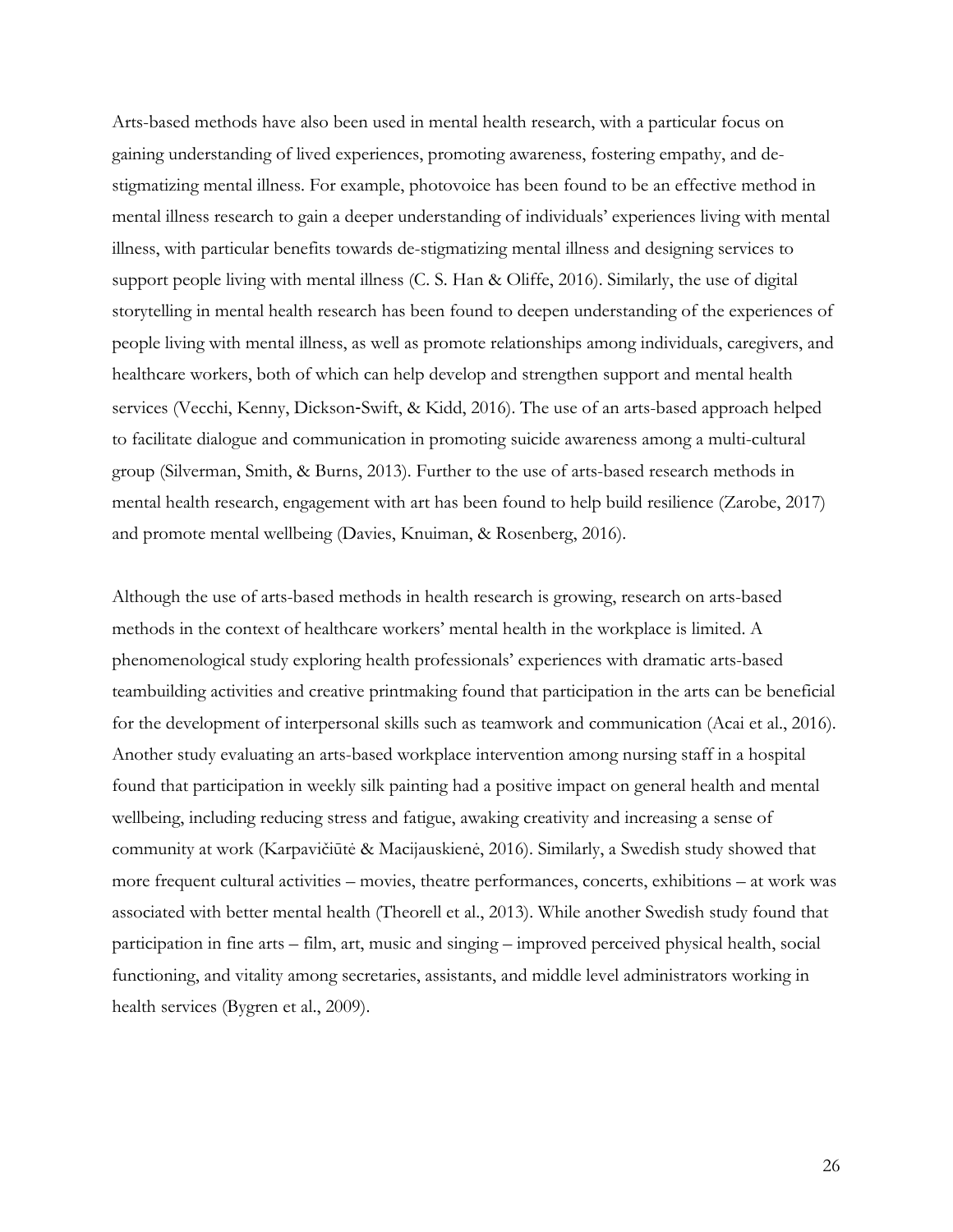Arts-based methods have also been used in mental health research, with a particular focus on gaining understanding of lived experiences, promoting awareness, fostering empathy, and de-stigmatizing mental illness. For example, photovoice has been found to be an effective method in mental illness research to gain a deeper understanding of individuals' experiences living with mental illness, with particular benefits towards de-stigmatizing mental illness and designing services to support people living with mental illness (C. S. Han & Oliffe, 2016). Similarly, the use of digital storytelling in mental health research has been found to deepen understanding of the experiences of people living with mental illness, as well as promote relationships among individuals, caregivers, and healthcare workers, both of which can help develop and strengthen support and mental health services (Vecchi, Kenny, Dickson-Swift, & Kidd, 2016). The use of an arts-based approach helped to facilitate dialogue and communication in promoting suicide awareness among a multi-cultural group (Silverman, Smith, & Burns, 2013). Further to the use of arts-based research methods in mental health research, engagement with art has been found to help build resilience (Zarobe, 2017) and promote mental wellbeing (Davies, Knuiman, & Rosenberg, 2016).

Although the use of arts-based methods in health research is growing, research on arts-based methods in the context of healthcare workers' mental health in the workplace is limited. A phenomenological study exploring health professionals' experiences with dramatic arts-based teambuilding activities and creative printmaking found that participation in the arts can be beneficial for the development of interpersonal skills such as teamwork and communication (Acai et al., 2016). Another study evaluating an arts-based workplace intervention among nursing staff in a hospital found that participation in weekly silk painting had a positive impact on general health and mental wellbeing, including reducing stress and fatigue, awaking creativity and increasing a sense of community at work (Karpavičiūtė & Macijauskienė, 2016). Similarly, a Swedish study showed that more frequent cultural activities – movies, theatre performances, concerts, exhibitions – at work was associated with better mental health (Theorell et al., 2013). While another Swedish study found that participation in fine arts – film, art, music and singing – improved perceived physical health, social functioning, and vitality among secretaries, assistants, and middle level administrators working in health services (Bygren et al., 2009).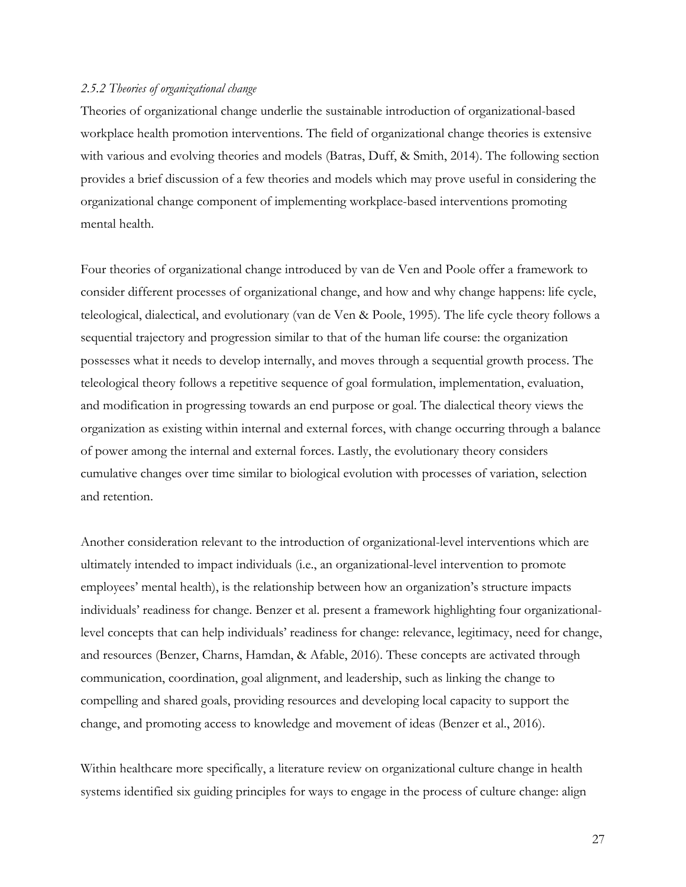### *2.5.2 Theories of organizational change*

Theories of organizational change underlie the sustainable introduction of organizational-based workplace health promotion interventions. The field of organizational change theories is extensive with various and evolving theories and models (Batras, Duff, & Smith, 2014). The following section provides a brief discussion of a few theories and models which may prove useful in considering the organizational change component of implementing workplace-based interventions promoting mental health.

Four theories of organizational change introduced by van de Ven and Poole offer a framework to consider different processes of organizational change, and how and why change happens: life cycle, teleological, dialectical, and evolutionary (van de Ven & Poole, 1995). The life cycle theory follows a sequential trajectory and progression similar to that of the human life course: the organization possesses what it needs to develop internally, and moves through a sequential growth process. The teleological theory follows a repetitive sequence of goal formulation, implementation, evaluation, and modification in progressing towards an end purpose or goal. The dialectical theory views the organization as existing within internal and external forces, with change occurring through a balance of power among the internal and external forces. Lastly, the evolutionary theory considers cumulative changes over time similar to biological evolution with processes of variation, selection and retention.

Another consideration relevant to the introduction of organizational-level interventions which are ultimately intended to impact individuals (i.e., an organizational-level intervention to promote employees' mental health), is the relationship between how an organization's structure impacts individuals' readiness for change. Benzer et al. present a framework highlighting four organizational-level concepts that can help individuals' readiness for change: relevance, legitimacy, need for change, and resources (Benzer, Charns, Hamdan, & Afable, 2016). These concepts are activated through communication, coordination, goal alignment, and leadership, such as linking the change to compelling and shared goals, providing resources and developing local capacity to support the change, and promoting access to knowledge and movement of ideas (Benzer et al., 2016).

Within healthcare more specifically, a literature review on organizational culture change in health systems identified six guiding principles for ways to engage in the process of culture change: align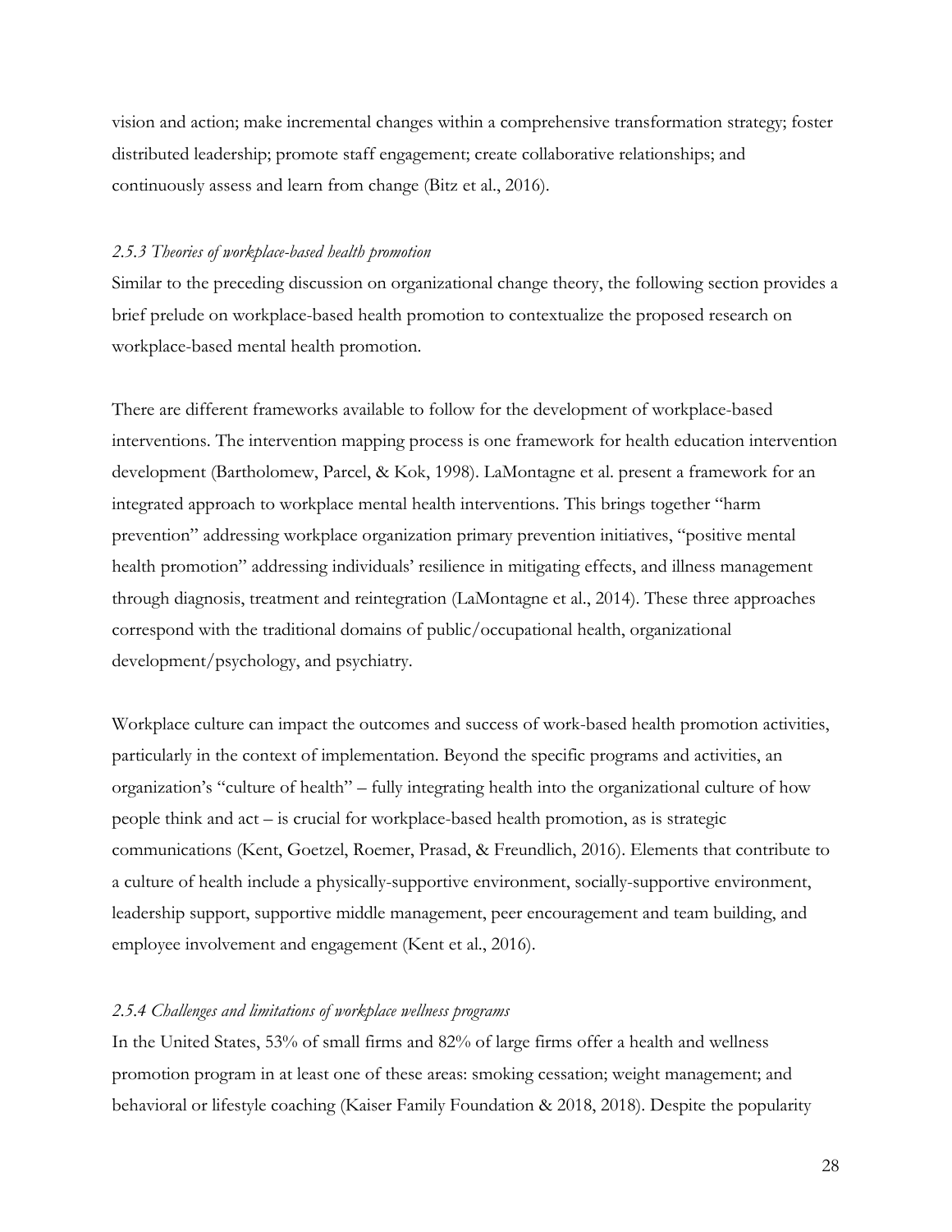vision and action; make incremental changes within a comprehensive transformation strategy; foster distributed leadership; promote staff engagement; create collaborative relationships; and continuously assess and learn from change (Bitz et al., 2016).

### *2.5.3 Theories of workplace-based health promotion*

Similar to the preceding discussion on organizational change theory, the following section provides a brief prelude on workplace-based health promotion to contextualize the proposed research on workplace-based mental health promotion.

There are different frameworks available to follow for the development of workplace-based interventions. The intervention mapping process is one framework for health education intervention development (Bartholomew, Parcel, & Kok, 1998). LaMontagne et al. present a framework for an integrated approach to workplace mental health interventions. This brings together "harm prevention" addressing workplace organization primary prevention initiatives, "positive mental health promotion" addressing individuals' resilience in mitigating effects, and illness management through diagnosis, treatment and reintegration (LaMontagne et al., 2014). These three approaches correspond with the traditional domains of public/occupational health, organizational development/psychology, and psychiatry.

Workplace culture can impact the outcomes and success of work-based health promotion activities, particularly in the context of implementation. Beyond the specific programs and activities, an organization's "culture of health" – fully integrating health into the organizational culture of how people think and act – is crucial for workplace-based health promotion, as is strategic communications (Kent, Goetzel, Roemer, Prasad, & Freundlich, 2016). Elements that contribute to a culture of health include a physically-supportive environment, socially-supportive environment, leadership support, supportive middle management, peer encouragement and team building, and employee involvement and engagement (Kent et al., 2016).

### *2.5.4 Challenges and limitations of workplace wellness programs*

In the United States, 53% of small firms and 82% of large firms offer a health and wellness promotion program in at least one of these areas: smoking cessation; weight management; and behavioral or lifestyle coaching (Kaiser Family Foundation & 2018, 2018). Despite the popularity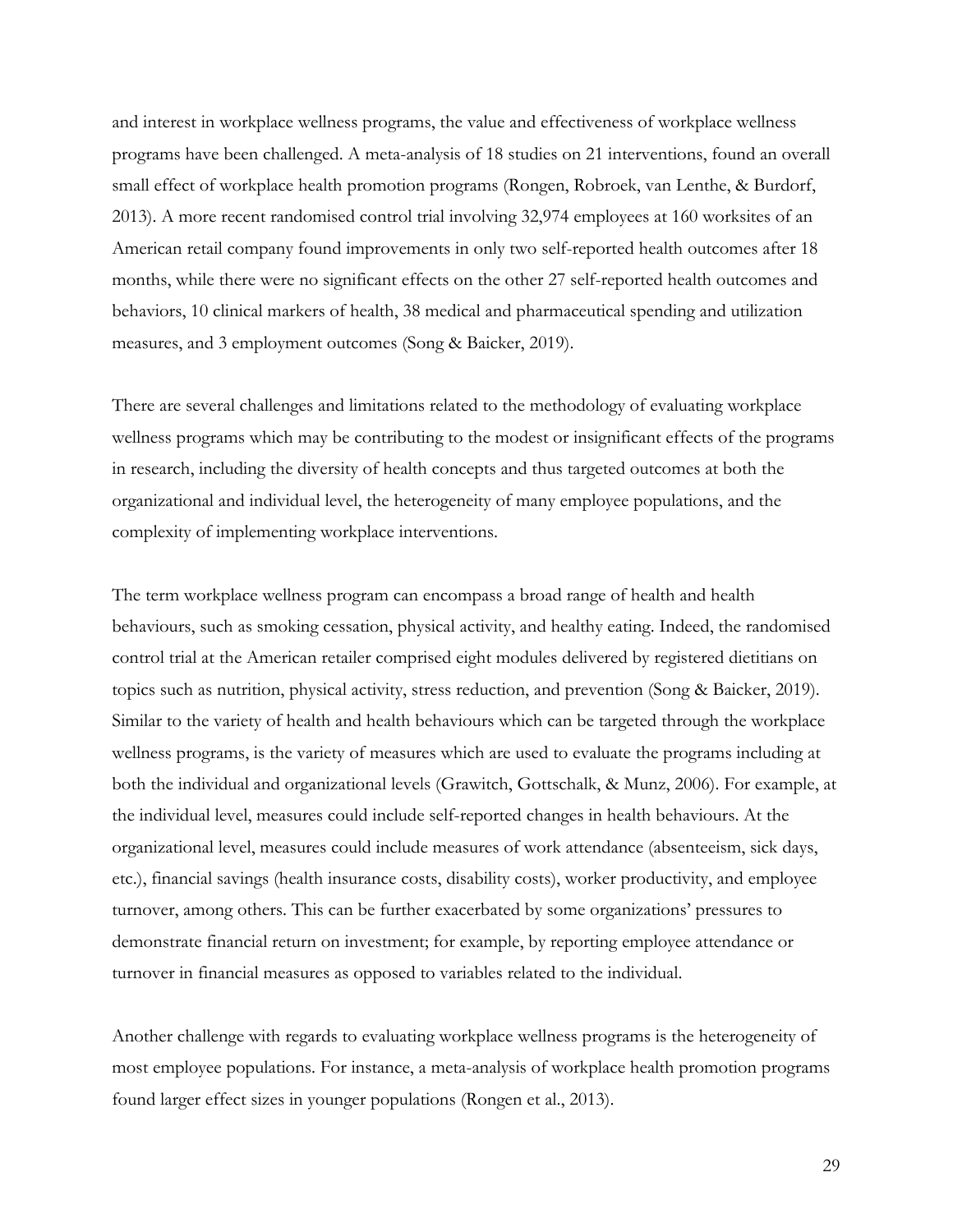and interest in workplace wellness programs, the value and effectiveness of workplace wellness programs have been challenged. A meta-analysis of 18 studies on 21 interventions, found an overall small effect of workplace health promotion programs (Rongen, Robroek, van Lenthe, & Burdorf, 2013). A more recent randomised control trial involving 32,974 employees at 160 worksites of an American retail company found improvements in only two self-reported health outcomes after 18 months, while there were no significant effects on the other 27 self-reported health outcomes and behaviors, 10 clinical markers of health, 38 medical and pharmaceutical spending and utilization measures, and 3 employment outcomes (Song & Baicker, 2019).

There are several challenges and limitations related to the methodology of evaluating workplace wellness programs which may be contributing to the modest or insignificant effects of the programs in research, including the diversity of health concepts and thus targeted outcomes at both the organizational and individual level, the heterogeneity of many employee populations, and the complexity of implementing workplace interventions.

The term workplace wellness program can encompass a broad range of health and health behaviours, such as smoking cessation, physical activity, and healthy eating. Indeed, the randomised control trial at the American retailer comprised eight modules delivered by registered dietitians on topics such as nutrition, physical activity, stress reduction, and prevention (Song & Baicker, 2019). Similar to the variety of health and health behaviours which can be targeted through the workplace wellness programs, is the variety of measures which are used to evaluate the programs including at both the individual and organizational levels (Grawitch, Gottschalk, & Munz, 2006). For example, at the individual level, measures could include self-reported changes in health behaviours. At the organizational level, measures could include measures of work attendance (absenteeism, sick days, etc.), financial savings (health insurance costs, disability costs), worker productivity, and employee turnover, among others. This can be further exacerbated by some organizations' pressures to demonstrate financial return on investment; for example, by reporting employee attendance or turnover in financial measures as opposed to variables related to the individual.

Another challenge with regards to evaluating workplace wellness programs is the heterogeneity of most employee populations. For instance, a meta-analysis of workplace health promotion programs found larger effect sizes in younger populations (Rongen et al., 2013).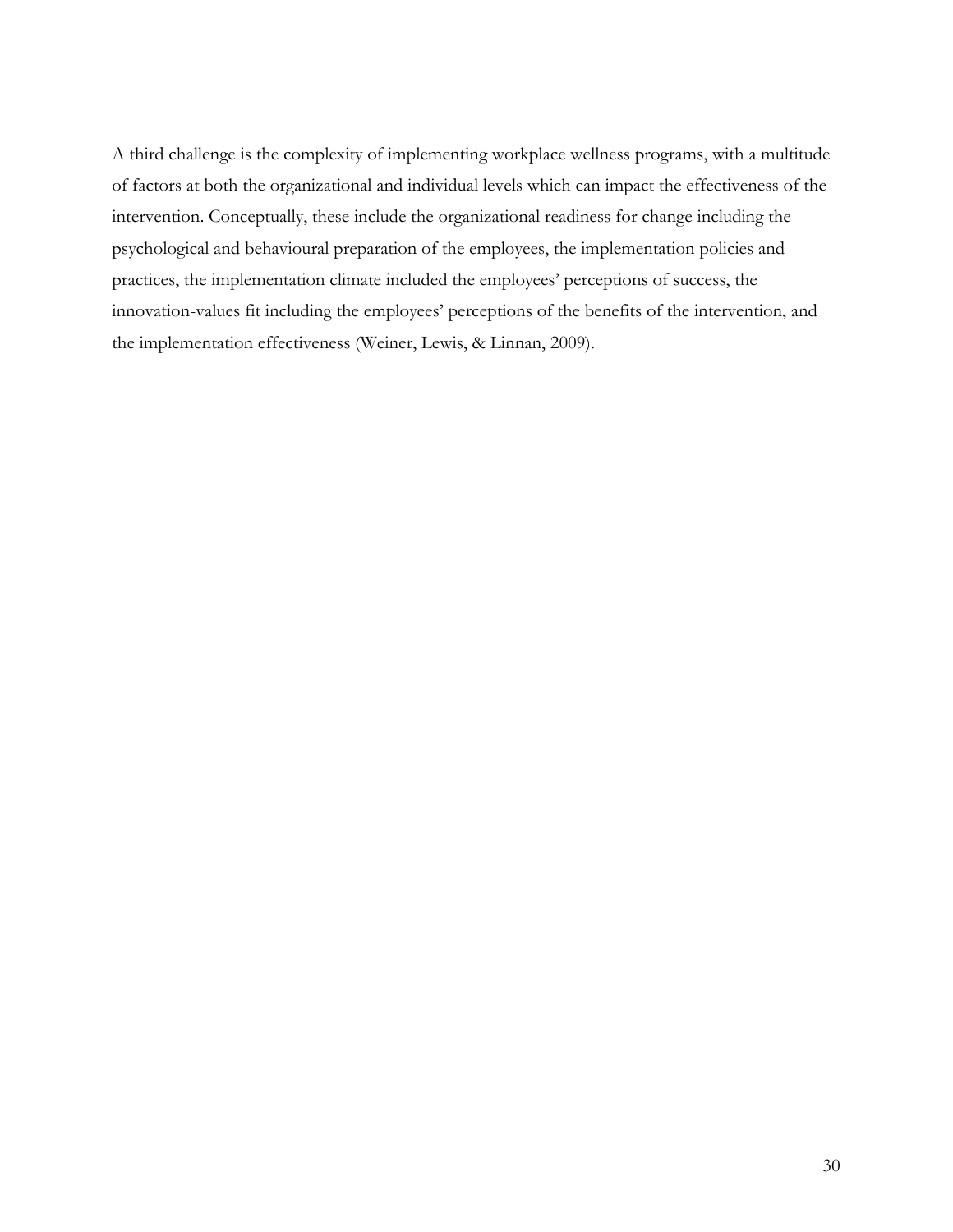A third challenge is the complexity of implementing workplace wellness programs, with a multitude of factors at both the organizational and individual levels which can impact the effectiveness of the intervention. Conceptually, these include the organizational readiness for change including the psychological and behavioural preparation of the employees, the implementation policies and practices, the implementation climate included the employees' perceptions of success, the innovation-values fit including the employees' perceptions of the benefits of the intervention, and the implementation effectiveness (Weiner, Lewis, & Linnan, 2009).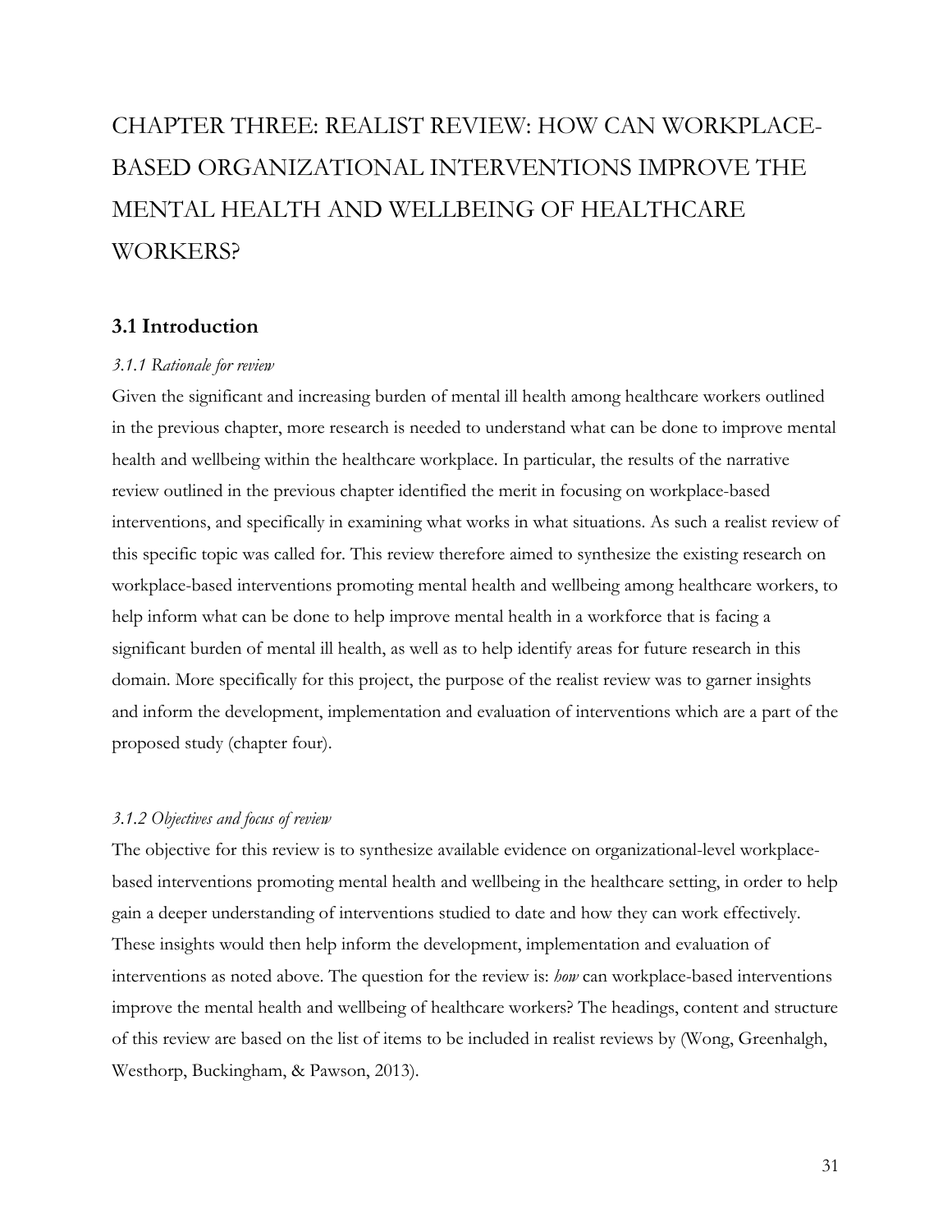# CHAPTER THREE: REALIST REVIEW: HOW CAN WORKPLACE-BASED ORGANIZATIONAL INTERVENTIONS IMPROVE THE MENTAL HEALTH AND WELLBEING OF HEALTHCARE WORKERS?

## 3.1 Introduction

### *3.1.1 Rationale for review*

Given the significant and increasing burden of mental ill health among healthcare workers outlined in the previous chapter, more research is needed to understand what can be done to improve mental health and wellbeing within the healthcare workplace. In particular, the results of the narrative review outlined in the previous chapter identified the merit in focusing on workplace-based interventions, and specifically in examining what works in what situations. As such a realist review of this specific topic was called for. This review therefore aimed to synthesize the existing research on workplace-based interventions promoting mental health and wellbeing among healthcare workers, to help inform what can be done to help improve mental health in a workforce that is facing a significant burden of mental ill health, as well as to help identify areas for future research in this domain. More specifically for this project, the purpose of the realist review was to garner insights and inform the development, implementation and evaluation of interventions which are a part of the proposed study (chapter four).

### *3.1.2 Objectives and focus of review*

The objective for this review is to synthesize available evidence on organizational-level workplace-based interventions promoting mental health and wellbeing in the healthcare setting, in order to help gain a deeper understanding of interventions studied to date and how they can work effectively. These insights would then help inform the development, implementation and evaluation of interventions as noted above. The question for the review is: *how* can workplace-based interventions improve the mental health and wellbeing of healthcare workers? The headings, content and structure of this review are based on the list of items to be included in realist reviews by (Wong, Greenhalgh, Westhorp, Buckingham, & Pawson, 2013).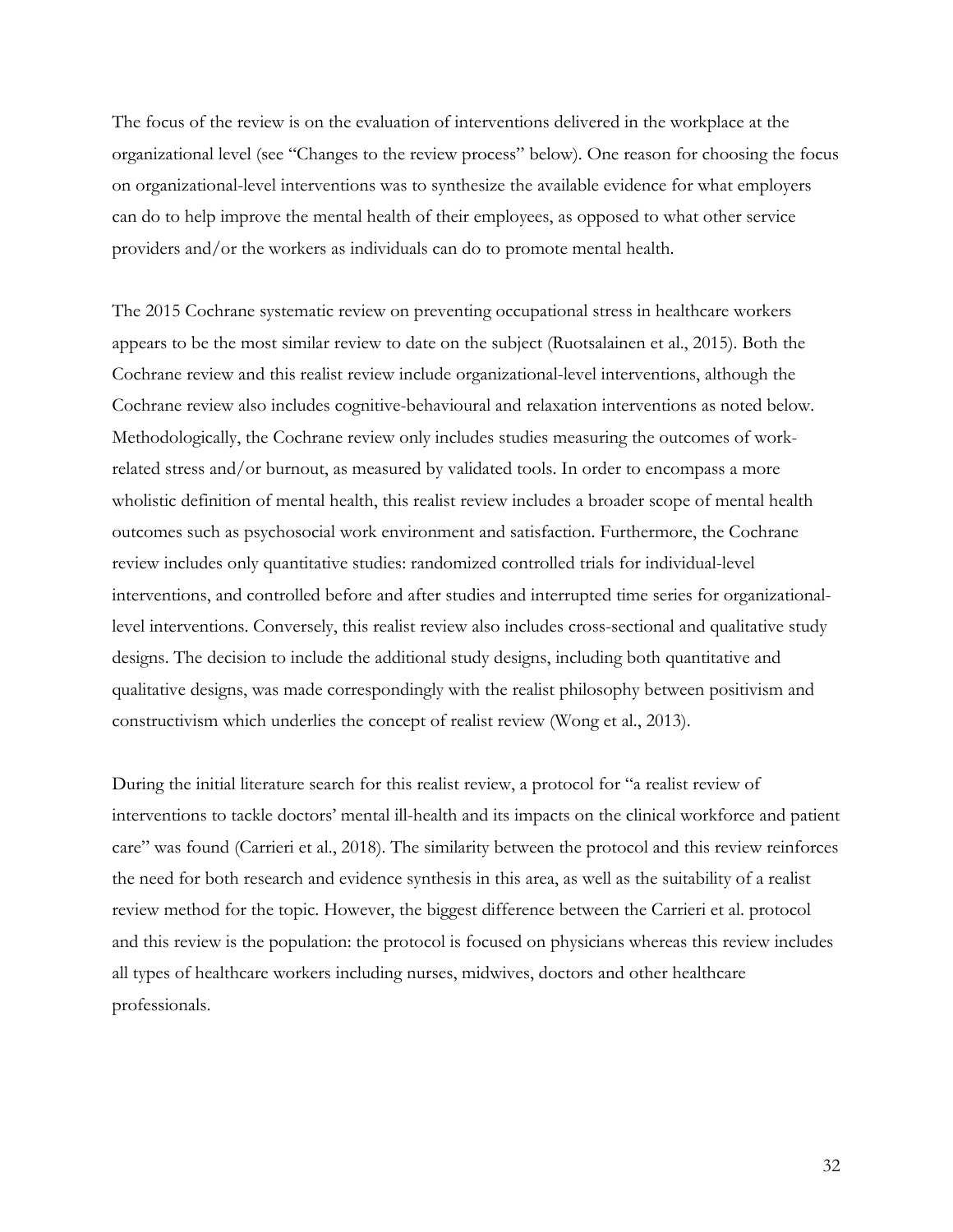The focus of the review is on the evaluation of interventions delivered in the workplace at the organizational level (see "Changes to the review process" below). One reason for choosing the focus on organizational-level interventions was to synthesize the available evidence for what employers can do to help improve the mental health of their employees, as opposed to what other service providers and/or the workers as individuals can do to promote mental health.

The 2015 Cochrane systematic review on preventing occupational stress in healthcare workers appears to be the most similar review to date on the subject (Ruotsalainen et al., 2015). Both the Cochrane review and this realist review include organizational-level interventions, although the Cochrane review also includes cognitive-behavioural and relaxation interventions as noted below. Methodologically, the Cochrane review only includes studies measuring the outcomes of work-related stress and/or burnout, as measured by validated tools. In order to encompass a more wholistic definition of mental health, this realist review includes a broader scope of mental health outcomes such as psychosocial work environment and satisfaction. Furthermore, the Cochrane review includes only quantitative studies: randomized controlled trials for individual-level interventions, and controlled before and after studies and interrupted time series for organizational-level interventions. Conversely, this realist review also includes cross-sectional and qualitative study designs. The decision to include the additional study designs, including both quantitative and qualitative designs, was made correspondingly with the realist philosophy between positivism and constructivism which underlies the concept of realist review (Wong et al., 2013).

During the initial literature search for this realist review, a protocol for "a realist review of interventions to tackle doctors' mental ill-health and its impacts on the clinical workforce and patient care" was found (Carrieri et al., 2018). The similarity between the protocol and this review reinforces the need for both research and evidence synthesis in this area, as well as the suitability of a realist review method for the topic. However, the biggest difference between the Carrieri et al. protocol and this review is the population: the protocol is focused on physicians whereas this review includes all types of healthcare workers including nurses, midwives, doctors and other healthcare professionals.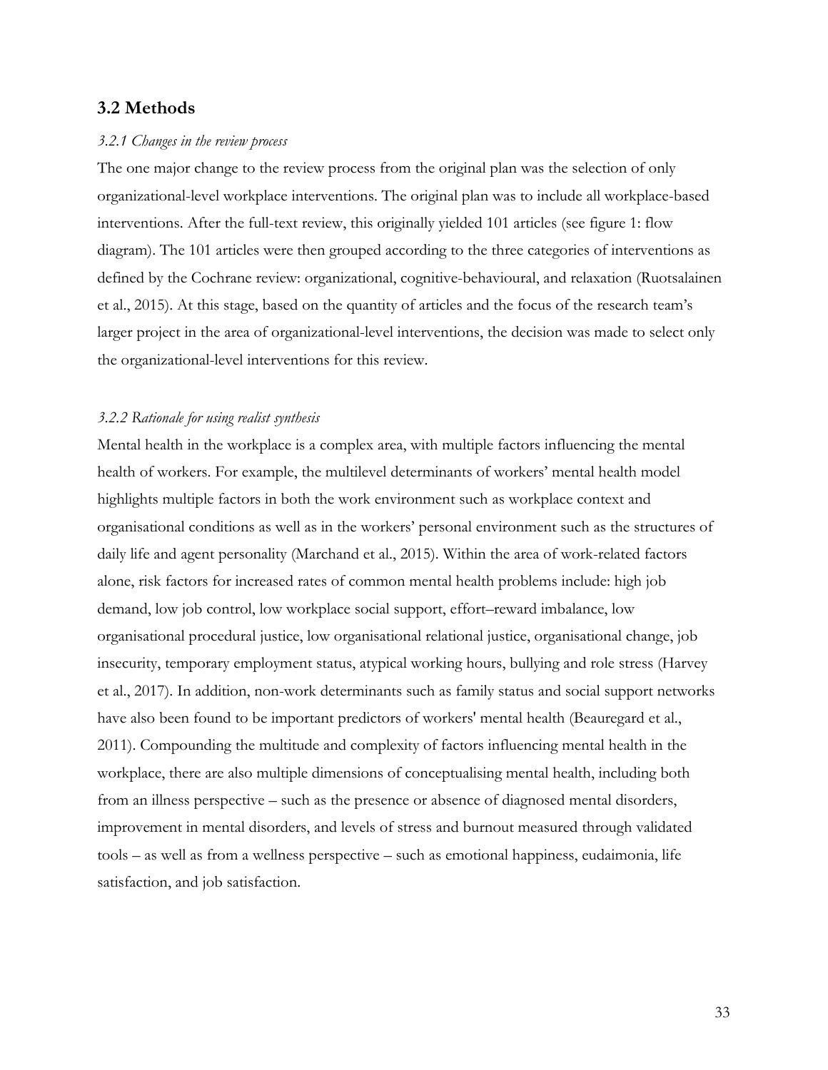## 3.2 Methods

*3.2.1 Changes in the review process*

The one major change to the review process from the original plan was the selection of only organizational-level workplace interventions. The original plan was to include all workplace-based interventions. After the full-text review, this originally yielded 101 articles (see figure 1: flow diagram). The 101 articles were then grouped according to the three categories of interventions as defined by the Cochrane review: organizational, cognitive-behavioural, and relaxation (Ruotsalainen et al., 2015). At this stage, based on the quantity of articles and the focus of the research team's larger project in the area of organizational-level interventions, the decision was made to select only the organizational-level interventions for this review.

*3.2.2 Rationale for using realist synthesis*

Mental health in the workplace is a complex area, with multiple factors influencing the mental health of workers. For example, the multilevel determinants of workers' mental health model highlights multiple factors in both the work environment such as workplace context and organisational conditions as well as in the workers' personal environment such as the structures of daily life and agent personality (Marchand et al., 2015). Within the area of work-related factors alone, risk factors for increased rates of common mental health problems include: high job demand, low job control, low workplace social support, effort–reward imbalance, low organisational procedural justice, low organisational relational justice, organisational change, job insecurity, temporary employment status, atypical working hours, bullying and role stress (Harvey et al., 2017). In addition, non-work determinants such as family status and social support networks have also been found to be important predictors of workers' mental health (Beauregard et al., 2011). Compounding the multitude and complexity of factors influencing mental health in the workplace, there are also multiple dimensions of conceptualising mental health, including both from an illness perspective – such as the presence or absence of diagnosed mental disorders, improvement in mental disorders, and levels of stress and burnout measured through validated tools – as well as from a wellness perspective – such as emotional happiness, eudaimonia, life satisfaction, and job satisfaction.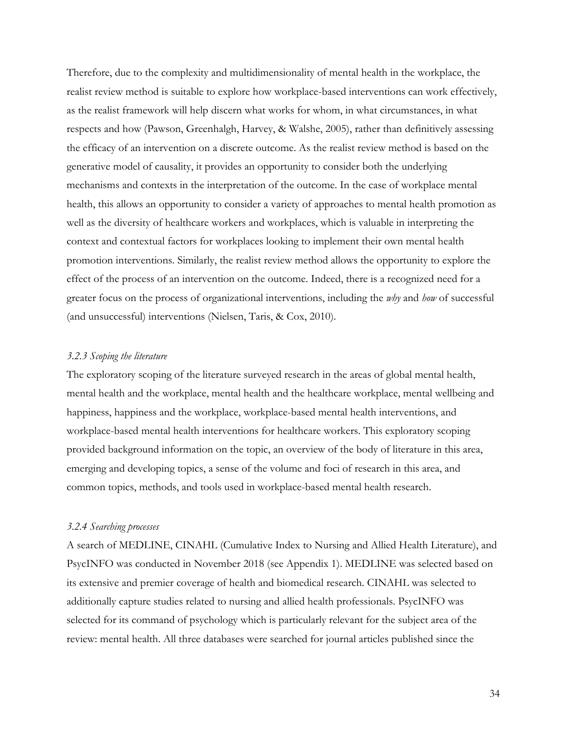Therefore, due to the complexity and multidimensionality of mental health in the workplace, the realist review method is suitable to explore how workplace-based interventions can work effectively, as the realist framework will help discern what works for whom, in what circumstances, in what respects and how (Pawson, Greenhalgh, Harvey, & Walshe, 2005), rather than definitively assessing the efficacy of an intervention on a discrete outcome. As the realist review method is based on the generative model of causality, it provides an opportunity to consider both the underlying mechanisms and contexts in the interpretation of the outcome. In the case of workplace mental health, this allows an opportunity to consider a variety of approaches to mental health promotion as well as the diversity of healthcare workers and workplaces, which is valuable in interpreting the context and contextual factors for workplaces looking to implement their own mental health promotion interventions. Similarly, the realist review method allows the opportunity to explore the effect of the process of an intervention on the outcome. Indeed, there is a recognized need for a greater focus on the process of organizational interventions, including the *why* and *how* of successful (and unsuccessful) interventions (Nielsen, Taris, & Cox, 2010).

### *3.2.3 Scoping the literature*

The exploratory scoping of the literature surveyed research in the areas of global mental health, mental health and the workplace, mental health and the healthcare workplace, mental wellbeing and happiness, happiness and the workplace, workplace-based mental health interventions, and workplace-based mental health interventions for healthcare workers. This exploratory scoping provided background information on the topic, an overview of the body of literature in this area, emerging and developing topics, a sense of the volume and foci of research in this area, and common topics, methods, and tools used in workplace-based mental health research.

### *3.2.4 Searching processes*

A search of MEDLINE, CINAHL (Cumulative Index to Nursing and Allied Health Literature), and PsycINFO was conducted in November 2018 (see Appendix 1). MEDLINE was selected based on its extensive and premier coverage of health and biomedical research. CINAHL was selected to additionally capture studies related to nursing and allied health professionals. PsycINFO was selected for its command of psychology which is particularly relevant for the subject area of the review: mental health. All three databases were searched for journal articles published since the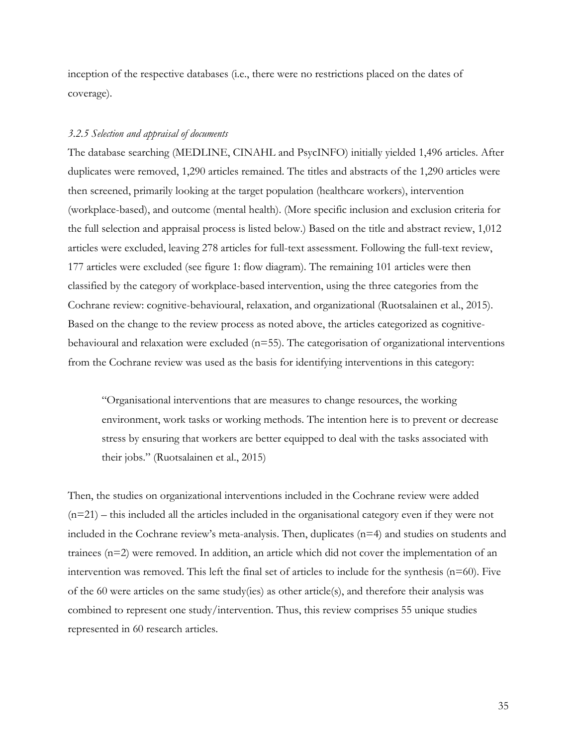inception of the respective databases (i.e., there were no restrictions placed on the dates of coverage).

### *3.2.5 Selection and appraisal of documents*

The database searching (MEDLINE, CINAHL and PsycINFO) initially yielded 1,496 articles. After duplicates were removed, 1,290 articles remained. The titles and abstracts of the 1,290 articles were then screened, primarily looking at the target population (healthcare workers), intervention (workplace-based), and outcome (mental health). (More specific inclusion and exclusion criteria for the full selection and appraisal process is listed below.) Based on the title and abstract review, 1,012 articles were excluded, leaving 278 articles for full-text assessment. Following the full-text review, 177 articles were excluded (see figure 1: flow diagram). The remaining 101 articles were then classified by the category of workplace-based intervention, using the three categories from the Cochrane review: cognitive-behavioural, relaxation, and organizational (Ruotsalainen et al., 2015). Based on the change to the review process as noted above, the articles categorized as cognitive-behavioural and relaxation were excluded (n=55). The categorisation of organizational interventions from the Cochrane review was used as the basis for identifying interventions in this category:

> "Organisational interventions that are measures to change resources, the working environment, work tasks or working methods. The intention here is to prevent or decrease stress by ensuring that workers are better equipped to deal with the tasks associated with their jobs." (Ruotsalainen et al., 2015)

Then, the studies on organizational interventions included in the Cochrane review were added (n=21) – this included all the articles included in the organisational category even if they were not included in the Cochrane review's meta-analysis. Then, duplicates (n=4) and studies on students and trainees (n=2) were removed. In addition, an article which did not cover the implementation of an intervention was removed. This left the final set of articles to include for the synthesis (n=60). Five of the 60 were articles on the same study(ies) as other article(s), and therefore their analysis was combined to represent one study/intervention. Thus, this review comprises 55 unique studies represented in 60 research articles.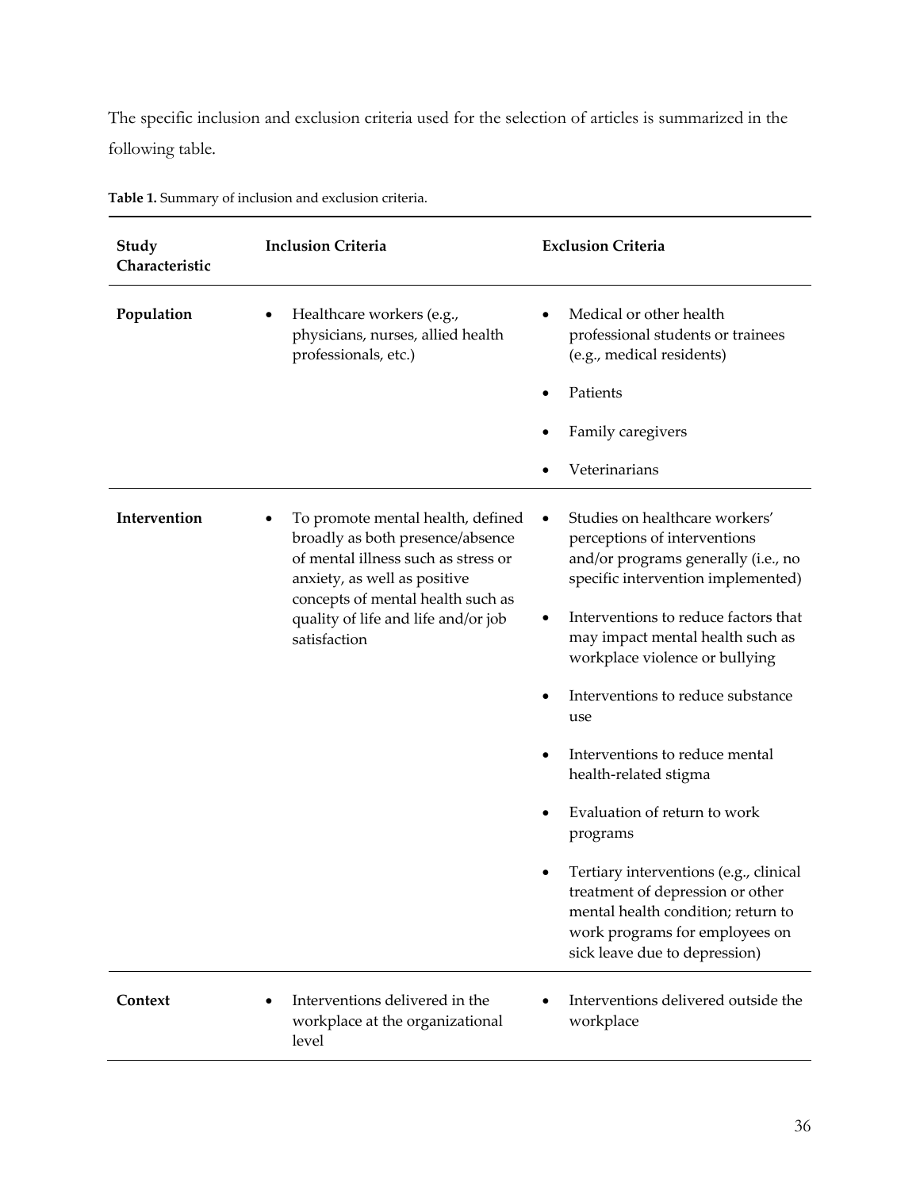The specific inclusion and exclusion criteria used for the selection of articles is summarized in the following table.

**Table 1.** Summary of inclusion and exclusion criteria.

| Study Characteristic | Inclusion Criteria | Exclusion Criteria |
|---|---|---|
| **Population** | • Healthcare workers (e.g., physicians, nurses, allied health professionals, etc.) | • Medical or other health professional students or trainees (e.g., medical residents)<br>• Patients<br>• Family caregivers<br>• Veterinarians |
| **Intervention** | • To promote mental health, defined broadly as both presence/absence of mental illness such as stress or anxiety, as well as positive concepts of mental health such as quality of life and life and/or job satisfaction | • Studies on healthcare workers' perceptions of interventions and/or programs generally (i.e., no specific intervention implemented)<br>• Interventions to reduce factors that may impact mental health such as workplace violence or bullying<br>• Interventions to reduce substance use<br>• Interventions to reduce mental health-related stigma<br>• Evaluation of return to work programs<br>• Tertiary interventions (e.g., clinical treatment of depression or other mental health condition; return to work programs for employees on sick leave due to depression) |
| **Context** | • Interventions delivered in the workplace at the organizational level | • Interventions delivered outside the workplace |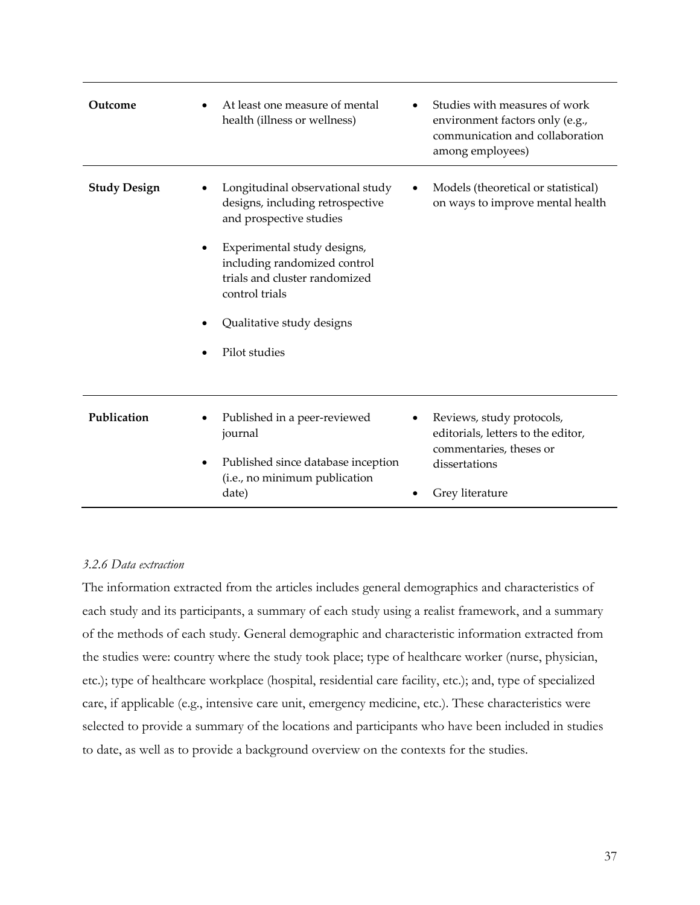| | | |
|---|---|---|
| **Outcome** | • At least one measure of mental health (illness or wellness) | • Studies with measures of work environment factors only (e.g., communication and collaboration among employees) |
| **Study Design** | • Longitudinal observational study designs, including retrospective and prospective studies<br>• Experimental study designs, including randomized control trials and cluster randomized control trials<br>• Qualitative study designs<br>• Pilot studies | • Models (theoretical or statistical) on ways to improve mental health |
| **Publication** | • Published in a peer-reviewed journal<br>• Published since database inception (i.e., no minimum publication date) | • Reviews, study protocols, editorials, letters to the editor, commentaries, theses or dissertations<br>• Grey literature |

*3.2.6 Data extraction*

The information extracted from the articles includes general demographics and characteristics of each study and its participants, a summary of each study using a realist framework, and a summary of the methods of each study. General demographic and characteristic information extracted from the studies were: country where the study took place; type of healthcare worker (nurse, physician, etc.); type of healthcare workplace (hospital, residential care facility, etc.); and, type of specialized care, if applicable (e.g., intensive care unit, emergency medicine, etc.). These characteristics were selected to provide a summary of the locations and participants who have been included in studies to date, as well as to provide a background overview on the contexts for the studies.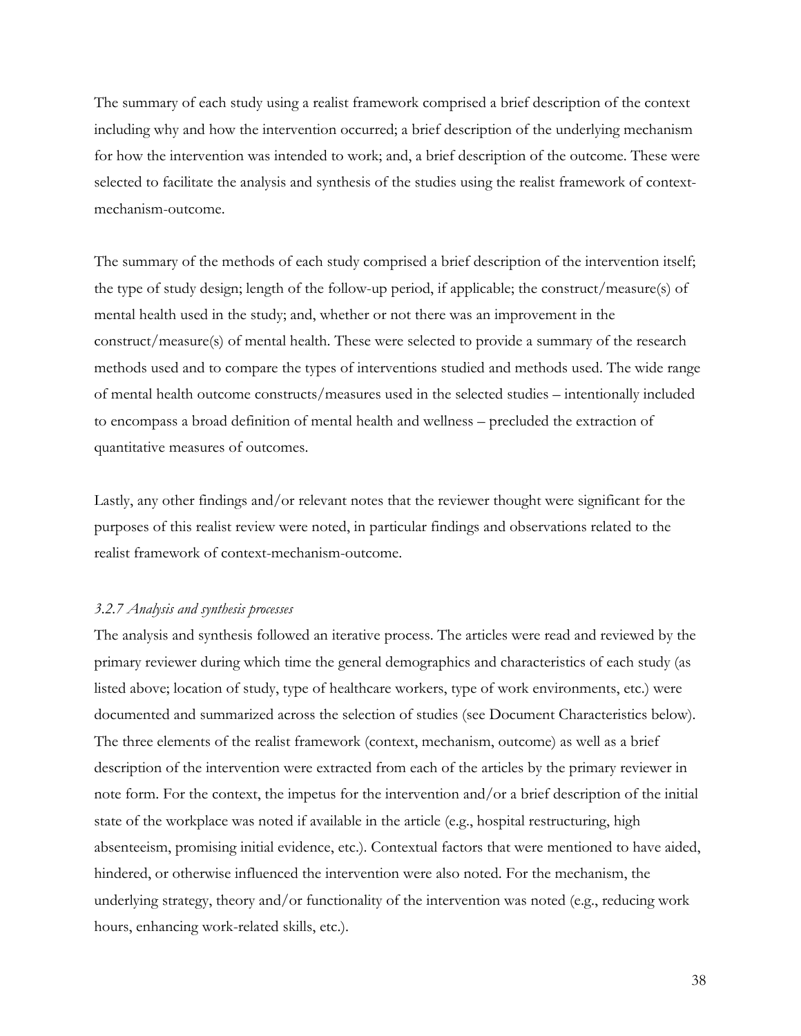The summary of each study using a realist framework comprised a brief description of the context including why and how the intervention occurred; a brief description of the underlying mechanism for how the intervention was intended to work; and, a brief description of the outcome. These were selected to facilitate the analysis and synthesis of the studies using the realist framework of context-mechanism-outcome.

The summary of the methods of each study comprised a brief description of the intervention itself; the type of study design; length of the follow-up period, if applicable; the construct/measure(s) of mental health used in the study; and, whether or not there was an improvement in the construct/measure(s) of mental health. These were selected to provide a summary of the research methods used and to compare the types of interventions studied and methods used. The wide range of mental health outcome constructs/measures used in the selected studies – intentionally included to encompass a broad definition of mental health and wellness – precluded the extraction of quantitative measures of outcomes.

Lastly, any other findings and/or relevant notes that the reviewer thought were significant for the purposes of this realist review were noted, in particular findings and observations related to the realist framework of context-mechanism-outcome.

### *3.2.7 Analysis and synthesis processes*

The analysis and synthesis followed an iterative process. The articles were read and reviewed by the primary reviewer during which time the general demographics and characteristics of each study (as listed above; location of study, type of healthcare workers, type of work environments, etc.) were documented and summarized across the selection of studies (see Document Characteristics below). The three elements of the realist framework (context, mechanism, outcome) as well as a brief description of the intervention were extracted from each of the articles by the primary reviewer in note form. For the context, the impetus for the intervention and/or a brief description of the initial state of the workplace was noted if available in the article (e.g., hospital restructuring, high absenteeism, promising initial evidence, etc.). Contextual factors that were mentioned to have aided, hindered, or otherwise influenced the intervention were also noted. For the mechanism, the underlying strategy, theory and/or functionality of the intervention was noted (e.g., reducing work hours, enhancing work-related skills, etc.).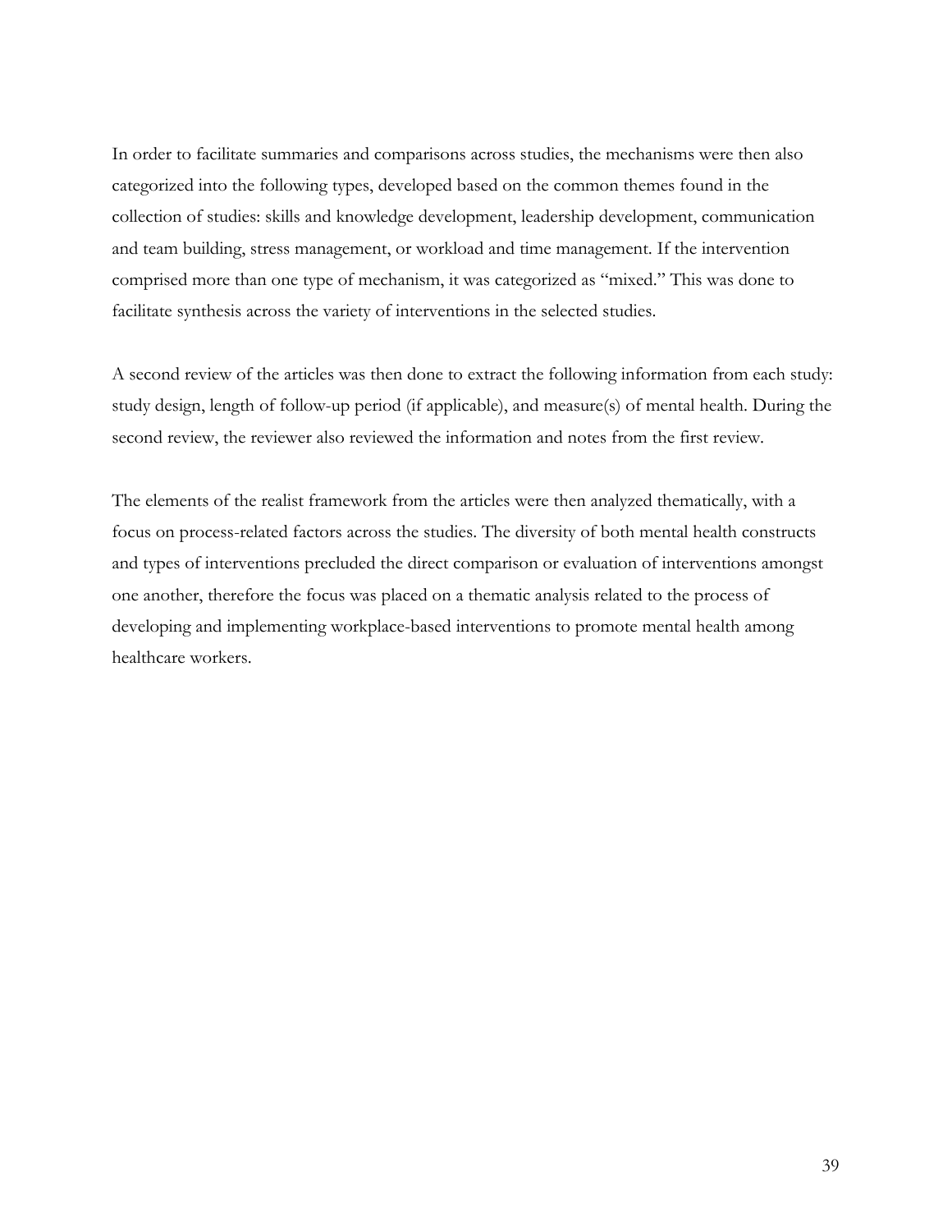In order to facilitate summaries and comparisons across studies, the mechanisms were then also categorized into the following types, developed based on the common themes found in the collection of studies: skills and knowledge development, leadership development, communication and team building, stress management, or workload and time management. If the intervention comprised more than one type of mechanism, it was categorized as "mixed." This was done to facilitate synthesis across the variety of interventions in the selected studies.

A second review of the articles was then done to extract the following information from each study: study design, length of follow-up period (if applicable), and measure(s) of mental health. During the second review, the reviewer also reviewed the information and notes from the first review.

The elements of the realist framework from the articles were then analyzed thematically, with a focus on process-related factors across the studies. The diversity of both mental health constructs and types of interventions precluded the direct comparison or evaluation of interventions amongst one another, therefore the focus was placed on a thematic analysis related to the process of developing and implementing workplace-based interventions to promote mental health among healthcare workers.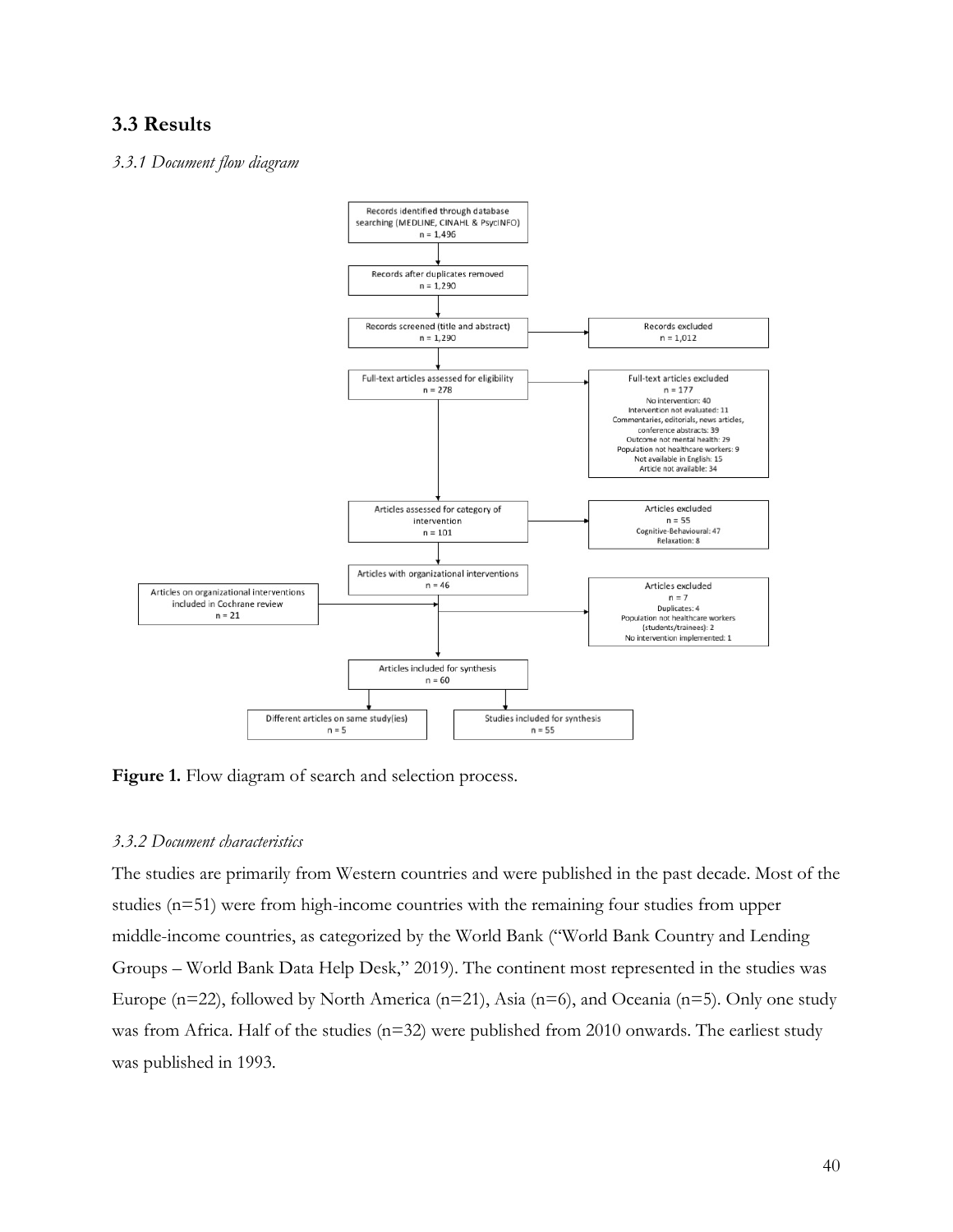## 3.3 Results

### *3.3.1 Document flow diagram*

Records identified through database searching (MEDLINE, CINAHL & PsycINFO)
n = 1,496

Records after duplicates removed
n = 1,290

Records screened (title and abstract)
n = 1,290

Records excluded
n = 1,012

Full-text articles assessed for eligibility
n = 278

Full-text articles excluded
n = 177
No intervention: 40
Intervention not evaluated: 11
Commentaries, editorials, news articles, conference abstracts: 39
Outcome not mental health: 29
Population not healthcare workers: 9
Not available in English: 15
Article not available: 34

Articles assessed for category of intervention
n = 101

Articles excluded
n = 55
Cognitive-Behavioural: 47
Relaxation: 8

Articles with organizational interventions
n = 46

Articles on organizational interventions included in Cochrane review
n = 21

Articles excluded
n = 7
Duplicates: 4
Population not healthcare workers (students/trainees): 2
No intervention implemented: 1

Articles included for synthesis
n = 60

Different articles on same study(ies)
n = 5

Studies included for synthesis
n = 55

**Figure 1.** Flow diagram of search and selection process.

### *3.3.2 Document characteristics*

The studies are primarily from Western countries and were published in the past decade. Most of the studies (n=51) were from high-income countries with the remaining four studies from upper middle-income countries, as categorized by the World Bank ("World Bank Country and Lending Groups – World Bank Data Help Desk," 2019). The continent most represented in the studies was Europe (n=22), followed by North America (n=21), Asia (n=6), and Oceania (n=5). Only one study was from Africa. Half of the studies (n=32) were published from 2010 onwards. The earliest study was published in 1993.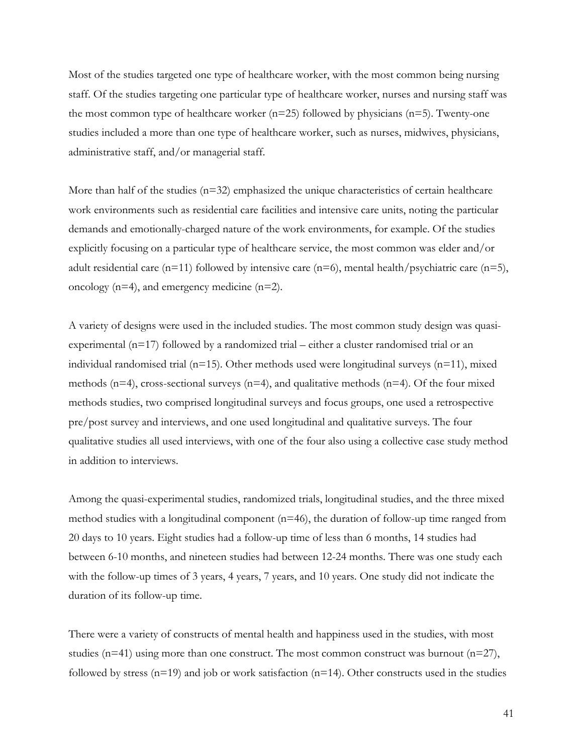Most of the studies targeted one type of healthcare worker, with the most common being nursing staff. Of the studies targeting one particular type of healthcare worker, nurses and nursing staff was the most common type of healthcare worker (n=25) followed by physicians (n=5). Twenty-one studies included a more than one type of healthcare worker, such as nurses, midwives, physicians, administrative staff, and/or managerial staff.

More than half of the studies (n=32) emphasized the unique characteristics of certain healthcare work environments such as residential care facilities and intensive care units, noting the particular demands and emotionally-charged nature of the work environments, for example. Of the studies explicitly focusing on a particular type of healthcare service, the most common was elder and/or adult residential care (n=11) followed by intensive care (n=6), mental health/psychiatric care (n=5), oncology (n=4), and emergency medicine (n=2).

A variety of designs were used in the included studies. The most common study design was quasi-experimental (n=17) followed by a randomized trial – either a cluster randomised trial or an individual randomised trial (n=15). Other methods used were longitudinal surveys (n=11), mixed methods (n=4), cross-sectional surveys (n=4), and qualitative methods (n=4). Of the four mixed methods studies, two comprised longitudinal surveys and focus groups, one used a retrospective pre/post survey and interviews, and one used longitudinal and qualitative surveys. The four qualitative studies all used interviews, with one of the four also using a collective case study method in addition to interviews.

Among the quasi-experimental studies, randomized trials, longitudinal studies, and the three mixed method studies with a longitudinal component (n=46), the duration of follow-up time ranged from 20 days to 10 years. Eight studies had a follow-up time of less than 6 months, 14 studies had between 6-10 months, and nineteen studies had between 12-24 months. There was one study each with the follow-up times of 3 years, 4 years, 7 years, and 10 years. One study did not indicate the duration of its follow-up time.

There were a variety of constructs of mental health and happiness used in the studies, with most studies (n=41) using more than one construct. The most common construct was burnout (n=27), followed by stress (n=19) and job or work satisfaction (n=14). Other constructs used in the studies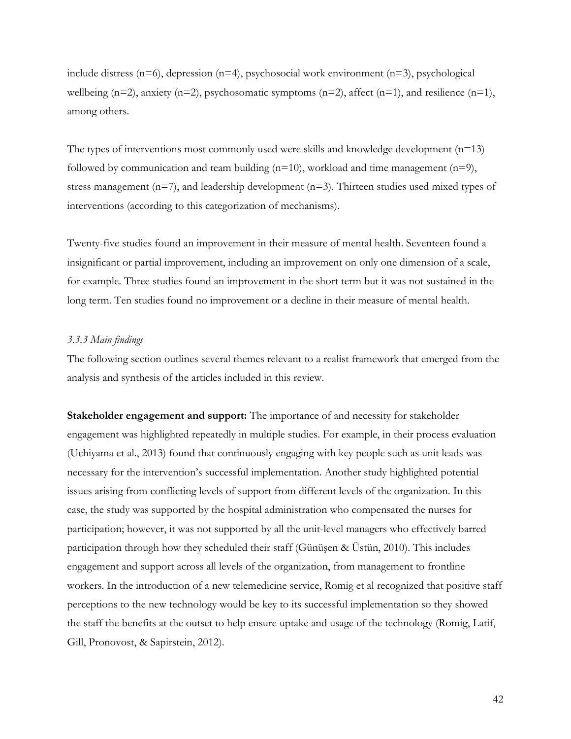include distress (n=6), depression (n=4), psychosocial work environment (n=3), psychological wellbeing (n=2), anxiety (n=2), psychosomatic symptoms (n=2), affect (n=1), and resilience (n=1), among others.

The types of interventions most commonly used were skills and knowledge development (n=13) followed by communication and team building (n=10), workload and time management (n=9), stress management (n=7), and leadership development (n=3). Thirteen studies used mixed types of interventions (according to this categorization of mechanisms).

Twenty-five studies found an improvement in their measure of mental health. Seventeen found a insignificant or partial improvement, including an improvement on only one dimension of a scale, for example. Three studies found an improvement in the short term but it was not sustained in the long term. Ten studies found no improvement or a decline in their measure of mental health.

### *3.3.3 Main findings*

The following section outlines several themes relevant to a realist framework that emerged from the analysis and synthesis of the articles included in this review.

**Stakeholder engagement and support:** The importance of and necessity for stakeholder engagement was highlighted repeatedly in multiple studies. For example, in their process evaluation (Uchiyama et al., 2013) found that continuously engaging with key people such as unit leads was necessary for the intervention's successful implementation. Another study highlighted potential issues arising from conflicting levels of support from different levels of the organization. In this case, the study was supported by the hospital administration who compensated the nurses for participation; however, it was not supported by all the unit-level managers who effectively barred participation through how they scheduled their staff (Günüşen & Üstün, 2010). This includes engagement and support across all levels of the organization, from management to frontline workers. In the introduction of a new telemedicine service, Romig et al recognized that positive staff perceptions to the new technology would be key to its successful implementation so they showed the staff the benefits at the outset to help ensure uptake and usage of the technology (Romig, Latif, Gill, Pronovost, & Sapirstein, 2012).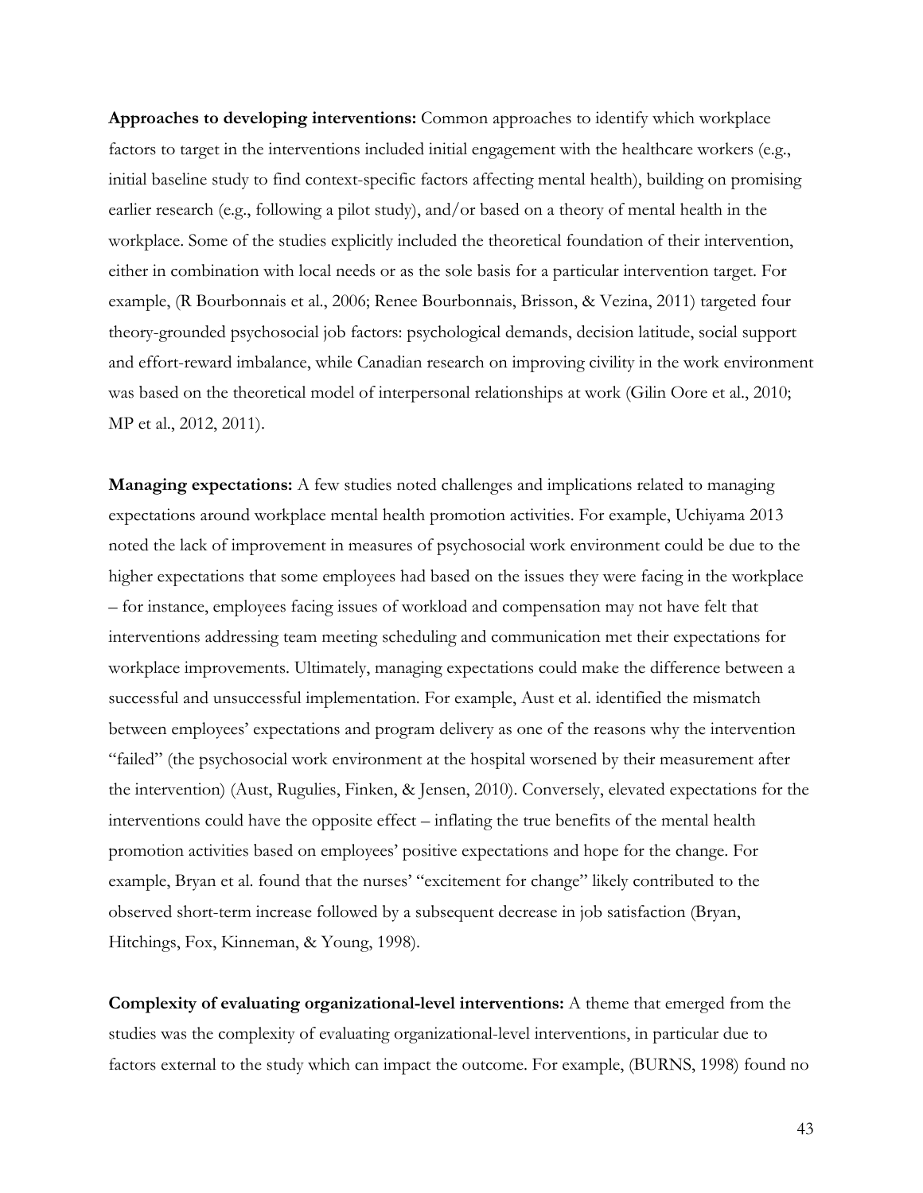**Approaches to developing interventions:** Common approaches to identify which workplace factors to target in the interventions included initial engagement with the healthcare workers (e.g., initial baseline study to find context-specific factors affecting mental health), building on promising earlier research (e.g., following a pilot study), and/or based on a theory of mental health in the workplace. Some of the studies explicitly included the theoretical foundation of their intervention, either in combination with local needs or as the sole basis for a particular intervention target. For example, (R Bourbonnais et al., 2006; Renee Bourbonnais, Brisson, & Vezina, 2011) targeted four theory-grounded psychosocial job factors: psychological demands, decision latitude, social support and effort-reward imbalance, while Canadian research on improving civility in the work environment was based on the theoretical model of interpersonal relationships at work (Gilin Oore et al., 2010; MP et al., 2012, 2011).

**Managing expectations:** A few studies noted challenges and implications related to managing expectations around workplace mental health promotion activities. For example, Uchiyama 2013 noted the lack of improvement in measures of psychosocial work environment could be due to the higher expectations that some employees had based on the issues they were facing in the workplace – for instance, employees facing issues of workload and compensation may not have felt that interventions addressing team meeting scheduling and communication met their expectations for workplace improvements. Ultimately, managing expectations could make the difference between a successful and unsuccessful implementation. For example, Aust et al. identified the mismatch between employees' expectations and program delivery as one of the reasons why the intervention "failed" (the psychosocial work environment at the hospital worsened by their measurement after the intervention) (Aust, Rugulies, Finken, & Jensen, 2010). Conversely, elevated expectations for the interventions could have the opposite effect – inflating the true benefits of the mental health promotion activities based on employees' positive expectations and hope for the change. For example, Bryan et al. found that the nurses' "excitement for change" likely contributed to the observed short-term increase followed by a subsequent decrease in job satisfaction (Bryan, Hitchings, Fox, Kinneman, & Young, 1998).

**Complexity of evaluating organizational-level interventions:** A theme that emerged from the studies was the complexity of evaluating organizational-level interventions, in particular due to factors external to the study which can impact the outcome. For example, (BURNS, 1998) found no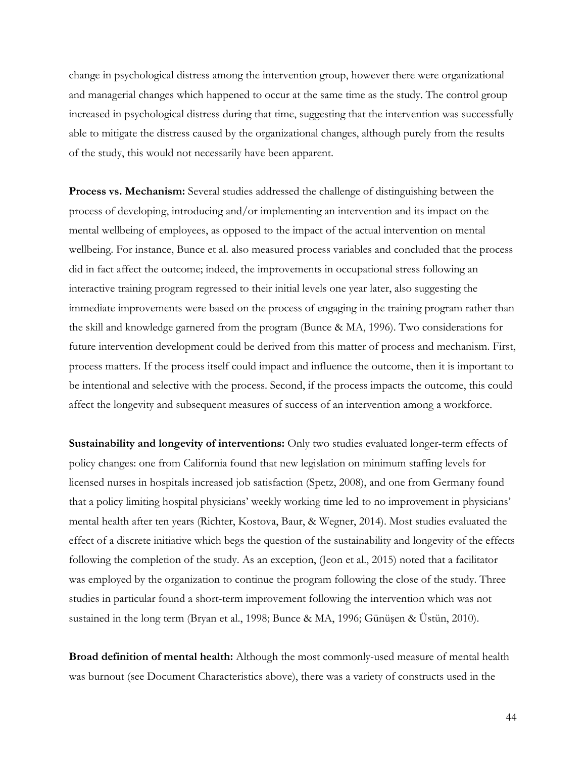change in psychological distress among the intervention group, however there were organizational and managerial changes which happened to occur at the same time as the study. The control group increased in psychological distress during that time, suggesting that the intervention was successfully able to mitigate the distress caused by the organizational changes, although purely from the results of the study, this would not necessarily have been apparent.

**Process vs. Mechanism:** Several studies addressed the challenge of distinguishing between the process of developing, introducing and/or implementing an intervention and its impact on the mental wellbeing of employees, as opposed to the impact of the actual intervention on mental wellbeing. For instance, Bunce et al. also measured process variables and concluded that the process did in fact affect the outcome; indeed, the improvements in occupational stress following an interactive training program regressed to their initial levels one year later, also suggesting the immediate improvements were based on the process of engaging in the training program rather than the skill and knowledge garnered from the program (Bunce & MA, 1996). Two considerations for future intervention development could be derived from this matter of process and mechanism. First, process matters. If the process itself could impact and influence the outcome, then it is important to be intentional and selective with the process. Second, if the process impacts the outcome, this could affect the longevity and subsequent measures of success of an intervention among a workforce.

**Sustainability and longevity of interventions:** Only two studies evaluated longer-term effects of policy changes: one from California found that new legislation on minimum staffing levels for licensed nurses in hospitals increased job satisfaction (Spetz, 2008), and one from Germany found that a policy limiting hospital physicians' weekly working time led to no improvement in physicians' mental health after ten years (Richter, Kostova, Baur, & Wegner, 2014). Most studies evaluated the effect of a discrete initiative which begs the question of the sustainability and longevity of the effects following the completion of the study. As an exception, (Jeon et al., 2015) noted that a facilitator was employed by the organization to continue the program following the close of the study. Three studies in particular found a short-term improvement following the intervention which was not sustained in the long term (Bryan et al., 1998; Bunce & MA, 1996; Günüşen & Üstün, 2010).

**Broad definition of mental health:** Although the most commonly-used measure of mental health was burnout (see Document Characteristics above), there was a variety of constructs used in the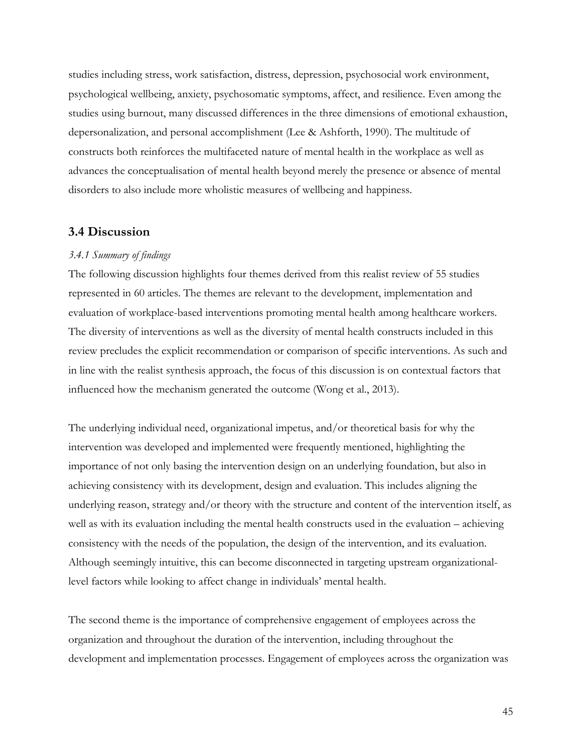studies including stress, work satisfaction, distress, depression, psychosocial work environment, psychological wellbeing, anxiety, psychosomatic symptoms, affect, and resilience. Even among the studies using burnout, many discussed differences in the three dimensions of emotional exhaustion, depersonalization, and personal accomplishment (Lee & Ashforth, 1990). The multitude of constructs both reinforces the multifaceted nature of mental health in the workplace as well as advances the conceptualisation of mental health beyond merely the presence or absence of mental disorders to also include more wholistic measures of wellbeing and happiness.

## 3.4 Discussion

### *3.4.1 Summary of findings*

The following discussion highlights four themes derived from this realist review of 55 studies represented in 60 articles. The themes are relevant to the development, implementation and evaluation of workplace-based interventions promoting mental health among healthcare workers. The diversity of interventions as well as the diversity of mental health constructs included in this review precludes the explicit recommendation or comparison of specific interventions. As such and in line with the realist synthesis approach, the focus of this discussion is on contextual factors that influenced how the mechanism generated the outcome (Wong et al., 2013).

The underlying individual need, organizational impetus, and/or theoretical basis for why the intervention was developed and implemented were frequently mentioned, highlighting the importance of not only basing the intervention design on an underlying foundation, but also in achieving consistency with its development, design and evaluation. This includes aligning the underlying reason, strategy and/or theory with the structure and content of the intervention itself, as well as with its evaluation including the mental health constructs used in the evaluation – achieving consistency with the needs of the population, the design of the intervention, and its evaluation. Although seemingly intuitive, this can become disconnected in targeting upstream organizational-level factors while looking to affect change in individuals' mental health.

The second theme is the importance of comprehensive engagement of employees across the organization and throughout the duration of the intervention, including throughout the development and implementation processes. Engagement of employees across the organization was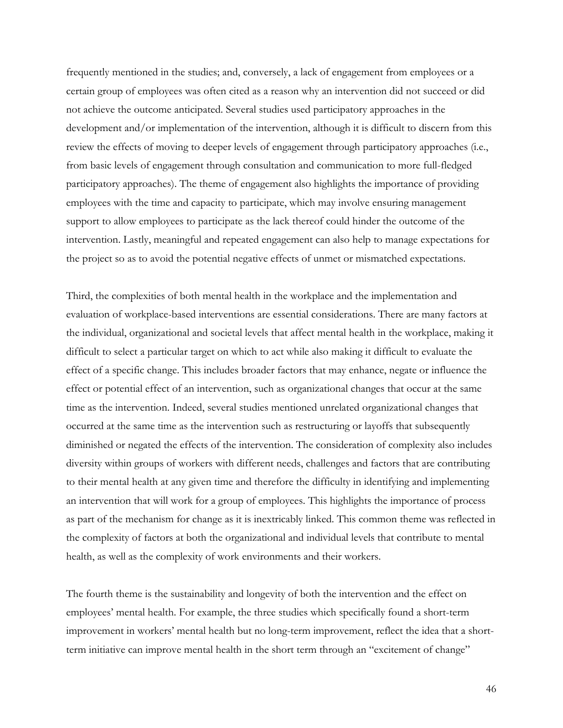frequently mentioned in the studies; and, conversely, a lack of engagement from employees or a certain group of employees was often cited as a reason why an intervention did not succeed or did not achieve the outcome anticipated. Several studies used participatory approaches in the development and/or implementation of the intervention, although it is difficult to discern from this review the effects of moving to deeper levels of engagement through participatory approaches (i.e., from basic levels of engagement through consultation and communication to more full-fledged participatory approaches). The theme of engagement also highlights the importance of providing employees with the time and capacity to participate, which may involve ensuring management support to allow employees to participate as the lack thereof could hinder the outcome of the intervention. Lastly, meaningful and repeated engagement can also help to manage expectations for the project so as to avoid the potential negative effects of unmet or mismatched expectations.

Third, the complexities of both mental health in the workplace and the implementation and evaluation of workplace-based interventions are essential considerations. There are many factors at the individual, organizational and societal levels that affect mental health in the workplace, making it difficult to select a particular target on which to act while also making it difficult to evaluate the effect of a specific change. This includes broader factors that may enhance, negate or influence the effect or potential effect of an intervention, such as organizational changes that occur at the same time as the intervention. Indeed, several studies mentioned unrelated organizational changes that occurred at the same time as the intervention such as restructuring or layoffs that subsequently diminished or negated the effects of the intervention. The consideration of complexity also includes diversity within groups of workers with different needs, challenges and factors that are contributing to their mental health at any given time and therefore the difficulty in identifying and implementing an intervention that will work for a group of employees. This highlights the importance of process as part of the mechanism for change as it is inextricably linked. This common theme was reflected in the complexity of factors at both the organizational and individual levels that contribute to mental health, as well as the complexity of work environments and their workers.

The fourth theme is the sustainability and longevity of both the intervention and the effect on employees' mental health. For example, the three studies which specifically found a short-term improvement in workers' mental health but no long-term improvement, reflect the idea that a short-term initiative can improve mental health in the short term through an "excitement of change"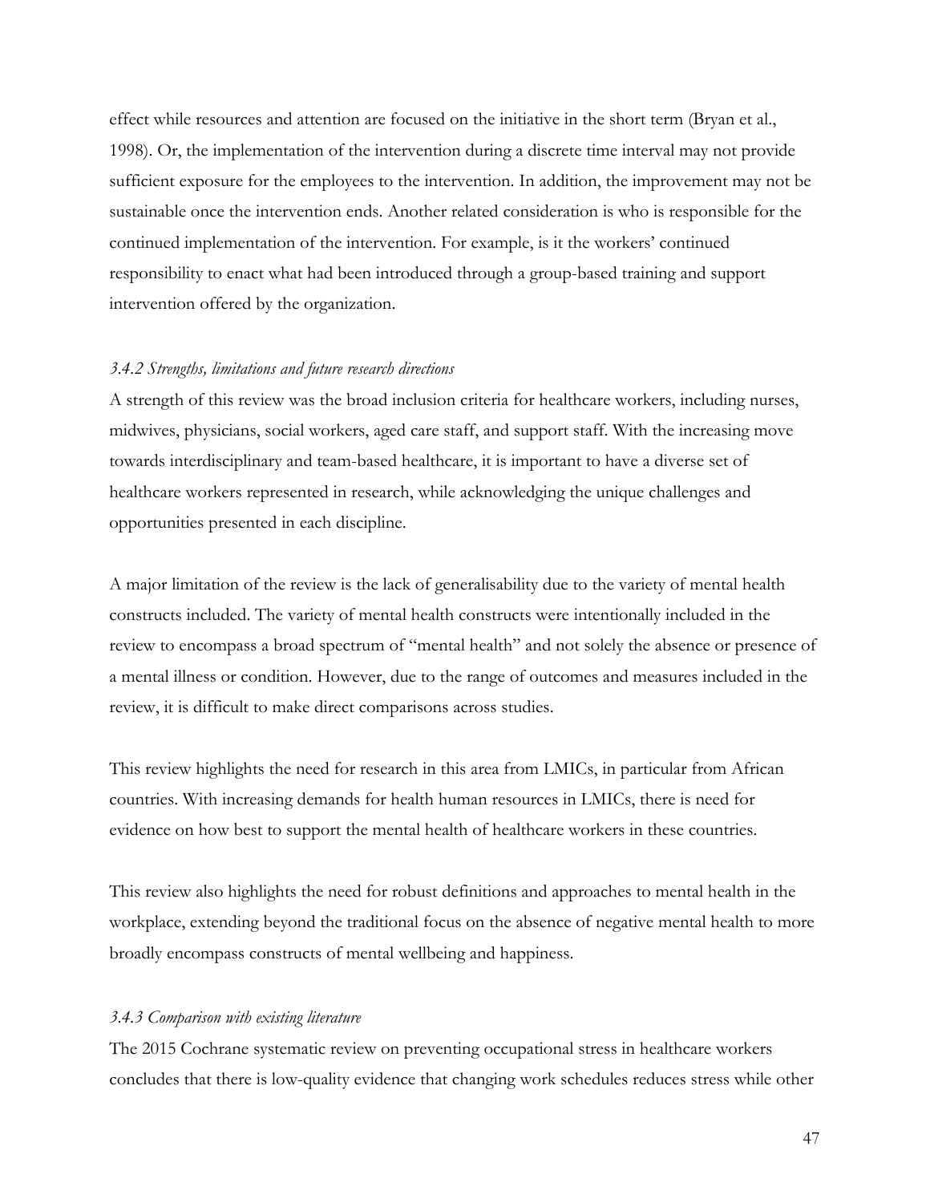effect while resources and attention are focused on the initiative in the short term (Bryan et al., 1998). Or, the implementation of the intervention during a discrete time interval may not provide sufficient exposure for the employees to the intervention. In addition, the improvement may not be sustainable once the intervention ends. Another related consideration is who is responsible for the continued implementation of the intervention. For example, is it the workers' continued responsibility to enact what had been introduced through a group-based training and support intervention offered by the organization.

### *3.4.2 Strengths, limitations and future research directions*

A strength of this review was the broad inclusion criteria for healthcare workers, including nurses, midwives, physicians, social workers, aged care staff, and support staff. With the increasing move towards interdisciplinary and team-based healthcare, it is important to have a diverse set of healthcare workers represented in research, while acknowledging the unique challenges and opportunities presented in each discipline.

A major limitation of the review is the lack of generalisability due to the variety of mental health constructs included. The variety of mental health constructs were intentionally included in the review to encompass a broad spectrum of "mental health" and not solely the absence or presence of a mental illness or condition. However, due to the range of outcomes and measures included in the review, it is difficult to make direct comparisons across studies.

This review highlights the need for research in this area from LMICs, in particular from African countries. With increasing demands for health human resources in LMICs, there is need for evidence on how best to support the mental health of healthcare workers in these countries.

This review also highlights the need for robust definitions and approaches to mental health in the workplace, extending beyond the traditional focus on the absence of negative mental health to more broadly encompass constructs of mental wellbeing and happiness.

### *3.4.3 Comparison with existing literature*

The 2015 Cochrane systematic review on preventing occupational stress in healthcare workers concludes that there is low-quality evidence that changing work schedules reduces stress while other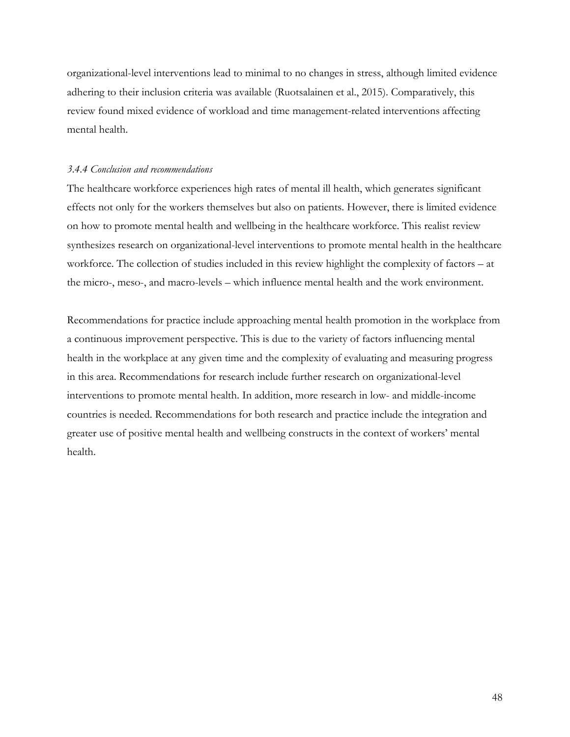organizational-level interventions lead to minimal to no changes in stress, although limited evidence adhering to their inclusion criteria was available (Ruotsalainen et al., 2015). Comparatively, this review found mixed evidence of workload and time management-related interventions affecting mental health.

### *3.4.4 Conclusion and recommendations*

The healthcare workforce experiences high rates of mental ill health, which generates significant effects not only for the workers themselves but also on patients. However, there is limited evidence on how to promote mental health and wellbeing in the healthcare workforce. This realist review synthesizes research on organizational-level interventions to promote mental health in the healthcare workforce. The collection of studies included in this review highlight the complexity of factors – at the micro-, meso-, and macro-levels – which influence mental health and the work environment.

Recommendations for practice include approaching mental health promotion in the workplace from a continuous improvement perspective. This is due to the variety of factors influencing mental health in the workplace at any given time and the complexity of evaluating and measuring progress in this area. Recommendations for research include further research on organizational-level interventions to promote mental health. In addition, more research in low- and middle-income countries is needed. Recommendations for both research and practice include the integration and greater use of positive mental health and wellbeing constructs in the context of workers' mental health.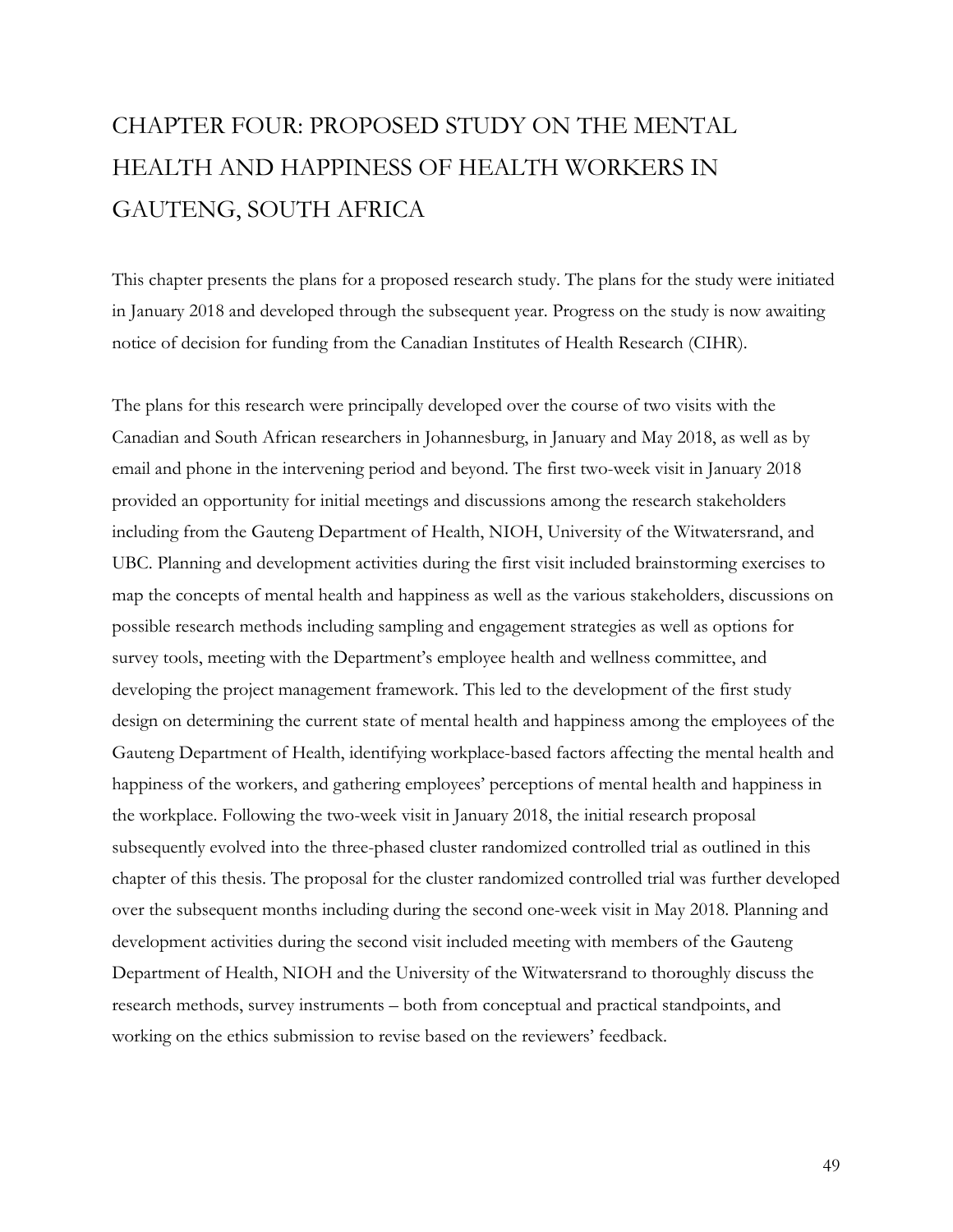# CHAPTER FOUR: PROPOSED STUDY ON THE MENTAL HEALTH AND HAPPINESS OF HEALTH WORKERS IN GAUTENG, SOUTH AFRICA

This chapter presents the plans for a proposed research study. The plans for the study were initiated in January 2018 and developed through the subsequent year. Progress on the study is now awaiting notice of decision for funding from the Canadian Institutes of Health Research (CIHR).

The plans for this research were principally developed over the course of two visits with the Canadian and South African researchers in Johannesburg, in January and May 2018, as well as by email and phone in the intervening period and beyond. The first two-week visit in January 2018 provided an opportunity for initial meetings and discussions among the research stakeholders including from the Gauteng Department of Health, NIOH, University of the Witwatersrand, and UBC. Planning and development activities during the first visit included brainstorming exercises to map the concepts of mental health and happiness as well as the various stakeholders, discussions on possible research methods including sampling and engagement strategies as well as options for survey tools, meeting with the Department's employee health and wellness committee, and developing the project management framework. This led to the development of the first study design on determining the current state of mental health and happiness among the employees of the Gauteng Department of Health, identifying workplace-based factors affecting the mental health and happiness of the workers, and gathering employees' perceptions of mental health and happiness in the workplace. Following the two-week visit in January 2018, the initial research proposal subsequently evolved into the three-phased cluster randomized controlled trial as outlined in this chapter of this thesis. The proposal for the cluster randomized controlled trial was further developed over the subsequent months including during the second one-week visit in May 2018. Planning and development activities during the second visit included meeting with members of the Gauteng Department of Health, NIOH and the University of the Witwatersrand to thoroughly discuss the research methods, survey instruments – both from conceptual and practical standpoints, and working on the ethics submission to revise based on the reviewers' feedback.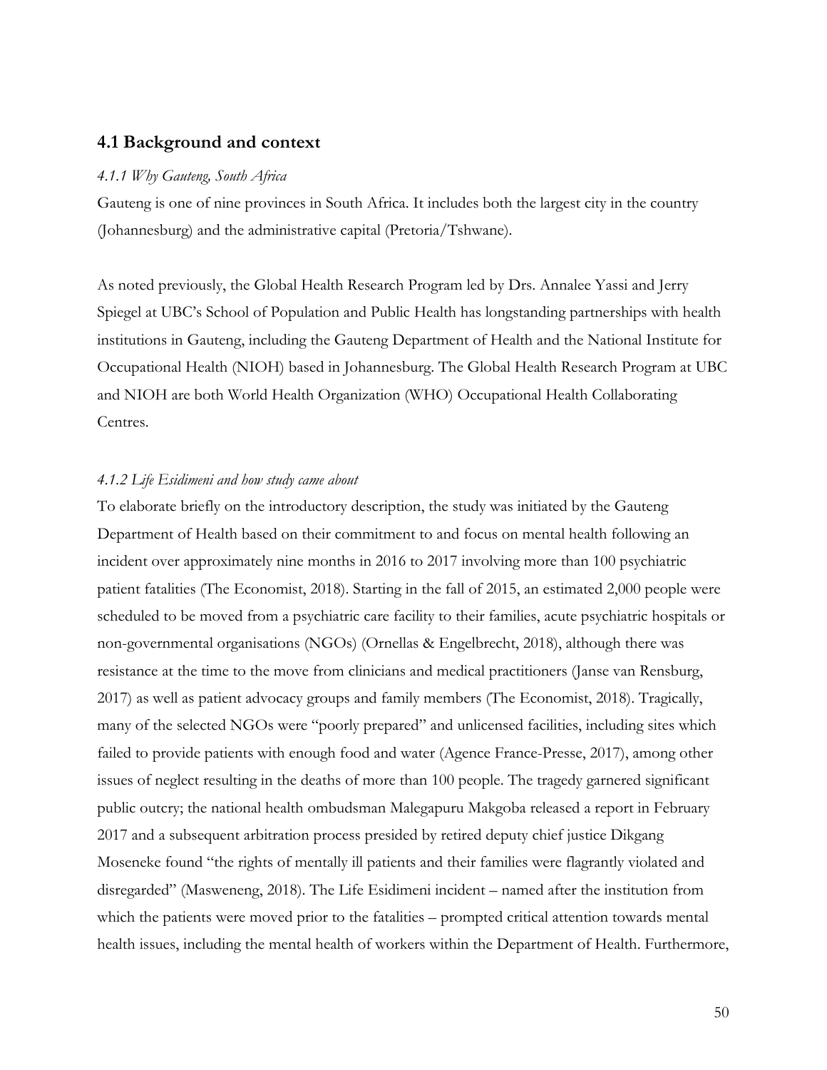## 4.1 Background and context

### *4.1.1 Why Gauteng, South Africa*

Gauteng is one of nine provinces in South Africa. It includes both the largest city in the country (Johannesburg) and the administrative capital (Pretoria/Tshwane).

As noted previously, the Global Health Research Program led by Drs. Annalee Yassi and Jerry Spiegel at UBC's School of Population and Public Health has longstanding partnerships with health institutions in Gauteng, including the Gauteng Department of Health and the National Institute for Occupational Health (NIOH) based in Johannesburg. The Global Health Research Program at UBC and NIOH are both World Health Organization (WHO) Occupational Health Collaborating Centres.

### *4.1.2 Life Esidimeni and how study came about*

To elaborate briefly on the introductory description, the study was initiated by the Gauteng Department of Health based on their commitment to and focus on mental health following an incident over approximately nine months in 2016 to 2017 involving more than 100 psychiatric patient fatalities (The Economist, 2018). Starting in the fall of 2015, an estimated 2,000 people were scheduled to be moved from a psychiatric care facility to their families, acute psychiatric hospitals or non-governmental organisations (NGOs) (Ornellas & Engelbrecht, 2018), although there was resistance at the time to the move from clinicians and medical practitioners (Janse van Rensburg, 2017) as well as patient advocacy groups and family members (The Economist, 2018). Tragically, many of the selected NGOs were "poorly prepared" and unlicensed facilities, including sites which failed to provide patients with enough food and water (Agence France-Presse, 2017), among other issues of neglect resulting in the deaths of more than 100 people. The tragedy garnered significant public outcry; the national health ombudsman Malegapuru Makgoba released a report in February 2017 and a subsequent arbitration process presided by retired deputy chief justice Dikgang Moseneke found "the rights of mentally ill patients and their families were flagrantly violated and disregarded" (Masweneng, 2018). The Life Esidimeni incident – named after the institution from which the patients were moved prior to the fatalities – prompted critical attention towards mental health issues, including the mental health of workers within the Department of Health. Furthermore,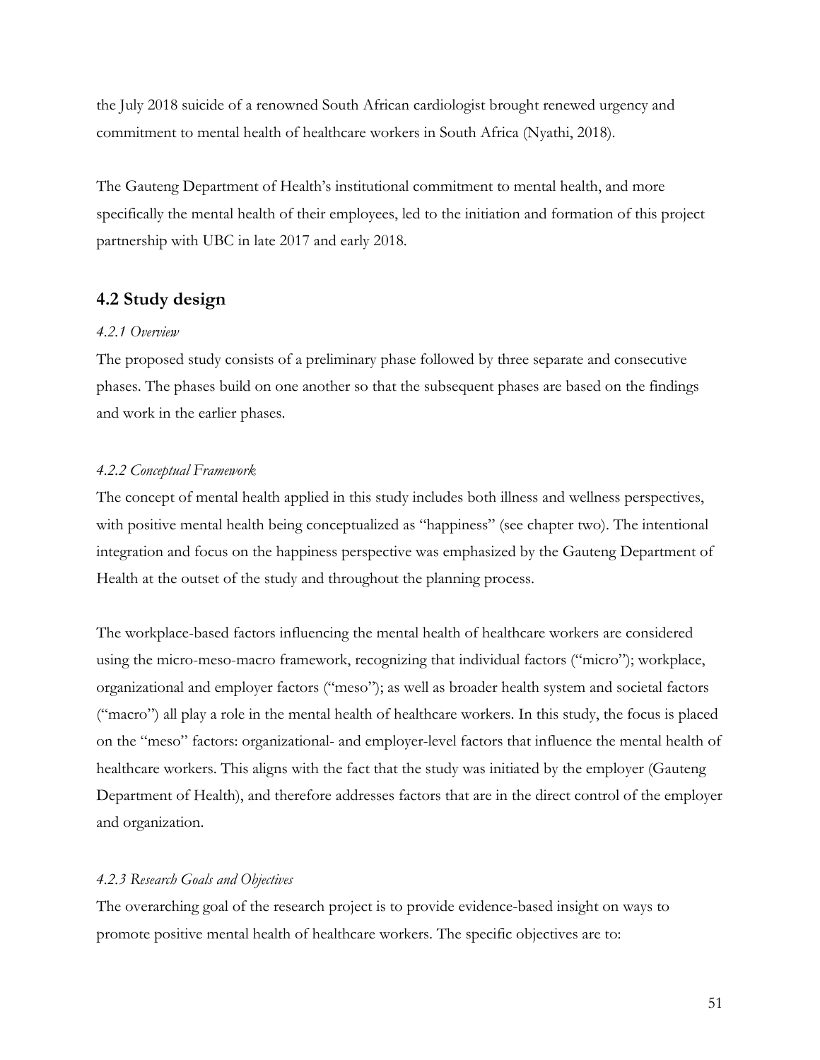the July 2018 suicide of a renowned South African cardiologist brought renewed urgency and commitment to mental health of healthcare workers in South Africa (Nyathi, 2018).

The Gauteng Department of Health's institutional commitment to mental health, and more specifically the mental health of their employees, led to the initiation and formation of this project partnership with UBC in late 2017 and early 2018.

## 4.2 Study design

*4.2.1 Overview*

The proposed study consists of a preliminary phase followed by three separate and consecutive phases. The phases build on one another so that the subsequent phases are based on the findings and work in the earlier phases.

*4.2.2 Conceptual Framework*

The concept of mental health applied in this study includes both illness and wellness perspectives, with positive mental health being conceptualized as "happiness" (see chapter two). The intentional integration and focus on the happiness perspective was emphasized by the Gauteng Department of Health at the outset of the study and throughout the planning process.

The workplace-based factors influencing the mental health of healthcare workers are considered using the micro-meso-macro framework, recognizing that individual factors ("micro"); workplace, organizational and employer factors ("meso"); as well as broader health system and societal factors ("macro") all play a role in the mental health of healthcare workers. In this study, the focus is placed on the "meso" factors: organizational- and employer-level factors that influence the mental health of healthcare workers. This aligns with the fact that the study was initiated by the employer (Gauteng Department of Health), and therefore addresses factors that are in the direct control of the employer and organization.

*4.2.3 Research Goals and Objectives*

The overarching goal of the research project is to provide evidence-based insight on ways to promote positive mental health of healthcare workers. The specific objectives are to: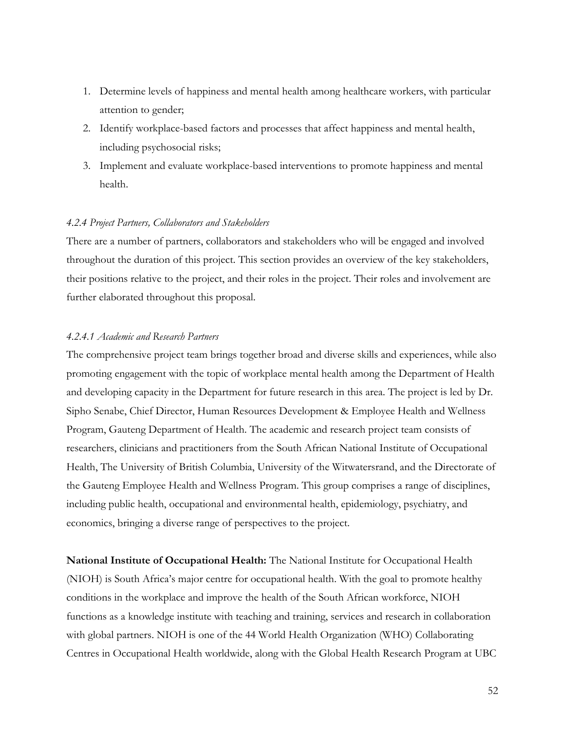1. Determine levels of happiness and mental health among healthcare workers, with particular attention to gender;
2. Identify workplace-based factors and processes that affect happiness and mental health, including psychosocial risks;
3. Implement and evaluate workplace-based interventions to promote happiness and mental health.

#### *4.2.4 Project Partners, Collaborators and Stakeholders*

There are a number of partners, collaborators and stakeholders who will be engaged and involved throughout the duration of this project. This section provides an overview of the key stakeholders, their positions relative to the project, and their roles in the project. Their roles and involvement are further elaborated throughout this proposal.

##### *4.2.4.1 Academic and Research Partners*

The comprehensive project team brings together broad and diverse skills and experiences, while also promoting engagement with the topic of workplace mental health among the Department of Health and developing capacity in the Department for future research in this area. The project is led by Dr. Sipho Senabe, Chief Director, Human Resources Development & Employee Health and Wellness Program, Gauteng Department of Health. The academic and research project team consists of researchers, clinicians and practitioners from the South African National Institute of Occupational Health, The University of British Columbia, University of the Witwatersrand, and the Directorate of the Gauteng Employee Health and Wellness Program. This group comprises a range of disciplines, including public health, occupational and environmental health, epidemiology, psychiatry, and economics, bringing a diverse range of perspectives to the project.

**National Institute of Occupational Health:** The National Institute for Occupational Health (NIOH) is South Africa's major centre for occupational health. With the goal to promote healthy conditions in the workplace and improve the health of the South African workforce, NIOH functions as a knowledge institute with teaching and training, services and research in collaboration with global partners. NIOH is one of the 44 World Health Organization (WHO) Collaborating Centres in Occupational Health worldwide, along with the Global Health Research Program at UBC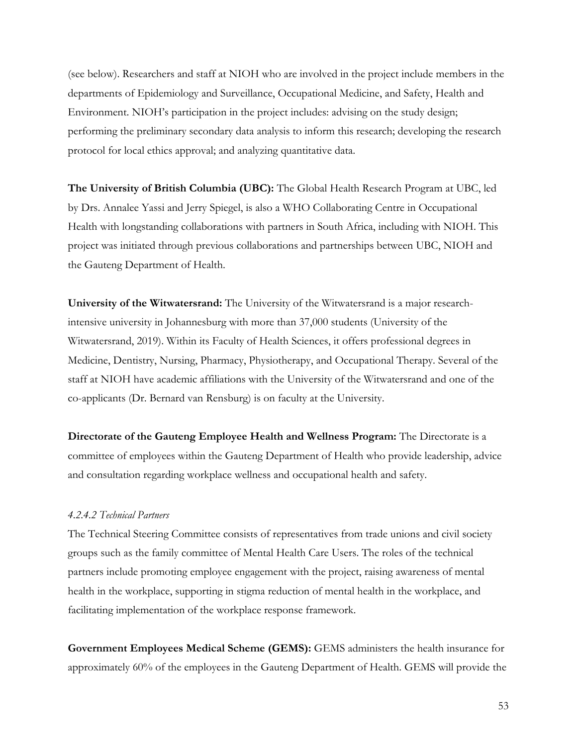(see below). Researchers and staff at NIOH who are involved in the project include members in the departments of Epidemiology and Surveillance, Occupational Medicine, and Safety, Health and Environment. NIOH's participation in the project includes: advising on the study design; performing the preliminary secondary data analysis to inform this research; developing the research protocol for local ethics approval; and analyzing quantitative data.

**The University of British Columbia (UBC):** The Global Health Research Program at UBC, led by Drs. Annalee Yassi and Jerry Spiegel, is also a WHO Collaborating Centre in Occupational Health with longstanding collaborations with partners in South Africa, including with NIOH. This project was initiated through previous collaborations and partnerships between UBC, NIOH and the Gauteng Department of Health.

**University of the Witwatersrand:** The University of the Witwatersrand is a major research-intensive university in Johannesburg with more than 37,000 students (University of the Witwatersrand, 2019). Within its Faculty of Health Sciences, it offers professional degrees in Medicine, Dentistry, Nursing, Pharmacy, Physiotherapy, and Occupational Therapy. Several of the staff at NIOH have academic affiliations with the University of the Witwatersrand and one of the co-applicants (Dr. Bernard van Rensburg) is on faculty at the University.

**Directorate of the Gauteng Employee Health and Wellness Program:** The Directorate is a committee of employees within the Gauteng Department of Health who provide leadership, advice and consultation regarding workplace wellness and occupational health and safety.

#### *4.2.4.2 Technical Partners*

The Technical Steering Committee consists of representatives from trade unions and civil society groups such as the family committee of Mental Health Care Users. The roles of the technical partners include promoting employee engagement with the project, raising awareness of mental health in the workplace, supporting in stigma reduction of mental health in the workplace, and facilitating implementation of the workplace response framework.

**Government Employees Medical Scheme (GEMS):** GEMS administers the health insurance for approximately 60% of the employees in the Gauteng Department of Health. GEMS will provide the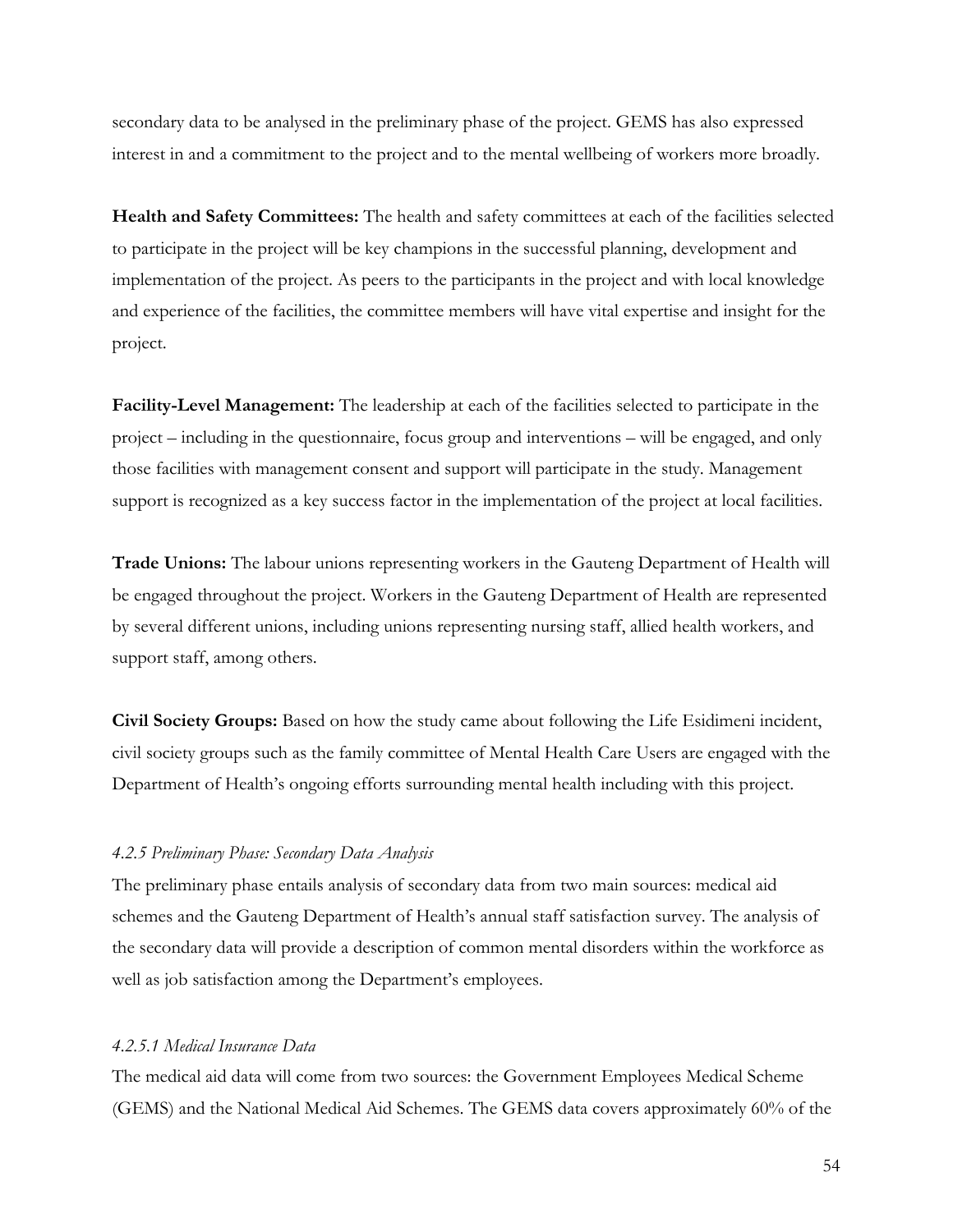secondary data to be analysed in the preliminary phase of the project. GEMS has also expressed interest in and a commitment to the project and to the mental wellbeing of workers more broadly.

**Health and Safety Committees:** The health and safety committees at each of the facilities selected to participate in the project will be key champions in the successful planning, development and implementation of the project. As peers to the participants in the project and with local knowledge and experience of the facilities, the committee members will have vital expertise and insight for the project.

**Facility-Level Management:** The leadership at each of the facilities selected to participate in the project – including in the questionnaire, focus group and interventions – will be engaged, and only those facilities with management consent and support will participate in the study. Management support is recognized as a key success factor in the implementation of the project at local facilities.

**Trade Unions:** The labour unions representing workers in the Gauteng Department of Health will be engaged throughout the project. Workers in the Gauteng Department of Health are represented by several different unions, including unions representing nursing staff, allied health workers, and support staff, among others.

**Civil Society Groups:** Based on how the study came about following the Life Esidimeni incident, civil society groups such as the family committee of Mental Health Care Users are engaged with the Department of Health's ongoing efforts surrounding mental health including with this project.

#### *4.2.5 Preliminary Phase: Secondary Data Analysis*

The preliminary phase entails analysis of secondary data from two main sources: medical aid schemes and the Gauteng Department of Health's annual staff satisfaction survey. The analysis of the secondary data will provide a description of common mental disorders within the workforce as well as job satisfaction among the Department's employees.

##### *4.2.5.1 Medical Insurance Data*

The medical aid data will come from two sources: the Government Employees Medical Scheme (GEMS) and the National Medical Aid Schemes. The GEMS data covers approximately 60% of the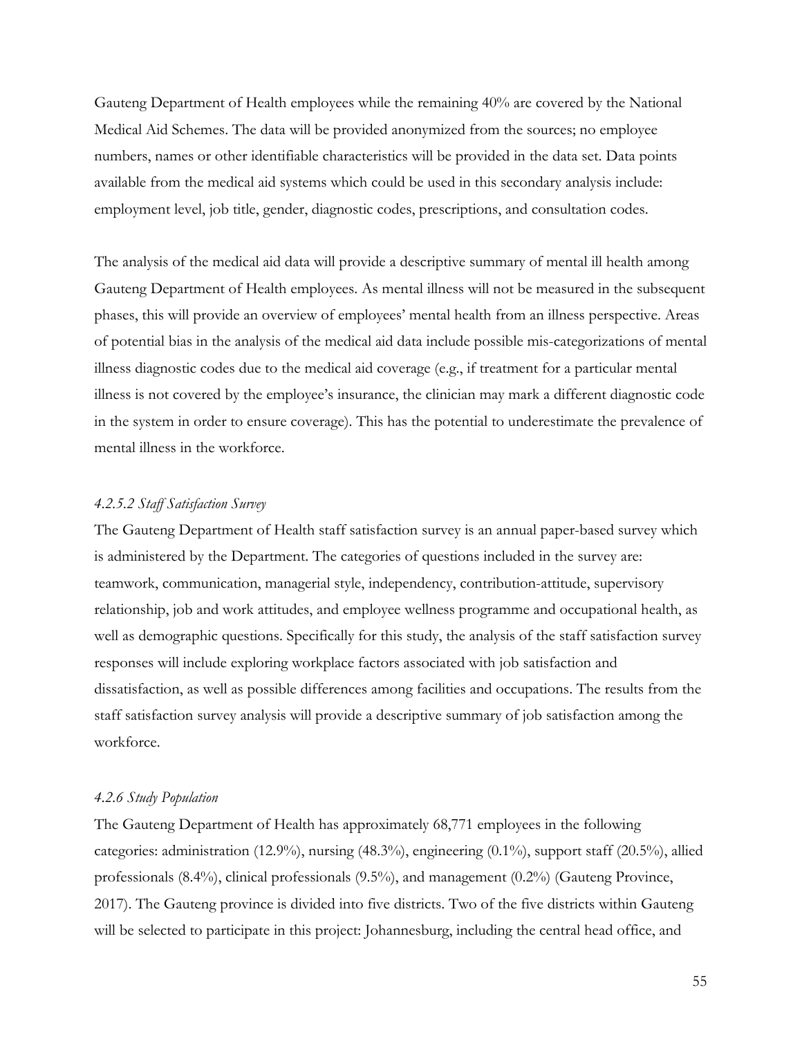Gauteng Department of Health employees while the remaining 40% are covered by the National Medical Aid Schemes. The data will be provided anonymized from the sources; no employee numbers, names or other identifiable characteristics will be provided in the data set. Data points available from the medical aid systems which could be used in this secondary analysis include: employment level, job title, gender, diagnostic codes, prescriptions, and consultation codes.

The analysis of the medical aid data will provide a descriptive summary of mental ill health among Gauteng Department of Health employees. As mental illness will not be measured in the subsequent phases, this will provide an overview of employees' mental health from an illness perspective. Areas of potential bias in the analysis of the medical aid data include possible mis-categorizations of mental illness diagnostic codes due to the medical aid coverage (e.g., if treatment for a particular mental illness is not covered by the employee's insurance, the clinician may mark a different diagnostic code in the system in order to ensure coverage). This has the potential to underestimate the prevalence of mental illness in the workforce.

#### *4.2.5.2 Staff Satisfaction Survey*

The Gauteng Department of Health staff satisfaction survey is an annual paper-based survey which is administered by the Department. The categories of questions included in the survey are: teamwork, communication, managerial style, independency, contribution-attitude, supervisory relationship, job and work attitudes, and employee wellness programme and occupational health, as well as demographic questions. Specifically for this study, the analysis of the staff satisfaction survey responses will include exploring workplace factors associated with job satisfaction and dissatisfaction, as well as possible differences among facilities and occupations. The results from the staff satisfaction survey analysis will provide a descriptive summary of job satisfaction among the workforce.

### *4.2.6 Study Population*

The Gauteng Department of Health has approximately 68,771 employees in the following categories: administration (12.9%), nursing (48.3%), engineering (0.1%), support staff (20.5%), allied professionals (8.4%), clinical professionals (9.5%), and management (0.2%) (Gauteng Province, 2017). The Gauteng province is divided into five districts. Two of the five districts within Gauteng will be selected to participate in this project: Johannesburg, including the central head office, and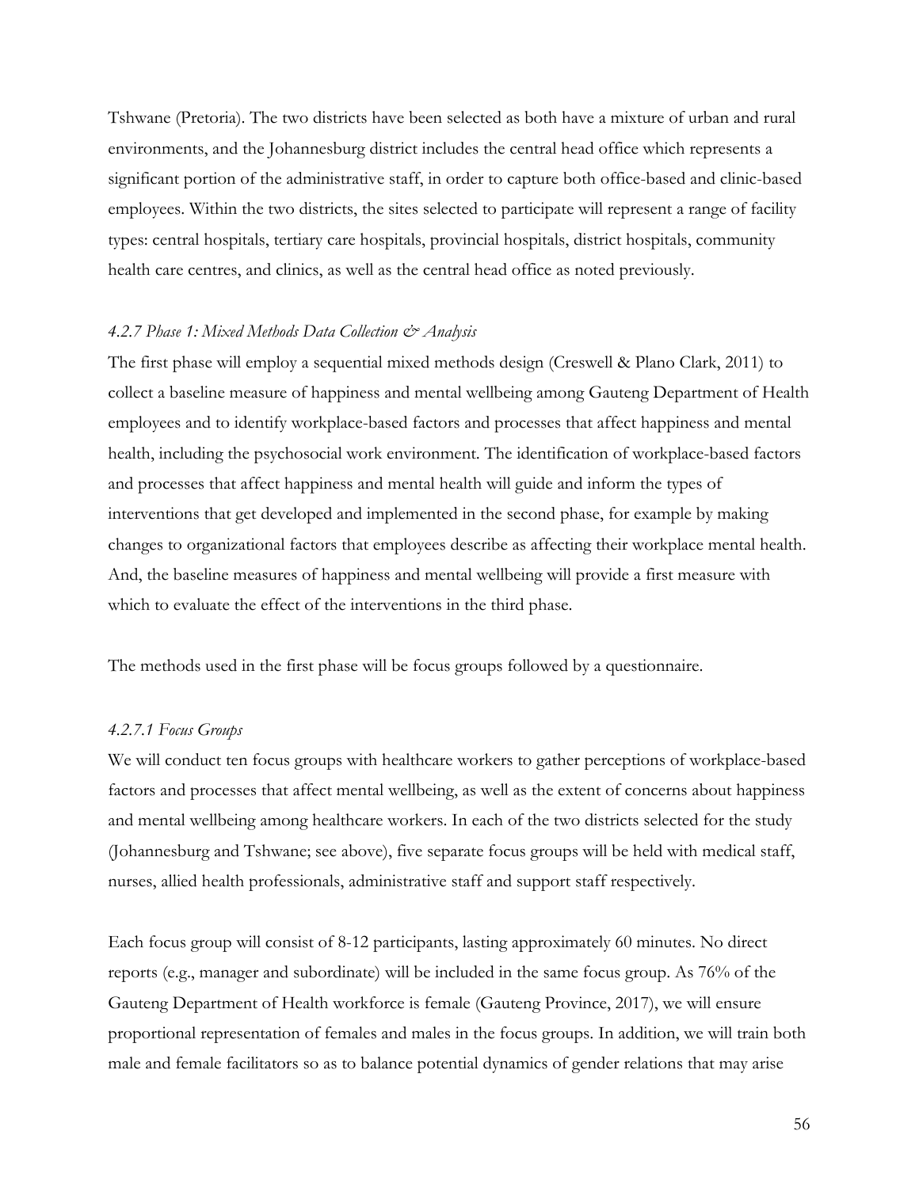Tshwane (Pretoria). The two districts have been selected as both have a mixture of urban and rural environments, and the Johannesburg district includes the central head office which represents a significant portion of the administrative staff, in order to capture both office-based and clinic-based employees. Within the two districts, the sites selected to participate will represent a range of facility types: central hospitals, tertiary care hospitals, provincial hospitals, district hospitals, community health care centres, and clinics, as well as the central head office as noted previously.

#### *4.2.7 Phase 1: Mixed Methods Data Collection & Analysis*

The first phase will employ a sequential mixed methods design (Creswell & Plano Clark, 2011) to collect a baseline measure of happiness and mental wellbeing among Gauteng Department of Health employees and to identify workplace-based factors and processes that affect happiness and mental health, including the psychosocial work environment. The identification of workplace-based factors and processes that affect happiness and mental health will guide and inform the types of interventions that get developed and implemented in the second phase, for example by making changes to organizational factors that employees describe as affecting their workplace mental health. And, the baseline measures of happiness and mental wellbeing will provide a first measure with which to evaluate the effect of the interventions in the third phase.

The methods used in the first phase will be focus groups followed by a questionnaire.

##### *4.2.7.1 Focus Groups*

We will conduct ten focus groups with healthcare workers to gather perceptions of workplace-based factors and processes that affect mental wellbeing, as well as the extent of concerns about happiness and mental wellbeing among healthcare workers. In each of the two districts selected for the study (Johannesburg and Tshwane; see above), five separate focus groups will be held with medical staff, nurses, allied health professionals, administrative staff and support staff respectively.

Each focus group will consist of 8-12 participants, lasting approximately 60 minutes. No direct reports (e.g., manager and subordinate) will be included in the same focus group. As 76% of the Gauteng Department of Health workforce is female (Gauteng Province, 2017), we will ensure proportional representation of females and males in the focus groups. In addition, we will train both male and female facilitators so as to balance potential dynamics of gender relations that may arise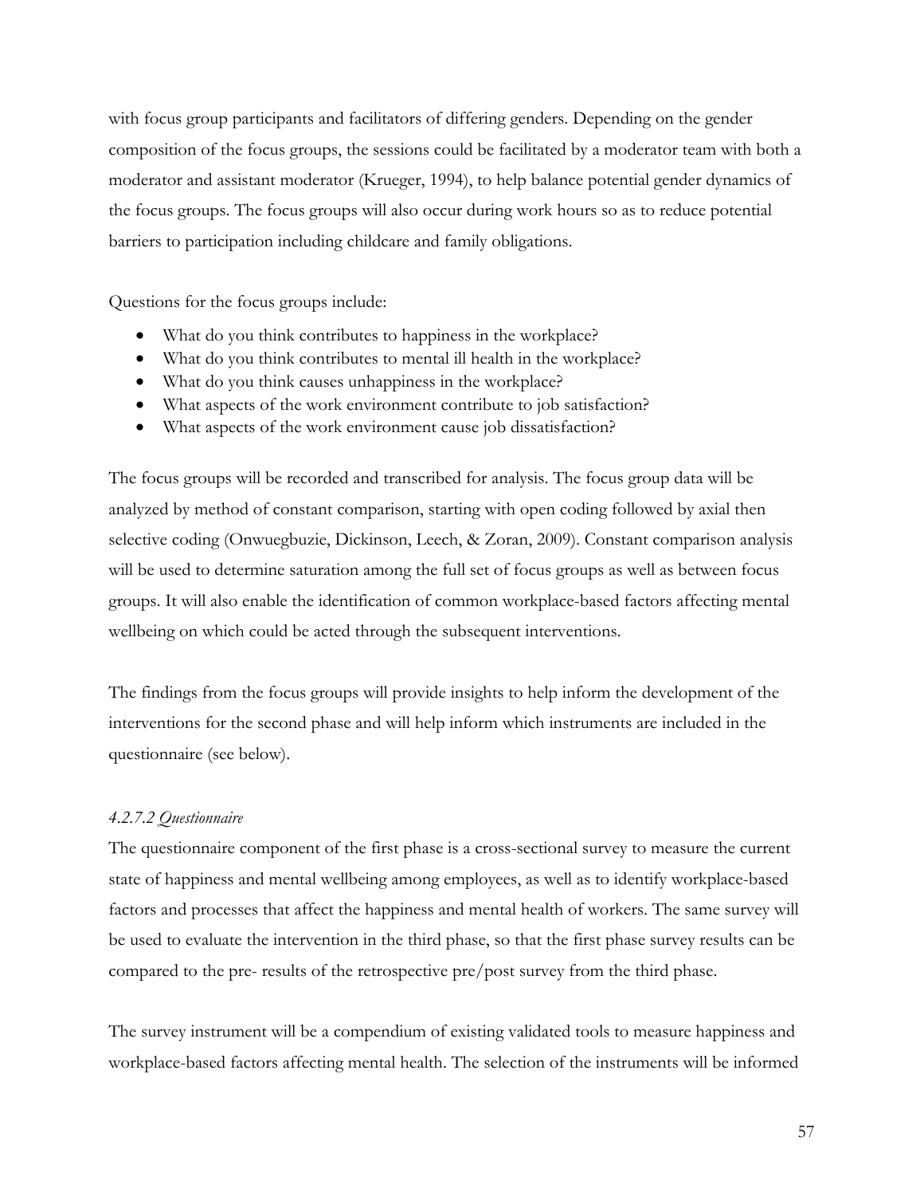with focus group participants and facilitators of differing genders. Depending on the gender composition of the focus groups, the sessions could be facilitated by a moderator team with both a moderator and assistant moderator (Krueger, 1994), to help balance potential gender dynamics of the focus groups. The focus groups will also occur during work hours so as to reduce potential barriers to participation including childcare and family obligations.

Questions for the focus groups include:

- What do you think contributes to happiness in the workplace?
- What do you think contributes to mental ill health in the workplace?
- What do you think causes unhappiness in the workplace?
- What aspects of the work environment contribute to job satisfaction?
- What aspects of the work environment cause job dissatisfaction?

The focus groups will be recorded and transcribed for analysis. The focus group data will be analyzed by method of constant comparison, starting with open coding followed by axial then selective coding (Onwuegbuzie, Dickinson, Leech, & Zoran, 2009). Constant comparison analysis will be used to determine saturation among the full set of focus groups as well as between focus groups. It will also enable the identification of common workplace-based factors affecting mental wellbeing on which could be acted through the subsequent interventions.

The findings from the focus groups will provide insights to help inform the development of the interventions for the second phase and will help inform which instruments are included in the questionnaire (see below).

#### *4.2.7.2 Questionnaire*

The questionnaire component of the first phase is a cross-sectional survey to measure the current state of happiness and mental wellbeing among employees, as well as to identify workplace-based factors and processes that affect the happiness and mental health of workers. The same survey will be used to evaluate the intervention in the third phase, so that the first phase survey results can be compared to the pre- results of the retrospective pre/post survey from the third phase.

The survey instrument will be a compendium of existing validated tools to measure happiness and workplace-based factors affecting mental health. The selection of the instruments will be informed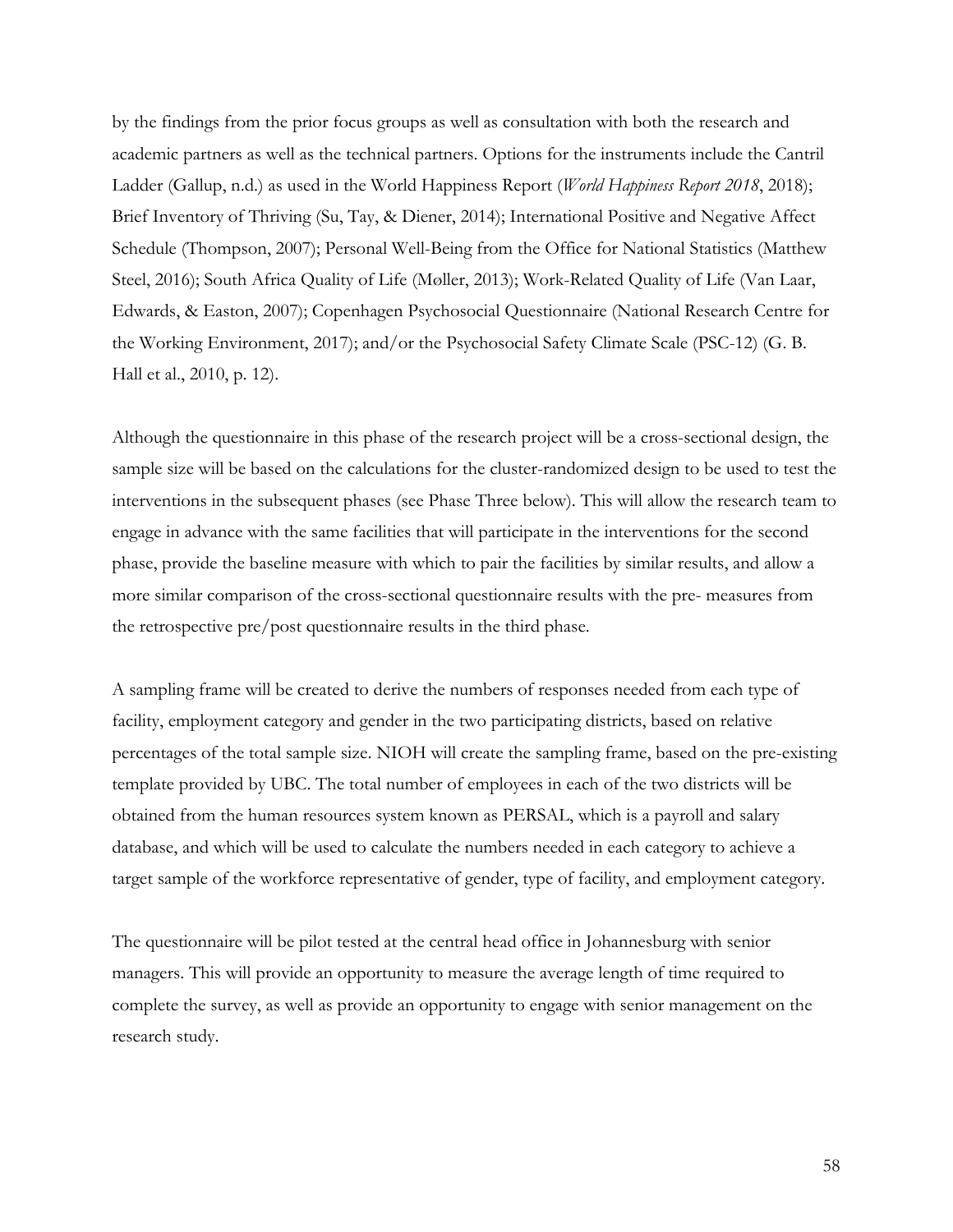by the findings from the prior focus groups as well as consultation with both the research and academic partners as well as the technical partners. Options for the instruments include the Cantril Ladder (Gallup, n.d.) as used in the World Happiness Report (*World Happiness Report 2018*, 2018); Brief Inventory of Thriving (Su, Tay, & Diener, 2014); International Positive and Negative Affect Schedule (Thompson, 2007); Personal Well-Being from the Office for National Statistics (Matthew Steel, 2016); South Africa Quality of Life (Møller, 2013); Work-Related Quality of Life (Van Laar, Edwards, & Easton, 2007); Copenhagen Psychosocial Questionnaire (National Research Centre for the Working Environment, 2017); and/or the Psychosocial Safety Climate Scale (PSC-12) (G. B. Hall et al., 2010, p. 12).

Although the questionnaire in this phase of the research project will be a cross-sectional design, the sample size will be based on the calculations for the cluster-randomized design to be used to test the interventions in the subsequent phases (see Phase Three below). This will allow the research team to engage in advance with the same facilities that will participate in the interventions for the second phase, provide the baseline measure with which to pair the facilities by similar results, and allow a more similar comparison of the cross-sectional questionnaire results with the pre- measures from the retrospective pre/post questionnaire results in the third phase.

A sampling frame will be created to derive the numbers of responses needed from each type of facility, employment category and gender in the two participating districts, based on relative percentages of the total sample size. NIOH will create the sampling frame, based on the pre-existing template provided by UBC. The total number of employees in each of the two districts will be obtained from the human resources system known as PERSAL, which is a payroll and salary database, and which will be used to calculate the numbers needed in each category to achieve a target sample of the workforce representative of gender, type of facility, and employment category.

The questionnaire will be pilot tested at the central head office in Johannesburg with senior managers. This will provide an opportunity to measure the average length of time required to complete the survey, as well as provide an opportunity to engage with senior management on the research study.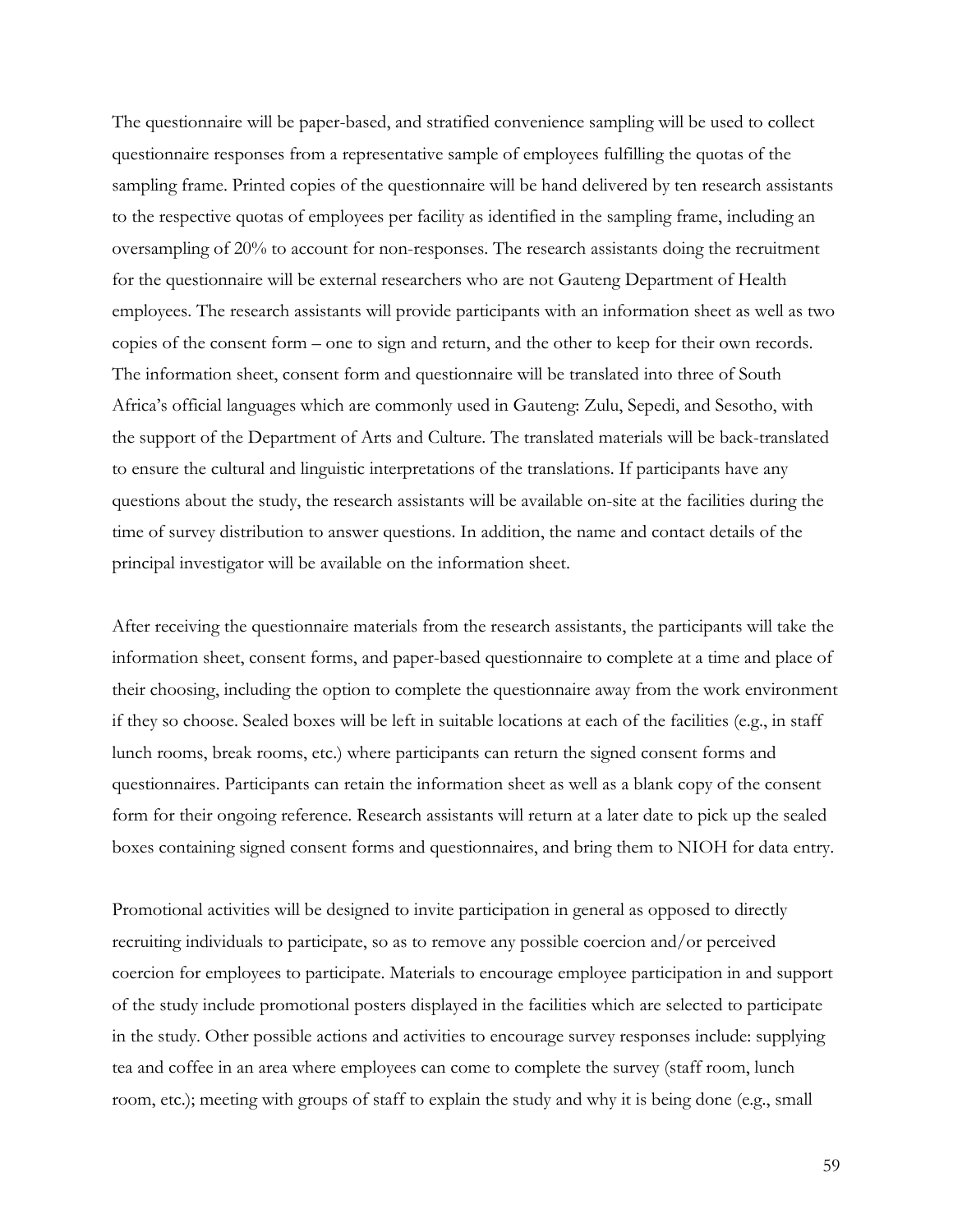The questionnaire will be paper-based, and stratified convenience sampling will be used to collect questionnaire responses from a representative sample of employees fulfilling the quotas of the sampling frame. Printed copies of the questionnaire will be hand delivered by ten research assistants to the respective quotas of employees per facility as identified in the sampling frame, including an oversampling of 20% to account for non-responses. The research assistants doing the recruitment for the questionnaire will be external researchers who are not Gauteng Department of Health employees. The research assistants will provide participants with an information sheet as well as two copies of the consent form – one to sign and return, and the other to keep for their own records. The information sheet, consent form and questionnaire will be translated into three of South Africa's official languages which are commonly used in Gauteng: Zulu, Sepedi, and Sesotho, with the support of the Department of Arts and Culture. The translated materials will be back-translated to ensure the cultural and linguistic interpretations of the translations. If participants have any questions about the study, the research assistants will be available on-site at the facilities during the time of survey distribution to answer questions. In addition, the name and contact details of the principal investigator will be available on the information sheet.

After receiving the questionnaire materials from the research assistants, the participants will take the information sheet, consent forms, and paper-based questionnaire to complete at a time and place of their choosing, including the option to complete the questionnaire away from the work environment if they so choose. Sealed boxes will be left in suitable locations at each of the facilities (e.g., in staff lunch rooms, break rooms, etc.) where participants can return the signed consent forms and questionnaires. Participants can retain the information sheet as well as a blank copy of the consent form for their ongoing reference. Research assistants will return at a later date to pick up the sealed boxes containing signed consent forms and questionnaires, and bring them to NIOH for data entry.

Promotional activities will be designed to invite participation in general as opposed to directly recruiting individuals to participate, so as to remove any possible coercion and/or perceived coercion for employees to participate. Materials to encourage employee participation in and support of the study include promotional posters displayed in the facilities which are selected to participate in the study. Other possible actions and activities to encourage survey responses include: supplying tea and coffee in an area where employees can come to complete the survey (staff room, lunch room, etc.); meeting with groups of staff to explain the study and why it is being done (e.g., small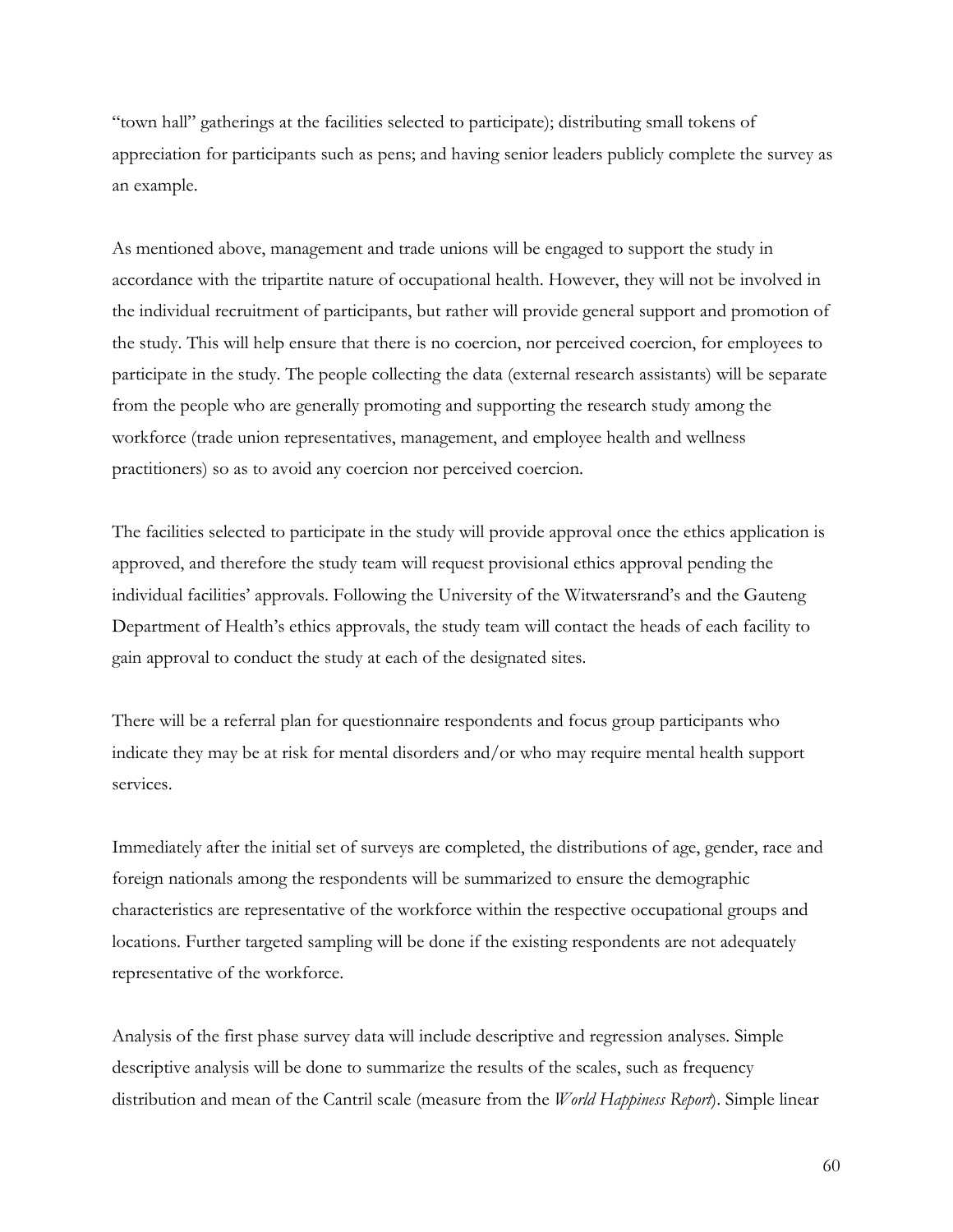"town hall" gatherings at the facilities selected to participate); distributing small tokens of appreciation for participants such as pens; and having senior leaders publicly complete the survey as an example.

As mentioned above, management and trade unions will be engaged to support the study in accordance with the tripartite nature of occupational health. However, they will not be involved in the individual recruitment of participants, but rather will provide general support and promotion of the study. This will help ensure that there is no coercion, nor perceived coercion, for employees to participate in the study. The people collecting the data (external research assistants) will be separate from the people who are generally promoting and supporting the research study among the workforce (trade union representatives, management, and employee health and wellness practitioners) so as to avoid any coercion nor perceived coercion.

The facilities selected to participate in the study will provide approval once the ethics application is approved, and therefore the study team will request provisional ethics approval pending the individual facilities' approvals. Following the University of the Witwatersrand's and the Gauteng Department of Health's ethics approvals, the study team will contact the heads of each facility to gain approval to conduct the study at each of the designated sites.

There will be a referral plan for questionnaire respondents and focus group participants who indicate they may be at risk for mental disorders and/or who may require mental health support services.

Immediately after the initial set of surveys are completed, the distributions of age, gender, race and foreign nationals among the respondents will be summarized to ensure the demographic characteristics are representative of the workforce within the respective occupational groups and locations. Further targeted sampling will be done if the existing respondents are not adequately representative of the workforce.

Analysis of the first phase survey data will include descriptive and regression analyses. Simple descriptive analysis will be done to summarize the results of the scales, such as frequency distribution and mean of the Cantril scale (measure from the *World Happiness Report*). Simple linear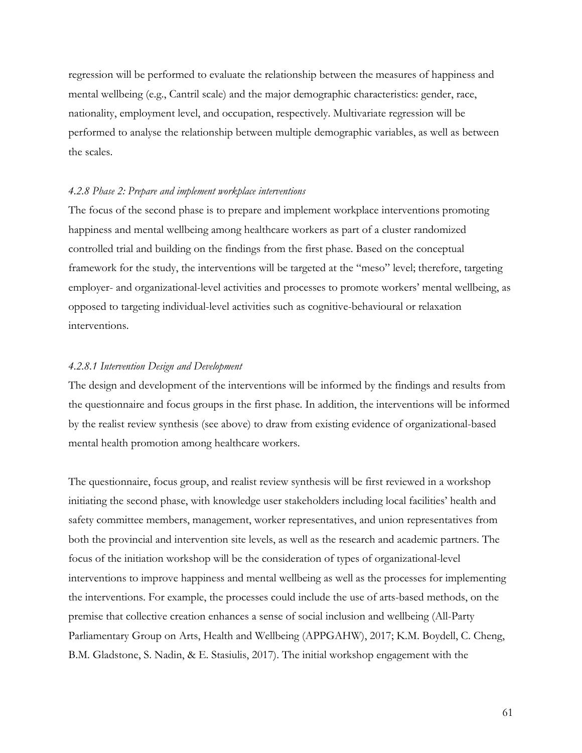regression will be performed to evaluate the relationship between the measures of happiness and mental wellbeing (e.g., Cantril scale) and the major demographic characteristics: gender, race, nationality, employment level, and occupation, respectively. Multivariate regression will be performed to analyse the relationship between multiple demographic variables, as well as between the scales.

#### *4.2.8 Phase 2: Prepare and implement workplace interventions*

The focus of the second phase is to prepare and implement workplace interventions promoting happiness and mental wellbeing among healthcare workers as part of a cluster randomized controlled trial and building on the findings from the first phase. Based on the conceptual framework for the study, the interventions will be targeted at the "meso" level; therefore, targeting employer- and organizational-level activities and processes to promote workers' mental wellbeing, as opposed to targeting individual-level activities such as cognitive-behavioural or relaxation interventions.

##### *4.2.8.1 Intervention Design and Development*

The design and development of the interventions will be informed by the findings and results from the questionnaire and focus groups in the first phase. In addition, the interventions will be informed by the realist review synthesis (see above) to draw from existing evidence of organizational-based mental health promotion among healthcare workers.

The questionnaire, focus group, and realist review synthesis will be first reviewed in a workshop initiating the second phase, with knowledge user stakeholders including local facilities' health and safety committee members, management, worker representatives, and union representatives from both the provincial and intervention site levels, as well as the research and academic partners. The focus of the initiation workshop will be the consideration of types of organizational-level interventions to improve happiness and mental wellbeing as well as the processes for implementing the interventions. For example, the processes could include the use of arts-based methods, on the premise that collective creation enhances a sense of social inclusion and wellbeing (All-Party Parliamentary Group on Arts, Health and Wellbeing (APPGAHW), 2017; K.M. Boydell, C. Cheng, B.M. Gladstone, S. Nadin, & E. Stasiulis, 2017). The initial workshop engagement with the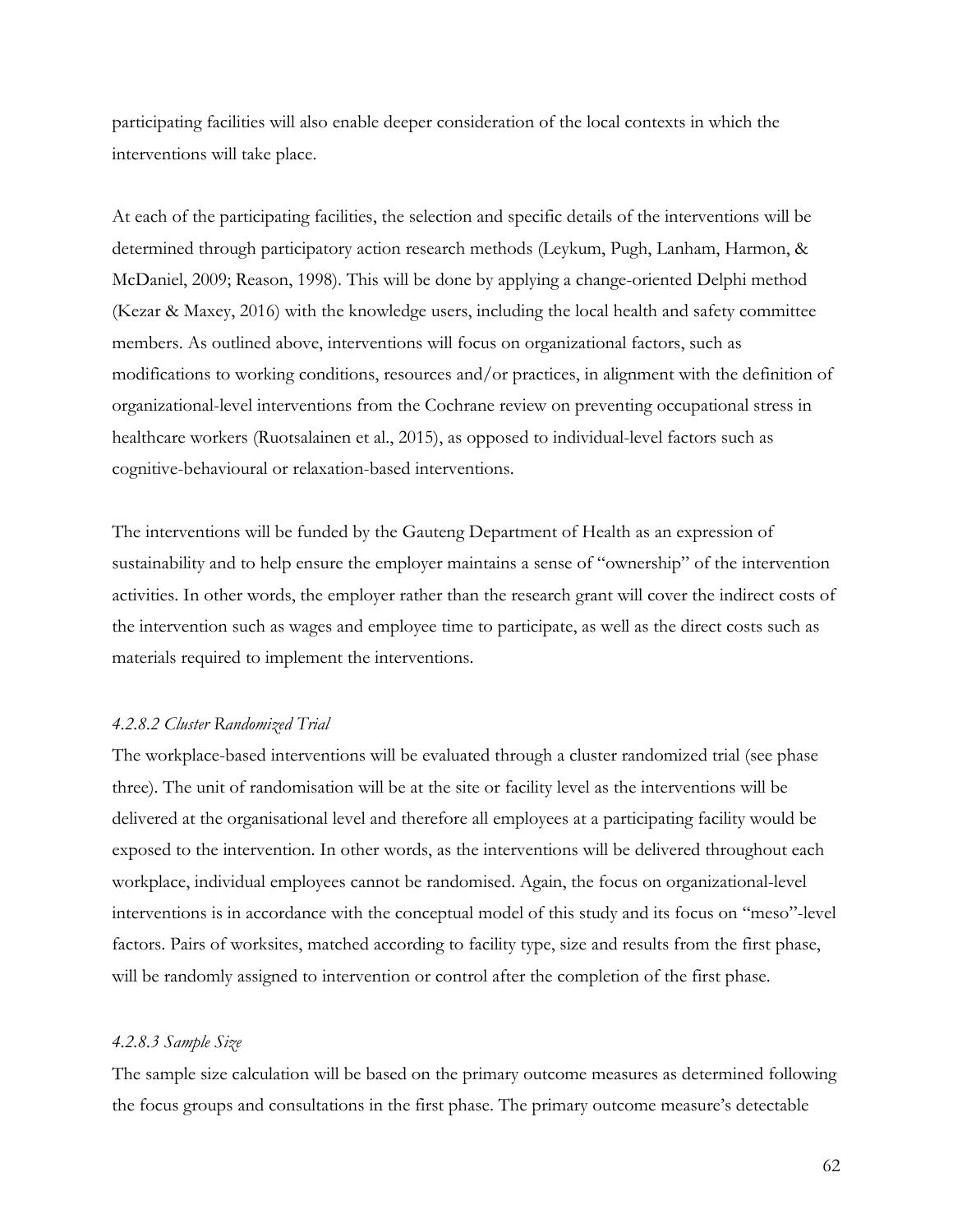participating facilities will also enable deeper consideration of the local contexts in which the interventions will take place.

At each of the participating facilities, the selection and specific details of the interventions will be determined through participatory action research methods (Leykum, Pugh, Lanham, Harmon, & McDaniel, 2009; Reason, 1998). This will be done by applying a change-oriented Delphi method (Kezar & Maxey, 2016) with the knowledge users, including the local health and safety committee members. As outlined above, interventions will focus on organizational factors, such as modifications to working conditions, resources and/or practices, in alignment with the definition of organizational-level interventions from the Cochrane review on preventing occupational stress in healthcare workers (Ruotsalainen et al., 2015), as opposed to individual-level factors such as cognitive-behavioural or relaxation-based interventions.

The interventions will be funded by the Gauteng Department of Health as an expression of sustainability and to help ensure the employer maintains a sense of "ownership" of the intervention activities. In other words, the employer rather than the research grant will cover the indirect costs of the intervention such as wages and employee time to participate, as well as the direct costs such as materials required to implement the interventions.

#### *4.2.8.2 Cluster Randomized Trial*

The workplace-based interventions will be evaluated through a cluster randomized trial (see phase three). The unit of randomisation will be at the site or facility level as the interventions will be delivered at the organisational level and therefore all employees at a participating facility would be exposed to the intervention. In other words, as the interventions will be delivered throughout each workplace, individual employees cannot be randomised. Again, the focus on organizational-level interventions is in accordance with the conceptual model of this study and its focus on "meso"-level factors. Pairs of worksites, matched according to facility type, size and results from the first phase, will be randomly assigned to intervention or control after the completion of the first phase.

#### *4.2.8.3 Sample Size*

The sample size calculation will be based on the primary outcome measures as determined following the focus groups and consultations in the first phase. The primary outcome measure's detectable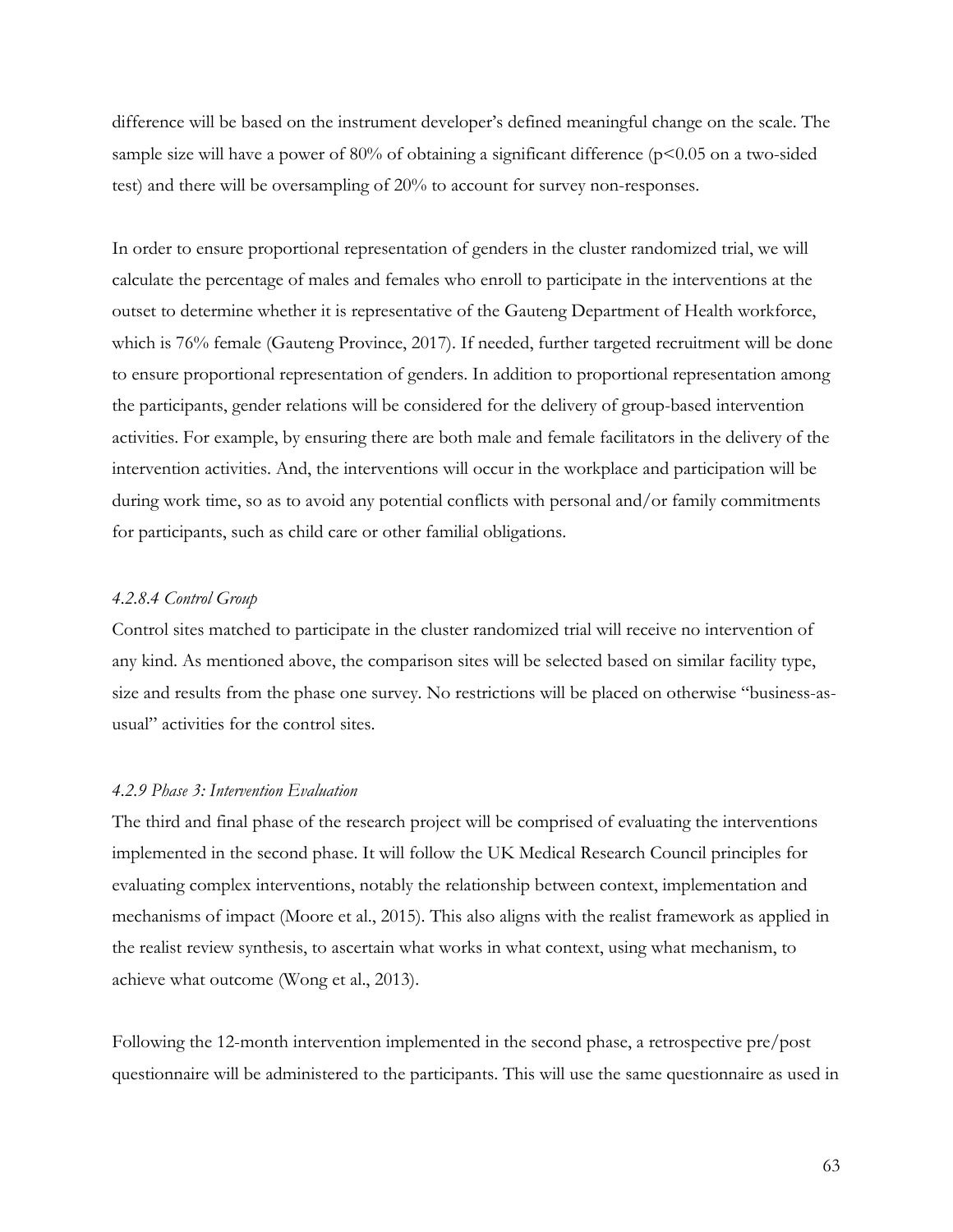difference will be based on the instrument developer's defined meaningful change on the scale. The sample size will have a power of 80% of obtaining a significant difference ($p<0.05$ on a two-sided test) and there will be oversampling of 20% to account for survey non-responses.

In order to ensure proportional representation of genders in the cluster randomized trial, we will calculate the percentage of males and females who enroll to participate in the interventions at the outset to determine whether it is representative of the Gauteng Department of Health workforce, which is 76% female (Gauteng Province, 2017). If needed, further targeted recruitment will be done to ensure proportional representation of genders. In addition to proportional representation among the participants, gender relations will be considered for the delivery of group-based intervention activities. For example, by ensuring there are both male and female facilitators in the delivery of the intervention activities. And, the interventions will occur in the workplace and participation will be during work time, so as to avoid any potential conflicts with personal and/or family commitments for participants, such as child care or other familial obligations.

#### *4.2.8.4 Control Group*

Control sites matched to participate in the cluster randomized trial will receive no intervention of any kind. As mentioned above, the comparison sites will be selected based on similar facility type, size and results from the phase one survey. No restrictions will be placed on otherwise "business-as-usual" activities for the control sites.

### *4.2.9 Phase 3: Intervention Evaluation*

The third and final phase of the research project will be comprised of evaluating the interventions implemented in the second phase. It will follow the UK Medical Research Council principles for evaluating complex interventions, notably the relationship between context, implementation and mechanisms of impact (Moore et al., 2015). This also aligns with the realist framework as applied in the realist review synthesis, to ascertain what works in what context, using what mechanism, to achieve what outcome (Wong et al., 2013).

Following the 12-month intervention implemented in the second phase, a retrospective pre/post questionnaire will be administered to the participants. This will use the same questionnaire as used in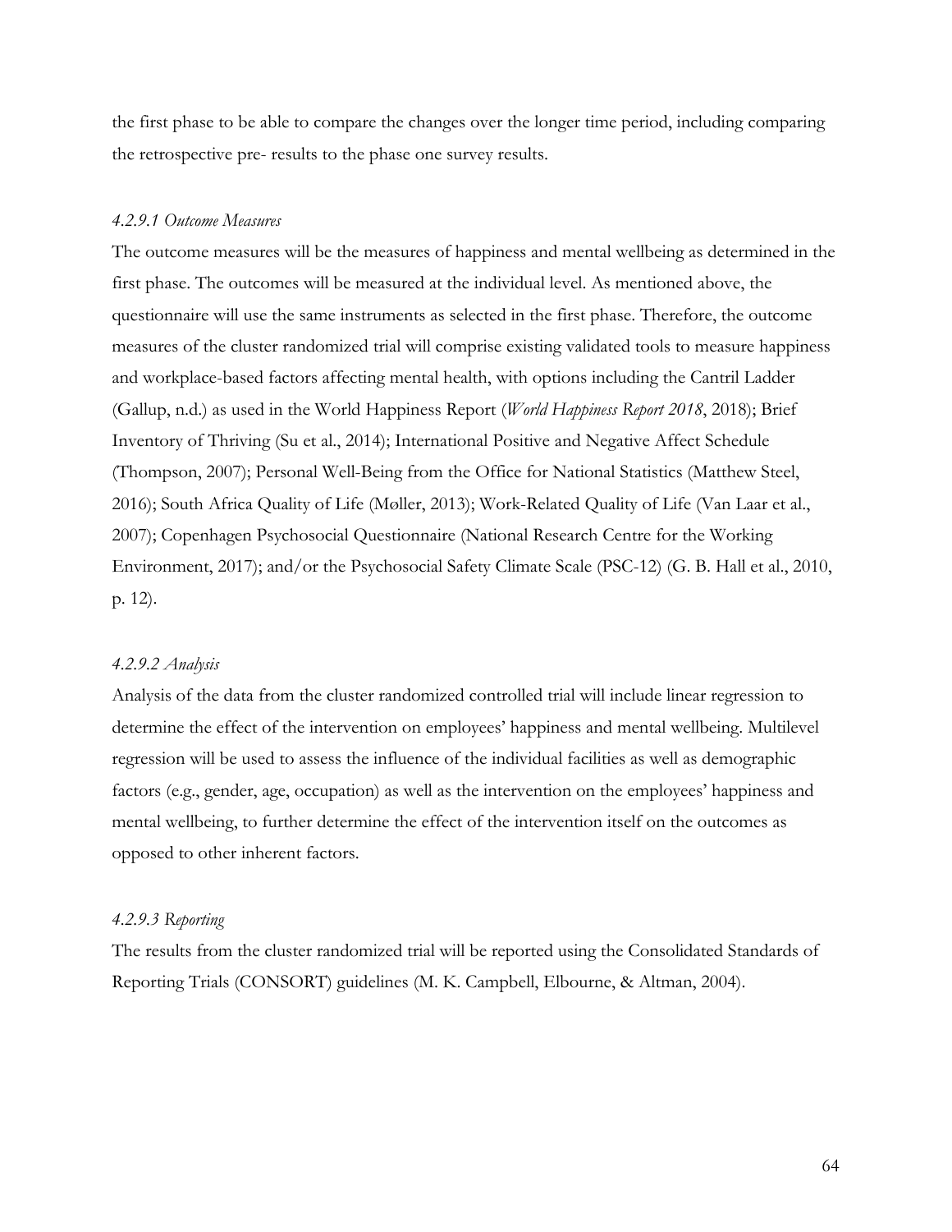the first phase to be able to compare the changes over the longer time period, including comparing the retrospective pre- results to the phase one survey results.

#### *4.2.9.1 Outcome Measures*

The outcome measures will be the measures of happiness and mental wellbeing as determined in the first phase. The outcomes will be measured at the individual level. As mentioned above, the questionnaire will use the same instruments as selected in the first phase. Therefore, the outcome measures of the cluster randomized trial will comprise existing validated tools to measure happiness and workplace-based factors affecting mental health, with options including the Cantril Ladder (Gallup, n.d.) as used in the World Happiness Report (*World Happiness Report 2018*, 2018); Brief Inventory of Thriving (Su et al., 2014); International Positive and Negative Affect Schedule (Thompson, 2007); Personal Well-Being from the Office for National Statistics (Matthew Steel, 2016); South Africa Quality of Life (Møller, 2013); Work-Related Quality of Life (Van Laar et al., 2007); Copenhagen Psychosocial Questionnaire (National Research Centre for the Working Environment, 2017); and/or the Psychosocial Safety Climate Scale (PSC-12) (G. B. Hall et al., 2010, p. 12).

#### *4.2.9.2 Analysis*

Analysis of the data from the cluster randomized controlled trial will include linear regression to determine the effect of the intervention on employees' happiness and mental wellbeing. Multilevel regression will be used to assess the influence of the individual facilities as well as demographic factors (e.g., gender, age, occupation) as well as the intervention on the employees' happiness and mental wellbeing, to further determine the effect of the intervention itself on the outcomes as opposed to other inherent factors.

#### *4.2.9.3 Reporting*

The results from the cluster randomized trial will be reported using the Consolidated Standards of Reporting Trials (CONSORT) guidelines (M. K. Campbell, Elbourne, & Altman, 2004).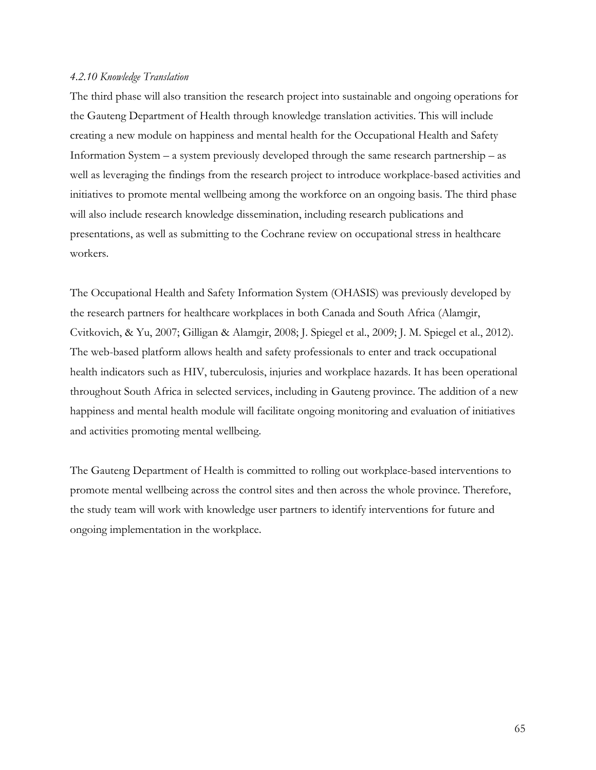*4.2.10 Knowledge Translation*

The third phase will also transition the research project into sustainable and ongoing operations for the Gauteng Department of Health through knowledge translation activities. This will include creating a new module on happiness and mental health for the Occupational Health and Safety Information System – a system previously developed through the same research partnership – as well as leveraging the findings from the research project to introduce workplace-based activities and initiatives to promote mental wellbeing among the workforce on an ongoing basis. The third phase will also include research knowledge dissemination, including research publications and presentations, as well as submitting to the Cochrane review on occupational stress in healthcare workers.

The Occupational Health and Safety Information System (OHASIS) was previously developed by the research partners for healthcare workplaces in both Canada and South Africa (Alamgir, Cvitkovich, & Yu, 2007; Gilligan & Alamgir, 2008; J. Spiegel et al., 2009; J. M. Spiegel et al., 2012). The web-based platform allows health and safety professionals to enter and track occupational health indicators such as HIV, tuberculosis, injuries and workplace hazards. It has been operational throughout South Africa in selected services, including in Gauteng province. The addition of a new happiness and mental health module will facilitate ongoing monitoring and evaluation of initiatives and activities promoting mental wellbeing.

The Gauteng Department of Health is committed to rolling out workplace-based interventions to promote mental wellbeing across the control sites and then across the whole province. Therefore, the study team will work with knowledge user partners to identify interventions for future and ongoing implementation in the workplace.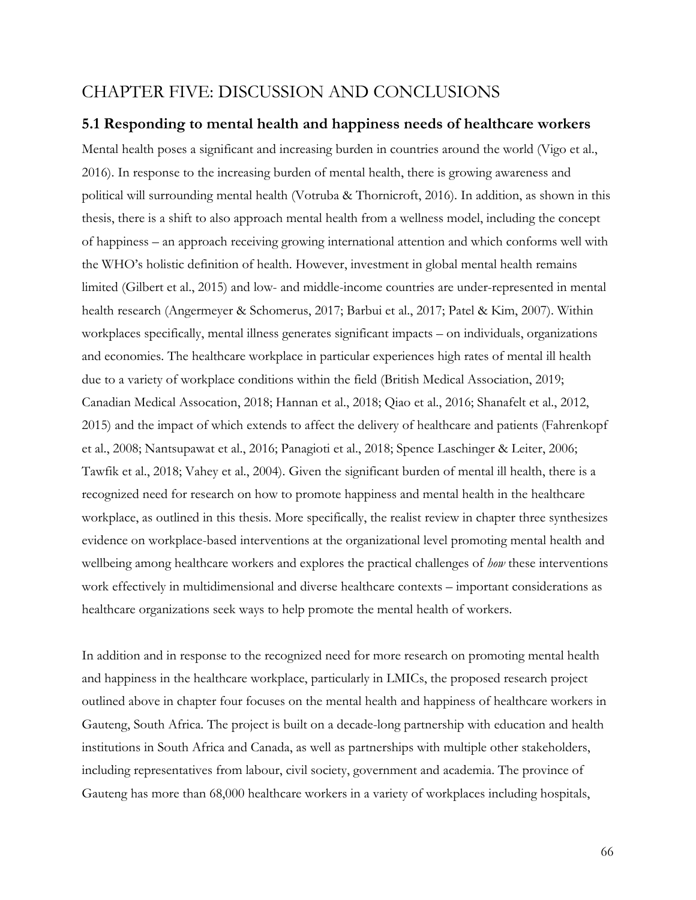# CHAPTER FIVE: DISCUSSION AND CONCLUSIONS

## 5.1 Responding to mental health and happiness needs of healthcare workers

Mental health poses a significant and increasing burden in countries around the world (Vigo et al., 2016). In response to the increasing burden of mental health, there is growing awareness and political will surrounding mental health (Votruba & Thornicroft, 2016). In addition, as shown in this thesis, there is a shift to also approach mental health from a wellness model, including the concept of happiness – an approach receiving growing international attention and which conforms well with the WHO's holistic definition of health. However, investment in global mental health remains limited (Gilbert et al., 2015) and low- and middle-income countries are under-represented in mental health research (Angermeyer & Schomerus, 2017; Barbui et al., 2017; Patel & Kim, 2007). Within workplaces specifically, mental illness generates significant impacts – on individuals, organizations and economies. The healthcare workplace in particular experiences high rates of mental ill health due to a variety of workplace conditions within the field (British Medical Association, 2019; Canadian Medical Assocation, 2018; Hannan et al., 2018; Qiao et al., 2016; Shanafelt et al., 2012, 2015) and the impact of which extends to affect the delivery of healthcare and patients (Fahrenkopf et al., 2008; Nantsupawat et al., 2016; Panagioti et al., 2018; Spence Laschinger & Leiter, 2006; Tawfik et al., 2018; Vahey et al., 2004). Given the significant burden of mental ill health, there is a recognized need for research on how to promote happiness and mental health in the healthcare workplace, as outlined in this thesis. More specifically, the realist review in chapter three synthesizes evidence on workplace-based interventions at the organizational level promoting mental health and wellbeing among healthcare workers and explores the practical challenges of *how* these interventions work effectively in multidimensional and diverse healthcare contexts – important considerations as healthcare organizations seek ways to help promote the mental health of workers.

In addition and in response to the recognized need for more research on promoting mental health and happiness in the healthcare workplace, particularly in LMICs, the proposed research project outlined above in chapter four focuses on the mental health and happiness of healthcare workers in Gauteng, South Africa. The project is built on a decade-long partnership with education and health institutions in South Africa and Canada, as well as partnerships with multiple other stakeholders, including representatives from labour, civil society, government and academia. The province of Gauteng has more than 68,000 healthcare workers in a variety of workplaces including hospitals,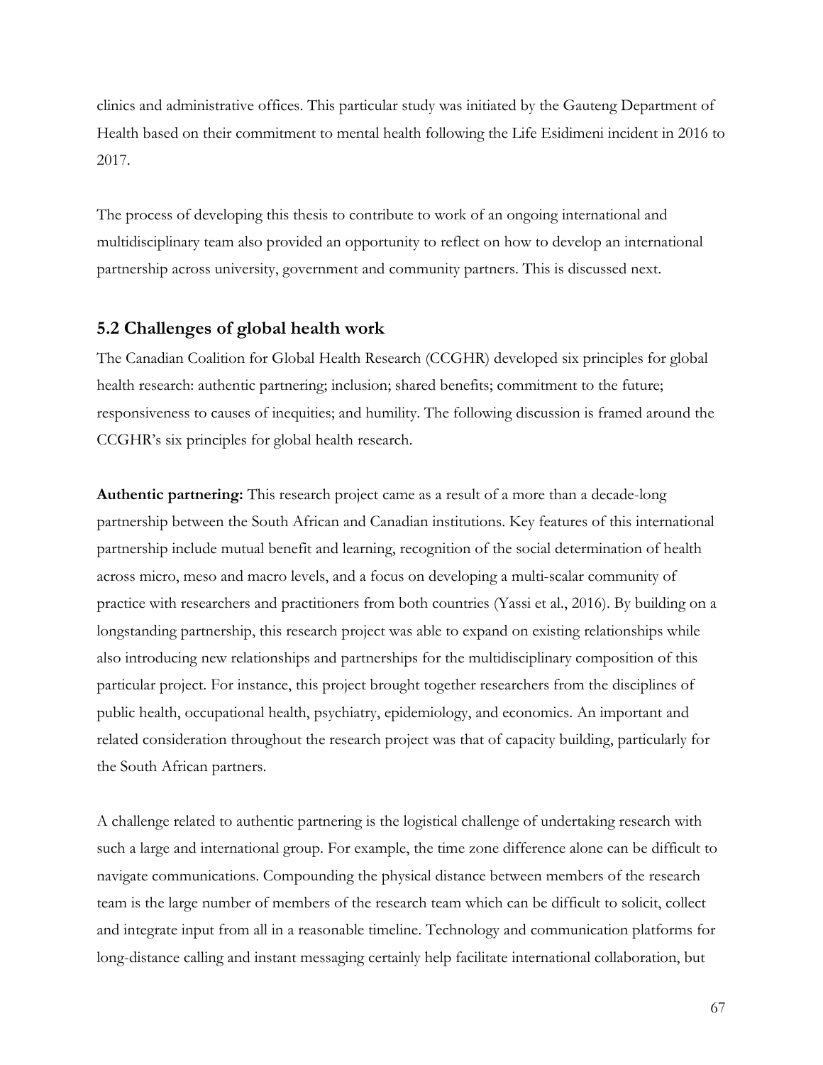clinics and administrative offices. This particular study was initiated by the Gauteng Department of Health based on their commitment to mental health following the Life Esidimeni incident in 2016 to 2017.

The process of developing this thesis to contribute to work of an ongoing international and multidisciplinary team also provided an opportunity to reflect on how to develop an international partnership across university, government and community partners. This is discussed next.

## 5.2 Challenges of global health work

The Canadian Coalition for Global Health Research (CCGHR) developed six principles for global health research: authentic partnering; inclusion; shared benefits; commitment to the future; responsiveness to causes of inequities; and humility. The following discussion is framed around the CCGHR's six principles for global health research.

**Authentic partnering:** This research project came as a result of a more than a decade-long partnership between the South African and Canadian institutions. Key features of this international partnership include mutual benefit and learning, recognition of the social determination of health across micro, meso and macro levels, and a focus on developing a multi-scalar community of practice with researchers and practitioners from both countries (Yassi et al., 2016). By building on a longstanding partnership, this research project was able to expand on existing relationships while also introducing new relationships and partnerships for the multidisciplinary composition of this particular project. For instance, this project brought together researchers from the disciplines of public health, occupational health, psychiatry, epidemiology, and economics. An important and related consideration throughout the research project was that of capacity building, particularly for the South African partners.

A challenge related to authentic partnering is the logistical challenge of undertaking research with such a large and international group. For example, the time zone difference alone can be difficult to navigate communications. Compounding the physical distance between members of the research team is the large number of members of the research team which can be difficult to solicit, collect and integrate input from all in a reasonable timeline. Technology and communication platforms for long-distance calling and instant messaging certainly help facilitate international collaboration, but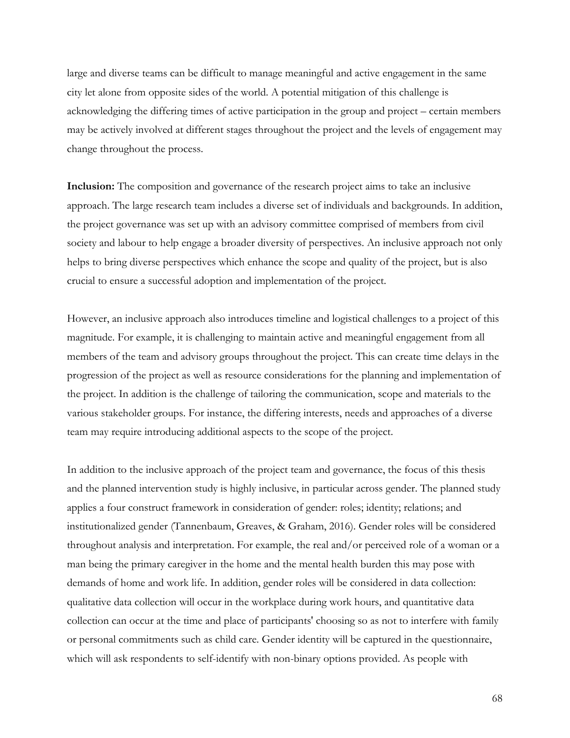large and diverse teams can be difficult to manage meaningful and active engagement in the same city let alone from opposite sides of the world. A potential mitigation of this challenge is acknowledging the differing times of active participation in the group and project – certain members may be actively involved at different stages throughout the project and the levels of engagement may change throughout the process.

**Inclusion:** The composition and governance of the research project aims to take an inclusive approach. The large research team includes a diverse set of individuals and backgrounds. In addition, the project governance was set up with an advisory committee comprised of members from civil society and labour to help engage a broader diversity of perspectives. An inclusive approach not only helps to bring diverse perspectives which enhance the scope and quality of the project, but is also crucial to ensure a successful adoption and implementation of the project.

However, an inclusive approach also introduces timeline and logistical challenges to a project of this magnitude. For example, it is challenging to maintain active and meaningful engagement from all members of the team and advisory groups throughout the project. This can create time delays in the progression of the project as well as resource considerations for the planning and implementation of the project. In addition is the challenge of tailoring the communication, scope and materials to the various stakeholder groups. For instance, the differing interests, needs and approaches of a diverse team may require introducing additional aspects to the scope of the project.

In addition to the inclusive approach of the project team and governance, the focus of this thesis and the planned intervention study is highly inclusive, in particular across gender. The planned study applies a four construct framework in consideration of gender: roles; identity; relations; and institutionalized gender (Tannenbaum, Greaves, & Graham, 2016). Gender roles will be considered throughout analysis and interpretation. For example, the real and/or perceived role of a woman or a man being the primary caregiver in the home and the mental health burden this may pose with demands of home and work life. In addition, gender roles will be considered in data collection: qualitative data collection will occur in the workplace during work hours, and quantitative data collection can occur at the time and place of participants' choosing so as not to interfere with family or personal commitments such as child care. Gender identity will be captured in the questionnaire, which will ask respondents to self-identify with non-binary options provided. As people with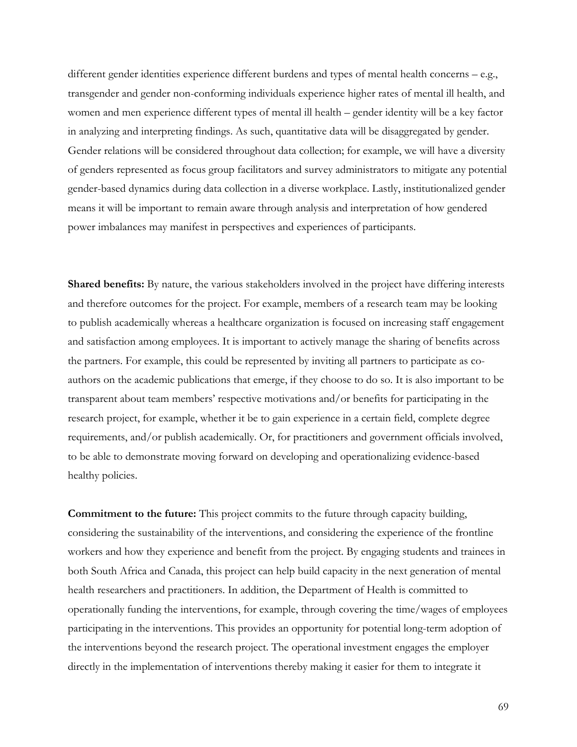different gender identities experience different burdens and types of mental health concerns – e.g., transgender and gender non-conforming individuals experience higher rates of mental ill health, and women and men experience different types of mental ill health – gender identity will be a key factor in analyzing and interpreting findings. As such, quantitative data will be disaggregated by gender. Gender relations will be considered throughout data collection; for example, we will have a diversity of genders represented as focus group facilitators and survey administrators to mitigate any potential gender-based dynamics during data collection in a diverse workplace. Lastly, institutionalized gender means it will be important to remain aware through analysis and interpretation of how gendered power imbalances may manifest in perspectives and experiences of participants.

**Shared benefits:** By nature, the various stakeholders involved in the project have differing interests and therefore outcomes for the project. For example, members of a research team may be looking to publish academically whereas a healthcare organization is focused on increasing staff engagement and satisfaction among employees. It is important to actively manage the sharing of benefits across the partners. For example, this could be represented by inviting all partners to participate as co-authors on the academic publications that emerge, if they choose to do so. It is also important to be transparent about team members' respective motivations and/or benefits for participating in the research project, for example, whether it be to gain experience in a certain field, complete degree requirements, and/or publish academically. Or, for practitioners and government officials involved, to be able to demonstrate moving forward on developing and operationalizing evidence-based healthy policies.

**Commitment to the future:** This project commits to the future through capacity building, considering the sustainability of the interventions, and considering the experience of the frontline workers and how they experience and benefit from the project. By engaging students and trainees in both South Africa and Canada, this project can help build capacity in the next generation of mental health researchers and practitioners. In addition, the Department of Health is committed to operationally funding the interventions, for example, through covering the time/wages of employees participating in the interventions. This provides an opportunity for potential long-term adoption of the interventions beyond the research project. The operational investment engages the employer directly in the implementation of interventions thereby making it easier for them to integrate it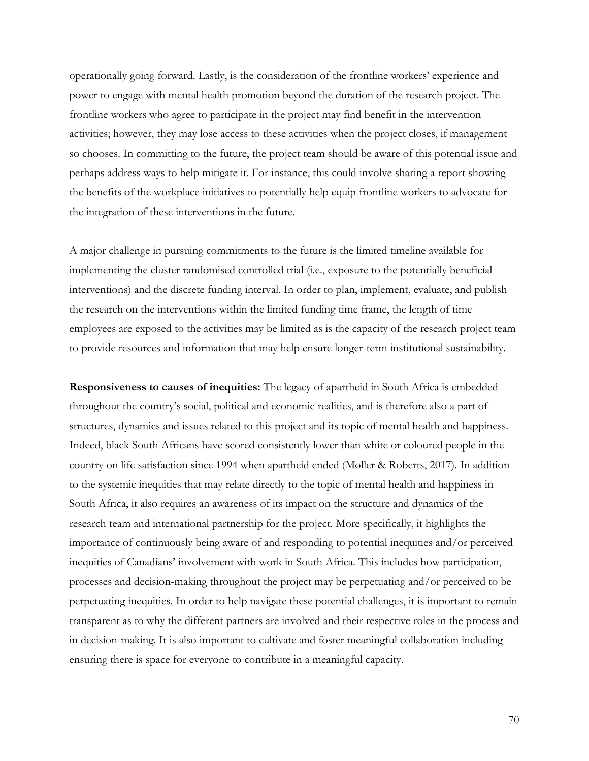operationally going forward. Lastly, is the consideration of the frontline workers' experience and power to engage with mental health promotion beyond the duration of the research project. The frontline workers who agree to participate in the project may find benefit in the intervention activities; however, they may lose access to these activities when the project closes, if management so chooses. In committing to the future, the project team should be aware of this potential issue and perhaps address ways to help mitigate it. For instance, this could involve sharing a report showing the benefits of the workplace initiatives to potentially help equip frontline workers to advocate for the integration of these interventions in the future.

A major challenge in pursuing commitments to the future is the limited timeline available for implementing the cluster randomised controlled trial (i.e., exposure to the potentially beneficial interventions) and the discrete funding interval. In order to plan, implement, evaluate, and publish the research on the interventions within the limited funding time frame, the length of time employees are exposed to the activities may be limited as is the capacity of the research project team to provide resources and information that may help ensure longer-term institutional sustainability.

**Responsiveness to causes of inequities:** The legacy of apartheid in South Africa is embedded throughout the country's social, political and economic realities, and is therefore also a part of structures, dynamics and issues related to this project and its topic of mental health and happiness. Indeed, black South Africans have scored consistently lower than white or coloured people in the country on life satisfaction since 1994 when apartheid ended (Møller & Roberts, 2017). In addition to the systemic inequities that may relate directly to the topic of mental health and happiness in South Africa, it also requires an awareness of its impact on the structure and dynamics of the research team and international partnership for the project. More specifically, it highlights the importance of continuously being aware of and responding to potential inequities and/or perceived inequities of Canadians' involvement with work in South Africa. This includes how participation, processes and decision-making throughout the project may be perpetuating and/or perceived to be perpetuating inequities. In order to help navigate these potential challenges, it is important to remain transparent as to why the different partners are involved and their respective roles in the process and in decision-making. It is also important to cultivate and foster meaningful collaboration including ensuring there is space for everyone to contribute in a meaningful capacity.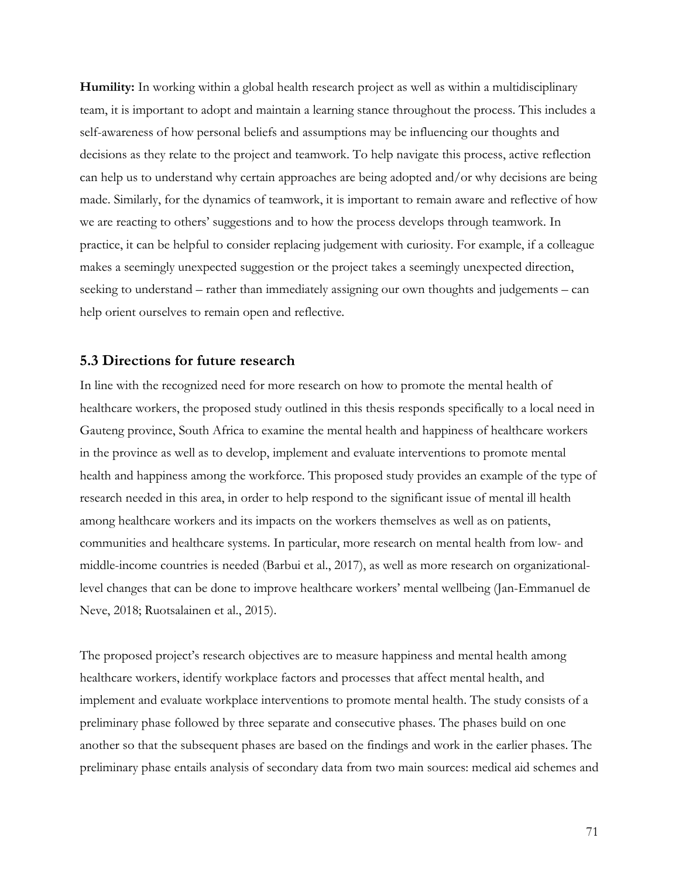**Humility:** In working within a global health research project as well as within a multidisciplinary team, it is important to adopt and maintain a learning stance throughout the process. This includes a self-awareness of how personal beliefs and assumptions may be influencing our thoughts and decisions as they relate to the project and teamwork. To help navigate this process, active reflection can help us to understand why certain approaches are being adopted and/or why decisions are being made. Similarly, for the dynamics of teamwork, it is important to remain aware and reflective of how we are reacting to others' suggestions and to how the process develops through teamwork. In practice, it can be helpful to consider replacing judgement with curiosity. For example, if a colleague makes a seemingly unexpected suggestion or the project takes a seemingly unexpected direction, seeking to understand – rather than immediately assigning our own thoughts and judgements – can help orient ourselves to remain open and reflective.

## 5.3 Directions for future research

In line with the recognized need for more research on how to promote the mental health of healthcare workers, the proposed study outlined in this thesis responds specifically to a local need in Gauteng province, South Africa to examine the mental health and happiness of healthcare workers in the province as well as to develop, implement and evaluate interventions to promote mental health and happiness among the workforce. This proposed study provides an example of the type of research needed in this area, in order to help respond to the significant issue of mental ill health among healthcare workers and its impacts on the workers themselves as well as on patients, communities and healthcare systems. In particular, more research on mental health from low- and middle-income countries is needed (Barbui et al., 2017), as well as more research on organizational-level changes that can be done to improve healthcare workers' mental wellbeing (Jan-Emmanuel de Neve, 2018; Ruotsalainen et al., 2015).

The proposed project's research objectives are to measure happiness and mental health among healthcare workers, identify workplace factors and processes that affect mental health, and implement and evaluate workplace interventions to promote mental health. The study consists of a preliminary phase followed by three separate and consecutive phases. The phases build on one another so that the subsequent phases are based on the findings and work in the earlier phases. The preliminary phase entails analysis of secondary data from two main sources: medical aid schemes and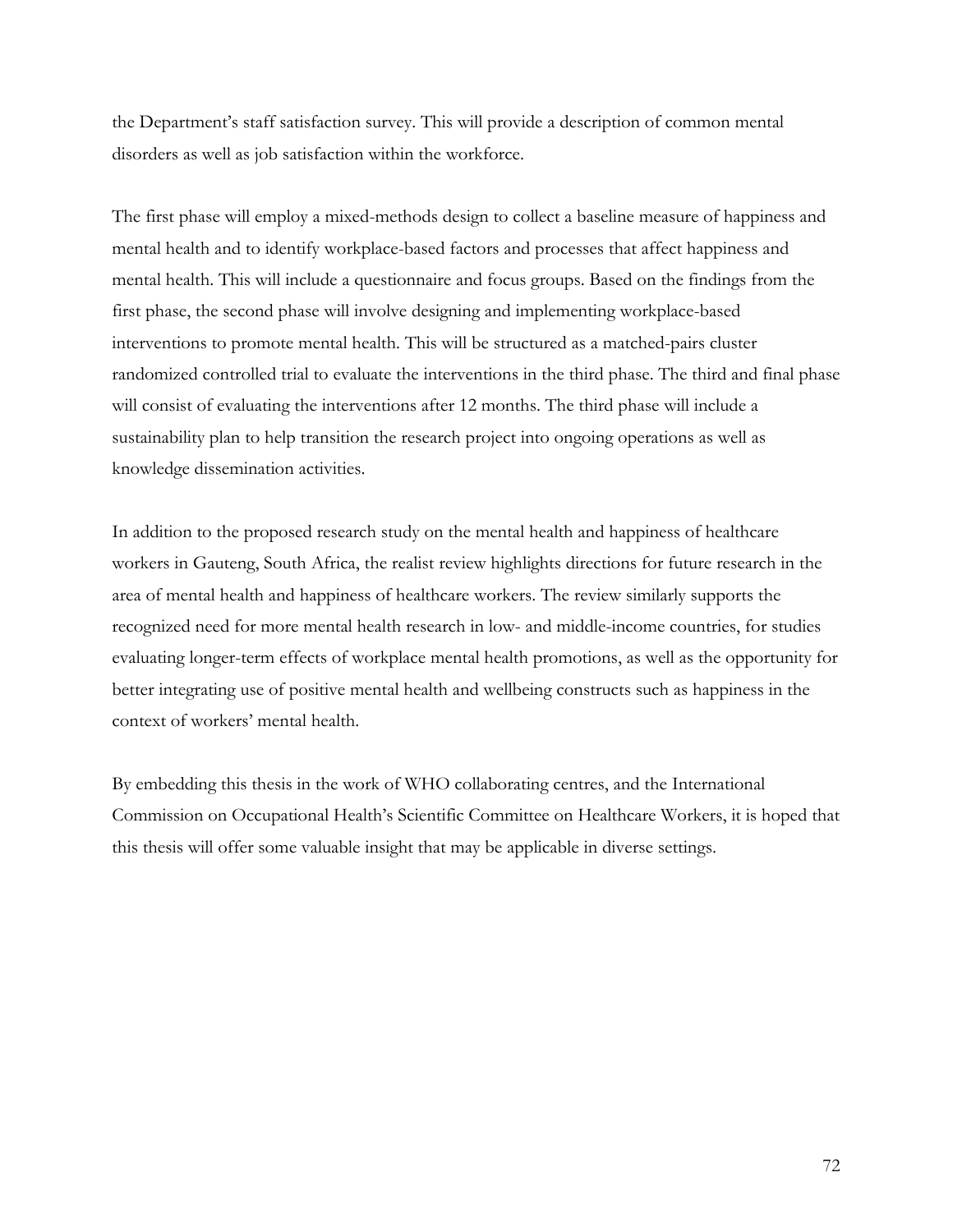the Department's staff satisfaction survey. This will provide a description of common mental disorders as well as job satisfaction within the workforce.

The first phase will employ a mixed-methods design to collect a baseline measure of happiness and mental health and to identify workplace-based factors and processes that affect happiness and mental health. This will include a questionnaire and focus groups. Based on the findings from the first phase, the second phase will involve designing and implementing workplace-based interventions to promote mental health. This will be structured as a matched-pairs cluster randomized controlled trial to evaluate the interventions in the third phase. The third and final phase will consist of evaluating the interventions after 12 months. The third phase will include a sustainability plan to help transition the research project into ongoing operations as well as knowledge dissemination activities.

In addition to the proposed research study on the mental health and happiness of healthcare workers in Gauteng, South Africa, the realist review highlights directions for future research in the area of mental health and happiness of healthcare workers. The review similarly supports the recognized need for more mental health research in low- and middle-income countries, for studies evaluating longer-term effects of workplace mental health promotions, as well as the opportunity for better integrating use of positive mental health and wellbeing constructs such as happiness in the context of workers' mental health.

By embedding this thesis in the work of WHO collaborating centres, and the International Commission on Occupational Health's Scientific Committee on Healthcare Workers, it is hoped that this thesis will offer some valuable insight that may be applicable in diverse settings.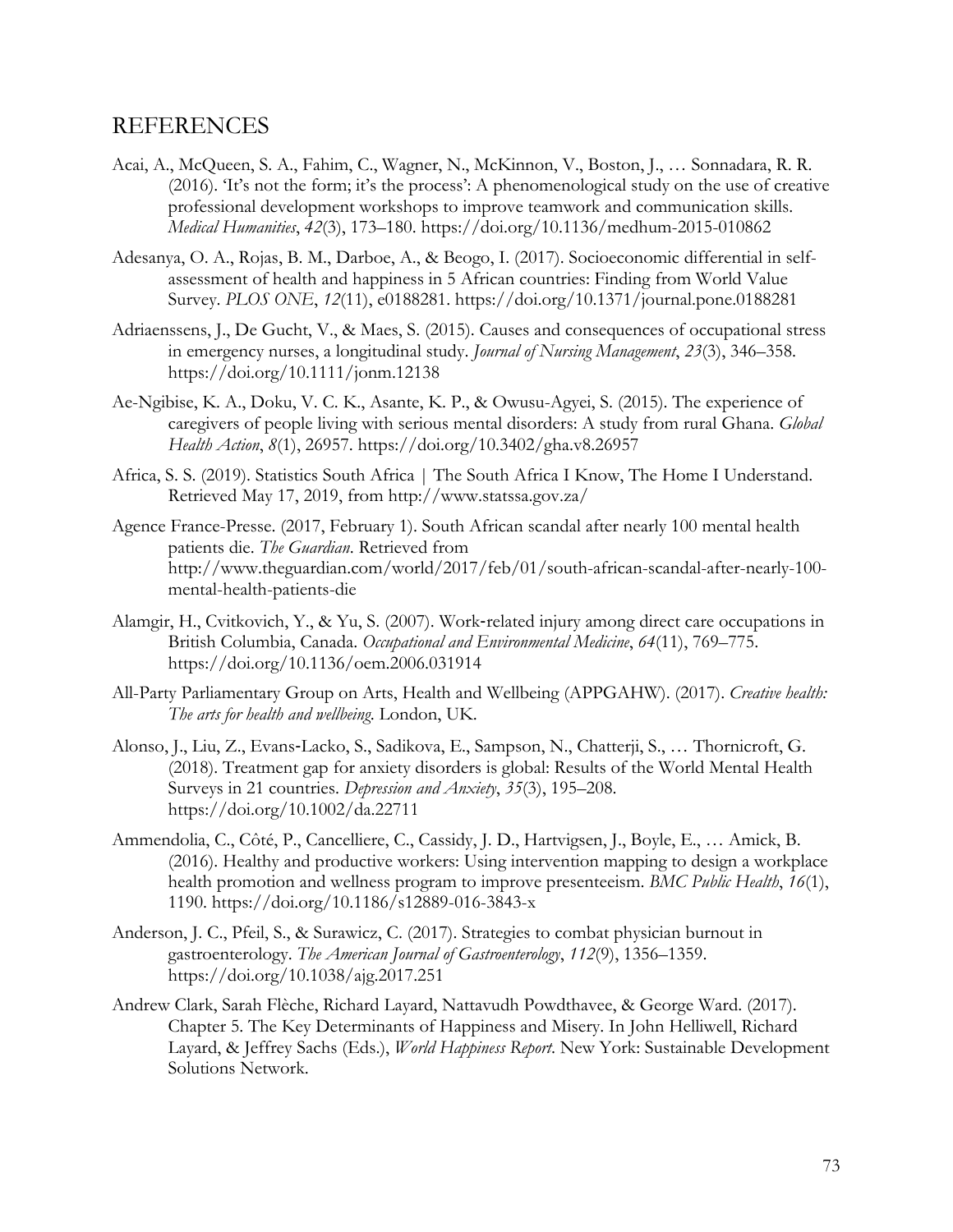# REFERENCES

Acai, A., McQueen, S. A., Fahim, C., Wagner, N., McKinnon, V., Boston, J., … Sonnadara, R. R. (2016). 'It's not the form; it's the process': A phenomenological study on the use of creative professional development workshops to improve teamwork and communication skills. *Medical Humanities*, *42*(3), 173–180. https://doi.org/10.1136/medhum-2015-010862

Adesanya, O. A., Rojas, B. M., Darboe, A., & Beogo, I. (2017). Socioeconomic differential in self-assessment of health and happiness in 5 African countries: Finding from World Value Survey. *PLOS ONE*, *12*(11), e0188281. https://doi.org/10.1371/journal.pone.0188281

Adriaenssens, J., De Gucht, V., & Maes, S. (2015). Causes and consequences of occupational stress in emergency nurses, a longitudinal study. *Journal of Nursing Management*, *23*(3), 346–358. https://doi.org/10.1111/jonm.12138

Ae-Ngibise, K. A., Doku, V. C. K., Asante, K. P., & Owusu-Agyei, S. (2015). The experience of caregivers of people living with serious mental disorders: A study from rural Ghana. *Global Health Action*, *8*(1), 26957. https://doi.org/10.3402/gha.v8.26957

Africa, S. S. (2019). Statistics South Africa | The South Africa I Know, The Home I Understand. Retrieved May 17, 2019, from http://www.statssa.gov.za/

Agence France-Presse. (2017, February 1). South African scandal after nearly 100 mental health patients die. *The Guardian*. Retrieved from http://www.theguardian.com/world/2017/feb/01/south-african-scandal-after-nearly-100-mental-health-patients-die

Alamgir, H., Cvitkovich, Y., & Yu, S. (2007). Work-related injury among direct care occupations in British Columbia, Canada. *Occupational and Environmental Medicine*, *64*(11), 769–775. https://doi.org/10.1136/oem.2006.031914

All-Party Parliamentary Group on Arts, Health and Wellbeing (APPGAHW). (2017). *Creative health: The arts for health and wellbeing*. London, UK.

Alonso, J., Liu, Z., Evans-Lacko, S., Sadikova, E., Sampson, N., Chatterji, S., … Thornicroft, G. (2018). Treatment gap for anxiety disorders is global: Results of the World Mental Health Surveys in 21 countries. *Depression and Anxiety*, *35*(3), 195–208. https://doi.org/10.1002/da.22711

Ammendolia, C., Côté, P., Cancelliere, C., Cassidy, J. D., Hartvigsen, J., Boyle, E., … Amick, B. (2016). Healthy and productive workers: Using intervention mapping to design a workplace health promotion and wellness program to improve presenteeism. *BMC Public Health*, *16*(1), 1190. https://doi.org/10.1186/s12889-016-3843-x

Anderson, J. C., Pfeil, S., & Surawicz, C. (2017). Strategies to combat physician burnout in gastroenterology. *The American Journal of Gastroenterology*, *112*(9), 1356–1359. https://doi.org/10.1038/ajg.2017.251

Andrew Clark, Sarah Flèche, Richard Layard, Nattavudh Powdthavee, & George Ward. (2017). Chapter 5. The Key Determinants of Happiness and Misery. In John Helliwell, Richard Layard, & Jeffrey Sachs (Eds.), *World Happiness Report*. New York: Sustainable Development Solutions Network.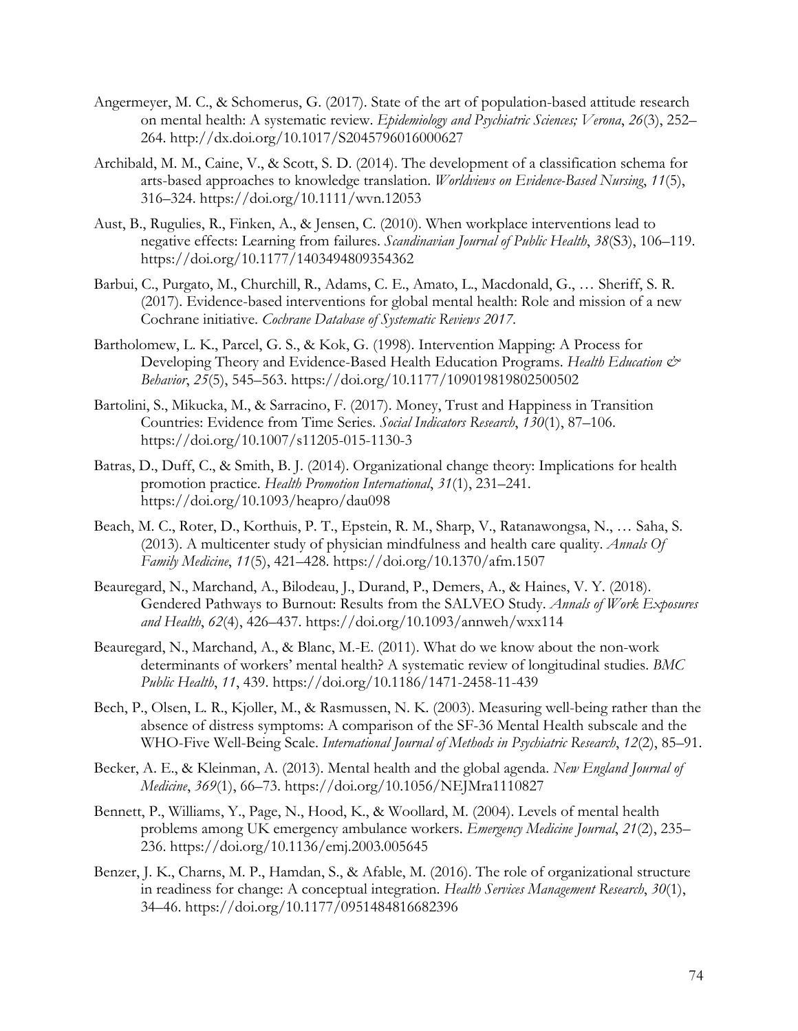Angermeyer, M. C., & Schomerus, G. (2017). State of the art of population-based attitude research on mental health: A systematic review. *Epidemiology and Psychiatric Sciences; Verona*, *26*(3), 252–264. http://dx.doi.org/10.1017/S2045796016000627

Archibald, M. M., Caine, V., & Scott, S. D. (2014). The development of a classification schema for arts-based approaches to knowledge translation. *Worldviews on Evidence-Based Nursing*, *11*(5), 316–324. https://doi.org/10.1111/wvn.12053

Aust, B., Rugulies, R., Finken, A., & Jensen, C. (2010). When workplace interventions lead to negative effects: Learning from failures. *Scandinavian Journal of Public Health*, *38*(S3), 106–119. https://doi.org/10.1177/1403494809354362

Barbui, C., Purgato, M., Churchill, R., Adams, C. E., Amato, L., Macdonald, G., … Sheriff, S. R. (2017). Evidence-based interventions for global mental health: Role and mission of a new Cochrane initiative. *Cochrane Database of Systematic Reviews 2017*.

Bartholomew, L. K., Parcel, G. S., & Kok, G. (1998). Intervention Mapping: A Process for Developing Theory and Evidence-Based Health Education Programs. *Health Education & Behavior*, *25*(5), 545–563. https://doi.org/10.1177/109019819802500502

Bartolini, S., Mikucka, M., & Sarracino, F. (2017). Money, Trust and Happiness in Transition Countries: Evidence from Time Series. *Social Indicators Research*, *130*(1), 87–106. https://doi.org/10.1007/s11205-015-1130-3

Batras, D., Duff, C., & Smith, B. J. (2014). Organizational change theory: Implications for health promotion practice. *Health Promotion International*, *31*(1), 231–241. https://doi.org/10.1093/heapro/dau098

Beach, M. C., Roter, D., Korthuis, P. T., Epstein, R. M., Sharp, V., Ratanawongsa, N., … Saha, S. (2013). A multicenter study of physician mindfulness and health care quality. *Annals Of Family Medicine*, *11*(5), 421–428. https://doi.org/10.1370/afm.1507

Beauregard, N., Marchand, A., Bilodeau, J., Durand, P., Demers, A., & Haines, V. Y. (2018). Gendered Pathways to Burnout: Results from the SALVEO Study. *Annals of Work Exposures and Health*, *62*(4), 426–437. https://doi.org/10.1093/annweh/wxx114

Beauregard, N., Marchand, A., & Blanc, M.-E. (2011). What do we know about the non-work determinants of workers' mental health? A systematic review of longitudinal studies. *BMC Public Health*, *11*, 439. https://doi.org/10.1186/1471-2458-11-439

Bech, P., Olsen, L. R., Kjoller, M., & Rasmussen, N. K. (2003). Measuring well-being rather than the absence of distress symptoms: A comparison of the SF-36 Mental Health subscale and the WHO-Five Well-Being Scale. *International Journal of Methods in Psychiatric Research*, *12*(2), 85–91.

Becker, A. E., & Kleinman, A. (2013). Mental health and the global agenda. *New England Journal of Medicine*, *369*(1), 66–73. https://doi.org/10.1056/NEJMra1110827

Bennett, P., Williams, Y., Page, N., Hood, K., & Woollard, M. (2004). Levels of mental health problems among UK emergency ambulance workers. *Emergency Medicine Journal*, *21*(2), 235–236. https://doi.org/10.1136/emj.2003.005645

Benzer, J. K., Charns, M. P., Hamdan, S., & Afable, M. (2016). The role of organizational structure in readiness for change: A conceptual integration. *Health Services Management Research*, *30*(1), 34–46. https://doi.org/10.1177/0951484816682396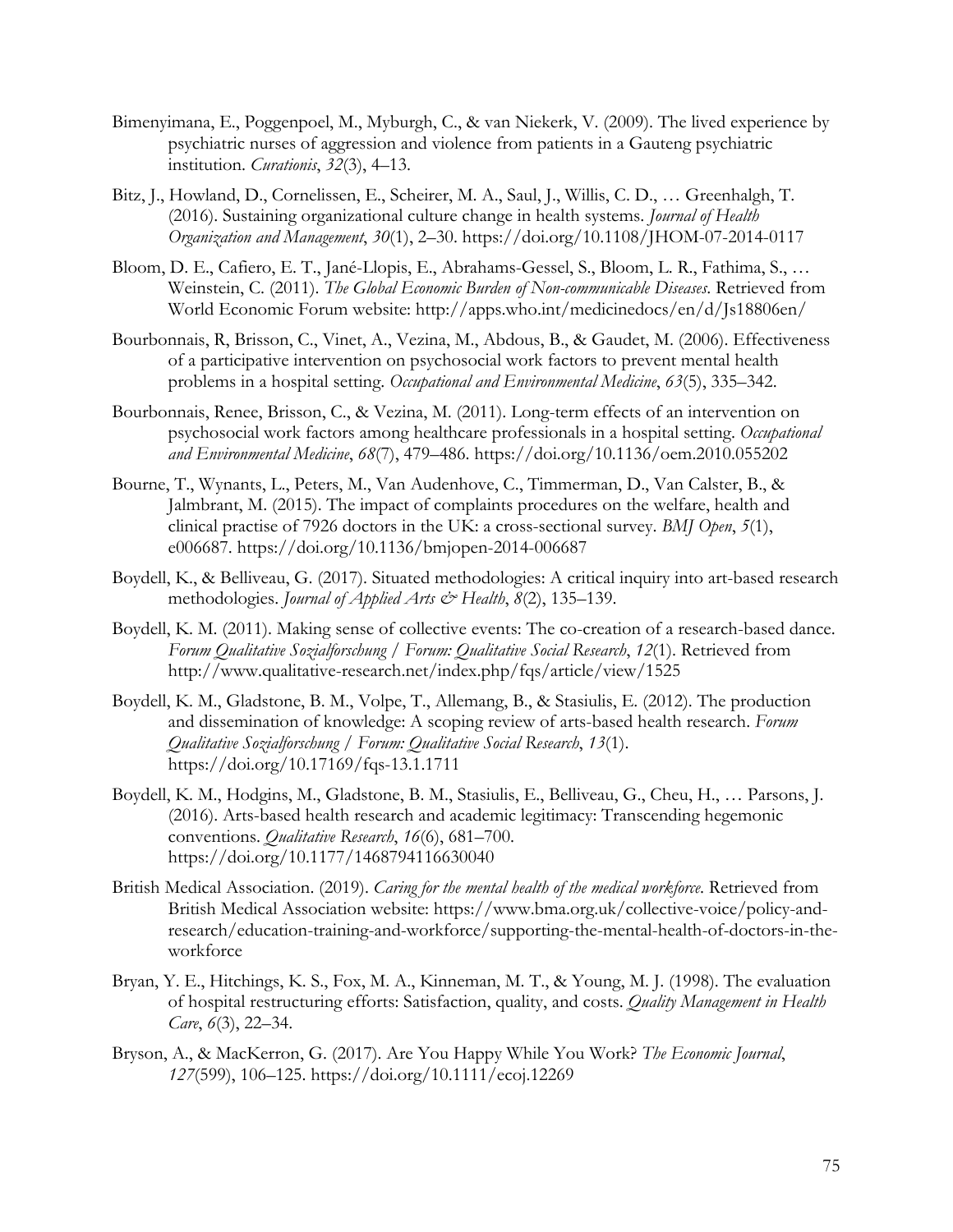Bimenyimana, E., Poggenpoel, M., Myburgh, C., & van Niekerk, V. (2009). The lived experience by psychiatric nurses of aggression and violence from patients in a Gauteng psychiatric institution. *Curationis*, *32*(3), 4–13.

Bitz, J., Howland, D., Cornelissen, E., Scheirer, M. A., Saul, J., Willis, C. D., … Greenhalgh, T. (2016). Sustaining organizational culture change in health systems. *Journal of Health Organization and Management*, *30*(1), 2–30. https://doi.org/10.1108/JHOM-07-2014-0117

Bloom, D. E., Cafiero, E. T., Jané-Llopis, E., Abrahams-Gessel, S., Bloom, L. R., Fathima, S., … Weinstein, C. (2011). *The Global Economic Burden of Non-communicable Diseases*. Retrieved from World Economic Forum website: http://apps.who.int/medicinedocs/en/d/Js18806en/

Bourbonnais, R, Brisson, C., Vinet, A., Vezina, M., Abdous, B., & Gaudet, M. (2006). Effectiveness of a participative intervention on psychosocial work factors to prevent mental health problems in a hospital setting. *Occupational and Environmental Medicine*, *63*(5), 335–342.

Bourbonnais, Renee, Brisson, C., & Vezina, M. (2011). Long-term effects of an intervention on psychosocial work factors among healthcare professionals in a hospital setting. *Occupational and Environmental Medicine*, *68*(7), 479–486. https://doi.org/10.1136/oem.2010.055202

Bourne, T., Wynants, L., Peters, M., Van Audenhove, C., Timmerman, D., Van Calster, B., & Jalmbrant, M. (2015). The impact of complaints procedures on the welfare, health and clinical practise of 7926 doctors in the UK: a cross-sectional survey. *BMJ Open*, *5*(1), e006687. https://doi.org/10.1136/bmjopen-2014-006687

Boydell, K., & Belliveau, G. (2017). Situated methodologies: A critical inquiry into art-based research methodologies. *Journal of Applied Arts & Health*, *8*(2), 135–139.

Boydell, K. M. (2011). Making sense of collective events: The co-creation of a research-based dance. *Forum Qualitative Sozialforschung / Forum: Qualitative Social Research*, *12*(1). Retrieved from http://www.qualitative-research.net/index.php/fqs/article/view/1525

Boydell, K. M., Gladstone, B. M., Volpe, T., Allemang, B., & Stasiulis, E. (2012). The production and dissemination of knowledge: A scoping review of arts-based health research. *Forum Qualitative Sozialforschung / Forum: Qualitative Social Research*, *13*(1). https://doi.org/10.17169/fqs-13.1.1711

Boydell, K. M., Hodgins, M., Gladstone, B. M., Stasiulis, E., Belliveau, G., Cheu, H., … Parsons, J. (2016). Arts-based health research and academic legitimacy: Transcending hegemonic conventions. *Qualitative Research*, *16*(6), 681–700. https://doi.org/10.1177/1468794116630040

British Medical Association. (2019). *Caring for the mental health of the medical workforce*. Retrieved from British Medical Association website: https://www.bma.org.uk/collective-voice/policy-and-research/education-training-and-workforce/supporting-the-mental-health-of-doctors-in-the-workforce

Bryan, Y. E., Hitchings, K. S., Fox, M. A., Kinneman, M. T., & Young, M. J. (1998). The evaluation of hospital restructuring efforts: Satisfaction, quality, and costs. *Quality Management in Health Care*, *6*(3), 22–34.

Bryson, A., & MacKerron, G. (2017). Are You Happy While You Work? *The Economic Journal*, *127*(599), 106–125. https://doi.org/10.1111/ecoj.12269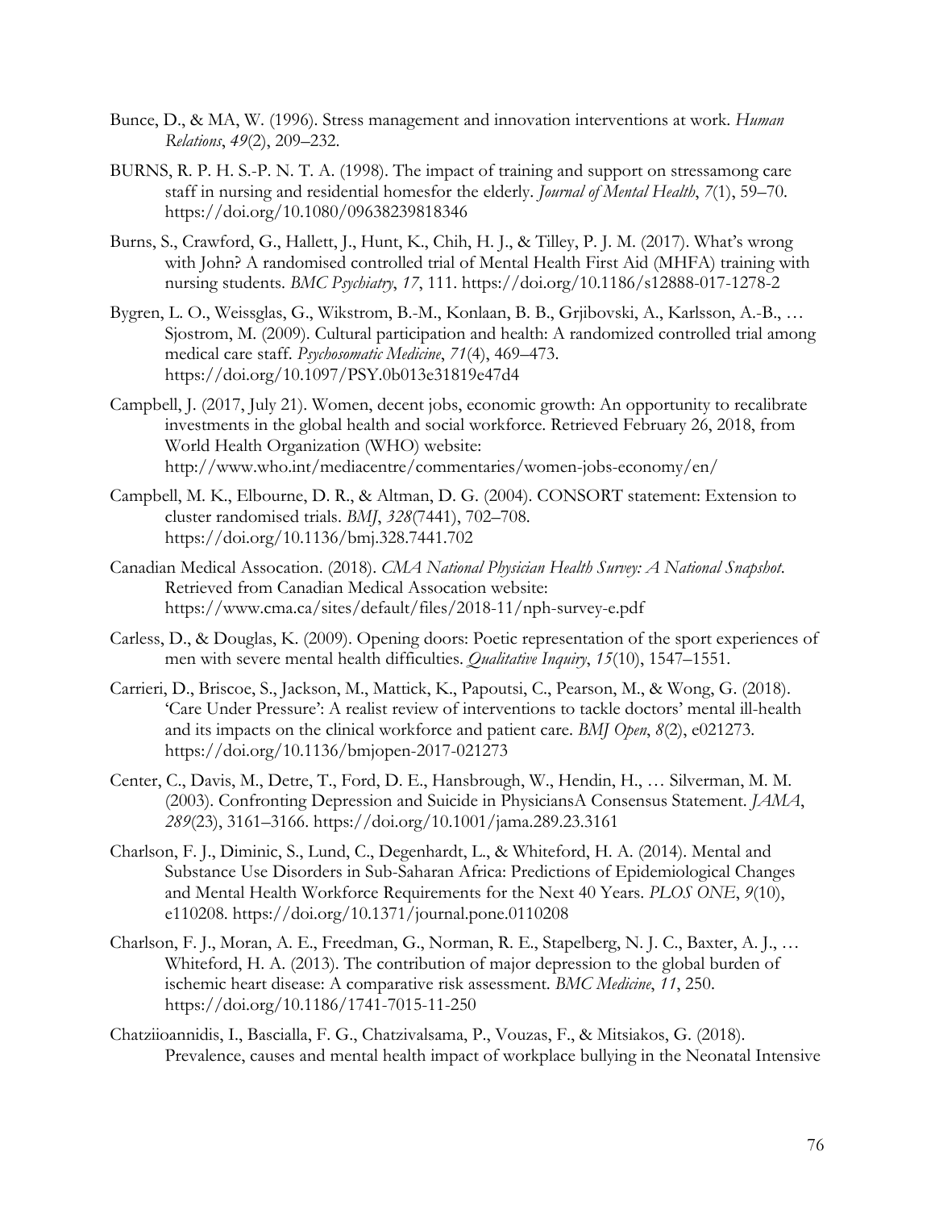Bunce, D., & MA, W. (1996). Stress management and innovation interventions at work. *Human Relations*, *49*(2), 209–232.

BURNS, R. P. H. S.-P. N. T. A. (1998). The impact of training and support on stressamong care staff in nursing and residential homesfor the elderly. *Journal of Mental Health*, *7*(1), 59–70. https://doi.org/10.1080/09638239818346

Burns, S., Crawford, G., Hallett, J., Hunt, K., Chih, H. J., & Tilley, P. J. M. (2017). What's wrong with John? A randomised controlled trial of Mental Health First Aid (MHFA) training with nursing students. *BMC Psychiatry*, *17*, 111. https://doi.org/10.1186/s12888-017-1278-2

Bygren, L. O., Weissglas, G., Wikstrom, B.-M., Konlaan, B. B., Grjibovski, A., Karlsson, A.-B., … Sjostrom, M. (2009). Cultural participation and health: A randomized controlled trial among medical care staff. *Psychosomatic Medicine*, *71*(4), 469–473. https://doi.org/10.1097/PSY.0b013e31819e47d4

Campbell, J. (2017, July 21). Women, decent jobs, economic growth: An opportunity to recalibrate investments in the global health and social workforce. Retrieved February 26, 2018, from World Health Organization (WHO) website: http://www.who.int/mediacentre/commentaries/women-jobs-economy/en/

Campbell, M. K., Elbourne, D. R., & Altman, D. G. (2004). CONSORT statement: Extension to cluster randomised trials. *BMJ*, *328*(7441), 702–708. https://doi.org/10.1136/bmj.328.7441.702

Canadian Medical Assocation. (2018). *CMA National Physician Health Survey: A National Snapshot*. Retrieved from Canadian Medical Assocation website: https://www.cma.ca/sites/default/files/2018-11/nph-survey-e.pdf

Carless, D., & Douglas, K. (2009). Opening doors: Poetic representation of the sport experiences of men with severe mental health difficulties. *Qualitative Inquiry*, *15*(10), 1547–1551.

Carrieri, D., Briscoe, S., Jackson, M., Mattick, K., Papoutsi, C., Pearson, M., & Wong, G. (2018). 'Care Under Pressure': A realist review of interventions to tackle doctors' mental ill-health and its impacts on the clinical workforce and patient care. *BMJ Open*, *8*(2), e021273. https://doi.org/10.1136/bmjopen-2017-021273

Center, C., Davis, M., Detre, T., Ford, D. E., Hansbrough, W., Hendin, H., … Silverman, M. M. (2003). Confronting Depression and Suicide in PhysiciansA Consensus Statement. *JAMA*, *289*(23), 3161–3166. https://doi.org/10.1001/jama.289.23.3161

Charlson, F. J., Diminic, S., Lund, C., Degenhardt, L., & Whiteford, H. A. (2014). Mental and Substance Use Disorders in Sub-Saharan Africa: Predictions of Epidemiological Changes and Mental Health Workforce Requirements for the Next 40 Years. *PLOS ONE*, *9*(10), e110208. https://doi.org/10.1371/journal.pone.0110208

Charlson, F. J., Moran, A. E., Freedman, G., Norman, R. E., Stapelberg, N. J. C., Baxter, A. J., … Whiteford, H. A. (2013). The contribution of major depression to the global burden of ischemic heart disease: A comparative risk assessment. *BMC Medicine*, *11*, 250. https://doi.org/10.1186/1741-7015-11-250

Chatziioannidis, I., Bascialla, F. G., Chatzivalsama, P., Vouzas, F., & Mitsiakos, G. (2018). Prevalence, causes and mental health impact of workplace bullying in the Neonatal Intensive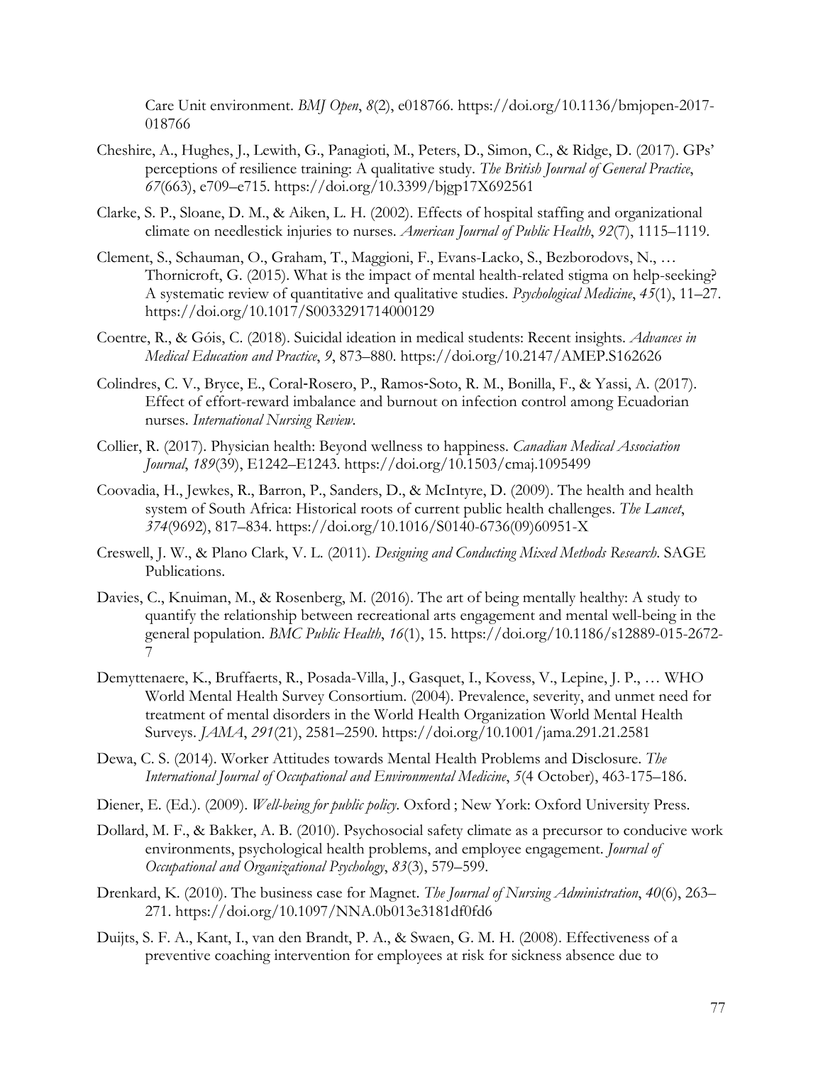Care Unit environment. *BMJ Open*, *8*(2), e018766. https://doi.org/10.1136/bmjopen-2017-018766

Cheshire, A., Hughes, J., Lewith, G., Panagioti, M., Peters, D., Simon, C., & Ridge, D. (2017). GPs' perceptions of resilience training: A qualitative study. *The British Journal of General Practice*, *67*(663), e709–e715. https://doi.org/10.3399/bjgp17X692561

Clarke, S. P., Sloane, D. M., & Aiken, L. H. (2002). Effects of hospital staffing and organizational climate on needlestick injuries to nurses. *American Journal of Public Health*, *92*(7), 1115–1119.

Clement, S., Schauman, O., Graham, T., Maggioni, F., Evans-Lacko, S., Bezborodovs, N., … Thornicroft, G. (2015). What is the impact of mental health-related stigma on help-seeking? A systematic review of quantitative and qualitative studies. *Psychological Medicine*, *45*(1), 11–27. https://doi.org/10.1017/S0033291714000129

Coentre, R., & Góis, C. (2018). Suicidal ideation in medical students: Recent insights. *Advances in Medical Education and Practice*, *9*, 873–880. https://doi.org/10.2147/AMEP.S162626

Colindres, C. V., Bryce, E., Coral-Rosero, P., Ramos-Soto, R. M., Bonilla, F., & Yassi, A. (2017). Effect of effort-reward imbalance and burnout on infection control among Ecuadorian nurses. *International Nursing Review*.

Collier, R. (2017). Physician health: Beyond wellness to happiness. *Canadian Medical Association Journal*, *189*(39), E1242–E1243. https://doi.org/10.1503/cmaj.1095499

Coovadia, H., Jewkes, R., Barron, P., Sanders, D., & McIntyre, D. (2009). The health and health system of South Africa: Historical roots of current public health challenges. *The Lancet*, *374*(9692), 817–834. https://doi.org/10.1016/S0140-6736(09)60951-X

Creswell, J. W., & Plano Clark, V. L. (2011). *Designing and Conducting Mixed Methods Research*. SAGE Publications.

Davies, C., Knuiman, M., & Rosenberg, M. (2016). The art of being mentally healthy: A study to quantify the relationship between recreational arts engagement and mental well-being in the general population. *BMC Public Health*, *16*(1), 15. https://doi.org/10.1186/s12889-015-2672-7

Demyttenaere, K., Bruffaerts, R., Posada-Villa, J., Gasquet, I., Kovess, V., Lepine, J. P., … WHO World Mental Health Survey Consortium. (2004). Prevalence, severity, and unmet need for treatment of mental disorders in the World Health Organization World Mental Health Surveys. *JAMA*, *291*(21), 2581–2590. https://doi.org/10.1001/jama.291.21.2581

Dewa, C. S. (2014). Worker Attitudes towards Mental Health Problems and Disclosure. *The International Journal of Occupational and Environmental Medicine*, *5*(4 October), 463-175–186.

Diener, E. (Ed.). (2009). *Well-being for public policy*. Oxford ; New York: Oxford University Press.

Dollard, M. F., & Bakker, A. B. (2010). Psychosocial safety climate as a precursor to conducive work environments, psychological health problems, and employee engagement. *Journal of Occupational and Organizational Psychology*, *83*(3), 579–599.

Drenkard, K. (2010). The business case for Magnet. *The Journal of Nursing Administration*, *40*(6), 263–271. https://doi.org/10.1097/NNA.0b013e3181df0fd6

Duijts, S. F. A., Kant, I., van den Brandt, P. A., & Swaen, G. M. H. (2008). Effectiveness of a preventive coaching intervention for employees at risk for sickness absence due to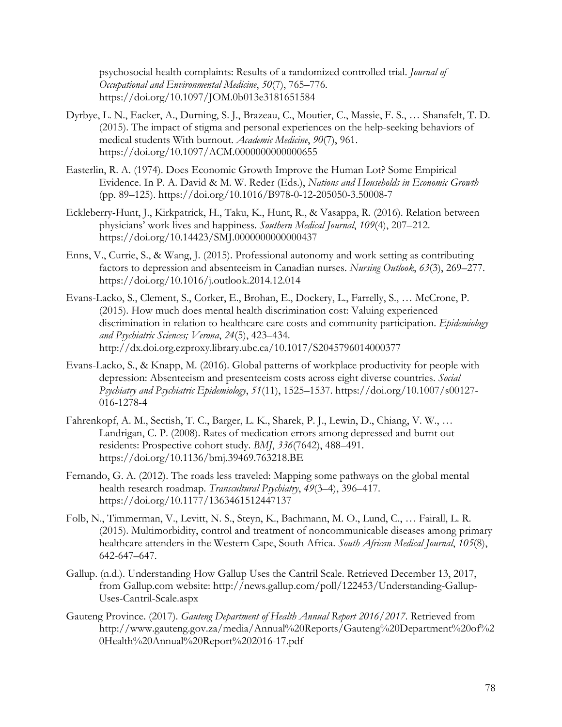psychosocial health complaints: Results of a randomized controlled trial. *Journal of Occupational and Environmental Medicine*, *50*(7), 765–776. https://doi.org/10.1097/JOM.0b013e3181651584

Dyrbye, L. N., Eacker, A., Durning, S. J., Brazeau, C., Moutier, C., Massie, F. S., … Shanafelt, T. D. (2015). The impact of stigma and personal experiences on the help-seeking behaviors of medical students With burnout. *Academic Medicine*, *90*(7), 961. https://doi.org/10.1097/ACM.0000000000000655

Easterlin, R. A. (1974). Does Economic Growth Improve the Human Lot? Some Empirical Evidence. In P. A. David & M. W. Reder (Eds.), *Nations and Households in Economic Growth* (pp. 89–125). https://doi.org/10.1016/B978-0-12-205050-3.50008-7

Eckleberry-Hunt, J., Kirkpatrick, H., Taku, K., Hunt, R., & Vasappa, R. (2016). Relation between physicians' work lives and happiness. *Southern Medical Journal*, *109*(4), 207–212. https://doi.org/10.14423/SMJ.0000000000000437

Enns, V., Currie, S., & Wang, J. (2015). Professional autonomy and work setting as contributing factors to depression and absenteeism in Canadian nurses. *Nursing Outlook*, *63*(3), 269–277. https://doi.org/10.1016/j.outlook.2014.12.014

Evans-Lacko, S., Clement, S., Corker, E., Brohan, E., Dockery, L., Farrelly, S., … McCrone, P. (2015). How much does mental health discrimination cost: Valuing experienced discrimination in relation to healthcare care costs and community participation. *Epidemiology and Psychiatric Sciences; Verona*, *24*(5), 423–434. http://dx.doi.org.ezproxy.library.ubc.ca/10.1017/S2045796014000377

Evans-Lacko, S., & Knapp, M. (2016). Global patterns of workplace productivity for people with depression: Absenteeism and presenteeism costs across eight diverse countries. *Social Psychiatry and Psychiatric Epidemiology*, *51*(11), 1525–1537. https://doi.org/10.1007/s00127-016-1278-4

Fahrenkopf, A. M., Sectish, T. C., Barger, L. K., Sharek, P. J., Lewin, D., Chiang, V. W., … Landrigan, C. P. (2008). Rates of medication errors among depressed and burnt out residents: Prospective cohort study. *BMJ*, *336*(7642), 488–491. https://doi.org/10.1136/bmj.39469.763218.BE

Fernando, G. A. (2012). The roads less traveled: Mapping some pathways on the global mental health research roadmap. *Transcultural Psychiatry*, *49*(3–4), 396–417. https://doi.org/10.1177/1363461512447137

Folb, N., Timmerman, V., Levitt, N. S., Steyn, K., Bachmann, M. O., Lund, C., … Fairall, L. R. (2015). Multimorbidity, control and treatment of noncommunicable diseases among primary healthcare attenders in the Western Cape, South Africa. *South African Medical Journal*, *105*(8), 642-647–647.

Gallup. (n.d.). Understanding How Gallup Uses the Cantril Scale. Retrieved December 13, 2017, from Gallup.com website: http://news.gallup.com/poll/122453/Understanding-Gallup-Uses-Cantril-Scale.aspx

Gauteng Province. (2017). *Gauteng Department of Health Annual Report 2016/2017*. Retrieved from http://www.gauteng.gov.za/media/Annual%20Reports/Gauteng%20Department%20of%20Health%20Annual%20Report%202016-17.pdf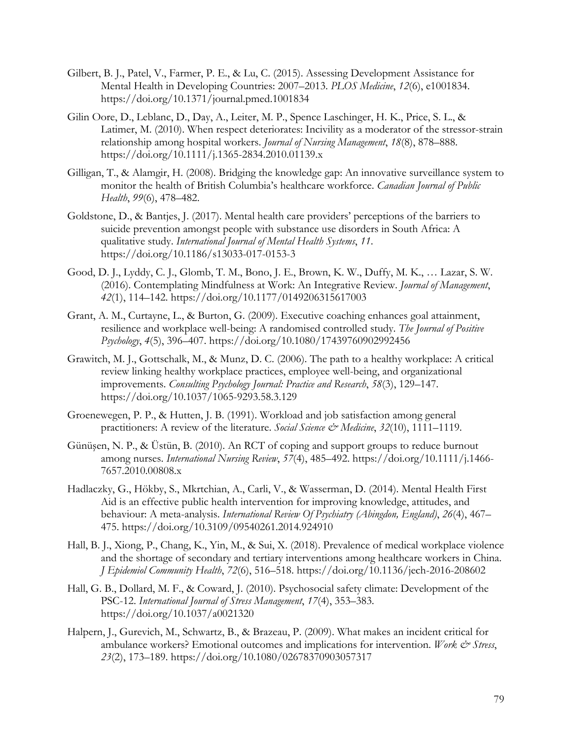Gilbert, B. J., Patel, V., Farmer, P. E., & Lu, C. (2015). Assessing Development Assistance for Mental Health in Developing Countries: 2007–2013. *PLOS Medicine*, *12*(6), e1001834. https://doi.org/10.1371/journal.pmed.1001834

Gilin Oore, D., Leblanc, D., Day, A., Leiter, M. P., Spence Laschinger, H. K., Price, S. L., & Latimer, M. (2010). When respect deteriorates: Incivility as a moderator of the stressor-strain relationship among hospital workers. *Journal of Nursing Management*, *18*(8), 878–888. https://doi.org/10.1111/j.1365-2834.2010.01139.x

Gilligan, T., & Alamgir, H. (2008). Bridging the knowledge gap: An innovative surveillance system to monitor the health of British Columbia's healthcare workforce. *Canadian Journal of Public Health*, *99*(6), 478–482.

Goldstone, D., & Bantjes, J. (2017). Mental health care providers' perceptions of the barriers to suicide prevention amongst people with substance use disorders in South Africa: A qualitative study. *International Journal of Mental Health Systems*, *11*. https://doi.org/10.1186/s13033-017-0153-3

Good, D. J., Lyddy, C. J., Glomb, T. M., Bono, J. E., Brown, K. W., Duffy, M. K., … Lazar, S. W. (2016). Contemplating Mindfulness at Work: An Integrative Review. *Journal of Management*, *42*(1), 114–142. https://doi.org/10.1177/0149206315617003

Grant, A. M., Curtayne, L., & Burton, G. (2009). Executive coaching enhances goal attainment, resilience and workplace well-being: A randomised controlled study. *The Journal of Positive Psychology*, *4*(5), 396–407. https://doi.org/10.1080/17439760902992456

Grawitch, M. J., Gottschalk, M., & Munz, D. C. (2006). The path to a healthy workplace: A critical review linking healthy workplace practices, employee well-being, and organizational improvements. *Consulting Psychology Journal: Practice and Research*, *58*(3), 129–147. https://doi.org/10.1037/1065-9293.58.3.129

Groenewegen, P. P., & Hutten, J. B. (1991). Workload and job satisfaction among general practitioners: A review of the literature. *Social Science & Medicine*, *32*(10), 1111–1119.

Günüşen, N. P., & Üstün, B. (2010). An RCT of coping and support groups to reduce burnout among nurses. *International Nursing Review*, *57*(4), 485–492. https://doi.org/10.1111/j.1466-7657.2010.00808.x

Hadlaczky, G., Hökby, S., Mkrtchian, A., Carli, V., & Wasserman, D. (2014). Mental Health First Aid is an effective public health intervention for improving knowledge, attitudes, and behaviour: A meta-analysis. *International Review Of Psychiatry (Abingdon, England)*, *26*(4), 467–475. https://doi.org/10.3109/09540261.2014.924910

Hall, B. J., Xiong, P., Chang, K., Yin, M., & Sui, X. (2018). Prevalence of medical workplace violence and the shortage of secondary and tertiary interventions among healthcare workers in China. *J Epidemiol Community Health*, *72*(6), 516–518. https://doi.org/10.1136/jech-2016-208602

Hall, G. B., Dollard, M. F., & Coward, J. (2010). Psychosocial safety climate: Development of the PSC-12. *International Journal of Stress Management*, *17*(4), 353–383. https://doi.org/10.1037/a0021320

Halpern, J., Gurevich, M., Schwartz, B., & Brazeau, P. (2009). What makes an incident critical for ambulance workers? Emotional outcomes and implications for intervention. *Work & Stress*, *23*(2), 173–189. https://doi.org/10.1080/02678370903057317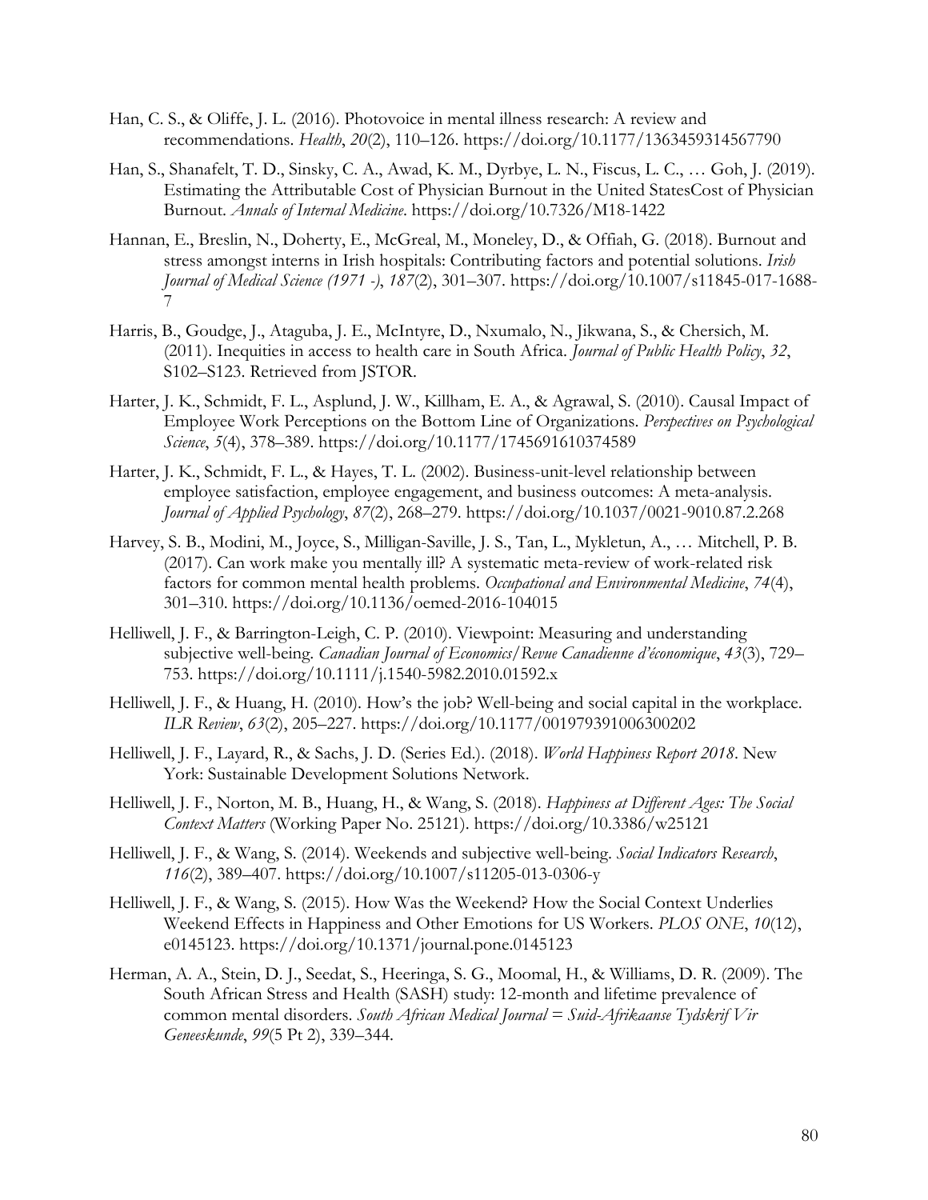Han, C. S., & Oliffe, J. L. (2016). Photovoice in mental illness research: A review and recommendations. *Health*, *20*(2), 110–126. https://doi.org/10.1177/1363459314567790

Han, S., Shanafelt, T. D., Sinsky, C. A., Awad, K. M., Dyrbye, L. N., Fiscus, L. C., … Goh, J. (2019). Estimating the Attributable Cost of Physician Burnout in the United StatesCost of Physician Burnout. *Annals of Internal Medicine*. https://doi.org/10.7326/M18-1422

Hannan, E., Breslin, N., Doherty, E., McGreal, M., Moneley, D., & Offiah, G. (2018). Burnout and stress amongst interns in Irish hospitals: Contributing factors and potential solutions. *Irish Journal of Medical Science (1971 -)*, *187*(2), 301–307. https://doi.org/10.1007/s11845-017-1688-7

Harris, B., Goudge, J., Ataguba, J. E., McIntyre, D., Nxumalo, N., Jikwana, S., & Chersich, M. (2011). Inequities in access to health care in South Africa. *Journal of Public Health Policy*, *32*, S102–S123. Retrieved from JSTOR.

Harter, J. K., Schmidt, F. L., Asplund, J. W., Killham, E. A., & Agrawal, S. (2010). Causal Impact of Employee Work Perceptions on the Bottom Line of Organizations. *Perspectives on Psychological Science*, *5*(4), 378–389. https://doi.org/10.1177/1745691610374589

Harter, J. K., Schmidt, F. L., & Hayes, T. L. (2002). Business-unit-level relationship between employee satisfaction, employee engagement, and business outcomes: A meta-analysis. *Journal of Applied Psychology*, *87*(2), 268–279. https://doi.org/10.1037/0021-9010.87.2.268

Harvey, S. B., Modini, M., Joyce, S., Milligan-Saville, J. S., Tan, L., Mykletun, A., … Mitchell, P. B. (2017). Can work make you mentally ill? A systematic meta-review of work-related risk factors for common mental health problems. *Occupational and Environmental Medicine*, *74*(4), 301–310. https://doi.org/10.1136/oemed-2016-104015

Helliwell, J. F., & Barrington-Leigh, C. P. (2010). Viewpoint: Measuring and understanding subjective well-being. *Canadian Journal of Economics/Revue Canadienne d'économique*, *43*(3), 729–753. https://doi.org/10.1111/j.1540-5982.2010.01592.x

Helliwell, J. F., & Huang, H. (2010). How's the job? Well-being and social capital in the workplace. *ILR Review*, *63*(2), 205–227. https://doi.org/10.1177/001979391006300202

Helliwell, J. F., Layard, R., & Sachs, J. D. (Series Ed.). (2018). *World Happiness Report 2018*. New York: Sustainable Development Solutions Network.

Helliwell, J. F., Norton, M. B., Huang, H., & Wang, S. (2018). *Happiness at Different Ages: The Social Context Matters* (Working Paper No. 25121). https://doi.org/10.3386/w25121

Helliwell, J. F., & Wang, S. (2014). Weekends and subjective well-being. *Social Indicators Research*, *116*(2), 389–407. https://doi.org/10.1007/s11205-013-0306-y

Helliwell, J. F., & Wang, S. (2015). How Was the Weekend? How the Social Context Underlies Weekend Effects in Happiness and Other Emotions for US Workers. *PLOS ONE*, *10*(12), e0145123. https://doi.org/10.1371/journal.pone.0145123

Herman, A. A., Stein, D. J., Seedat, S., Heeringa, S. G., Moomal, H., & Williams, D. R. (2009). The South African Stress and Health (SASH) study: 12-month and lifetime prevalence of common mental disorders. *South African Medical Journal = Suid-Afrikaanse Tydskrif Vir Geneeskunde*, *99*(5 Pt 2), 339–344.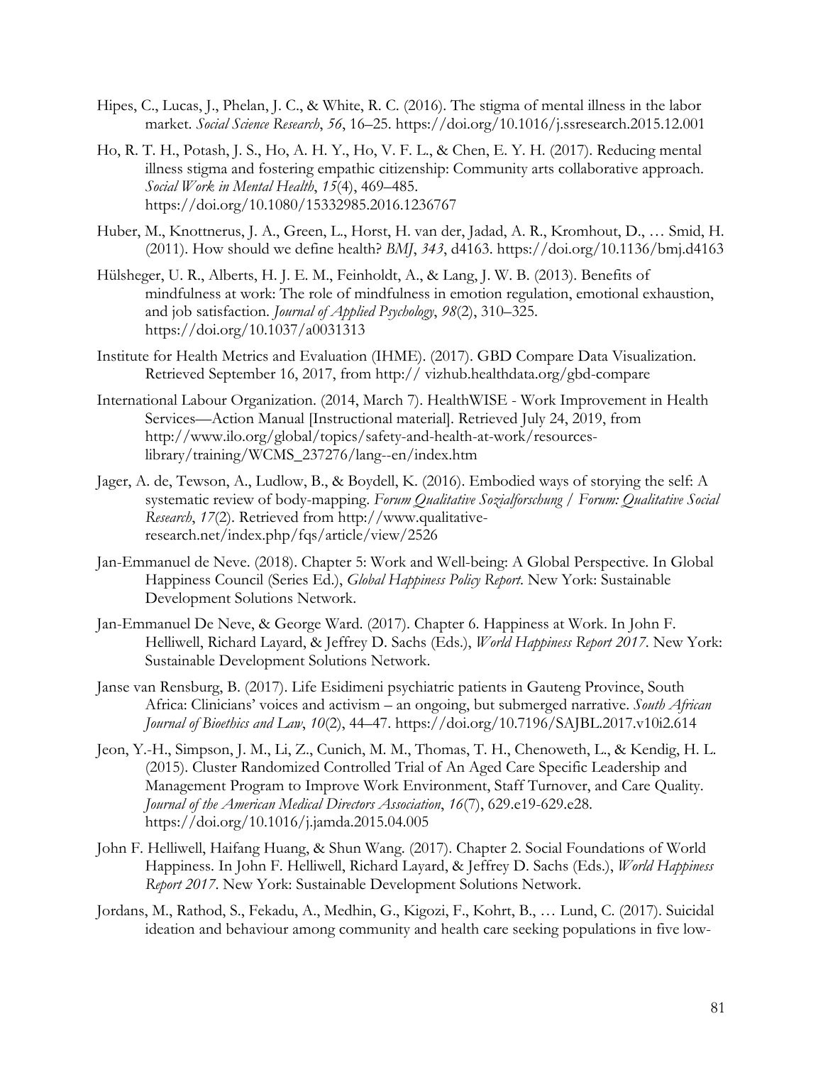Hipes, C., Lucas, J., Phelan, J. C., & White, R. C. (2016). The stigma of mental illness in the labor market. *Social Science Research*, *56*, 16–25. https://doi.org/10.1016/j.ssresearch.2015.12.001

Ho, R. T. H., Potash, J. S., Ho, A. H. Y., Ho, V. F. L., & Chen, E. Y. H. (2017). Reducing mental illness stigma and fostering empathic citizenship: Community arts collaborative approach. *Social Work in Mental Health*, *15*(4), 469–485. https://doi.org/10.1080/15332985.2016.1236767

Huber, M., Knottnerus, J. A., Green, L., Horst, H. van der, Jadad, A. R., Kromhout, D., … Smid, H. (2011). How should we define health? *BMJ*, *343*, d4163. https://doi.org/10.1136/bmj.d4163

Hülsheger, U. R., Alberts, H. J. E. M., Feinholdt, A., & Lang, J. W. B. (2013). Benefits of mindfulness at work: The role of mindfulness in emotion regulation, emotional exhaustion, and job satisfaction. *Journal of Applied Psychology*, *98*(2), 310–325. https://doi.org/10.1037/a0031313

Institute for Health Metrics and Evaluation (IHME). (2017). GBD Compare Data Visualization. Retrieved September 16, 2017, from http:// vizhub.healthdata.org/gbd-compare

International Labour Organization. (2014, March 7). HealthWISE - Work Improvement in Health Services—Action Manual [Instructional material]. Retrieved July 24, 2019, from http://www.ilo.org/global/topics/safety-and-health-at-work/resources-library/training/WCMS_237276/lang--en/index.htm

Jager, A. de, Tewson, A., Ludlow, B., & Boydell, K. (2016). Embodied ways of storying the self: A systematic review of body-mapping. *Forum Qualitative Sozialforschung / Forum: Qualitative Social Research*, *17*(2). Retrieved from http://www.qualitative-research.net/index.php/fqs/article/view/2526

Jan-Emmanuel de Neve. (2018). Chapter 5: Work and Well-being: A Global Perspective. In Global Happiness Council (Series Ed.), *Global Happiness Policy Report*. New York: Sustainable Development Solutions Network.

Jan-Emmanuel De Neve, & George Ward. (2017). Chapter 6. Happiness at Work. In John F. Helliwell, Richard Layard, & Jeffrey D. Sachs (Eds.), *World Happiness Report 2017*. New York: Sustainable Development Solutions Network.

Janse van Rensburg, B. (2017). Life Esidimeni psychiatric patients in Gauteng Province, South Africa: Clinicians' voices and activism – an ongoing, but submerged narrative. *South African Journal of Bioethics and Law*, *10*(2), 44–47. https://doi.org/10.7196/SAJBL.2017.v10i2.614

Jeon, Y.-H., Simpson, J. M., Li, Z., Cunich, M. M., Thomas, T. H., Chenoweth, L., & Kendig, H. L. (2015). Cluster Randomized Controlled Trial of An Aged Care Specific Leadership and Management Program to Improve Work Environment, Staff Turnover, and Care Quality. *Journal of the American Medical Directors Association*, *16*(7), 629.e19-629.e28. https://doi.org/10.1016/j.jamda.2015.04.005

John F. Helliwell, Haifang Huang, & Shun Wang. (2017). Chapter 2. Social Foundations of World Happiness. In John F. Helliwell, Richard Layard, & Jeffrey D. Sachs (Eds.), *World Happiness Report 2017*. New York: Sustainable Development Solutions Network.

Jordans, M., Rathod, S., Fekadu, A., Medhin, G., Kigozi, F., Kohrt, B., … Lund, C. (2017). Suicidal ideation and behaviour among community and health care seeking populations in five low-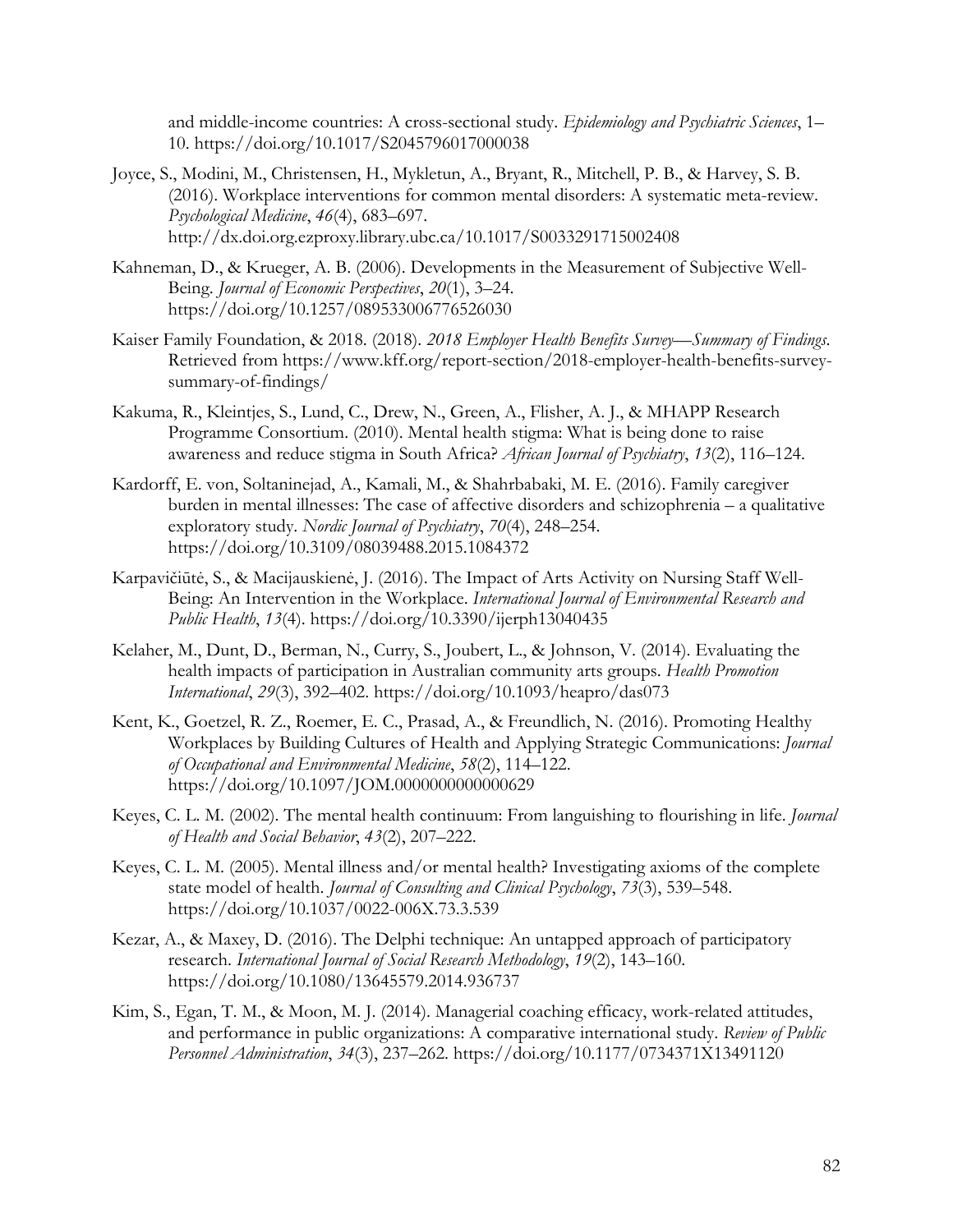and middle-income countries: A cross-sectional study. *Epidemiology and Psychiatric Sciences*, 1–10. https://doi.org/10.1017/S2045796017000038

Joyce, S., Modini, M., Christensen, H., Mykletun, A., Bryant, R., Mitchell, P. B., & Harvey, S. B. (2016). Workplace interventions for common mental disorders: A systematic meta-review. *Psychological Medicine*, *46*(4), 683–697. http://dx.doi.org.ezproxy.library.ubc.ca/10.1017/S0033291715002408

Kahneman, D., & Krueger, A. B. (2006). Developments in the Measurement of Subjective Well-Being. *Journal of Economic Perspectives*, *20*(1), 3–24. https://doi.org/10.1257/089533006776526030

Kaiser Family Foundation, & 2018. (2018). *2018 Employer Health Benefits Survey—Summary of Findings*. Retrieved from https://www.kff.org/report-section/2018-employer-health-benefits-survey-summary-of-findings/

Kakuma, R., Kleintjes, S., Lund, C., Drew, N., Green, A., Flisher, A. J., & MHAPP Research Programme Consortium. (2010). Mental health stigma: What is being done to raise awareness and reduce stigma in South Africa? *African Journal of Psychiatry*, *13*(2), 116–124.

Kardorff, E. von, Soltaninejad, A., Kamali, M., & Shahrbabaki, M. E. (2016). Family caregiver burden in mental illnesses: The case of affective disorders and schizophrenia – a qualitative exploratory study. *Nordic Journal of Psychiatry*, *70*(4), 248–254. https://doi.org/10.3109/08039488.2015.1084372

Karpavičiūtė, S., & Macijauskienė, J. (2016). The Impact of Arts Activity on Nursing Staff Well-Being: An Intervention in the Workplace. *International Journal of Environmental Research and Public Health*, *13*(4). https://doi.org/10.3390/ijerph13040435

Kelaher, M., Dunt, D., Berman, N., Curry, S., Joubert, L., & Johnson, V. (2014). Evaluating the health impacts of participation in Australian community arts groups. *Health Promotion International*, *29*(3), 392–402. https://doi.org/10.1093/heapro/das073

Kent, K., Goetzel, R. Z., Roemer, E. C., Prasad, A., & Freundlich, N. (2016). Promoting Healthy Workplaces by Building Cultures of Health and Applying Strategic Communications: *Journal of Occupational and Environmental Medicine*, *58*(2), 114–122. https://doi.org/10.1097/JOM.0000000000000629

Keyes, C. L. M. (2002). The mental health continuum: From languishing to flourishing in life. *Journal of Health and Social Behavior*, *43*(2), 207–222.

Keyes, C. L. M. (2005). Mental illness and/or mental health? Investigating axioms of the complete state model of health. *Journal of Consulting and Clinical Psychology*, *73*(3), 539–548. https://doi.org/10.1037/0022-006X.73.3.539

Kezar, A., & Maxey, D. (2016). The Delphi technique: An untapped approach of participatory research. *International Journal of Social Research Methodology*, *19*(2), 143–160. https://doi.org/10.1080/13645579.2014.936737

Kim, S., Egan, T. M., & Moon, M. J. (2014). Managerial coaching efficacy, work-related attitudes, and performance in public organizations: A comparative international study. *Review of Public Personnel Administration*, *34*(3), 237–262. https://doi.org/10.1177/0734371X13491120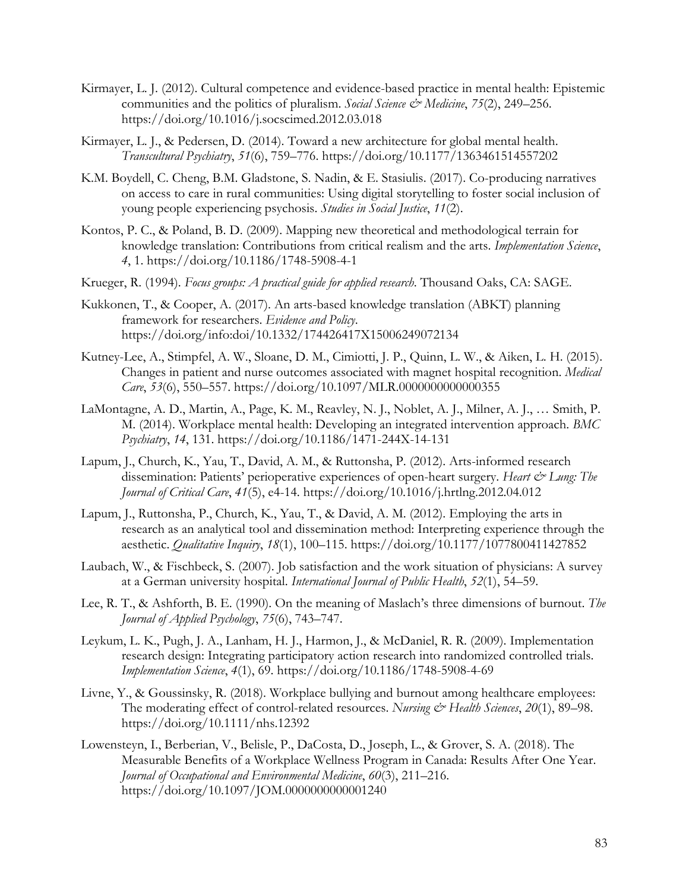Kirmayer, L. J. (2012). Cultural competence and evidence-based practice in mental health: Epistemic communities and the politics of pluralism. *Social Science & Medicine*, *75*(2), 249–256. https://doi.org/10.1016/j.socscimed.2012.03.018

Kirmayer, L. J., & Pedersen, D. (2014). Toward a new architecture for global mental health. *Transcultural Psychiatry*, *51*(6), 759–776. https://doi.org/10.1177/1363461514557202

K.M. Boydell, C. Cheng, B.M. Gladstone, S. Nadin, & E. Stasiulis. (2017). Co-producing narratives on access to care in rural communities: Using digital storytelling to foster social inclusion of young people experiencing psychosis. *Studies in Social Justice*, *11*(2).

Kontos, P. C., & Poland, B. D. (2009). Mapping new theoretical and methodological terrain for knowledge translation: Contributions from critical realism and the arts. *Implementation Science*, *4*, 1. https://doi.org/10.1186/1748-5908-4-1

Krueger, R. (1994). *Focus groups: A practical guide for applied research*. Thousand Oaks, CA: SAGE.

Kukkonen, T., & Cooper, A. (2017). An arts-based knowledge translation (ABKT) planning framework for researchers. *Evidence and Policy*. https://doi.org/info:doi/10.1332/174426417X15006249072134

Kutney-Lee, A., Stimpfel, A. W., Sloane, D. M., Cimiotti, J. P., Quinn, L. W., & Aiken, L. H. (2015). Changes in patient and nurse outcomes associated with magnet hospital recognition. *Medical Care*, *53*(6), 550–557. https://doi.org/10.1097/MLR.0000000000000355

LaMontagne, A. D., Martin, A., Page, K. M., Reavley, N. J., Noblet, A. J., Milner, A. J., … Smith, P. M. (2014). Workplace mental health: Developing an integrated intervention approach. *BMC Psychiatry*, *14*, 131. https://doi.org/10.1186/1471-244X-14-131

Lapum, J., Church, K., Yau, T., David, A. M., & Ruttonsha, P. (2012). Arts-informed research dissemination: Patients' perioperative experiences of open-heart surgery. *Heart & Lung: The Journal of Critical Care*, *41*(5), e4-14. https://doi.org/10.1016/j.hrtlng.2012.04.012

Lapum, J., Ruttonsha, P., Church, K., Yau, T., & David, A. M. (2012). Employing the arts in research as an analytical tool and dissemination method: Interpreting experience through the aesthetic. *Qualitative Inquiry*, *18*(1), 100–115. https://doi.org/10.1177/1077800411427852

Laubach, W., & Fischbeck, S. (2007). Job satisfaction and the work situation of physicians: A survey at a German university hospital. *International Journal of Public Health*, *52*(1), 54–59.

Lee, R. T., & Ashforth, B. E. (1990). On the meaning of Maslach's three dimensions of burnout. *The Journal of Applied Psychology*, *75*(6), 743–747.

Leykum, L. K., Pugh, J. A., Lanham, H. J., Harmon, J., & McDaniel, R. R. (2009). Implementation research design: Integrating participatory action research into randomized controlled trials. *Implementation Science*, *4*(1), 69. https://doi.org/10.1186/1748-5908-4-69

Livne, Y., & Goussinsky, R. (2018). Workplace bullying and burnout among healthcare employees: The moderating effect of control-related resources. *Nursing & Health Sciences*, *20*(1), 89–98. https://doi.org/10.1111/nhs.12392

Lowensteyn, I., Berberian, V., Belisle, P., DaCosta, D., Joseph, L., & Grover, S. A. (2018). The Measurable Benefits of a Workplace Wellness Program in Canada: Results After One Year. *Journal of Occupational and Environmental Medicine*, *60*(3), 211–216. https://doi.org/10.1097/JOM.0000000000001240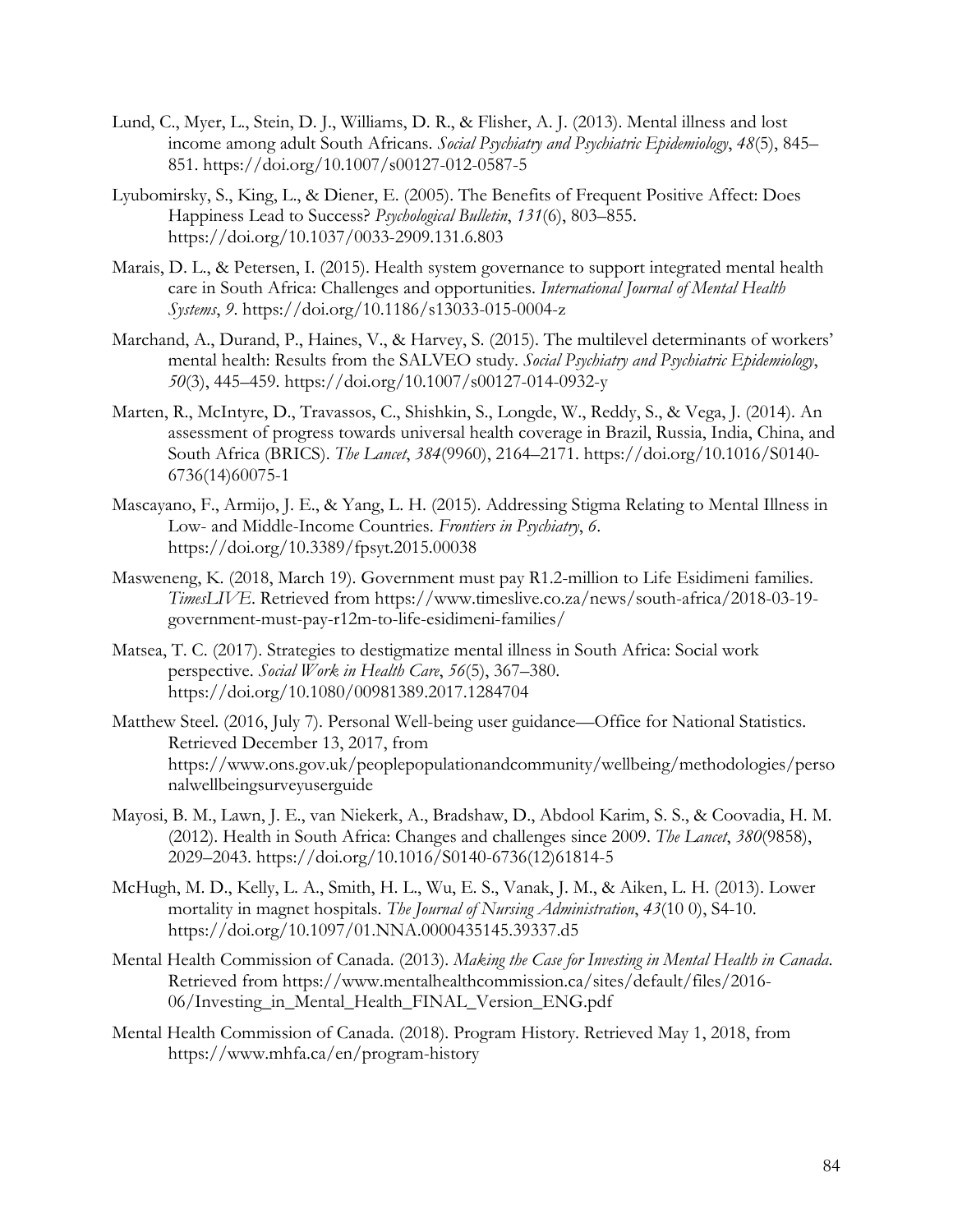Lund, C., Myer, L., Stein, D. J., Williams, D. R., & Flisher, A. J. (2013). Mental illness and lost income among adult South Africans. *Social Psychiatry and Psychiatric Epidemiology*, *48*(5), 845–851. https://doi.org/10.1007/s00127-012-0587-5

Lyubomirsky, S., King, L., & Diener, E. (2005). The Benefits of Frequent Positive Affect: Does Happiness Lead to Success? *Psychological Bulletin*, *131*(6), 803–855. https://doi.org/10.1037/0033-2909.131.6.803

Marais, D. L., & Petersen, I. (2015). Health system governance to support integrated mental health care in South Africa: Challenges and opportunities. *International Journal of Mental Health Systems*, *9*. https://doi.org/10.1186/s13033-015-0004-z

Marchand, A., Durand, P., Haines, V., & Harvey, S. (2015). The multilevel determinants of workers' mental health: Results from the SALVEO study. *Social Psychiatry and Psychiatric Epidemiology*, *50*(3), 445–459. https://doi.org/10.1007/s00127-014-0932-y

Marten, R., McIntyre, D., Travassos, C., Shishkin, S., Longde, W., Reddy, S., & Vega, J. (2014). An assessment of progress towards universal health coverage in Brazil, Russia, India, China, and South Africa (BRICS). *The Lancet*, *384*(9960), 2164–2171. https://doi.org/10.1016/S0140-6736(14)60075-1

Mascayano, F., Armijo, J. E., & Yang, L. H. (2015). Addressing Stigma Relating to Mental Illness in Low- and Middle-Income Countries. *Frontiers in Psychiatry*, *6*. https://doi.org/10.3389/fpsyt.2015.00038

Masweneng, K. (2018, March 19). Government must pay R1.2-million to Life Esidimeni families. *TimesLIVE*. Retrieved from https://www.timeslive.co.za/news/south-africa/2018-03-19-government-must-pay-r12m-to-life-esidimeni-families/

Matsea, T. C. (2017). Strategies to destigmatize mental illness in South Africa: Social work perspective. *Social Work in Health Care*, *56*(5), 367–380. https://doi.org/10.1080/00981389.2017.1284704

Matthew Steel. (2016, July 7). Personal Well-being user guidance—Office for National Statistics. Retrieved December 13, 2017, from https://www.ons.gov.uk/peoplepopulationandcommunity/wellbeing/methodologies/personalwellbeingsurveyuserguide

Mayosi, B. M., Lawn, J. E., van Niekerk, A., Bradshaw, D., Abdool Karim, S. S., & Coovadia, H. M. (2012). Health in South Africa: Changes and challenges since 2009. *The Lancet*, *380*(9858), 2029–2043. https://doi.org/10.1016/S0140-6736(12)61814-5

McHugh, M. D., Kelly, L. A., Smith, H. L., Wu, E. S., Vanak, J. M., & Aiken, L. H. (2013). Lower mortality in magnet hospitals. *The Journal of Nursing Administration*, *43*(10 0), S4-10. https://doi.org/10.1097/01.NNA.0000435145.39337.d5

Mental Health Commission of Canada. (2013). *Making the Case for Investing in Mental Health in Canada*. Retrieved from https://www.mentalhealthcommission.ca/sites/default/files/2016-06/Investing_in_Mental_Health_FINAL_Version_ENG.pdf

Mental Health Commission of Canada. (2018). Program History. Retrieved May 1, 2018, from https://www.mhfa.ca/en/program-history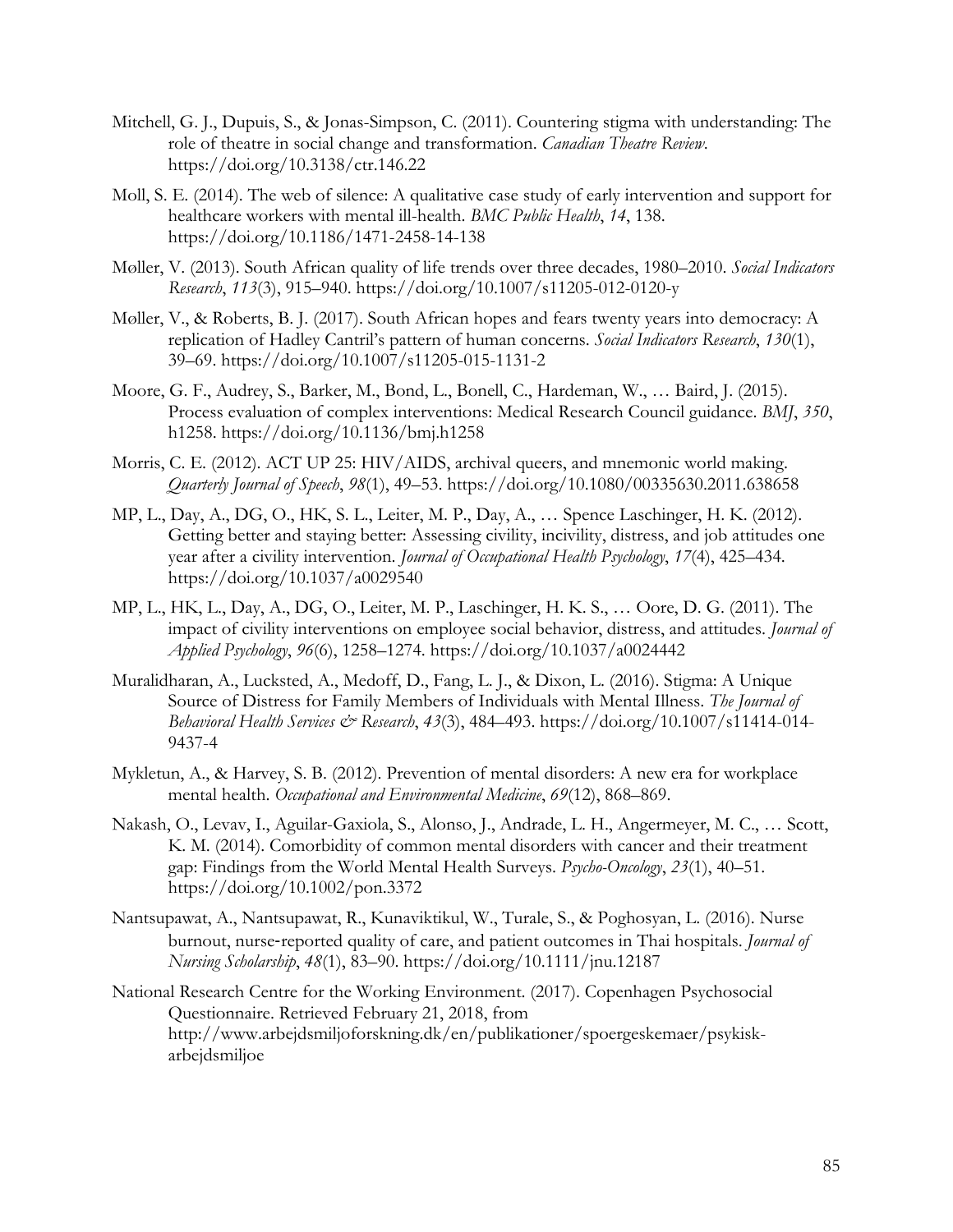Mitchell, G. J., Dupuis, S., & Jonas-Simpson, C. (2011). Countering stigma with understanding: The role of theatre in social change and transformation. *Canadian Theatre Review*. https://doi.org/10.3138/ctr.146.22

Moll, S. E. (2014). The web of silence: A qualitative case study of early intervention and support for healthcare workers with mental ill-health. *BMC Public Health*, *14*, 138. https://doi.org/10.1186/1471-2458-14-138

Møller, V. (2013). South African quality of life trends over three decades, 1980–2010. *Social Indicators Research*, *113*(3), 915–940. https://doi.org/10.1007/s11205-012-0120-y

Møller, V., & Roberts, B. J. (2017). South African hopes and fears twenty years into democracy: A replication of Hadley Cantril's pattern of human concerns. *Social Indicators Research*, *130*(1), 39–69. https://doi.org/10.1007/s11205-015-1131-2

Moore, G. F., Audrey, S., Barker, M., Bond, L., Bonell, C., Hardeman, W., … Baird, J. (2015). Process evaluation of complex interventions: Medical Research Council guidance. *BMJ*, *350*, h1258. https://doi.org/10.1136/bmj.h1258

Morris, C. E. (2012). ACT UP 25: HIV/AIDS, archival queers, and mnemonic world making. *Quarterly Journal of Speech*, *98*(1), 49–53. https://doi.org/10.1080/00335630.2011.638658

MP, L., Day, A., DG, O., HK, S. L., Leiter, M. P., Day, A., … Spence Laschinger, H. K. (2012). Getting better and staying better: Assessing civility, incivility, distress, and job attitudes one year after a civility intervention. *Journal of Occupational Health Psychology*, *17*(4), 425–434. https://doi.org/10.1037/a0029540

MP, L., HK, L., Day, A., DG, O., Leiter, M. P., Laschinger, H. K. S., … Oore, D. G. (2011). The impact of civility interventions on employee social behavior, distress, and attitudes. *Journal of Applied Psychology*, *96*(6), 1258–1274. https://doi.org/10.1037/a0024442

Muralidharan, A., Lucksted, A., Medoff, D., Fang, L. J., & Dixon, L. (2016). Stigma: A Unique Source of Distress for Family Members of Individuals with Mental Illness. *The Journal of Behavioral Health Services & Research*, *43*(3), 484–493. https://doi.org/10.1007/s11414-014-9437-4

Mykletun, A., & Harvey, S. B. (2012). Prevention of mental disorders: A new era for workplace mental health. *Occupational and Environmental Medicine*, *69*(12), 868–869.

Nakash, O., Levav, I., Aguilar-Gaxiola, S., Alonso, J., Andrade, L. H., Angermeyer, M. C., … Scott, K. M. (2014). Comorbidity of common mental disorders with cancer and their treatment gap: Findings from the World Mental Health Surveys. *Psycho-Oncology*, *23*(1), 40–51. https://doi.org/10.1002/pon.3372

Nantsupawat, A., Nantsupawat, R., Kunaviktikul, W., Turale, S., & Poghosyan, L. (2016). Nurse burnout, nurse‐reported quality of care, and patient outcomes in Thai hospitals. *Journal of Nursing Scholarship*, *48*(1), 83–90. https://doi.org/10.1111/jnu.12187

National Research Centre for the Working Environment. (2017). Copenhagen Psychosocial Questionnaire. Retrieved February 21, 2018, from http://www.arbejdsmiljoforskning.dk/en/publikationer/spoergeskemaer/psykisk-arbejdsmiljoe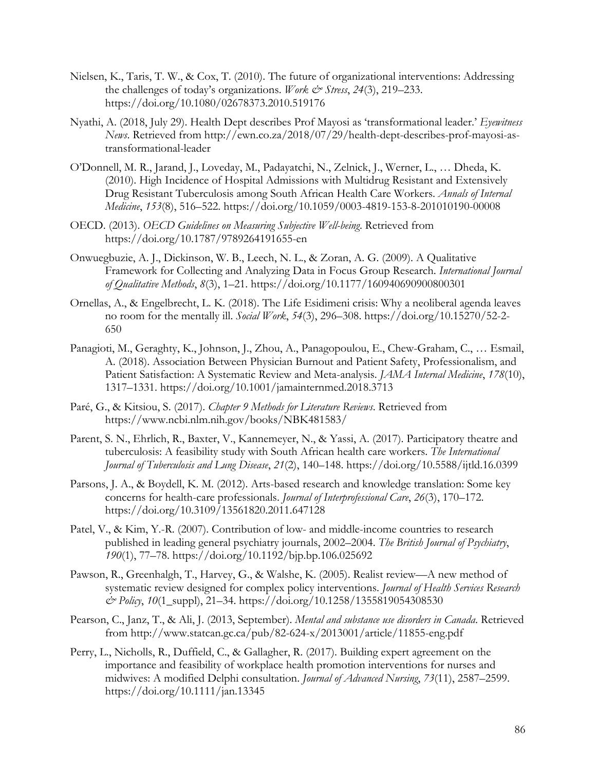Nielsen, K., Taris, T. W., & Cox, T. (2010). The future of organizational interventions: Addressing the challenges of today's organizations. *Work & Stress*, *24*(3), 219–233. https://doi.org/10.1080/02678373.2010.519176

Nyathi, A. (2018, July 29). Health Dept describes Prof Mayosi as 'transformational leader.' *Eyewitness News*. Retrieved from http://ewn.co.za/2018/07/29/health-dept-describes-prof-mayosi-as-transformational-leader

O'Donnell, M. R., Jarand, J., Loveday, M., Padayatchi, N., Zelnick, J., Werner, L., … Dheda, K. (2010). High Incidence of Hospital Admissions with Multidrug Resistant and Extensively Drug Resistant Tuberculosis among South African Health Care Workers. *Annals of Internal Medicine*, *153*(8), 516–522. https://doi.org/10.1059/0003-4819-153-8-201010190-00008

OECD. (2013). *OECD Guidelines on Measuring Subjective Well-being*. Retrieved from https://doi.org/10.1787/9789264191655-en

Onwuegbuzie, A. J., Dickinson, W. B., Leech, N. L., & Zoran, A. G. (2009). A Qualitative Framework for Collecting and Analyzing Data in Focus Group Research. *International Journal of Qualitative Methods*, *8*(3), 1–21. https://doi.org/10.1177/160940690900800301

Ornellas, A., & Engelbrecht, L. K. (2018). The Life Esidimeni crisis: Why a neoliberal agenda leaves no room for the mentally ill. *Social Work*, *54*(3), 296–308. https://doi.org/10.15270/52-2-650

Panagioti, M., Geraghty, K., Johnson, J., Zhou, A., Panagopoulou, E., Chew-Graham, C., … Esmail, A. (2018). Association Between Physician Burnout and Patient Safety, Professionalism, and Patient Satisfaction: A Systematic Review and Meta-analysis. *JAMA Internal Medicine*, *178*(10), 1317–1331. https://doi.org/10.1001/jamainternmed.2018.3713

Paré, G., & Kitsiou, S. (2017). *Chapter 9 Methods for Literature Reviews*. Retrieved from https://www.ncbi.nlm.nih.gov/books/NBK481583/

Parent, S. N., Ehrlich, R., Baxter, V., Kannemeyer, N., & Yassi, A. (2017). Participatory theatre and tuberculosis: A feasibility study with South African health care workers. *The International Journal of Tuberculosis and Lung Disease*, *21*(2), 140–148. https://doi.org/10.5588/ijtld.16.0399

Parsons, J. A., & Boydell, K. M. (2012). Arts-based research and knowledge translation: Some key concerns for health-care professionals. *Journal of Interprofessional Care*, *26*(3), 170–172. https://doi.org/10.3109/13561820.2011.647128

Patel, V., & Kim, Y.-R. (2007). Contribution of low- and middle-income countries to research published in leading general psychiatry journals, 2002–2004. *The British Journal of Psychiatry*, *190*(1), 77–78. https://doi.org/10.1192/bjp.bp.106.025692

Pawson, R., Greenhalgh, T., Harvey, G., & Walshe, K. (2005). Realist review—A new method of systematic review designed for complex policy interventions. *Journal of Health Services Research & Policy*, *10*(1_suppl), 21–34. https://doi.org/10.1258/1355819054308530

Pearson, C., Janz, T., & Ali, J. (2013, September). *Mental and substance use disorders in Canada*. Retrieved from http://www.statcan.gc.ca/pub/82-624-x/2013001/article/11855-eng.pdf

Perry, L., Nicholls, R., Duffield, C., & Gallagher, R. (2017). Building expert agreement on the importance and feasibility of workplace health promotion interventions for nurses and midwives: A modified Delphi consultation. *Journal of Advanced Nursing*, *73*(11), 2587–2599. https://doi.org/10.1111/jan.13345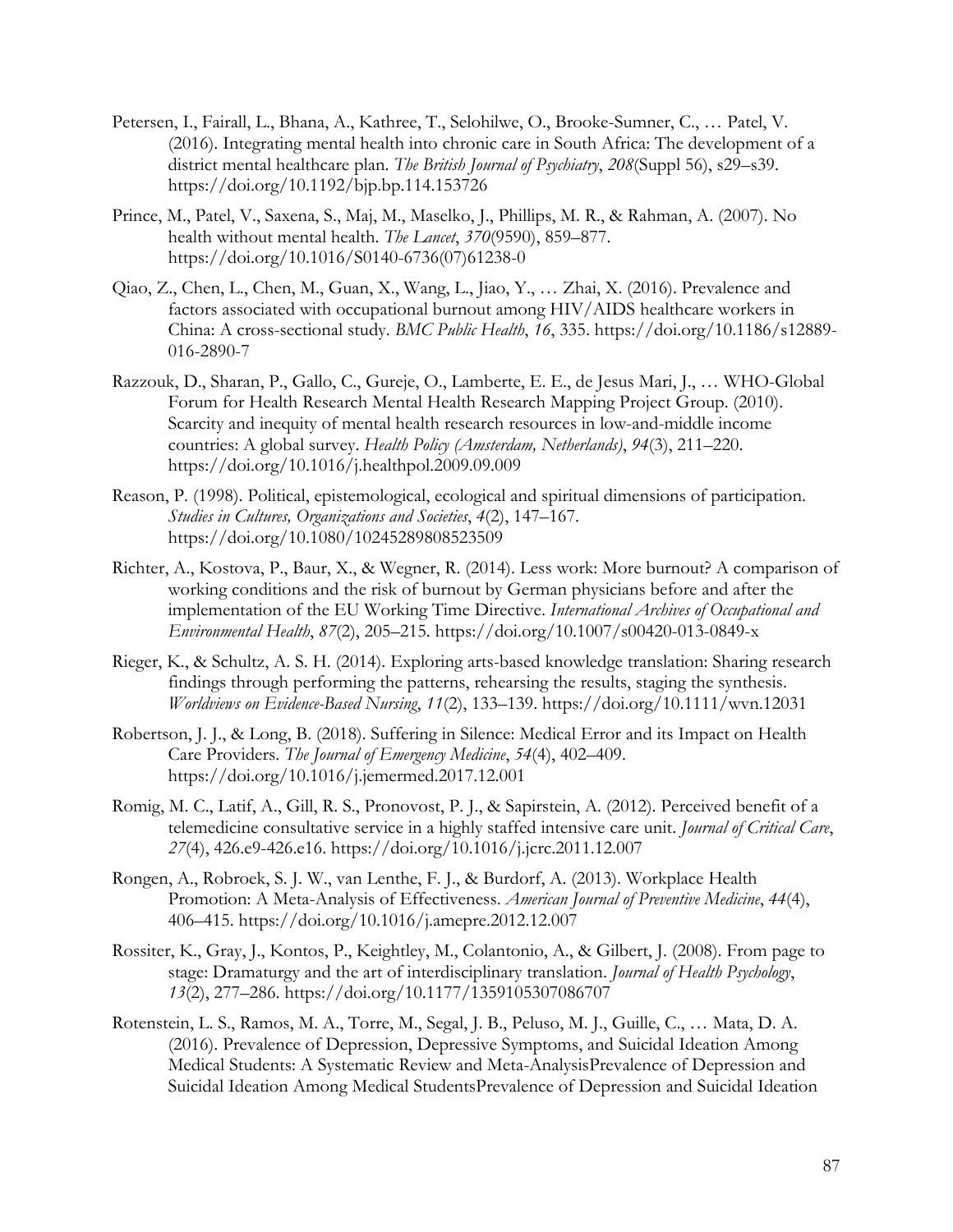Petersen, I., Fairall, L., Bhana, A., Kathree, T., Selohilwe, O., Brooke-Sumner, C., … Patel, V. (2016). Integrating mental health into chronic care in South Africa: The development of a district mental healthcare plan. *The British Journal of Psychiatry*, *208*(Suppl 56), s29–s39. https://doi.org/10.1192/bjp.bp.114.153726

Prince, M., Patel, V., Saxena, S., Maj, M., Maselko, J., Phillips, M. R., & Rahman, A. (2007). No health without mental health. *The Lancet*, *370*(9590), 859–877. https://doi.org/10.1016/S0140-6736(07)61238-0

Qiao, Z., Chen, L., Chen, M., Guan, X., Wang, L., Jiao, Y., … Zhai, X. (2016). Prevalence and factors associated with occupational burnout among HIV/AIDS healthcare workers in China: A cross-sectional study. *BMC Public Health*, *16*, 335. https://doi.org/10.1186/s12889-016-2890-7

Razzouk, D., Sharan, P., Gallo, C., Gureje, O., Lamberte, E. E., de Jesus Mari, J., … WHO-Global Forum for Health Research Mental Health Research Mapping Project Group. (2010). Scarcity and inequity of mental health research resources in low-and-middle income countries: A global survey. *Health Policy (Amsterdam, Netherlands)*, *94*(3), 211–220. https://doi.org/10.1016/j.healthpol.2009.09.009

Reason, P. (1998). Political, epistemological, ecological and spiritual dimensions of participation. *Studies in Cultures, Organizations and Societies*, *4*(2), 147–167. https://doi.org/10.1080/10245289808523509

Richter, A., Kostova, P., Baur, X., & Wegner, R. (2014). Less work: More burnout? A comparison of working conditions and the risk of burnout by German physicians before and after the implementation of the EU Working Time Directive. *International Archives of Occupational and Environmental Health*, *87*(2), 205–215. https://doi.org/10.1007/s00420-013-0849-x

Rieger, K., & Schultz, A. S. H. (2014). Exploring arts-based knowledge translation: Sharing research findings through performing the patterns, rehearsing the results, staging the synthesis. *Worldviews on Evidence-Based Nursing*, *11*(2), 133–139. https://doi.org/10.1111/wvn.12031

Robertson, J. J., & Long, B. (2018). Suffering in Silence: Medical Error and its Impact on Health Care Providers. *The Journal of Emergency Medicine*, *54*(4), 402–409. https://doi.org/10.1016/j.jemermed.2017.12.001

Romig, M. C., Latif, A., Gill, R. S., Pronovost, P. J., & Sapirstein, A. (2012). Perceived benefit of a telemedicine consultative service in a highly staffed intensive care unit. *Journal of Critical Care*, *27*(4), 426.e9-426.e16. https://doi.org/10.1016/j.jcrc.2011.12.007

Rongen, A., Robroek, S. J. W., van Lenthe, F. J., & Burdorf, A. (2013). Workplace Health Promotion: A Meta-Analysis of Effectiveness. *American Journal of Preventive Medicine*, *44*(4), 406–415. https://doi.org/10.1016/j.amepre.2012.12.007

Rossiter, K., Gray, J., Kontos, P., Keightley, M., Colantonio, A., & Gilbert, J. (2008). From page to stage: Dramaturgy and the art of interdisciplinary translation. *Journal of Health Psychology*, *13*(2), 277–286. https://doi.org/10.1177/1359105307086707

Rotenstein, L. S., Ramos, M. A., Torre, M., Segal, J. B., Peluso, M. J., Guille, C., … Mata, D. A. (2016). Prevalence of Depression, Depressive Symptoms, and Suicidal Ideation Among Medical Students: A Systematic Review and Meta-AnalysisPrevalence of Depression and Suicidal Ideation Among Medical StudentsPrevalence of Depression and Suicidal Ideation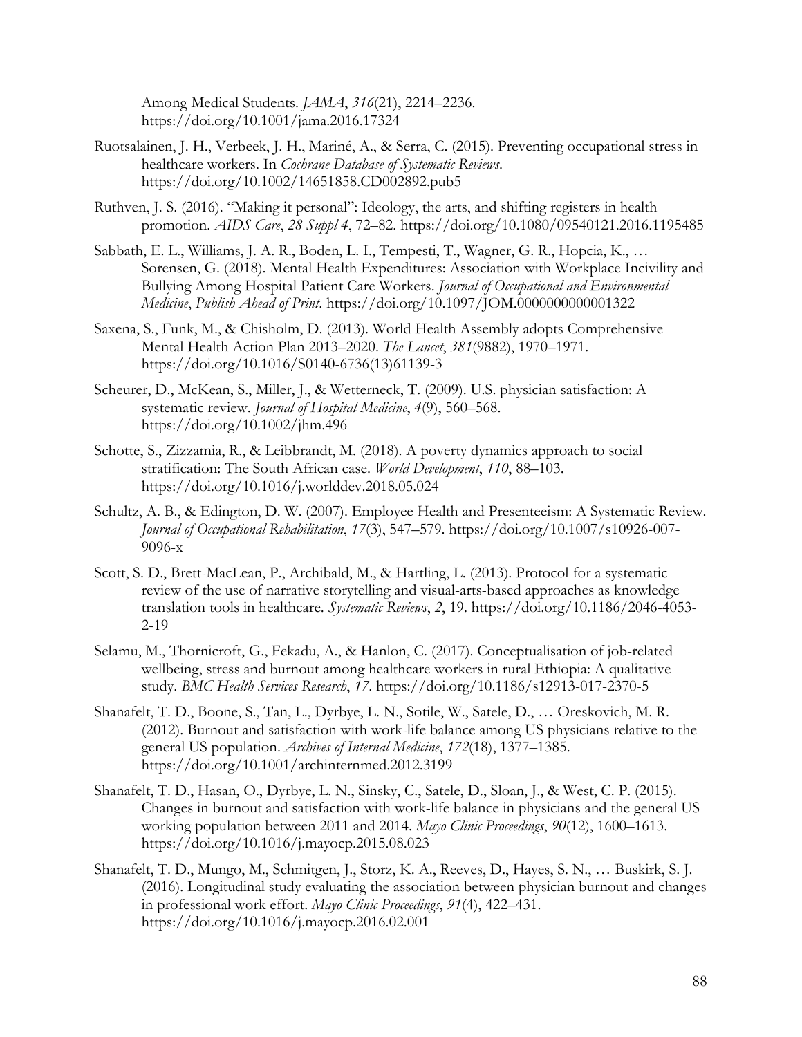Among Medical Students. *JAMA*, *316*(21), 2214–2236. https://doi.org/10.1001/jama.2016.17324

Ruotsalainen, J. H., Verbeek, J. H., Mariné, A., & Serra, C. (2015). Preventing occupational stress in healthcare workers. In *Cochrane Database of Systematic Reviews*. https://doi.org/10.1002/14651858.CD002892.pub5

Ruthven, J. S. (2016). "Making it personal": Ideology, the arts, and shifting registers in health promotion. *AIDS Care*, *28 Suppl 4*, 72–82. https://doi.org/10.1080/09540121.2016.1195485

Sabbath, E. L., Williams, J. A. R., Boden, L. I., Tempesti, T., Wagner, G. R., Hopcia, K., … Sorensen, G. (2018). Mental Health Expenditures: Association with Workplace Incivility and Bullying Among Hospital Patient Care Workers. *Journal of Occupational and Environmental Medicine*, *Publish Ahead of Print*. https://doi.org/10.1097/JOM.0000000000001322

Saxena, S., Funk, M., & Chisholm, D. (2013). World Health Assembly adopts Comprehensive Mental Health Action Plan 2013–2020. *The Lancet*, *381*(9882), 1970–1971. https://doi.org/10.1016/S0140-6736(13)61139-3

Scheurer, D., McKean, S., Miller, J., & Wetterneck, T. (2009). U.S. physician satisfaction: A systematic review. *Journal of Hospital Medicine*, *4*(9), 560–568. https://doi.org/10.1002/jhm.496

Schotte, S., Zizzamia, R., & Leibbrandt, M. (2018). A poverty dynamics approach to social stratification: The South African case. *World Development*, *110*, 88–103. https://doi.org/10.1016/j.worlddev.2018.05.024

Schultz, A. B., & Edington, D. W. (2007). Employee Health and Presenteeism: A Systematic Review. *Journal of Occupational Rehabilitation*, *17*(3), 547–579. https://doi.org/10.1007/s10926-007-9096-x

Scott, S. D., Brett-MacLean, P., Archibald, M., & Hartling, L. (2013). Protocol for a systematic review of the use of narrative storytelling and visual-arts-based approaches as knowledge translation tools in healthcare. *Systematic Reviews*, *2*, 19. https://doi.org/10.1186/2046-4053-2-19

Selamu, M., Thornicroft, G., Fekadu, A., & Hanlon, C. (2017). Conceptualisation of job-related wellbeing, stress and burnout among healthcare workers in rural Ethiopia: A qualitative study. *BMC Health Services Research*, *17*. https://doi.org/10.1186/s12913-017-2370-5

Shanafelt, T. D., Boone, S., Tan, L., Dyrbye, L. N., Sotile, W., Satele, D., … Oreskovich, M. R. (2012). Burnout and satisfaction with work-life balance among US physicians relative to the general US population. *Archives of Internal Medicine*, *172*(18), 1377–1385. https://doi.org/10.1001/archinternmed.2012.3199

Shanafelt, T. D., Hasan, O., Dyrbye, L. N., Sinsky, C., Satele, D., Sloan, J., & West, C. P. (2015). Changes in burnout and satisfaction with work-life balance in physicians and the general US working population between 2011 and 2014. *Mayo Clinic Proceedings*, *90*(12), 1600–1613. https://doi.org/10.1016/j.mayocp.2015.08.023

Shanafelt, T. D., Mungo, M., Schmitgen, J., Storz, K. A., Reeves, D., Hayes, S. N., … Buskirk, S. J. (2016). Longitudinal study evaluating the association between physician burnout and changes in professional work effort. *Mayo Clinic Proceedings*, *91*(4), 422–431. https://doi.org/10.1016/j.mayocp.2016.02.001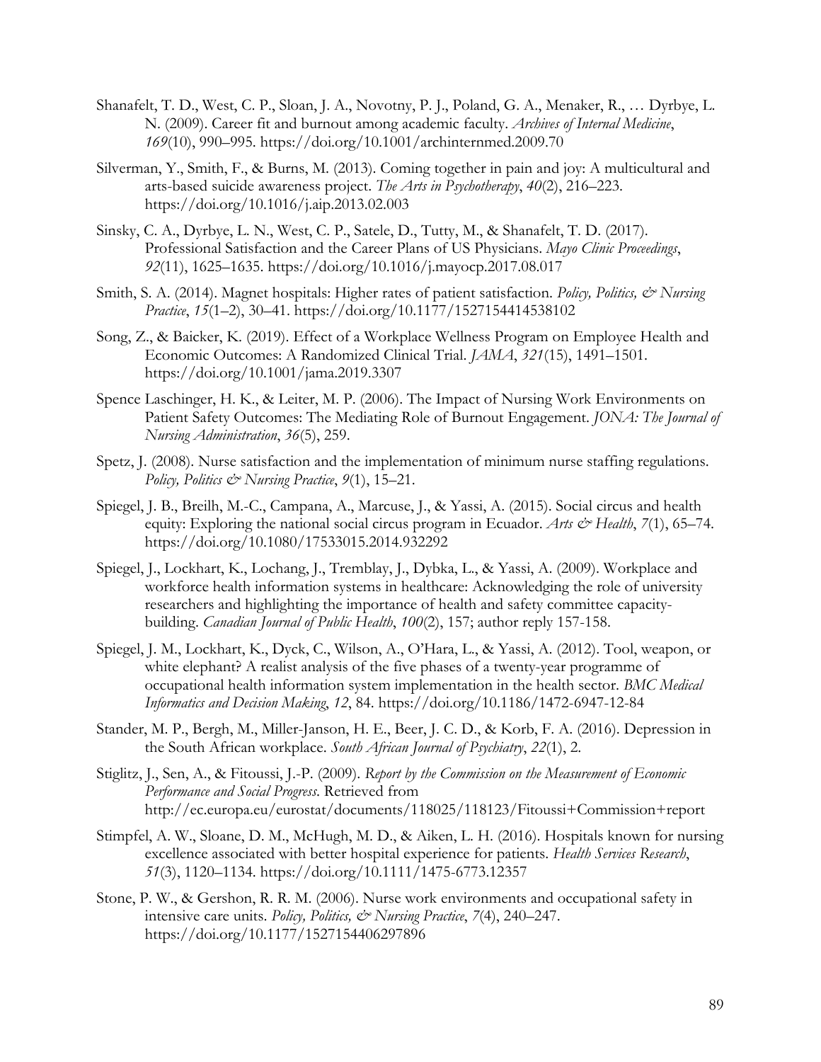Shanafelt, T. D., West, C. P., Sloan, J. A., Novotny, P. J., Poland, G. A., Menaker, R., … Dyrbye, L. N. (2009). Career fit and burnout among academic faculty. *Archives of Internal Medicine*, *169*(10), 990–995. https://doi.org/10.1001/archinternmed.2009.70

Silverman, Y., Smith, F., & Burns, M. (2013). Coming together in pain and joy: A multicultural and arts-based suicide awareness project. *The Arts in Psychotherapy*, *40*(2), 216–223. https://doi.org/10.1016/j.aip.2013.02.003

Sinsky, C. A., Dyrbye, L. N., West, C. P., Satele, D., Tutty, M., & Shanafelt, T. D. (2017). Professional Satisfaction and the Career Plans of US Physicians. *Mayo Clinic Proceedings*, *92*(11), 1625–1635. https://doi.org/10.1016/j.mayocp.2017.08.017

Smith, S. A. (2014). Magnet hospitals: Higher rates of patient satisfaction. *Policy, Politics, & Nursing Practice*, *15*(1–2), 30–41. https://doi.org/10.1177/1527154414538102

Song, Z., & Baicker, K. (2019). Effect of a Workplace Wellness Program on Employee Health and Economic Outcomes: A Randomized Clinical Trial. *JAMA*, *321*(15), 1491–1501. https://doi.org/10.1001/jama.2019.3307

Spence Laschinger, H. K., & Leiter, M. P. (2006). The Impact of Nursing Work Environments on Patient Safety Outcomes: The Mediating Role of Burnout Engagement. *JONA: The Journal of Nursing Administration*, *36*(5), 259.

Spetz, J. (2008). Nurse satisfaction and the implementation of minimum nurse staffing regulations. *Policy, Politics & Nursing Practice*, *9*(1), 15–21.

Spiegel, J. B., Breilh, M.-C., Campana, A., Marcuse, J., & Yassi, A. (2015). Social circus and health equity: Exploring the national social circus program in Ecuador. *Arts & Health*, *7*(1), 65–74. https://doi.org/10.1080/17533015.2014.932292

Spiegel, J., Lockhart, K., Lochang, J., Tremblay, J., Dybka, L., & Yassi, A. (2009). Workplace and workforce health information systems in healthcare: Acknowledging the role of university researchers and highlighting the importance of health and safety committee capacity-building. *Canadian Journal of Public Health*, *100*(2), 157; author reply 157-158.

Spiegel, J. M., Lockhart, K., Dyck, C., Wilson, A., O'Hara, L., & Yassi, A. (2012). Tool, weapon, or white elephant? A realist analysis of the five phases of a twenty-year programme of occupational health information system implementation in the health sector. *BMC Medical Informatics and Decision Making*, *12*, 84. https://doi.org/10.1186/1472-6947-12-84

Stander, M. P., Bergh, M., Miller-Janson, H. E., Beer, J. C. D., & Korb, F. A. (2016). Depression in the South African workplace. *South African Journal of Psychiatry*, *22*(1), 2.

Stiglitz, J., Sen, A., & Fitoussi, J.-P. (2009). *Report by the Commission on the Measurement of Economic Performance and Social Progress*. Retrieved from http://ec.europa.eu/eurostat/documents/118025/118123/Fitoussi+Commission+report

Stimpfel, A. W., Sloane, D. M., McHugh, M. D., & Aiken, L. H. (2016). Hospitals known for nursing excellence associated with better hospital experience for patients. *Health Services Research*, *51*(3), 1120–1134. https://doi.org/10.1111/1475-6773.12357

Stone, P. W., & Gershon, R. R. M. (2006). Nurse work environments and occupational safety in intensive care units. *Policy, Politics, & Nursing Practice*, *7*(4), 240–247. https://doi.org/10.1177/1527154406297896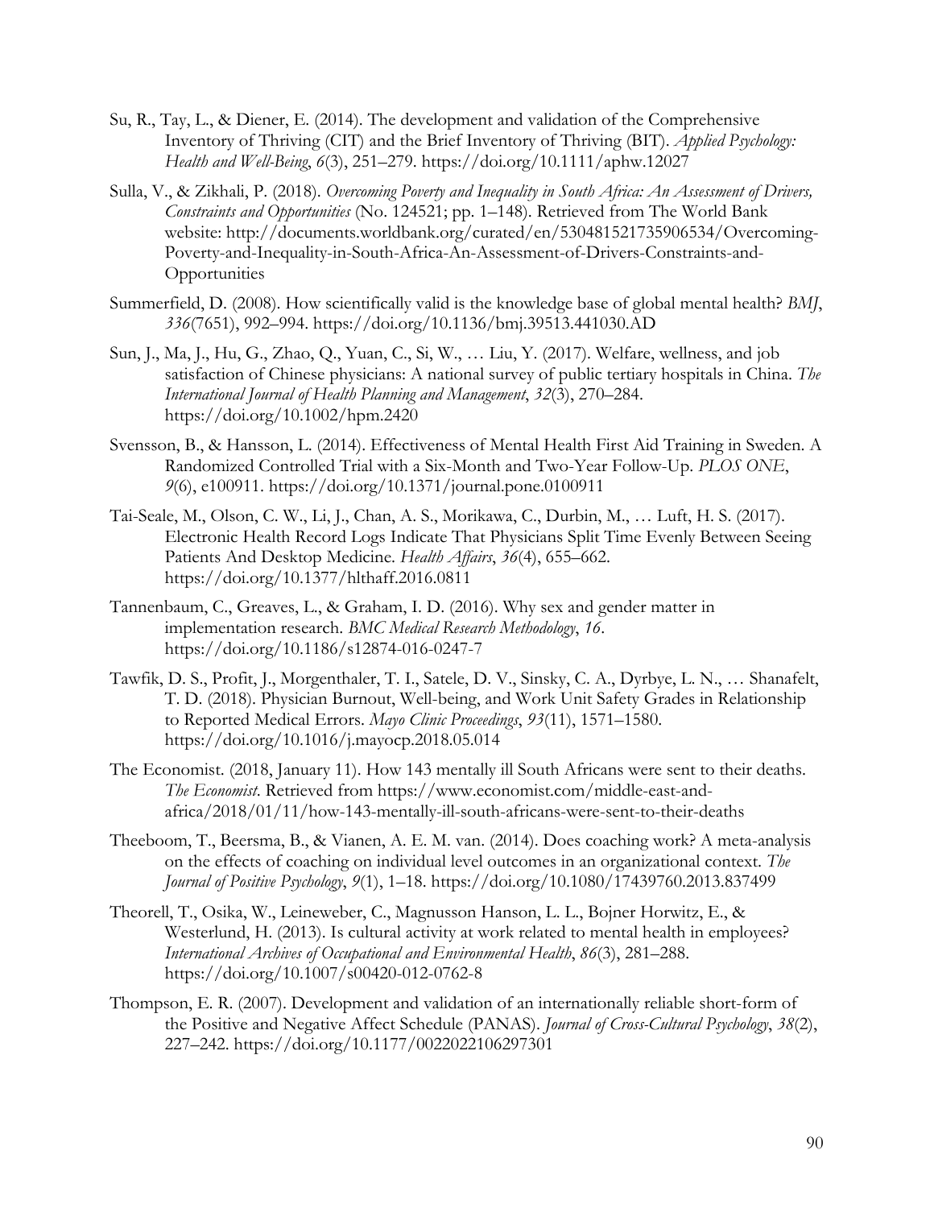Su, R., Tay, L., & Diener, E. (2014). The development and validation of the Comprehensive Inventory of Thriving (CIT) and the Brief Inventory of Thriving (BIT). *Applied Psychology: Health and Well-Being*, *6*(3), 251–279. https://doi.org/10.1111/aphw.12027

Sulla, V., & Zikhali, P. (2018). *Overcoming Poverty and Inequality in South Africa: An Assessment of Drivers, Constraints and Opportunities* (No. 124521; pp. 1–148). Retrieved from The World Bank website: http://documents.worldbank.org/curated/en/530481521735906534/Overcoming-Poverty-and-Inequality-in-South-Africa-An-Assessment-of-Drivers-Constraints-and-Opportunities

Summerfield, D. (2008). How scientifically valid is the knowledge base of global mental health? *BMJ*, *336*(7651), 992–994. https://doi.org/10.1136/bmj.39513.441030.AD

Sun, J., Ma, J., Hu, G., Zhao, Q., Yuan, C., Si, W., … Liu, Y. (2017). Welfare, wellness, and job satisfaction of Chinese physicians: A national survey of public tertiary hospitals in China. *The International Journal of Health Planning and Management*, *32*(3), 270–284. https://doi.org/10.1002/hpm.2420

Svensson, B., & Hansson, L. (2014). Effectiveness of Mental Health First Aid Training in Sweden. A Randomized Controlled Trial with a Six-Month and Two-Year Follow-Up. *PLOS ONE*, *9*(6), e100911. https://doi.org/10.1371/journal.pone.0100911

Tai-Seale, M., Olson, C. W., Li, J., Chan, A. S., Morikawa, C., Durbin, M., … Luft, H. S. (2017). Electronic Health Record Logs Indicate That Physicians Split Time Evenly Between Seeing Patients And Desktop Medicine. *Health Affairs*, *36*(4), 655–662. https://doi.org/10.1377/hlthaff.2016.0811

Tannenbaum, C., Greaves, L., & Graham, I. D. (2016). Why sex and gender matter in implementation research. *BMC Medical Research Methodology*, *16*. https://doi.org/10.1186/s12874-016-0247-7

Tawfik, D. S., Profit, J., Morgenthaler, T. I., Satele, D. V., Sinsky, C. A., Dyrbye, L. N., … Shanafelt, T. D. (2018). Physician Burnout, Well-being, and Work Unit Safety Grades in Relationship to Reported Medical Errors. *Mayo Clinic Proceedings*, *93*(11), 1571–1580. https://doi.org/10.1016/j.mayocp.2018.05.014

The Economist. (2018, January 11). How 143 mentally ill South Africans were sent to their deaths. *The Economist*. Retrieved from https://www.economist.com/middle-east-and-africa/2018/01/11/how-143-mentally-ill-south-africans-were-sent-to-their-deaths

Theeboom, T., Beersma, B., & Vianen, A. E. M. van. (2014). Does coaching work? A meta-analysis on the effects of coaching on individual level outcomes in an organizational context. *The Journal of Positive Psychology*, *9*(1), 1–18. https://doi.org/10.1080/17439760.2013.837499

Theorell, T., Osika, W., Leineweber, C., Magnusson Hanson, L. L., Bojner Horwitz, E., & Westerlund, H. (2013). Is cultural activity at work related to mental health in employees? *International Archives of Occupational and Environmental Health*, *86*(3), 281–288. https://doi.org/10.1007/s00420-012-0762-8

Thompson, E. R. (2007). Development and validation of an internationally reliable short-form of the Positive and Negative Affect Schedule (PANAS). *Journal of Cross-Cultural Psychology*, *38*(2), 227–242. https://doi.org/10.1177/0022022106297301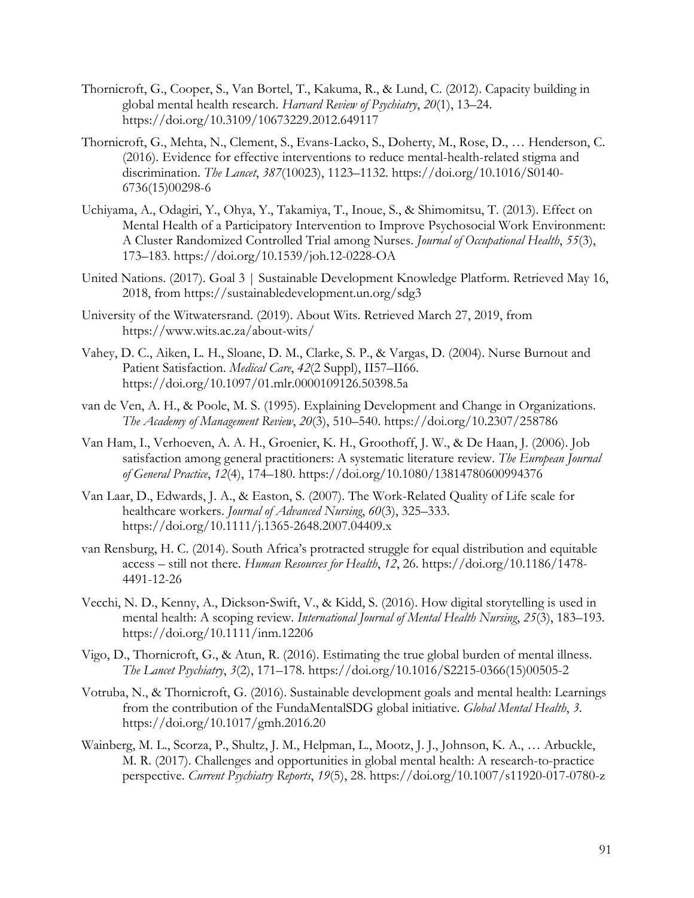Thornicroft, G., Cooper, S., Van Bortel, T., Kakuma, R., & Lund, C. (2012). Capacity building in global mental health research. *Harvard Review of Psychiatry*, *20*(1), 13–24. https://doi.org/10.3109/10673229.2012.649117

Thornicroft, G., Mehta, N., Clement, S., Evans-Lacko, S., Doherty, M., Rose, D., … Henderson, C. (2016). Evidence for effective interventions to reduce mental-health-related stigma and discrimination. *The Lancet*, *387*(10023), 1123–1132. https://doi.org/10.1016/S0140-6736(15)00298-6

Uchiyama, A., Odagiri, Y., Ohya, Y., Takamiya, T., Inoue, S., & Shimomitsu, T. (2013). Effect on Mental Health of a Participatory Intervention to Improve Psychosocial Work Environment: A Cluster Randomized Controlled Trial among Nurses. *Journal of Occupational Health*, *55*(3), 173–183. https://doi.org/10.1539/joh.12-0228-OA

United Nations. (2017). Goal 3 | Sustainable Development Knowledge Platform. Retrieved May 16, 2018, from https://sustainabledevelopment.un.org/sdg3

University of the Witwatersrand. (2019). About Wits. Retrieved March 27, 2019, from https://www.wits.ac.za/about-wits/

Vahey, D. C., Aiken, L. H., Sloane, D. M., Clarke, S. P., & Vargas, D. (2004). Nurse Burnout and Patient Satisfaction. *Medical Care*, *42*(2 Suppl), II57–II66. https://doi.org/10.1097/01.mlr.0000109126.50398.5a

van de Ven, A. H., & Poole, M. S. (1995). Explaining Development and Change in Organizations. *The Academy of Management Review*, *20*(3), 510–540. https://doi.org/10.2307/258786

Van Ham, I., Verhoeven, A. A. H., Groenier, K. H., Groothoff, J. W., & De Haan, J. (2006). Job satisfaction among general practitioners: A systematic literature review. *The European Journal of General Practice*, *12*(4), 174–180. https://doi.org/10.1080/13814780600994376

Van Laar, D., Edwards, J. A., & Easton, S. (2007). The Work-Related Quality of Life scale for healthcare workers. *Journal of Advanced Nursing*, *60*(3), 325–333. https://doi.org/10.1111/j.1365-2648.2007.04409.x

van Rensburg, H. C. (2014). South Africa's protracted struggle for equal distribution and equitable access – still not there. *Human Resources for Health*, *12*, 26. https://doi.org/10.1186/1478-4491-12-26

Vecchi, N. D., Kenny, A., Dickson‐Swift, V., & Kidd, S. (2016). How digital storytelling is used in mental health: A scoping review. *International Journal of Mental Health Nursing*, *25*(3), 183–193. https://doi.org/10.1111/inm.12206

Vigo, D., Thornicroft, G., & Atun, R. (2016). Estimating the true global burden of mental illness. *The Lancet Psychiatry*, *3*(2), 171–178. https://doi.org/10.1016/S2215-0366(15)00505-2

Votruba, N., & Thornicroft, G. (2016). Sustainable development goals and mental health: Learnings from the contribution of the FundaMentalSDG global initiative. *Global Mental Health*, *3*. https://doi.org/10.1017/gmh.2016.20

Wainberg, M. L., Scorza, P., Shultz, J. M., Helpman, L., Mootz, J. J., Johnson, K. A., … Arbuckle, M. R. (2017). Challenges and opportunities in global mental health: A research-to-practice perspective. *Current Psychiatry Reports*, *19*(5), 28. https://doi.org/10.1007/s11920-017-0780-z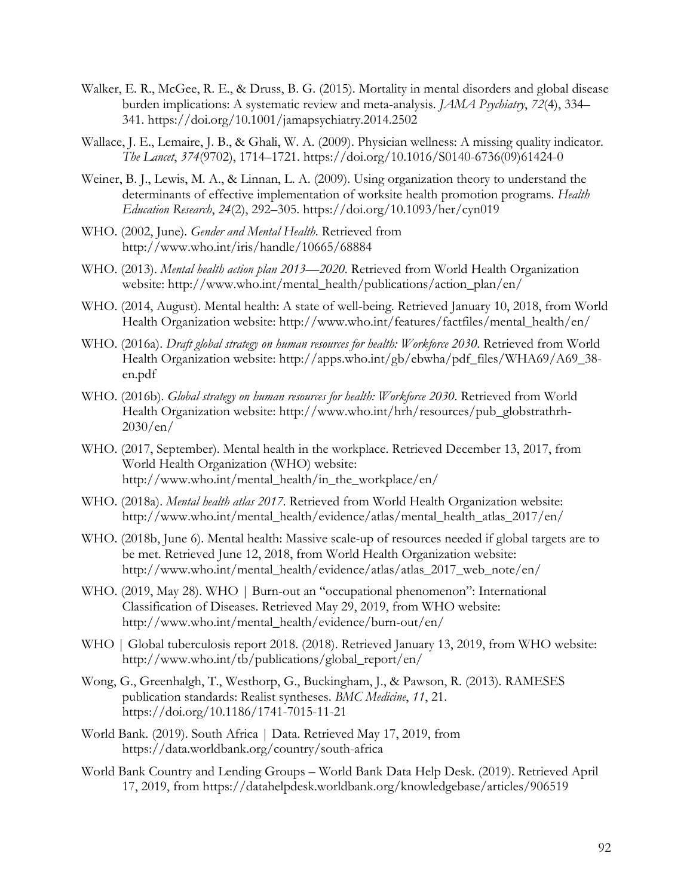Walker, E. R., McGee, R. E., & Druss, B. G. (2015). Mortality in mental disorders and global disease burden implications: A systematic review and meta-analysis. *JAMA Psychiatry*, *72*(4), 334–341. https://doi.org/10.1001/jamapsychiatry.2014.2502

Wallace, J. E., Lemaire, J. B., & Ghali, W. A. (2009). Physician wellness: A missing quality indicator. *The Lancet*, *374*(9702), 1714–1721. https://doi.org/10.1016/S0140-6736(09)61424-0

Weiner, B. J., Lewis, M. A., & Linnan, L. A. (2009). Using organization theory to understand the determinants of effective implementation of worksite health promotion programs. *Health Education Research*, *24*(2), 292–305. https://doi.org/10.1093/her/cyn019

WHO. (2002, June). *Gender and Mental Health*. Retrieved from http://www.who.int/iris/handle/10665/68884

WHO. (2013). *Mental health action plan 2013—2020*. Retrieved from World Health Organization website: http://www.who.int/mental_health/publications/action_plan/en/

WHO. (2014, August). Mental health: A state of well-being. Retrieved January 10, 2018, from World Health Organization website: http://www.who.int/features/factfiles/mental_health/en/

WHO. (2016a). *Draft global strategy on human resources for health: Workforce 2030*. Retrieved from World Health Organization website: http://apps.who.int/gb/ebwha/pdf_files/WHA69/A69_38-en.pdf

WHO. (2016b). *Global strategy on human resources for health: Workforce 2030*. Retrieved from World Health Organization website: http://www.who.int/hrh/resources/pub_globstrathrh-2030/en/

WHO. (2017, September). Mental health in the workplace. Retrieved December 13, 2017, from World Health Organization (WHO) website: http://www.who.int/mental_health/in_the_workplace/en/

WHO. (2018a). *Mental health atlas 2017*. Retrieved from World Health Organization website: http://www.who.int/mental_health/evidence/atlas/mental_health_atlas_2017/en/

WHO. (2018b, June 6). Mental health: Massive scale-up of resources needed if global targets are to be met. Retrieved June 12, 2018, from World Health Organization website: http://www.who.int/mental_health/evidence/atlas/atlas_2017_web_note/en/

WHO. (2019, May 28). WHO | Burn-out an "occupational phenomenon": International Classification of Diseases. Retrieved May 29, 2019, from WHO website: http://www.who.int/mental_health/evidence/burn-out/en/

WHO | Global tuberculosis report 2018. (2018). Retrieved January 13, 2019, from WHO website: http://www.who.int/tb/publications/global_report/en/

Wong, G., Greenhalgh, T., Westhorp, G., Buckingham, J., & Pawson, R. (2013). RAMESES publication standards: Realist syntheses. *BMC Medicine*, *11*, 21. https://doi.org/10.1186/1741-7015-11-21

World Bank. (2019). South Africa | Data. Retrieved May 17, 2019, from https://data.worldbank.org/country/south-africa

World Bank Country and Lending Groups – World Bank Data Help Desk. (2019). Retrieved April 17, 2019, from https://datahelpdesk.worldbank.org/knowledgebase/articles/906519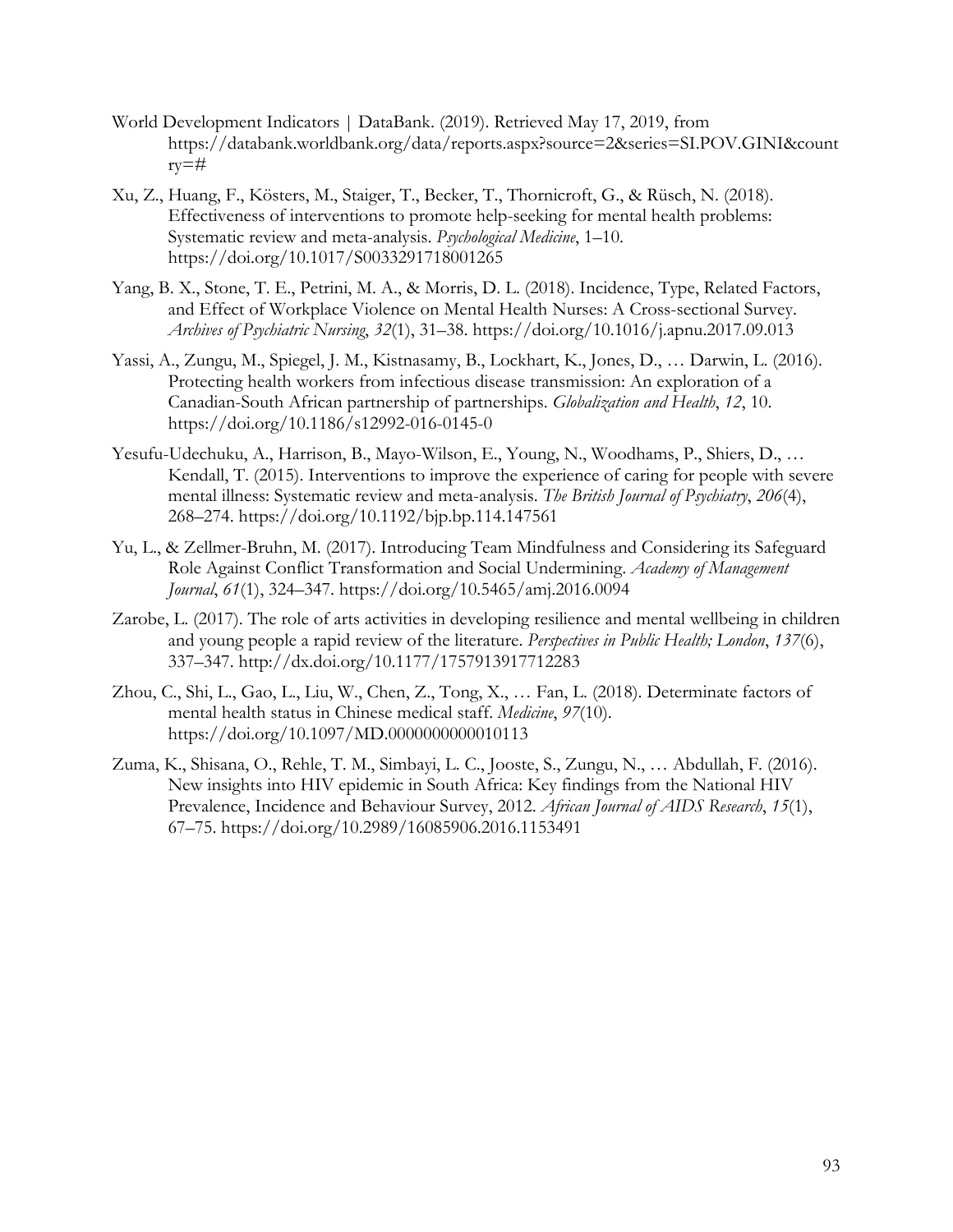World Development Indicators | DataBank. (2019). Retrieved May 17, 2019, from https://databank.worldbank.org/data/reports.aspx?source=2&series=SI.POV.GINI&country=#

Xu, Z., Huang, F., Kösters, M., Staiger, T., Becker, T., Thornicroft, G., & Rüsch, N. (2018). Effectiveness of interventions to promote help-seeking for mental health problems: Systematic review and meta-analysis. *Psychological Medicine*, 1–10. https://doi.org/10.1017/S0033291718001265

Yang, B. X., Stone, T. E., Petrini, M. A., & Morris, D. L. (2018). Incidence, Type, Related Factors, and Effect of Workplace Violence on Mental Health Nurses: A Cross-sectional Survey. *Archives of Psychiatric Nursing*, *32*(1), 31–38. https://doi.org/10.1016/j.apnu.2017.09.013

Yassi, A., Zungu, M., Spiegel, J. M., Kistnasamy, B., Lockhart, K., Jones, D., … Darwin, L. (2016). Protecting health workers from infectious disease transmission: An exploration of a Canadian-South African partnership of partnerships. *Globalization and Health*, *12*, 10. https://doi.org/10.1186/s12992-016-0145-0

Yesufu-Udechuku, A., Harrison, B., Mayo-Wilson, E., Young, N., Woodhams, P., Shiers, D., … Kendall, T. (2015). Interventions to improve the experience of caring for people with severe mental illness: Systematic review and meta-analysis. *The British Journal of Psychiatry*, *206*(4), 268–274. https://doi.org/10.1192/bjp.bp.114.147561

Yu, L., & Zellmer-Bruhn, M. (2017). Introducing Team Mindfulness and Considering its Safeguard Role Against Conflict Transformation and Social Undermining. *Academy of Management Journal*, *61*(1), 324–347. https://doi.org/10.5465/amj.2016.0094

Zarobe, L. (2017). The role of arts activities in developing resilience and mental wellbeing in children and young people a rapid review of the literature. *Perspectives in Public Health; London*, *137*(6), 337–347. http://dx.doi.org/10.1177/1757913917712283

Zhou, C., Shi, L., Gao, L., Liu, W., Chen, Z., Tong, X., … Fan, L. (2018). Determinate factors of mental health status in Chinese medical staff. *Medicine*, *97*(10). https://doi.org/10.1097/MD.0000000000010113

Zuma, K., Shisana, O., Rehle, T. M., Simbayi, L. C., Jooste, S., Zungu, N., … Abdullah, F. (2016). New insights into HIV epidemic in South Africa: Key findings from the National HIV Prevalence, Incidence and Behaviour Survey, 2012. *African Journal of AIDS Research*, *15*(1), 67–75. https://doi.org/10.2989/16085906.2016.1153491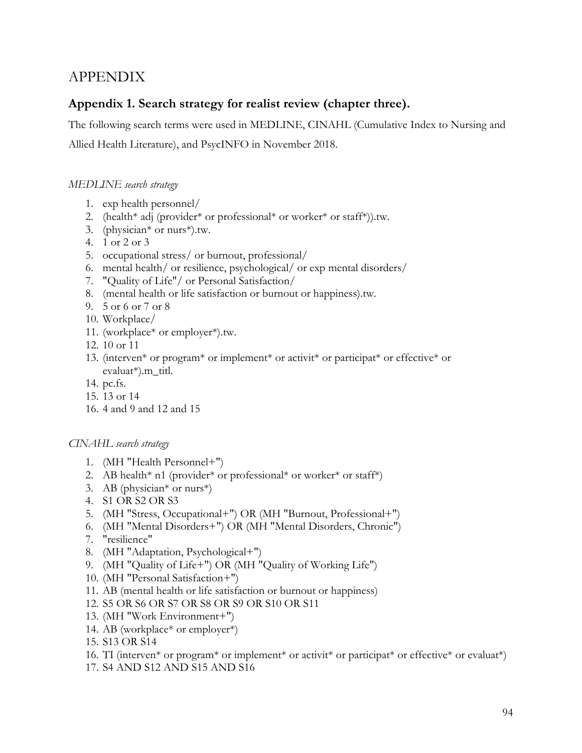# APPENDIX

## Appendix 1. Search strategy for realist review (chapter three).

The following search terms were used in MEDLINE, CINAHL (Cumulative Index to Nursing and Allied Health Literature), and PsycINFO in November 2018.

*MEDLINE search strategy*

1. exp health personnel/
2. (health* adj (provider* or professional* or worker* or staff*)).tw.
3. (physician* or nurs*).tw.
4. 1 or 2 or 3
5. occupational stress/ or burnout, professional/
6. mental health/ or resilience, psychological/ or exp mental disorders/
7. "Quality of Life"/ or Personal Satisfaction/
8. (mental health or life satisfaction or burnout or happiness).tw.
9. 5 or 6 or 7 or 8
10. Workplace/
11. (workplace* or employer*).tw.
12. 10 or 11
13. (interven* or program* or implement* or activit* or participat* or effective* or evaluat*).m_titl.
14. pc.fs.
15. 13 or 14
16. 4 and 9 and 12 and 15

*CINAHL search strategy*

1. (MH "Health Personnel+")
2. AB health* n1 (provider* or professional* or worker* or staff*)
3. AB (physician* or nurs*)
4. S1 OR S2 OR S3
5. (MH "Stress, Occupational+") OR (MH "Burnout, Professional+")
6. (MH "Mental Disorders+") OR (MH "Mental Disorders, Chronic")
7. "resilience"
8. (MH "Adaptation, Psychological+")
9. (MH "Quality of Life+") OR (MH "Quality of Working Life")
10. (MH "Personal Satisfaction+")
11. AB (mental health or life satisfaction or burnout or happiness)
12. S5 OR S6 OR S7 OR S8 OR S9 OR S10 OR S11
13. (MH "Work Environment+")
14. AB (workplace* or employer*)
15. S13 OR S14
16. TI (interven* or program* or implement* or activit* or participat* or effective* or evaluat*)
17. S4 AND S12 AND S15 AND S16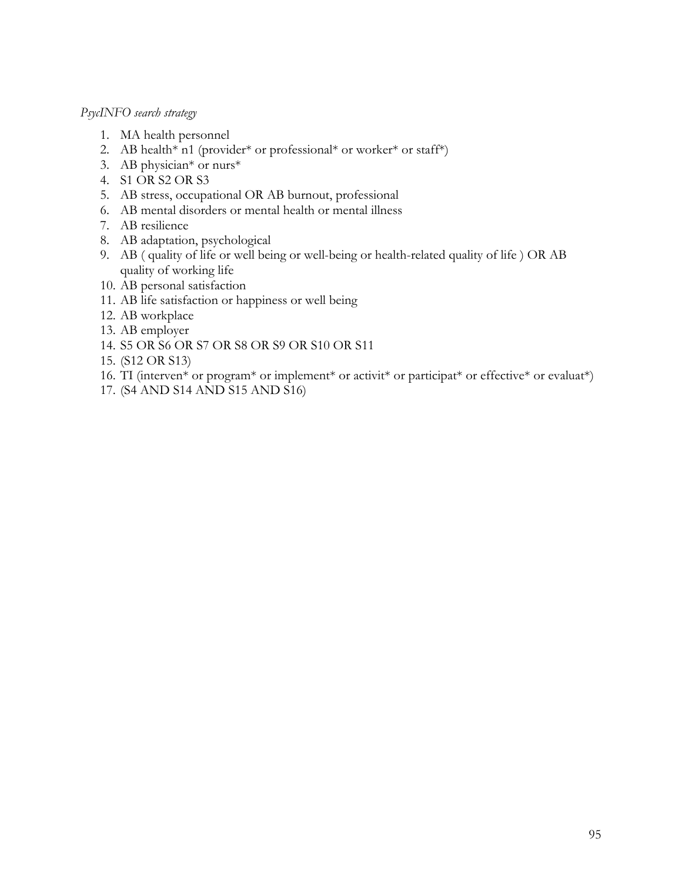*PsycINFO search strategy*

1. MA health personnel
2. AB health* n1 (provider* or professional* or worker* or staff*)
3. AB physician* or nurs*
4. S1 OR S2 OR S3
5. AB stress, occupational OR AB burnout, professional
6. AB mental disorders or mental health or mental illness
7. AB resilience
8. AB adaptation, psychological
9. AB ( quality of life or well being or well-being or health-related quality of life ) OR AB quality of working life
10. AB personal satisfaction
11. AB life satisfaction or happiness or well being
12. AB workplace
13. AB employer
14. S5 OR S6 OR S7 OR S8 OR S9 OR S10 OR S11
15. (S12 OR S13)
16. TI (interven* or program* or implement* or activit* or participat* or effective* or evaluat*)
17. (S4 AND S14 AND S15 AND S16)